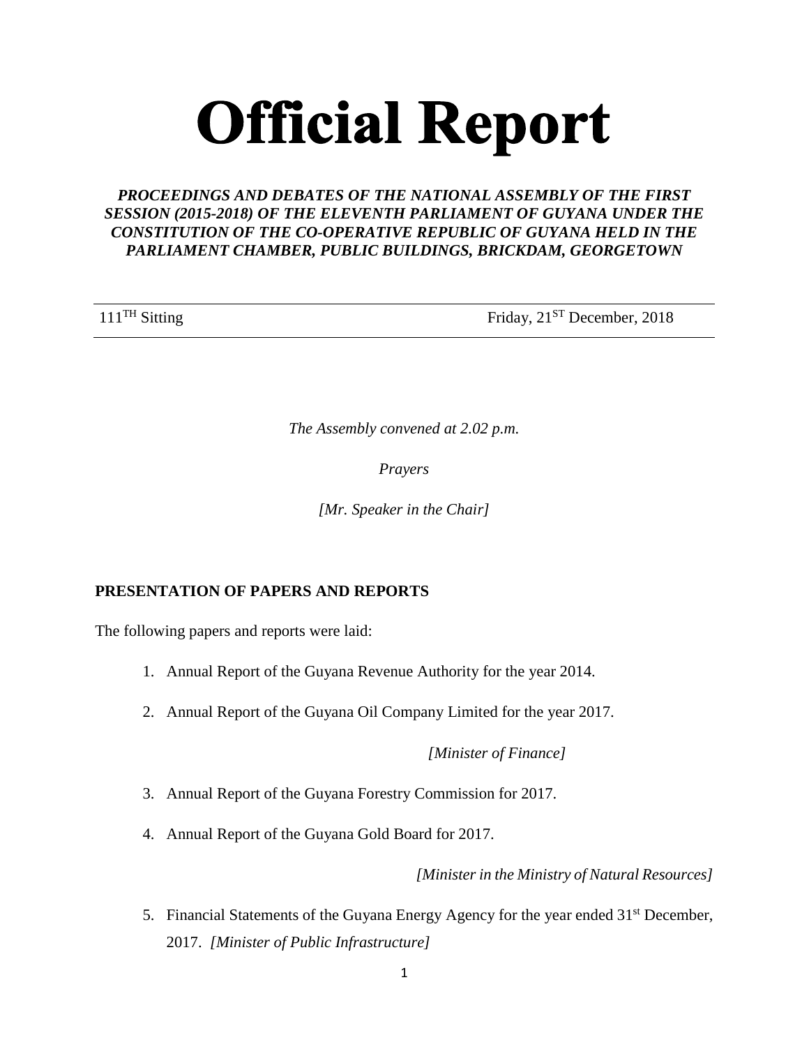# Official Report

***PROCEEDINGS AND DEBATES OF THE NATIONAL ASSEMBLY OF THE FIRST SESSION (2015-2018) OF THE ELEVENTH PARLIAMENT OF GUYANA UNDER THE CONSTITUTION OF THE CO-OPERATIVE REPUBLIC OF GUYANA HELD IN THE PARLIAMENT CHAMBER, PUBLIC BUILDINGS, BRICKDAM, GEORGETOWN***

111TH Sitting — Friday, 21ST December, 2018

*The Assembly convened at 2.02 p.m.*

*Prayers*

*[Mr. Speaker in the Chair]*

**PRESENTATION OF PAPERS AND REPORTS**

The following papers and reports were laid:

1. Annual Report of the Guyana Revenue Authority for the year 2014.
2. Annual Report of the Guyana Oil Company Limited for the year 2017.

*[Minister of Finance]*

3. Annual Report of the Guyana Forestry Commission for 2017.
4. Annual Report of the Guyana Gold Board for 2017.

*[Minister in the Ministry of Natural Resources]*

5. Financial Statements of the Guyana Energy Agency for the year ended 31st December, 2017. *[Minister of Public Infrastructure]*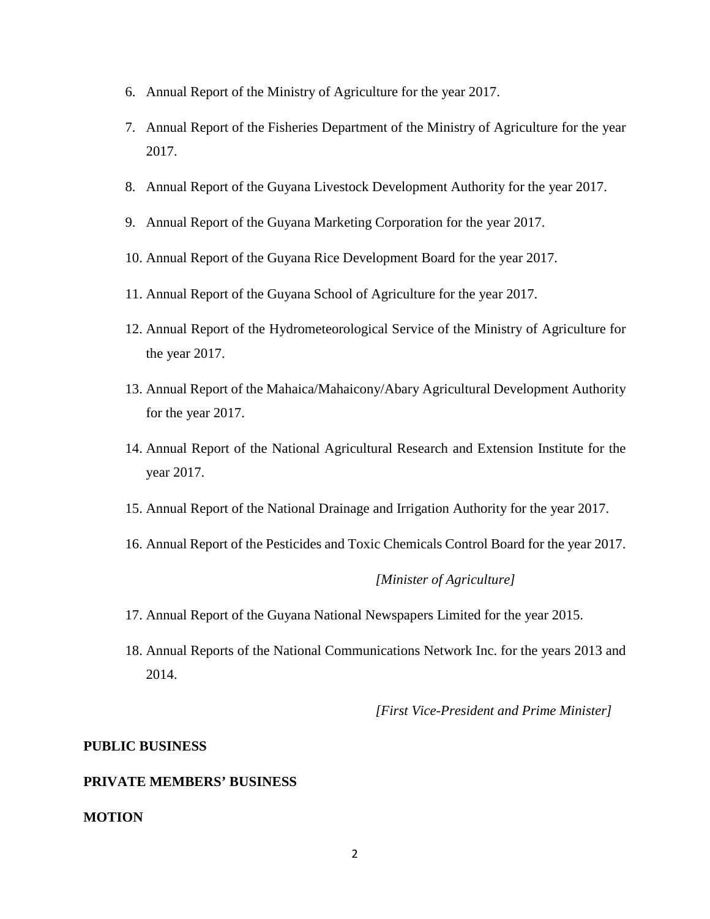6. Annual Report of the Ministry of Agriculture for the year 2017.

7. Annual Report of the Fisheries Department of the Ministry of Agriculture for the year 2017.

8. Annual Report of the Guyana Livestock Development Authority for the year 2017.

9. Annual Report of the Guyana Marketing Corporation for the year 2017.

10. Annual Report of the Guyana Rice Development Board for the year 2017.

11. Annual Report of the Guyana School of Agriculture for the year 2017.

12. Annual Report of the Hydrometeorological Service of the Ministry of Agriculture for the year 2017.

13. Annual Report of the Mahaica/Mahaicony/Abary Agricultural Development Authority for the year 2017.

14. Annual Report of the National Agricultural Research and Extension Institute for the year 2017.

15. Annual Report of the National Drainage and Irrigation Authority for the year 2017.

16. Annual Report of the Pesticides and Toxic Chemicals Control Board for the year 2017.

*[Minister of Agriculture]*

17. Annual Report of the Guyana National Newspapers Limited for the year 2015.

18. Annual Reports of the National Communications Network Inc. for the years 2013 and 2014.

*[First Vice-President and Prime Minister]*

**PUBLIC BUSINESS**

**PRIVATE MEMBERS' BUSINESS**

**MOTION**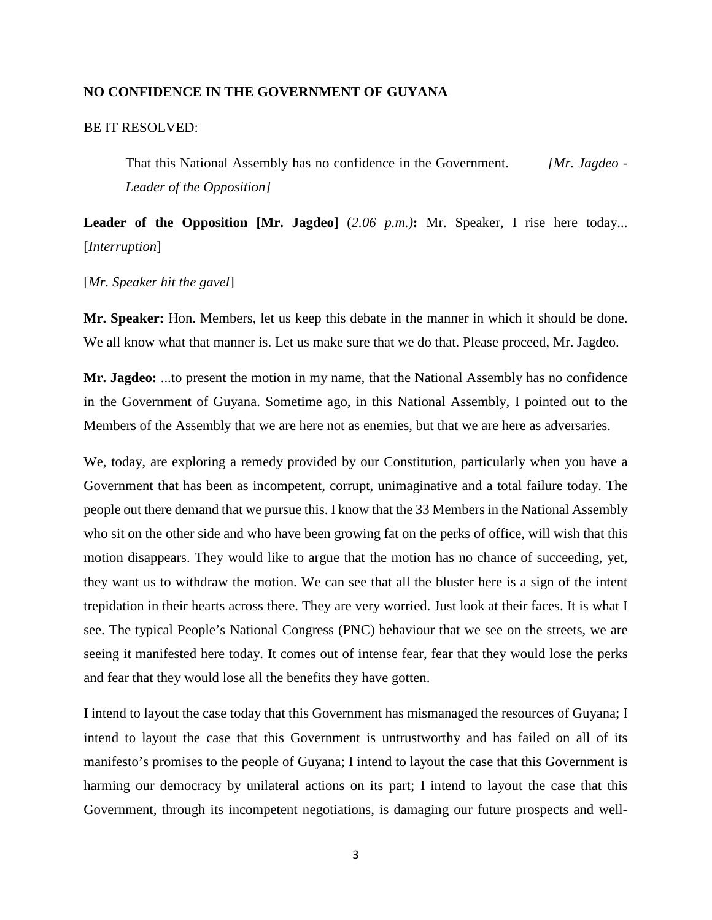**NO CONFIDENCE IN THE GOVERNMENT OF GUYANA**

BE IT RESOLVED:

> That this National Assembly has no confidence in the Government. *[Mr. Jagdeo - Leader of the Opposition]*

**Leader of the Opposition [Mr. Jagdeo]** (*2.06 p.m.)***:** Mr. Speaker, I rise here today... [*Interruption*]

[*Mr. Speaker hit the gavel*]

**Mr. Speaker:** Hon. Members, let us keep this debate in the manner in which it should be done. We all know what that manner is. Let us make sure that we do that. Please proceed, Mr. Jagdeo.

**Mr. Jagdeo:** ...to present the motion in my name, that the National Assembly has no confidence in the Government of Guyana. Sometime ago, in this National Assembly, I pointed out to the Members of the Assembly that we are here not as enemies, but that we are here as adversaries.

We, today, are exploring a remedy provided by our Constitution, particularly when you have a Government that has been as incompetent, corrupt, unimaginative and a total failure today. The people out there demand that we pursue this. I know that the 33 Members in the National Assembly who sit on the other side and who have been growing fat on the perks of office, will wish that this motion disappears. They would like to argue that the motion has no chance of succeeding, yet, they want us to withdraw the motion. We can see that all the bluster here is a sign of the intent trepidation in their hearts across there. They are very worried. Just look at their faces. It is what I see. The typical People's National Congress (PNC) behaviour that we see on the streets, we are seeing it manifested here today. It comes out of intense fear, fear that they would lose the perks and fear that they would lose all the benefits they have gotten.

I intend to layout the case today that this Government has mismanaged the resources of Guyana; I intend to layout the case that this Government is untrustworthy and has failed on all of its manifesto's promises to the people of Guyana; I intend to layout the case that this Government is harming our democracy by unilateral actions on its part; I intend to layout the case that this Government, through its incompetent negotiations, is damaging our future prospects and well-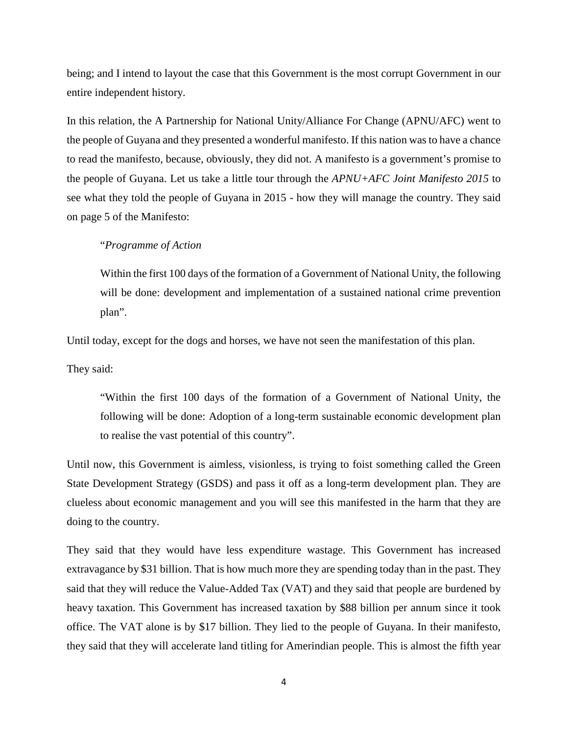being; and I intend to layout the case that this Government is the most corrupt Government in our entire independent history.

In this relation, the A Partnership for National Unity/Alliance For Change (APNU/AFC) went to the people of Guyana and they presented a wonderful manifesto. If this nation was to have a chance to read the manifesto, because, obviously, they did not. A manifesto is a government's promise to the people of Guyana. Let us take a little tour through the *APNU+AFC Joint Manifesto 2015* to see what they told the people of Guyana in 2015 - how they will manage the country. They said on page 5 of the Manifesto:

> "*Programme of Action*
>
> Within the first 100 days of the formation of a Government of National Unity, the following will be done: development and implementation of a sustained national crime prevention plan".

Until today, except for the dogs and horses, we have not seen the manifestation of this plan.

They said:

> "Within the first 100 days of the formation of a Government of National Unity, the following will be done: Adoption of a long-term sustainable economic development plan to realise the vast potential of this country".

Until now, this Government is aimless, visionless, is trying to foist something called the Green State Development Strategy (GSDS) and pass it off as a long-term development plan. They are clueless about economic management and you will see this manifested in the harm that they are doing to the country.

They said that they would have less expenditure wastage. This Government has increased extravagance by $31 billion. That is how much more they are spending today than in the past. They said that they will reduce the Value-Added Tax (VAT) and they said that people are burdened by heavy taxation. This Government has increased taxation by $88 billion per annum since it took office. The VAT alone is by $17 billion. They lied to the people of Guyana. In their manifesto, they said that they will accelerate land titling for Amerindian people. This is almost the fifth year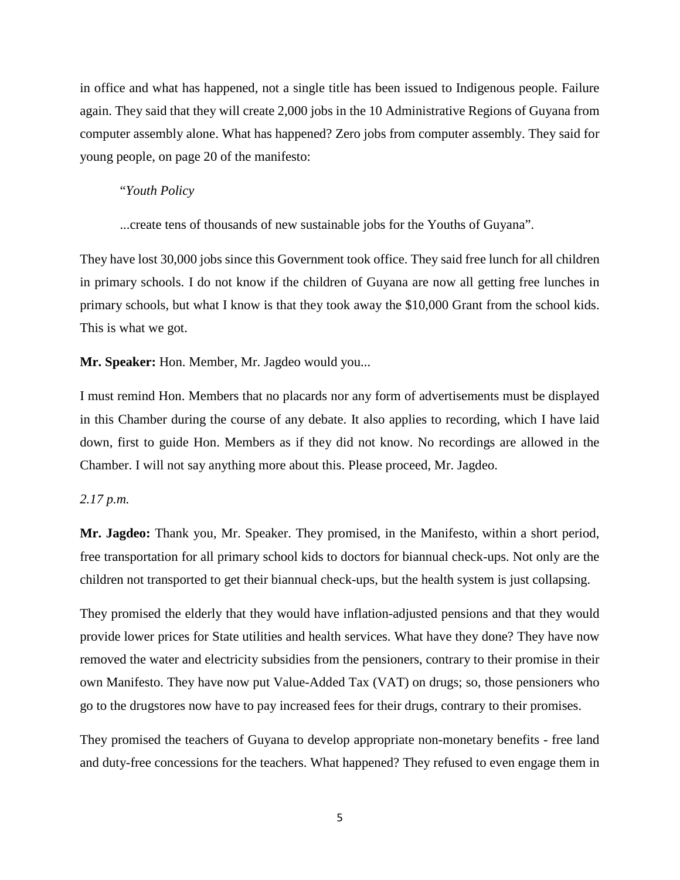in office and what has happened, not a single title has been issued to Indigenous people. Failure again. They said that they will create 2,000 jobs in the 10 Administrative Regions of Guyana from computer assembly alone. What has happened? Zero jobs from computer assembly. They said for young people, on page 20 of the manifesto:

> "*Youth Policy*
>
> ...create tens of thousands of new sustainable jobs for the Youths of Guyana".

They have lost 30,000 jobs since this Government took office. They said free lunch for all children in primary schools. I do not know if the children of Guyana are now all getting free lunches in primary schools, but what I know is that they took away the $10,000 Grant from the school kids. This is what we got.

**Mr. Speaker:** Hon. Member, Mr. Jagdeo would you...

I must remind Hon. Members that no placards nor any form of advertisements must be displayed in this Chamber during the course of any debate. It also applies to recording, which I have laid down, first to guide Hon. Members as if they did not know. No recordings are allowed in the Chamber. I will not say anything more about this. Please proceed, Mr. Jagdeo.

*2.17 p.m.*

**Mr. Jagdeo:** Thank you, Mr. Speaker. They promised, in the Manifesto, within a short period, free transportation for all primary school kids to doctors for biannual check-ups. Not only are the children not transported to get their biannual check-ups, but the health system is just collapsing.

They promised the elderly that they would have inflation-adjusted pensions and that they would provide lower prices for State utilities and health services. What have they done? They have now removed the water and electricity subsidies from the pensioners, contrary to their promise in their own Manifesto. They have now put Value-Added Tax (VAT) on drugs; so, those pensioners who go to the drugstores now have to pay increased fees for their drugs, contrary to their promises.

They promised the teachers of Guyana to develop appropriate non-monetary benefits - free land and duty-free concessions for the teachers. What happened? They refused to even engage them in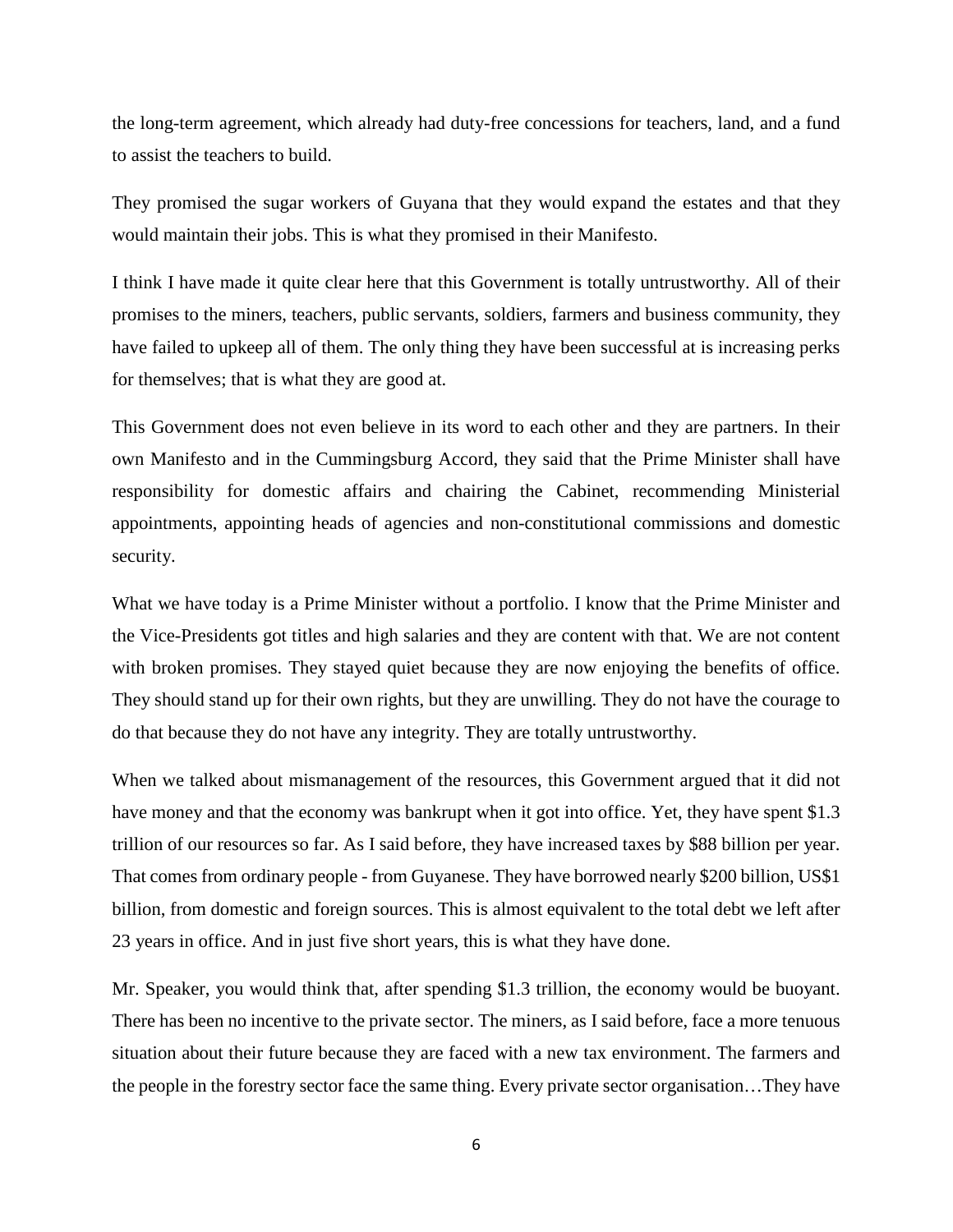the long-term agreement, which already had duty-free concessions for teachers, land, and a fund to assist the teachers to build.

They promised the sugar workers of Guyana that they would expand the estates and that they would maintain their jobs. This is what they promised in their Manifesto.

I think I have made it quite clear here that this Government is totally untrustworthy. All of their promises to the miners, teachers, public servants, soldiers, farmers and business community, they have failed to upkeep all of them. The only thing they have been successful at is increasing perks for themselves; that is what they are good at.

This Government does not even believe in its word to each other and they are partners. In their own Manifesto and in the Cummingsburg Accord, they said that the Prime Minister shall have responsibility for domestic affairs and chairing the Cabinet, recommending Ministerial appointments, appointing heads of agencies and non-constitutional commissions and domestic security.

What we have today is a Prime Minister without a portfolio. I know that the Prime Minister and the Vice-Presidents got titles and high salaries and they are content with that. We are not content with broken promises. They stayed quiet because they are now enjoying the benefits of office. They should stand up for their own rights, but they are unwilling. They do not have the courage to do that because they do not have any integrity. They are totally untrustworthy.

When we talked about mismanagement of the resources, this Government argued that it did not have money and that the economy was bankrupt when it got into office. Yet, they have spent $1.3 trillion of our resources so far. As I said before, they have increased taxes by $88 billion per year. That comes from ordinary people - from Guyanese. They have borrowed nearly $200 billion, US$1 billion, from domestic and foreign sources. This is almost equivalent to the total debt we left after 23 years in office. And in just five short years, this is what they have done.

Mr. Speaker, you would think that, after spending $1.3 trillion, the economy would be buoyant. There has been no incentive to the private sector. The miners, as I said before, face a more tenuous situation about their future because they are faced with a new tax environment. The farmers and the people in the forestry sector face the same thing. Every private sector organisation…They have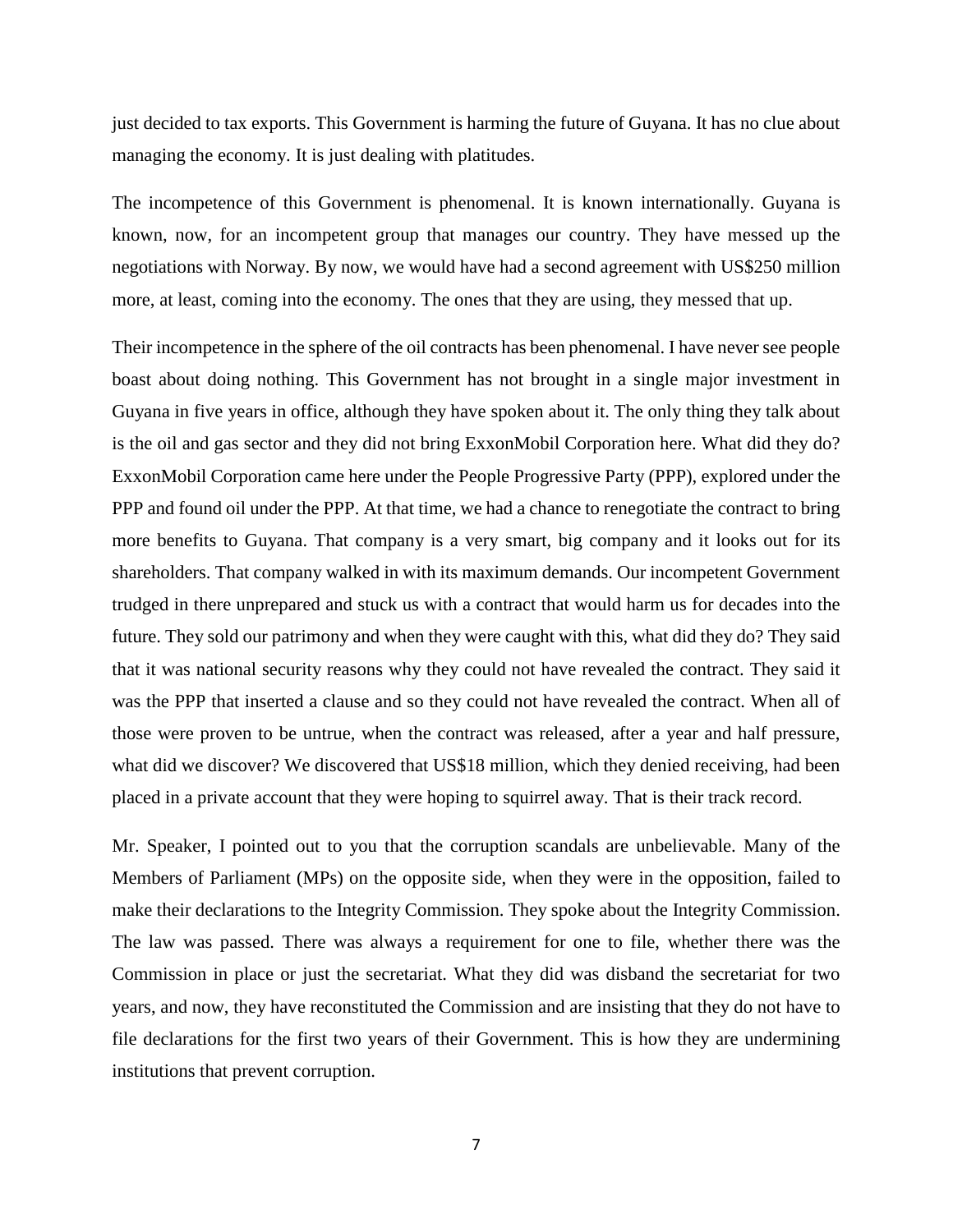just decided to tax exports. This Government is harming the future of Guyana. It has no clue about managing the economy. It is just dealing with platitudes.

The incompetence of this Government is phenomenal. It is known internationally. Guyana is known, now, for an incompetent group that manages our country. They have messed up the negotiations with Norway. By now, we would have had a second agreement with US$250 million more, at least, coming into the economy. The ones that they are using, they messed that up.

Their incompetence in the sphere of the oil contracts has been phenomenal. I have never see people boast about doing nothing. This Government has not brought in a single major investment in Guyana in five years in office, although they have spoken about it. The only thing they talk about is the oil and gas sector and they did not bring ExxonMobil Corporation here. What did they do? ExxonMobil Corporation came here under the People Progressive Party (PPP), explored under the PPP and found oil under the PPP. At that time, we had a chance to renegotiate the contract to bring more benefits to Guyana. That company is a very smart, big company and it looks out for its shareholders. That company walked in with its maximum demands. Our incompetent Government trudged in there unprepared and stuck us with a contract that would harm us for decades into the future. They sold our patrimony and when they were caught with this, what did they do? They said that it was national security reasons why they could not have revealed the contract. They said it was the PPP that inserted a clause and so they could not have revealed the contract. When all of those were proven to be untrue, when the contract was released, after a year and half pressure, what did we discover? We discovered that US$18 million, which they denied receiving, had been placed in a private account that they were hoping to squirrel away. That is their track record.

Mr. Speaker, I pointed out to you that the corruption scandals are unbelievable. Many of the Members of Parliament (MPs) on the opposite side, when they were in the opposition, failed to make their declarations to the Integrity Commission. They spoke about the Integrity Commission. The law was passed. There was always a requirement for one to file, whether there was the Commission in place or just the secretariat. What they did was disband the secretariat for two years, and now, they have reconstituted the Commission and are insisting that they do not have to file declarations for the first two years of their Government. This is how they are undermining institutions that prevent corruption.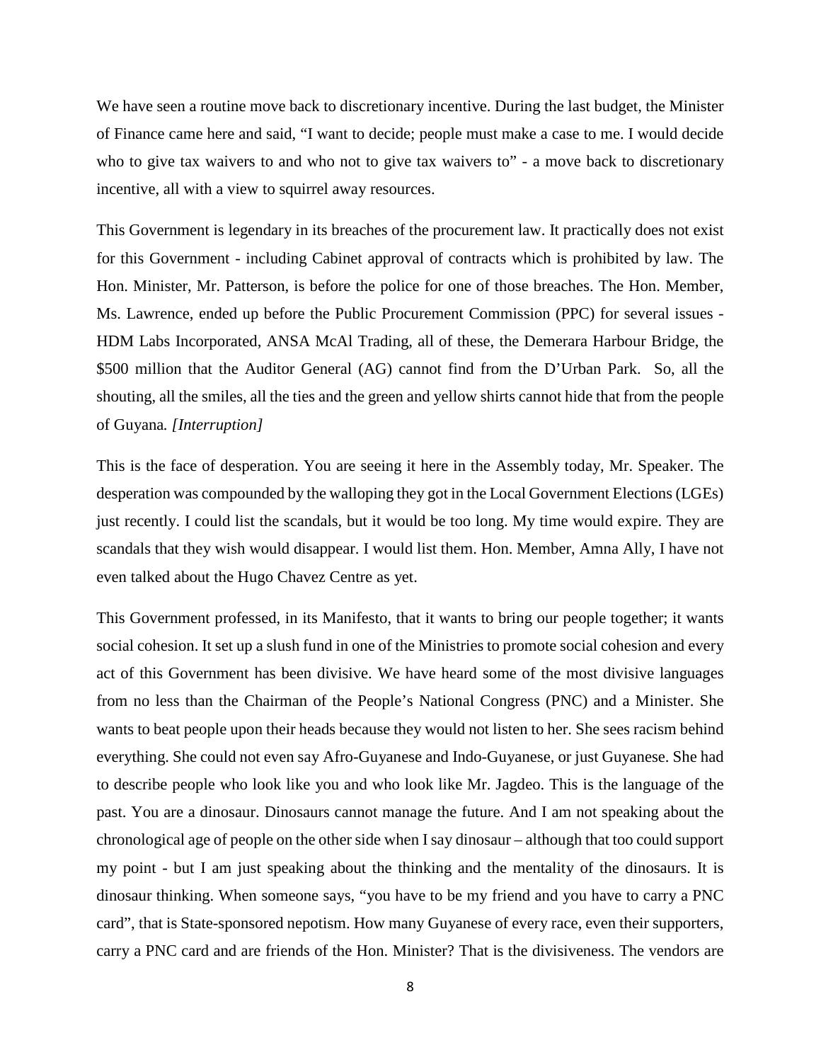We have seen a routine move back to discretionary incentive. During the last budget, the Minister of Finance came here and said, "I want to decide; people must make a case to me. I would decide who to give tax waivers to and who not to give tax waivers to" - a move back to discretionary incentive, all with a view to squirrel away resources.

This Government is legendary in its breaches of the procurement law. It practically does not exist for this Government - including Cabinet approval of contracts which is prohibited by law. The Hon. Minister, Mr. Patterson, is before the police for one of those breaches. The Hon. Member, Ms. Lawrence, ended up before the Public Procurement Commission (PPC) for several issues - HDM Labs Incorporated, ANSA McAl Trading, all of these, the Demerara Harbour Bridge, the $500 million that the Auditor General (AG) cannot find from the D'Urban Park. So, all the shouting, all the smiles, all the ties and the green and yellow shirts cannot hide that from the people of Guyana. *[Interruption]*

This is the face of desperation. You are seeing it here in the Assembly today, Mr. Speaker. The desperation was compounded by the walloping they got in the Local Government Elections (LGEs) just recently. I could list the scandals, but it would be too long. My time would expire. They are scandals that they wish would disappear. I would list them. Hon. Member, Amna Ally, I have not even talked about the Hugo Chavez Centre as yet.

This Government professed, in its Manifesto, that it wants to bring our people together; it wants social cohesion. It set up a slush fund in one of the Ministries to promote social cohesion and every act of this Government has been divisive. We have heard some of the most divisive languages from no less than the Chairman of the People's National Congress (PNC) and a Minister. She wants to beat people upon their heads because they would not listen to her. She sees racism behind everything. She could not even say Afro-Guyanese and Indo-Guyanese, or just Guyanese. She had to describe people who look like you and who look like Mr. Jagdeo. This is the language of the past. You are a dinosaur. Dinosaurs cannot manage the future. And I am not speaking about the chronological age of people on the other side when I say dinosaur – although that too could support my point - but I am just speaking about the thinking and the mentality of the dinosaurs. It is dinosaur thinking. When someone says, "you have to be my friend and you have to carry a PNC card", that is State-sponsored nepotism. How many Guyanese of every race, even their supporters, carry a PNC card and are friends of the Hon. Minister? That is the divisiveness. The vendors are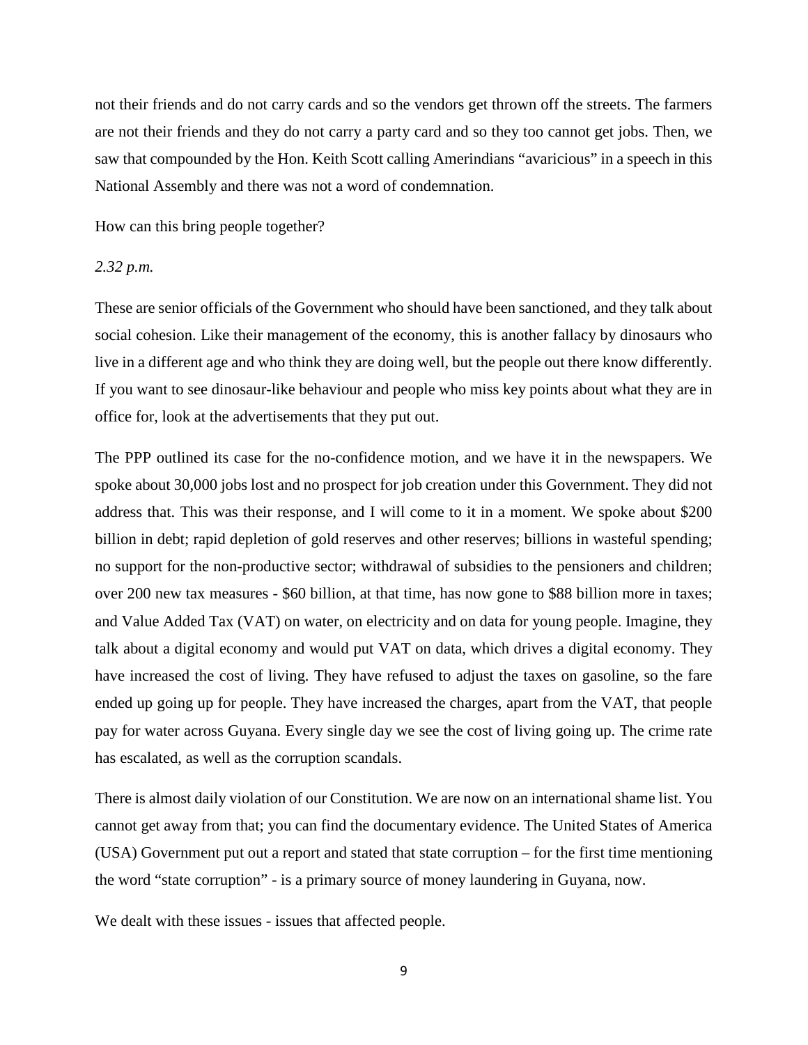not their friends and do not carry cards and so the vendors get thrown off the streets. The farmers are not their friends and they do not carry a party card and so they too cannot get jobs. Then, we saw that compounded by the Hon. Keith Scott calling Amerindians "avaricious" in a speech in this National Assembly and there was not a word of condemnation.

How can this bring people together?

*2.32 p.m.*

These are senior officials of the Government who should have been sanctioned, and they talk about social cohesion. Like their management of the economy, this is another fallacy by dinosaurs who live in a different age and who think they are doing well, but the people out there know differently. If you want to see dinosaur-like behaviour and people who miss key points about what they are in office for, look at the advertisements that they put out.

The PPP outlined its case for the no-confidence motion, and we have it in the newspapers. We spoke about 30,000 jobs lost and no prospect for job creation under this Government. They did not address that. This was their response, and I will come to it in a moment. We spoke about $200 billion in debt; rapid depletion of gold reserves and other reserves; billions in wasteful spending; no support for the non-productive sector; withdrawal of subsidies to the pensioners and children; over 200 new tax measures - $60 billion, at that time, has now gone to $88 billion more in taxes; and Value Added Tax (VAT) on water, on electricity and on data for young people. Imagine, they talk about a digital economy and would put VAT on data, which drives a digital economy. They have increased the cost of living. They have refused to adjust the taxes on gasoline, so the fare ended up going up for people. They have increased the charges, apart from the VAT, that people pay for water across Guyana. Every single day we see the cost of living going up. The crime rate has escalated, as well as the corruption scandals.

There is almost daily violation of our Constitution. We are now on an international shame list. You cannot get away from that; you can find the documentary evidence. The United States of America (USA) Government put out a report and stated that state corruption – for the first time mentioning the word "state corruption" - is a primary source of money laundering in Guyana, now.

We dealt with these issues - issues that affected people.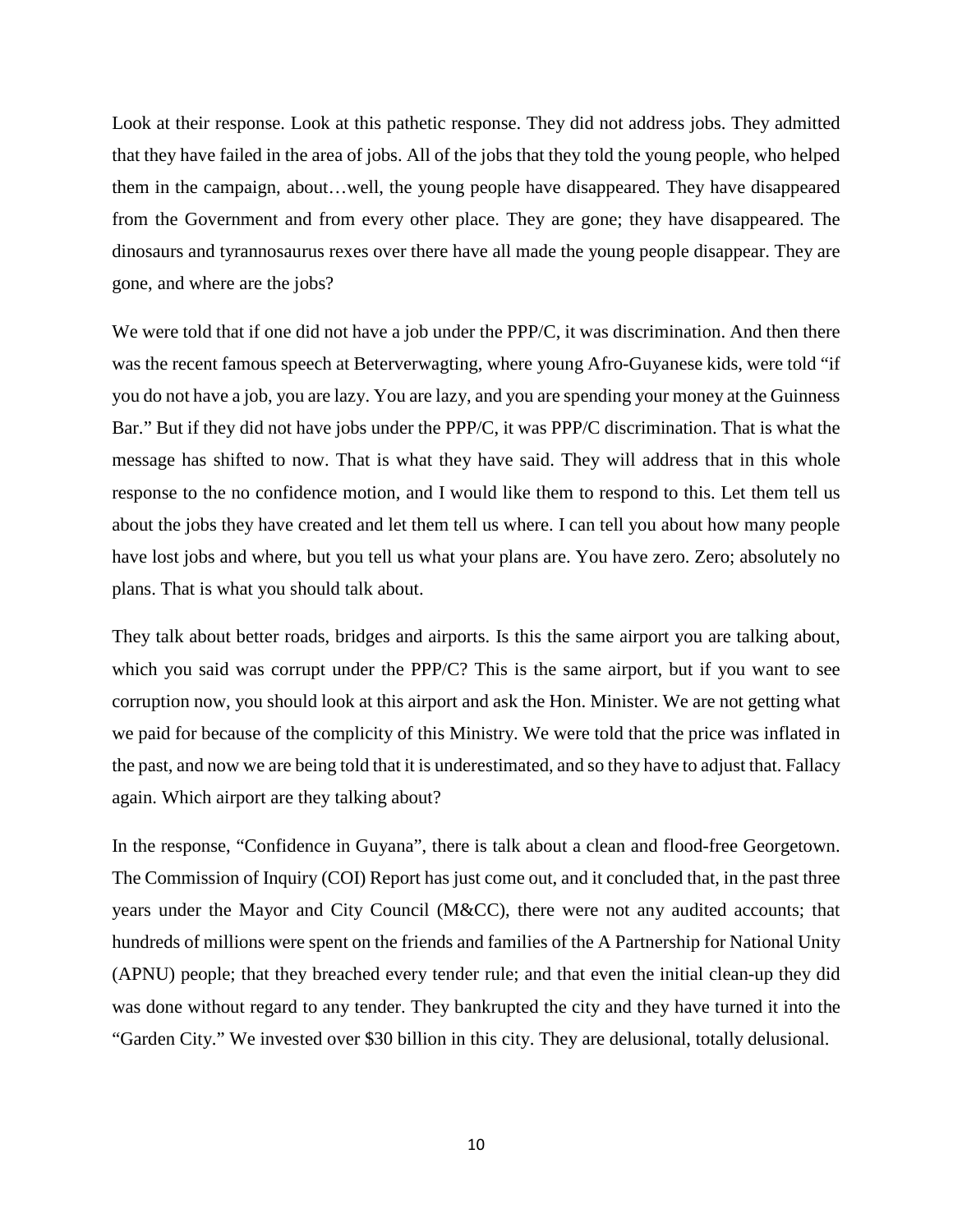Look at their response. Look at this pathetic response. They did not address jobs. They admitted that they have failed in the area of jobs. All of the jobs that they told the young people, who helped them in the campaign, about…well, the young people have disappeared. They have disappeared from the Government and from every other place. They are gone; they have disappeared. The dinosaurs and tyrannosaurus rexes over there have all made the young people disappear. They are gone, and where are the jobs?

We were told that if one did not have a job under the PPP/C, it was discrimination. And then there was the recent famous speech at Beterverwagting, where young Afro-Guyanese kids, were told "if you do not have a job, you are lazy. You are lazy, and you are spending your money at the Guinness Bar." But if they did not have jobs under the PPP/C, it was PPP/C discrimination. That is what the message has shifted to now. That is what they have said. They will address that in this whole response to the no confidence motion, and I would like them to respond to this. Let them tell us about the jobs they have created and let them tell us where. I can tell you about how many people have lost jobs and where, but you tell us what your plans are. You have zero. Zero; absolutely no plans. That is what you should talk about.

They talk about better roads, bridges and airports. Is this the same airport you are talking about, which you said was corrupt under the PPP/C? This is the same airport, but if you want to see corruption now, you should look at this airport and ask the Hon. Minister. We are not getting what we paid for because of the complicity of this Ministry. We were told that the price was inflated in the past, and now we are being told that it is underestimated, and so they have to adjust that. Fallacy again. Which airport are they talking about?

In the response, "Confidence in Guyana", there is talk about a clean and flood-free Georgetown. The Commission of Inquiry (COI) Report has just come out, and it concluded that, in the past three years under the Mayor and City Council (M&CC), there were not any audited accounts; that hundreds of millions were spent on the friends and families of the A Partnership for National Unity (APNU) people; that they breached every tender rule; and that even the initial clean-up they did was done without regard to any tender. They bankrupted the city and they have turned it into the "Garden City." We invested over $30 billion in this city. They are delusional, totally delusional.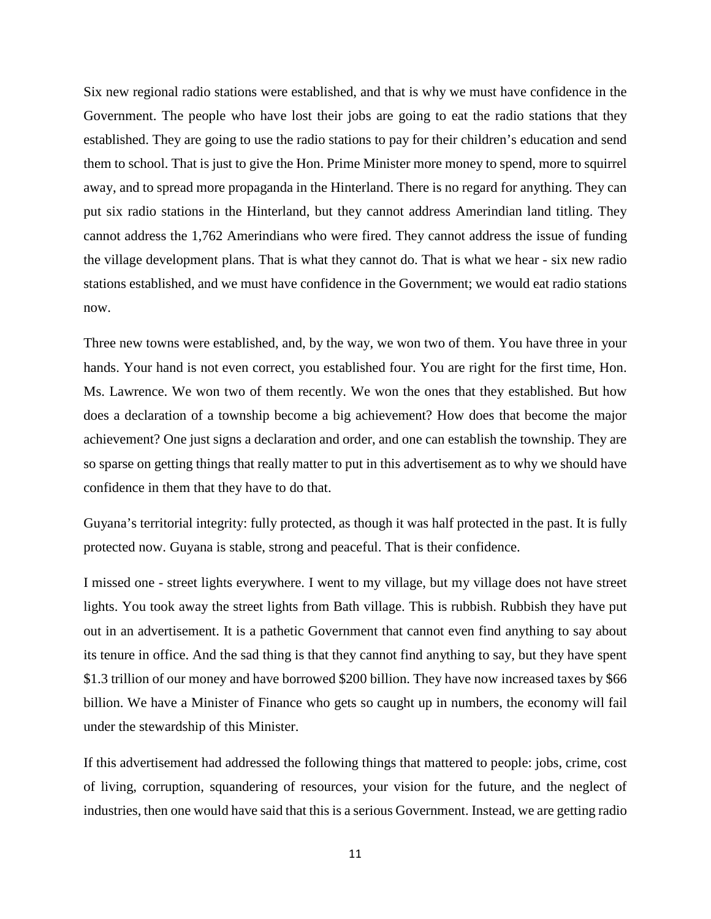Six new regional radio stations were established, and that is why we must have confidence in the Government. The people who have lost their jobs are going to eat the radio stations that they established. They are going to use the radio stations to pay for their children's education and send them to school. That is just to give the Hon. Prime Minister more money to spend, more to squirrel away, and to spread more propaganda in the Hinterland. There is no regard for anything. They can put six radio stations in the Hinterland, but they cannot address Amerindian land titling. They cannot address the 1,762 Amerindians who were fired. They cannot address the issue of funding the village development plans. That is what they cannot do. That is what we hear - six new radio stations established, and we must have confidence in the Government; we would eat radio stations now.

Three new towns were established, and, by the way, we won two of them. You have three in your hands. Your hand is not even correct, you established four. You are right for the first time, Hon. Ms. Lawrence. We won two of them recently. We won the ones that they established. But how does a declaration of a township become a big achievement? How does that become the major achievement? One just signs a declaration and order, and one can establish the township. They are so sparse on getting things that really matter to put in this advertisement as to why we should have confidence in them that they have to do that.

Guyana's territorial integrity: fully protected, as though it was half protected in the past. It is fully protected now. Guyana is stable, strong and peaceful. That is their confidence.

I missed one - street lights everywhere. I went to my village, but my village does not have street lights. You took away the street lights from Bath village. This is rubbish. Rubbish they have put out in an advertisement. It is a pathetic Government that cannot even find anything to say about its tenure in office. And the sad thing is that they cannot find anything to say, but they have spent $1.3 trillion of our money and have borrowed $200 billion. They have now increased taxes by $66 billion. We have a Minister of Finance who gets so caught up in numbers, the economy will fail under the stewardship of this Minister.

If this advertisement had addressed the following things that mattered to people: jobs, crime, cost of living, corruption, squandering of resources, your vision for the future, and the neglect of industries, then one would have said that this is a serious Government. Instead, we are getting radio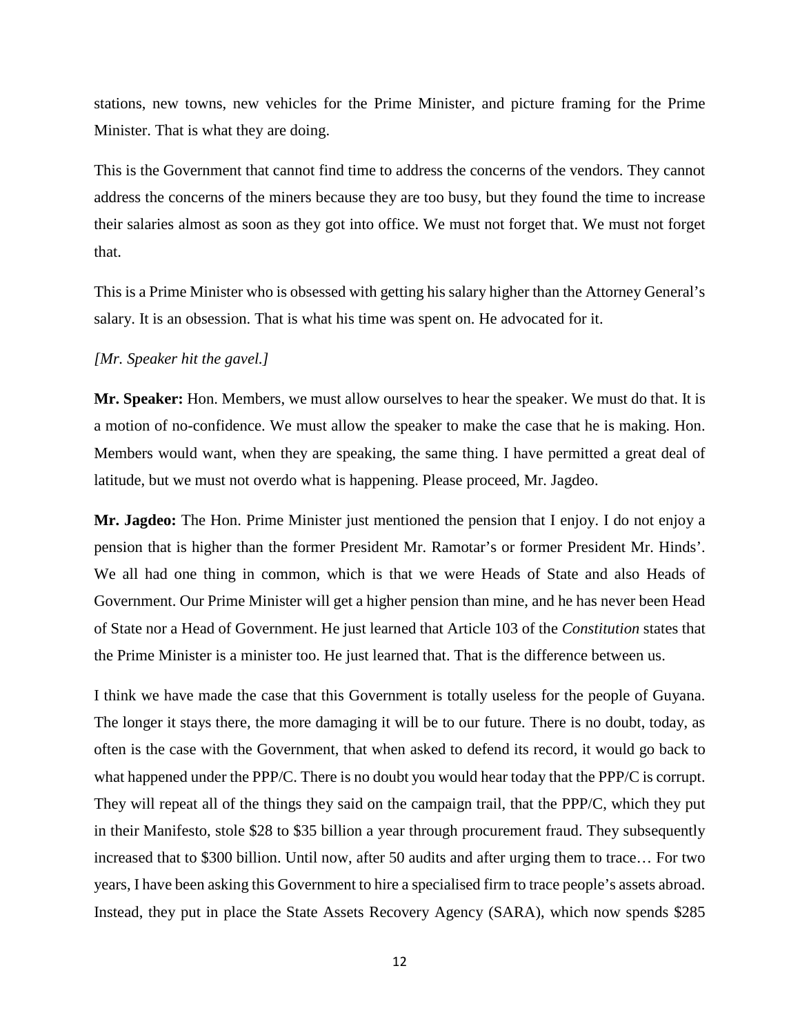stations, new towns, new vehicles for the Prime Minister, and picture framing for the Prime Minister. That is what they are doing.

This is the Government that cannot find time to address the concerns of the vendors. They cannot address the concerns of the miners because they are too busy, but they found the time to increase their salaries almost as soon as they got into office. We must not forget that. We must not forget that.

This is a Prime Minister who is obsessed with getting his salary higher than the Attorney General's salary. It is an obsession. That is what his time was spent on. He advocated for it.

*[Mr. Speaker hit the gavel.]*

**Mr. Speaker:** Hon. Members, we must allow ourselves to hear the speaker. We must do that. It is a motion of no-confidence. We must allow the speaker to make the case that he is making. Hon. Members would want, when they are speaking, the same thing. I have permitted a great deal of latitude, but we must not overdo what is happening. Please proceed, Mr. Jagdeo.

**Mr. Jagdeo:** The Hon. Prime Minister just mentioned the pension that I enjoy. I do not enjoy a pension that is higher than the former President Mr. Ramotar's or former President Mr. Hinds'. We all had one thing in common, which is that we were Heads of State and also Heads of Government. Our Prime Minister will get a higher pension than mine, and he has never been Head of State nor a Head of Government. He just learned that Article 103 of the *Constitution* states that the Prime Minister is a minister too. He just learned that. That is the difference between us.

I think we have made the case that this Government is totally useless for the people of Guyana. The longer it stays there, the more damaging it will be to our future. There is no doubt, today, as often is the case with the Government, that when asked to defend its record, it would go back to what happened under the PPP/C. There is no doubt you would hear today that the PPP/C is corrupt. They will repeat all of the things they said on the campaign trail, that the PPP/C, which they put in their Manifesto, stole $28 to $35 billion a year through procurement fraud. They subsequently increased that to $300 billion. Until now, after 50 audits and after urging them to trace… For two years, I have been asking this Government to hire a specialised firm to trace people's assets abroad. Instead, they put in place the State Assets Recovery Agency (SARA), which now spends $285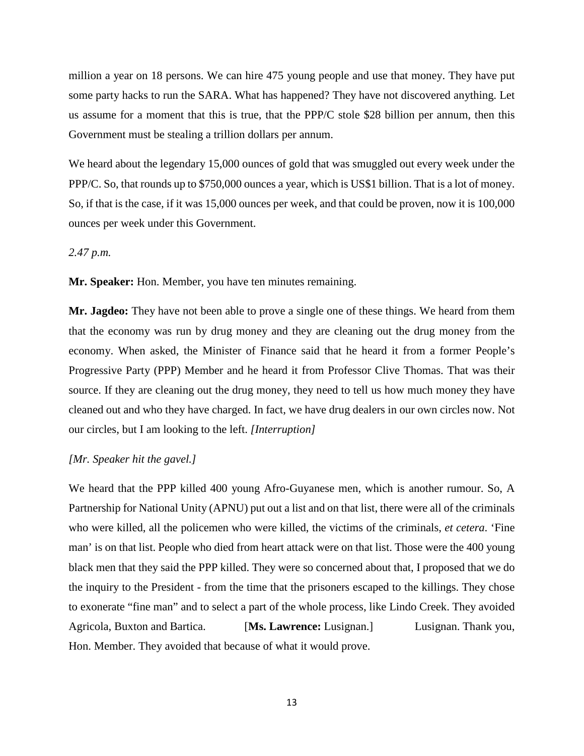million a year on 18 persons. We can hire 475 young people and use that money. They have put some party hacks to run the SARA. What has happened? They have not discovered anything. Let us assume for a moment that this is true, that the PPP/C stole $28 billion per annum, then this Government must be stealing a trillion dollars per annum.

We heard about the legendary 15,000 ounces of gold that was smuggled out every week under the PPP/C. So, that rounds up to $750,000 ounces a year, which is US$1 billion. That is a lot of money. So, if that is the case, if it was 15,000 ounces per week, and that could be proven, now it is 100,000 ounces per week under this Government.

*2.47 p.m.*

**Mr. Speaker:** Hon. Member, you have ten minutes remaining.

**Mr. Jagdeo:** They have not been able to prove a single one of these things. We heard from them that the economy was run by drug money and they are cleaning out the drug money from the economy. When asked, the Minister of Finance said that he heard it from a former People's Progressive Party (PPP) Member and he heard it from Professor Clive Thomas. That was their source. If they are cleaning out the drug money, they need to tell us how much money they have cleaned out and who they have charged. In fact, we have drug dealers in our own circles now. Not our circles, but I am looking to the left. *[Interruption]*

*[Mr. Speaker hit the gavel.]*

We heard that the PPP killed 400 young Afro-Guyanese men, which is another rumour. So, A Partnership for National Unity (APNU) put out a list and on that list, there were all of the criminals who were killed, all the policemen who were killed, the victims of the criminals, *et cetera*. 'Fine man' is on that list. People who died from heart attack were on that list. Those were the 400 young black men that they said the PPP killed. They were so concerned about that, I proposed that we do the inquiry to the President - from the time that the prisoners escaped to the killings. They chose to exonerate "fine man" and to select a part of the whole process, like Lindo Creek. They avoided Agricola, Buxton and Bartica. [**Ms. Lawrence:** Lusignan.] Lusignan. Thank you, Hon. Member. They avoided that because of what it would prove.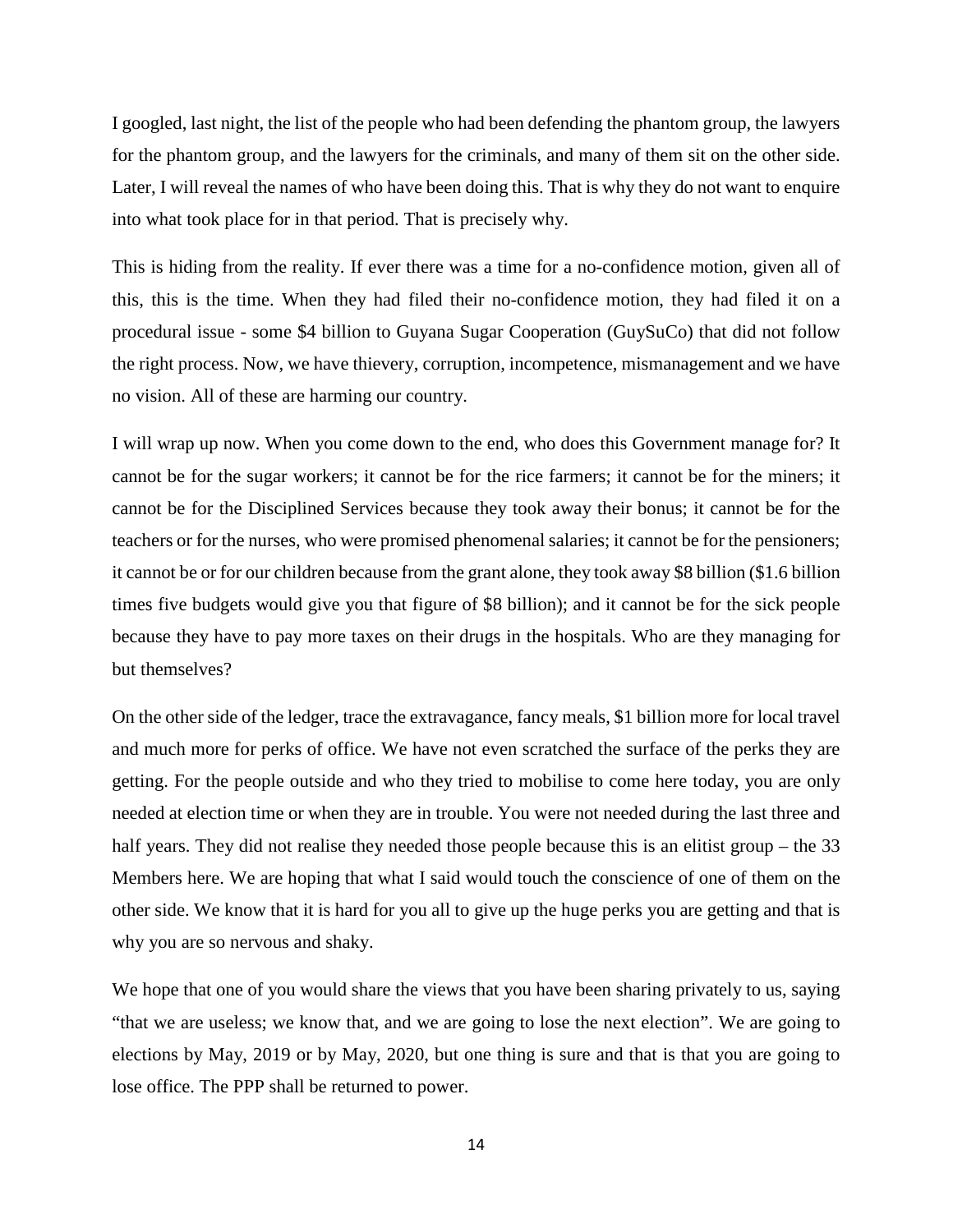I googled, last night, the list of the people who had been defending the phantom group, the lawyers for the phantom group, and the lawyers for the criminals, and many of them sit on the other side. Later, I will reveal the names of who have been doing this. That is why they do not want to enquire into what took place for in that period. That is precisely why.

This is hiding from the reality. If ever there was a time for a no-confidence motion, given all of this, this is the time. When they had filed their no-confidence motion, they had filed it on a procedural issue - some $4 billion to Guyana Sugar Cooperation (GuySuCo) that did not follow the right process. Now, we have thievery, corruption, incompetence, mismanagement and we have no vision. All of these are harming our country.

I will wrap up now. When you come down to the end, who does this Government manage for? It cannot be for the sugar workers; it cannot be for the rice farmers; it cannot be for the miners; it cannot be for the Disciplined Services because they took away their bonus; it cannot be for the teachers or for the nurses, who were promised phenomenal salaries; it cannot be for the pensioners; it cannot be or for our children because from the grant alone, they took away $8 billion ($1.6 billion times five budgets would give you that figure of $8 billion); and it cannot be for the sick people because they have to pay more taxes on their drugs in the hospitals. Who are they managing for but themselves?

On the other side of the ledger, trace the extravagance, fancy meals, $1 billion more for local travel and much more for perks of office. We have not even scratched the surface of the perks they are getting. For the people outside and who they tried to mobilise to come here today, you are only needed at election time or when they are in trouble. You were not needed during the last three and half years. They did not realise they needed those people because this is an elitist group – the 33 Members here. We are hoping that what I said would touch the conscience of one of them on the other side. We know that it is hard for you all to give up the huge perks you are getting and that is why you are so nervous and shaky.

We hope that one of you would share the views that you have been sharing privately to us, saying "that we are useless; we know that, and we are going to lose the next election". We are going to elections by May, 2019 or by May, 2020, but one thing is sure and that is that you are going to lose office. The PPP shall be returned to power.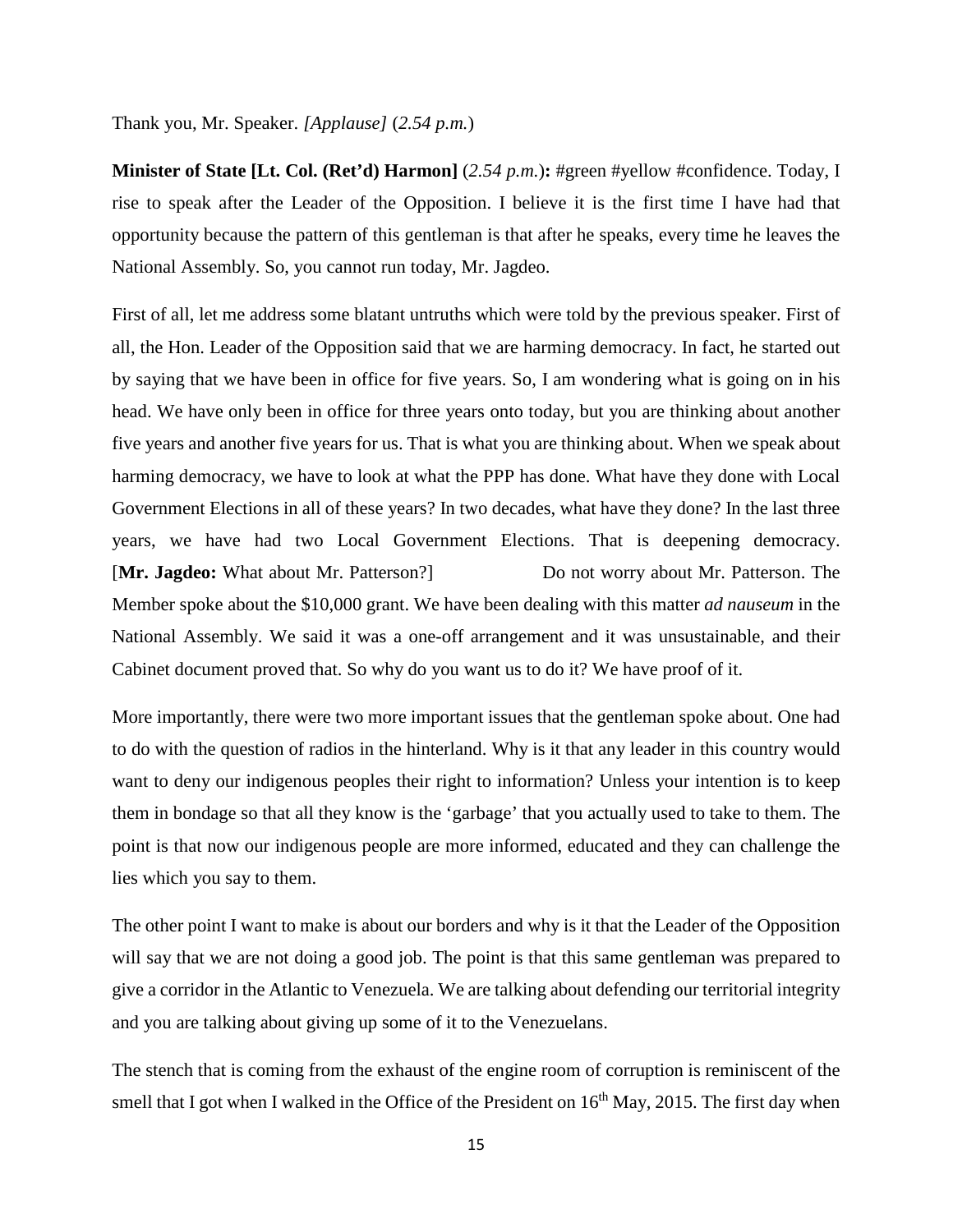Thank you, Mr. Speaker. *[Applause]* (*2.54 p.m.*)

**Minister of State [Lt. Col. (Ret'd) Harmon]** (*2.54 p.m.*)**:** #green #yellow #confidence. Today, I rise to speak after the Leader of the Opposition. I believe it is the first time I have had that opportunity because the pattern of this gentleman is that after he speaks, every time he leaves the National Assembly. So, you cannot run today, Mr. Jagdeo.

First of all, let me address some blatant untruths which were told by the previous speaker. First of all, the Hon. Leader of the Opposition said that we are harming democracy. In fact, he started out by saying that we have been in office for five years. So, I am wondering what is going on in his head. We have only been in office for three years onto today, but you are thinking about another five years and another five years for us. That is what you are thinking about. When we speak about harming democracy, we have to look at what the PPP has done. What have they done with Local Government Elections in all of these years? In two decades, what have they done? In the last three years, we have had two Local Government Elections. That is deepening democracy. [**Mr. Jagdeo:** What about Mr. Patterson?] Do not worry about Mr. Patterson. The Member spoke about the $10,000 grant. We have been dealing with this matter *ad nauseum* in the National Assembly. We said it was a one-off arrangement and it was unsustainable, and their Cabinet document proved that. So why do you want us to do it? We have proof of it.

More importantly, there were two more important issues that the gentleman spoke about. One had to do with the question of radios in the hinterland. Why is it that any leader in this country would want to deny our indigenous peoples their right to information? Unless your intention is to keep them in bondage so that all they know is the 'garbage' that you actually used to take to them. The point is that now our indigenous people are more informed, educated and they can challenge the lies which you say to them.

The other point I want to make is about our borders and why is it that the Leader of the Opposition will say that we are not doing a good job. The point is that this same gentleman was prepared to give a corridor in the Atlantic to Venezuela. We are talking about defending our territorial integrity and you are talking about giving up some of it to the Venezuelans.

The stench that is coming from the exhaust of the engine room of corruption is reminiscent of the smell that I got when I walked in the Office of the President on 16th May, 2015. The first day when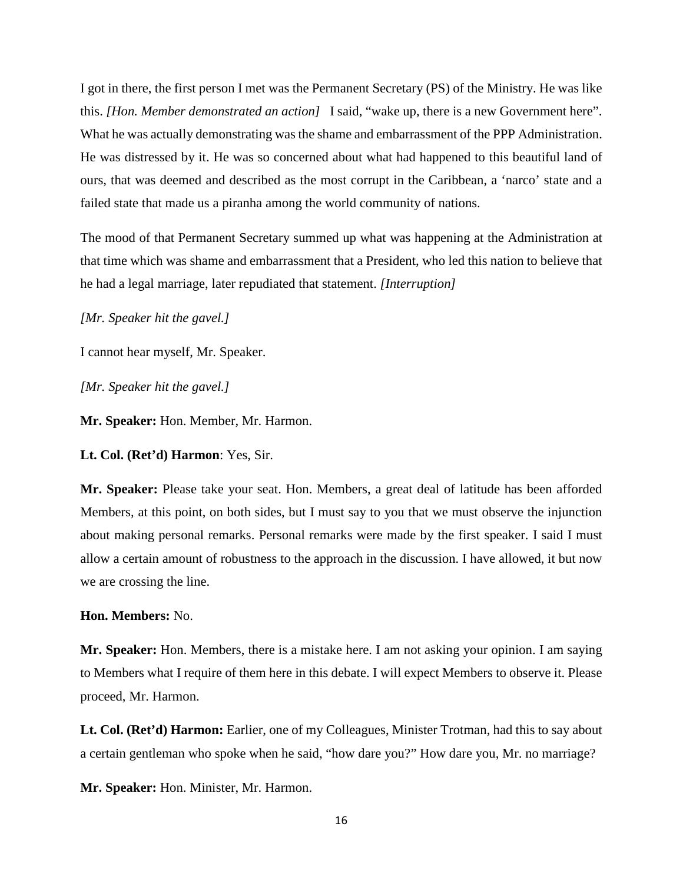I got in there, the first person I met was the Permanent Secretary (PS) of the Ministry. He was like this. *[Hon. Member demonstrated an action]* I said, "wake up, there is a new Government here". What he was actually demonstrating was the shame and embarrassment of the PPP Administration. He was distressed by it. He was so concerned about what had happened to this beautiful land of ours, that was deemed and described as the most corrupt in the Caribbean, a 'narco' state and a failed state that made us a piranha among the world community of nations.

The mood of that Permanent Secretary summed up what was happening at the Administration at that time which was shame and embarrassment that a President, who led this nation to believe that he had a legal marriage, later repudiated that statement. *[Interruption]*

*[Mr. Speaker hit the gavel.]*

I cannot hear myself, Mr. Speaker.

*[Mr. Speaker hit the gavel.]*

**Mr. Speaker:** Hon. Member, Mr. Harmon.

**Lt. Col. (Ret'd) Harmon**: Yes, Sir.

**Mr. Speaker:** Please take your seat. Hon. Members, a great deal of latitude has been afforded Members, at this point, on both sides, but I must say to you that we must observe the injunction about making personal remarks. Personal remarks were made by the first speaker. I said I must allow a certain amount of robustness to the approach in the discussion. I have allowed, it but now we are crossing the line.

**Hon. Members:** No.

**Mr. Speaker:** Hon. Members, there is a mistake here. I am not asking your opinion. I am saying to Members what I require of them here in this debate. I will expect Members to observe it. Please proceed, Mr. Harmon.

**Lt. Col. (Ret'd) Harmon:** Earlier, one of my Colleagues, Minister Trotman, had this to say about a certain gentleman who spoke when he said, "how dare you?" How dare you, Mr. no marriage?

**Mr. Speaker:** Hon. Minister, Mr. Harmon.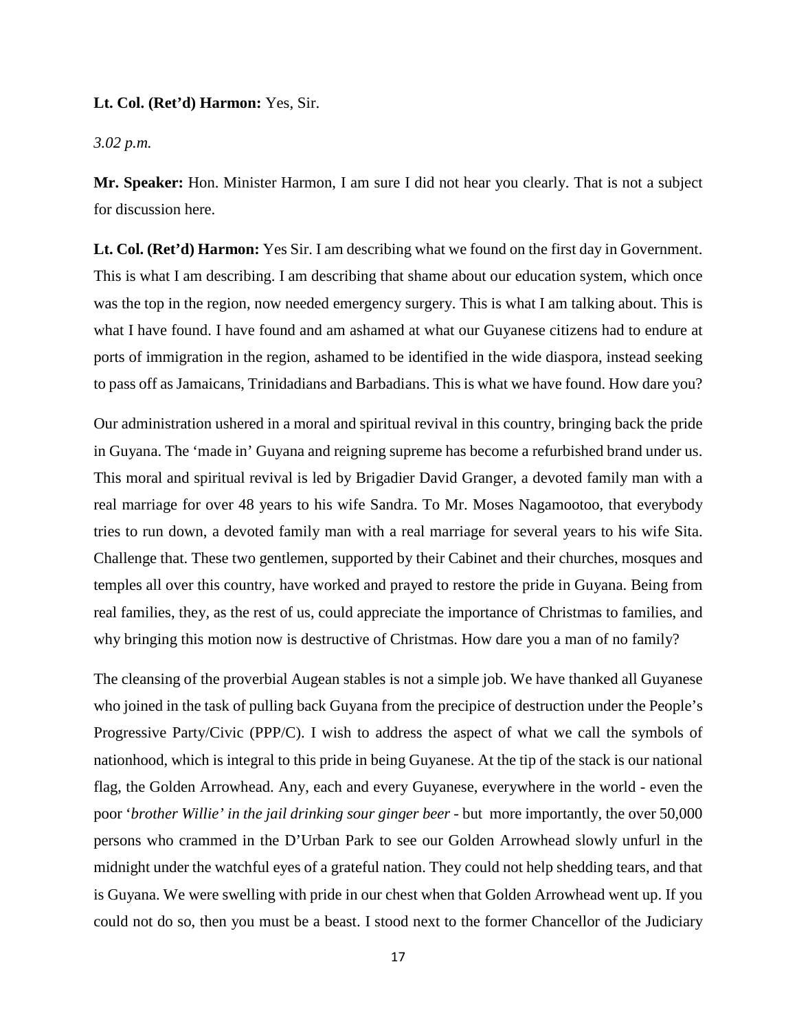**Lt. Col. (Ret'd) Harmon:** Yes, Sir.

*3.02 p.m.*

**Mr. Speaker:** Hon. Minister Harmon, I am sure I did not hear you clearly. That is not a subject for discussion here.

**Lt. Col. (Ret'd) Harmon:** Yes Sir. I am describing what we found on the first day in Government. This is what I am describing. I am describing that shame about our education system, which once was the top in the region, now needed emergency surgery. This is what I am talking about. This is what I have found. I have found and am ashamed at what our Guyanese citizens had to endure at ports of immigration in the region, ashamed to be identified in the wide diaspora, instead seeking to pass off as Jamaicans, Trinidadians and Barbadians. This is what we have found. How dare you?

Our administration ushered in a moral and spiritual revival in this country, bringing back the pride in Guyana. The 'made in' Guyana and reigning supreme has become a refurbished brand under us. This moral and spiritual revival is led by Brigadier David Granger, a devoted family man with a real marriage for over 48 years to his wife Sandra. To Mr. Moses Nagamootoo, that everybody tries to run down, a devoted family man with a real marriage for several years to his wife Sita. Challenge that. These two gentlemen, supported by their Cabinet and their churches, mosques and temples all over this country, have worked and prayed to restore the pride in Guyana. Being from real families, they, as the rest of us, could appreciate the importance of Christmas to families, and why bringing this motion now is destructive of Christmas. How dare you a man of no family?

The cleansing of the proverbial Augean stables is not a simple job. We have thanked all Guyanese who joined in the task of pulling back Guyana from the precipice of destruction under the People's Progressive Party/Civic (PPP/C). I wish to address the aspect of what we call the symbols of nationhood, which is integral to this pride in being Guyanese. At the tip of the stack is our national flag, the Golden Arrowhead. Any, each and every Guyanese, everywhere in the world - even the poor '*brother Willie' in the jail drinking sour ginger beer* - but more importantly, the over 50,000 persons who crammed in the D'Urban Park to see our Golden Arrowhead slowly unfurl in the midnight under the watchful eyes of a grateful nation. They could not help shedding tears, and that is Guyana. We were swelling with pride in our chest when that Golden Arrowhead went up. If you could not do so, then you must be a beast. I stood next to the former Chancellor of the Judiciary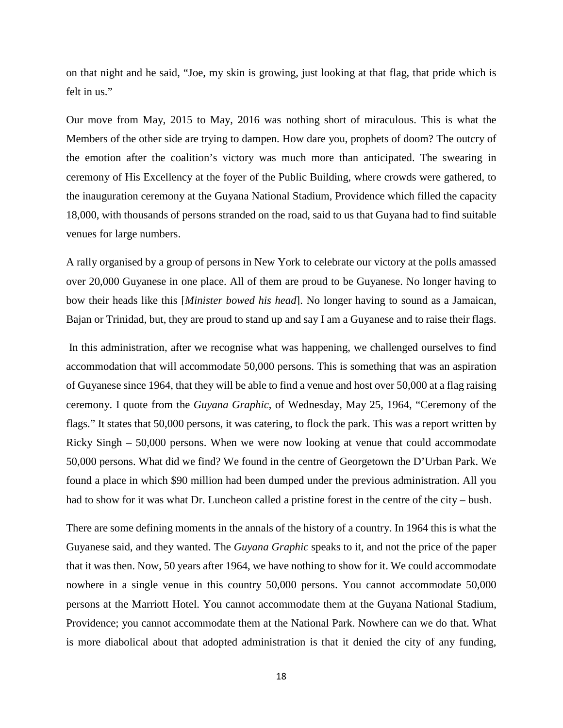on that night and he said, "Joe, my skin is growing, just looking at that flag, that pride which is felt in us."

Our move from May, 2015 to May, 2016 was nothing short of miraculous. This is what the Members of the other side are trying to dampen. How dare you, prophets of doom? The outcry of the emotion after the coalition's victory was much more than anticipated. The swearing in ceremony of His Excellency at the foyer of the Public Building, where crowds were gathered, to the inauguration ceremony at the Guyana National Stadium, Providence which filled the capacity 18,000, with thousands of persons stranded on the road, said to us that Guyana had to find suitable venues for large numbers.

A rally organised by a group of persons in New York to celebrate our victory at the polls amassed over 20,000 Guyanese in one place. All of them are proud to be Guyanese. No longer having to bow their heads like this [*Minister bowed his head*]. No longer having to sound as a Jamaican, Bajan or Trinidad, but, they are proud to stand up and say I am a Guyanese and to raise their flags.

In this administration, after we recognise what was happening, we challenged ourselves to find accommodation that will accommodate 50,000 persons. This is something that was an aspiration of Guyanese since 1964, that they will be able to find a venue and host over 50,000 at a flag raising ceremony. I quote from the *Guyana Graphic*, of Wednesday, May 25, 1964, "Ceremony of the flags." It states that 50,000 persons, it was catering, to flock the park. This was a report written by Ricky Singh – 50,000 persons. When we were now looking at venue that could accommodate 50,000 persons. What did we find? We found in the centre of Georgetown the D'Urban Park. We found a place in which $90 million had been dumped under the previous administration. All you had to show for it was what Dr. Luncheon called a pristine forest in the centre of the city – bush.

There are some defining moments in the annals of the history of a country. In 1964 this is what the Guyanese said, and they wanted. The *Guyana Graphic* speaks to it, and not the price of the paper that it was then. Now, 50 years after 1964, we have nothing to show for it. We could accommodate nowhere in a single venue in this country 50,000 persons. You cannot accommodate 50,000 persons at the Marriott Hotel. You cannot accommodate them at the Guyana National Stadium, Providence; you cannot accommodate them at the National Park. Nowhere can we do that. What is more diabolical about that adopted administration is that it denied the city of any funding,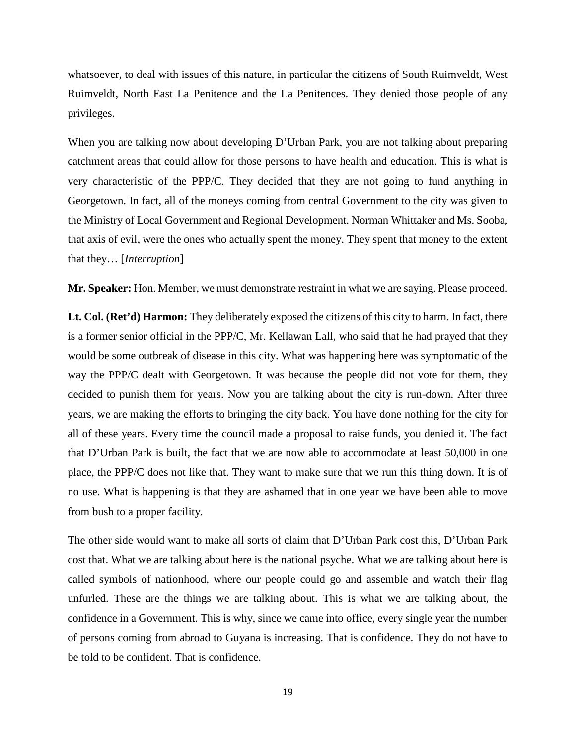whatsoever, to deal with issues of this nature, in particular the citizens of South Ruimveldt, West Ruimveldt, North East La Penitence and the La Penitences. They denied those people of any privileges.

When you are talking now about developing D'Urban Park, you are not talking about preparing catchment areas that could allow for those persons to have health and education. This is what is very characteristic of the PPP/C. They decided that they are not going to fund anything in Georgetown. In fact, all of the moneys coming from central Government to the city was given to the Ministry of Local Government and Regional Development. Norman Whittaker and Ms. Sooba, that axis of evil, were the ones who actually spent the money. They spent that money to the extent that they… [*Interruption*]

**Mr. Speaker:** Hon. Member, we must demonstrate restraint in what we are saying. Please proceed.

**Lt. Col. (Ret'd) Harmon:** They deliberately exposed the citizens of this city to harm. In fact, there is a former senior official in the PPP/C, Mr. Kellawan Lall, who said that he had prayed that they would be some outbreak of disease in this city. What was happening here was symptomatic of the way the PPP/C dealt with Georgetown. It was because the people did not vote for them, they decided to punish them for years. Now you are talking about the city is run-down. After three years, we are making the efforts to bringing the city back. You have done nothing for the city for all of these years. Every time the council made a proposal to raise funds, you denied it. The fact that D'Urban Park is built, the fact that we are now able to accommodate at least 50,000 in one place, the PPP/C does not like that. They want to make sure that we run this thing down. It is of no use. What is happening is that they are ashamed that in one year we have been able to move from bush to a proper facility.

The other side would want to make all sorts of claim that D'Urban Park cost this, D'Urban Park cost that. What we are talking about here is the national psyche. What we are talking about here is called symbols of nationhood, where our people could go and assemble and watch their flag unfurled. These are the things we are talking about. This is what we are talking about, the confidence in a Government. This is why, since we came into office, every single year the number of persons coming from abroad to Guyana is increasing. That is confidence. They do not have to be told to be confident. That is confidence.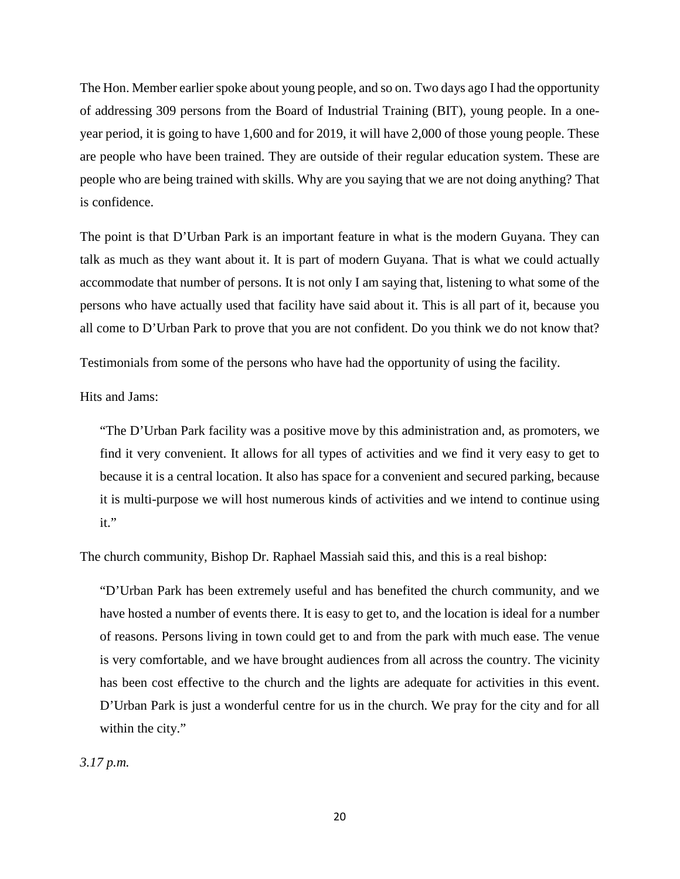The Hon. Member earlier spoke about young people, and so on. Two days ago I had the opportunity of addressing 309 persons from the Board of Industrial Training (BIT), young people. In a one-year period, it is going to have 1,600 and for 2019, it will have 2,000 of those young people. These are people who have been trained. They are outside of their regular education system. These are people who are being trained with skills. Why are you saying that we are not doing anything? That is confidence.

The point is that D'Urban Park is an important feature in what is the modern Guyana. They can talk as much as they want about it. It is part of modern Guyana. That is what we could actually accommodate that number of persons. It is not only I am saying that, listening to what some of the persons who have actually used that facility have said about it. This is all part of it, because you all come to D'Urban Park to prove that you are not confident. Do you think we do not know that?

Testimonials from some of the persons who have had the opportunity of using the facility.

Hits and Jams:

> "The D'Urban Park facility was a positive move by this administration and, as promoters, we find it very convenient. It allows for all types of activities and we find it very easy to get to because it is a central location. It also has space for a convenient and secured parking, because it is multi-purpose we will host numerous kinds of activities and we intend to continue using it."

The church community, Bishop Dr. Raphael Massiah said this, and this is a real bishop:

> "D'Urban Park has been extremely useful and has benefited the church community, and we have hosted a number of events there. It is easy to get to, and the location is ideal for a number of reasons. Persons living in town could get to and from the park with much ease. The venue is very comfortable, and we have brought audiences from all across the country. The vicinity has been cost effective to the church and the lights are adequate for activities in this event. D'Urban Park is just a wonderful centre for us in the church. We pray for the city and for all within the city."

*3.17 p.m.*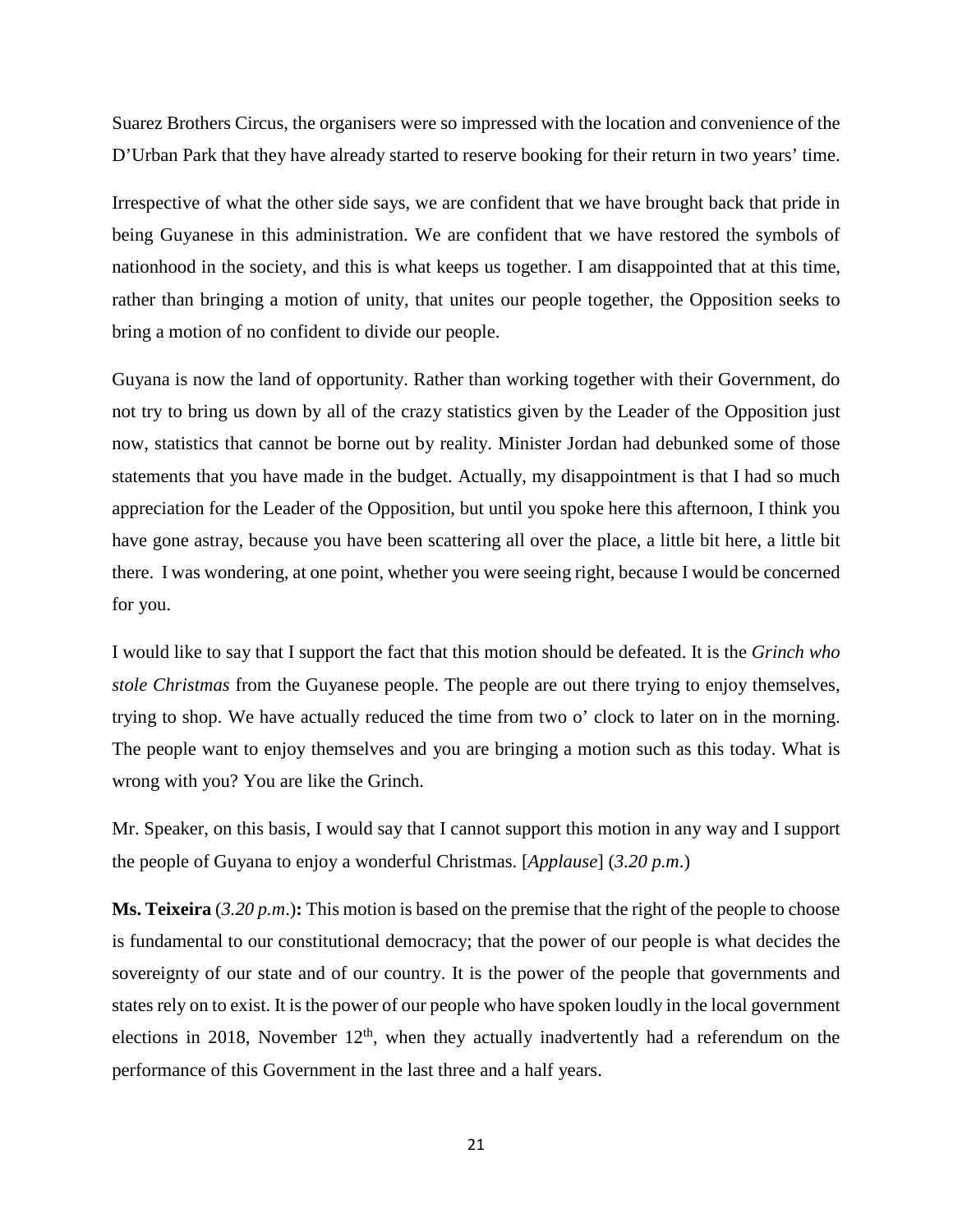Suarez Brothers Circus, the organisers were so impressed with the location and convenience of the D'Urban Park that they have already started to reserve booking for their return in two years' time.

Irrespective of what the other side says, we are confident that we have brought back that pride in being Guyanese in this administration. We are confident that we have restored the symbols of nationhood in the society, and this is what keeps us together. I am disappointed that at this time, rather than bringing a motion of unity, that unites our people together, the Opposition seeks to bring a motion of no confident to divide our people.

Guyana is now the land of opportunity. Rather than working together with their Government, do not try to bring us down by all of the crazy statistics given by the Leader of the Opposition just now, statistics that cannot be borne out by reality. Minister Jordan had debunked some of those statements that you have made in the budget. Actually, my disappointment is that I had so much appreciation for the Leader of the Opposition, but until you spoke here this afternoon, I think you have gone astray, because you have been scattering all over the place, a little bit here, a little bit there. I was wondering, at one point, whether you were seeing right, because I would be concerned for you.

I would like to say that I support the fact that this motion should be defeated. It is the *Grinch who stole Christmas* from the Guyanese people. The people are out there trying to enjoy themselves, trying to shop. We have actually reduced the time from two o' clock to later on in the morning. The people want to enjoy themselves and you are bringing a motion such as this today. What is wrong with you? You are like the Grinch.

Mr. Speaker, on this basis, I would say that I cannot support this motion in any way and I support the people of Guyana to enjoy a wonderful Christmas. [*Applause*] (*3.20 p.m*.)

**Ms. Teixeira** (*3.20 p.m*.)**:** This motion is based on the premise that the right of the people to choose is fundamental to our constitutional democracy; that the power of our people is what decides the sovereignty of our state and of our country. It is the power of the people that governments and states rely on to exist. It is the power of our people who have spoken loudly in the local government elections in 2018, November 12th, when they actually inadvertently had a referendum on the performance of this Government in the last three and a half years.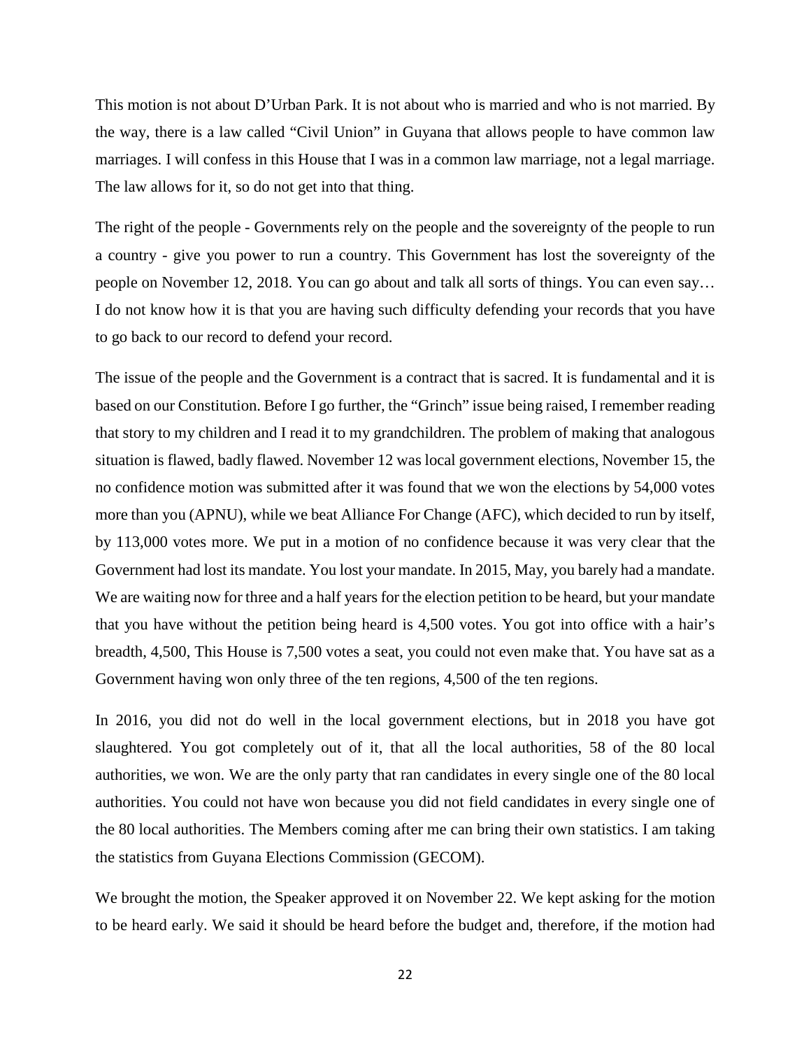This motion is not about D'Urban Park. It is not about who is married and who is not married. By the way, there is a law called "Civil Union" in Guyana that allows people to have common law marriages. I will confess in this House that I was in a common law marriage, not a legal marriage. The law allows for it, so do not get into that thing.

The right of the people - Governments rely on the people and the sovereignty of the people to run a country - give you power to run a country. This Government has lost the sovereignty of the people on November 12, 2018. You can go about and talk all sorts of things. You can even say… I do not know how it is that you are having such difficulty defending your records that you have to go back to our record to defend your record.

The issue of the people and the Government is a contract that is sacred. It is fundamental and it is based on our Constitution. Before I go further, the "Grinch" issue being raised, I remember reading that story to my children and I read it to my grandchildren. The problem of making that analogous situation is flawed, badly flawed. November 12 was local government elections, November 15, the no confidence motion was submitted after it was found that we won the elections by 54,000 votes more than you (APNU), while we beat Alliance For Change (AFC), which decided to run by itself, by 113,000 votes more. We put in a motion of no confidence because it was very clear that the Government had lost its mandate. You lost your mandate. In 2015, May, you barely had a mandate. We are waiting now for three and a half years for the election petition to be heard, but your mandate that you have without the petition being heard is 4,500 votes. You got into office with a hair's breadth, 4,500, This House is 7,500 votes a seat, you could not even make that. You have sat as a Government having won only three of the ten regions, 4,500 of the ten regions.

In 2016, you did not do well in the local government elections, but in 2018 you have got slaughtered. You got completely out of it, that all the local authorities, 58 of the 80 local authorities, we won. We are the only party that ran candidates in every single one of the 80 local authorities. You could not have won because you did not field candidates in every single one of the 80 local authorities. The Members coming after me can bring their own statistics. I am taking the statistics from Guyana Elections Commission (GECOM).

We brought the motion, the Speaker approved it on November 22. We kept asking for the motion to be heard early. We said it should be heard before the budget and, therefore, if the motion had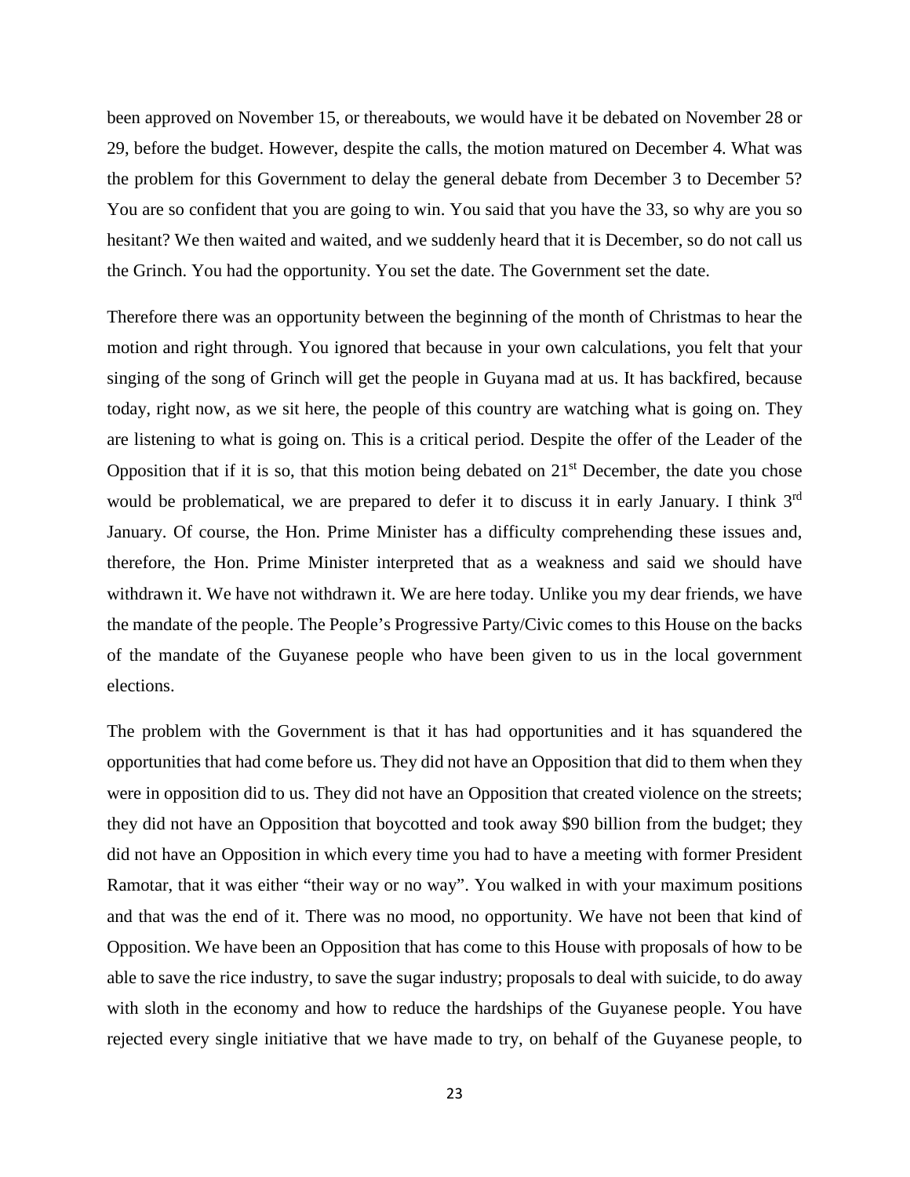been approved on November 15, or thereabouts, we would have it be debated on November 28 or 29, before the budget. However, despite the calls, the motion matured on December 4. What was the problem for this Government to delay the general debate from December 3 to December 5? You are so confident that you are going to win. You said that you have the 33, so why are you so hesitant? We then waited and waited, and we suddenly heard that it is December, so do not call us the Grinch. You had the opportunity. You set the date. The Government set the date.

Therefore there was an opportunity between the beginning of the month of Christmas to hear the motion and right through. You ignored that because in your own calculations, you felt that your singing of the song of Grinch will get the people in Guyana mad at us. It has backfired, because today, right now, as we sit here, the people of this country are watching what is going on. They are listening to what is going on. This is a critical period. Despite the offer of the Leader of the Opposition that if it is so, that this motion being debated on 21st December, the date you chose would be problematical, we are prepared to defer it to discuss it in early January. I think 3rd January. Of course, the Hon. Prime Minister has a difficulty comprehending these issues and, therefore, the Hon. Prime Minister interpreted that as a weakness and said we should have withdrawn it. We have not withdrawn it. We are here today. Unlike you my dear friends, we have the mandate of the people. The People's Progressive Party/Civic comes to this House on the backs of the mandate of the Guyanese people who have been given to us in the local government elections.

The problem with the Government is that it has had opportunities and it has squandered the opportunities that had come before us. They did not have an Opposition that did to them when they were in opposition did to us. They did not have an Opposition that created violence on the streets; they did not have an Opposition that boycotted and took away $90 billion from the budget; they did not have an Opposition in which every time you had to have a meeting with former President Ramotar, that it was either "their way or no way". You walked in with your maximum positions and that was the end of it. There was no mood, no opportunity. We have not been that kind of Opposition. We have been an Opposition that has come to this House with proposals of how to be able to save the rice industry, to save the sugar industry; proposals to deal with suicide, to do away with sloth in the economy and how to reduce the hardships of the Guyanese people. You have rejected every single initiative that we have made to try, on behalf of the Guyanese people, to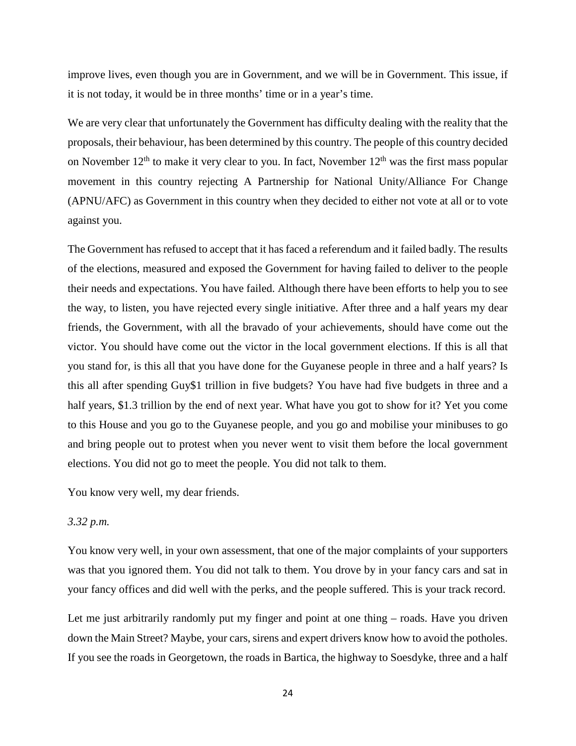improve lives, even though you are in Government, and we will be in Government. This issue, if it is not today, it would be in three months' time or in a year's time.

We are very clear that unfortunately the Government has difficulty dealing with the reality that the proposals, their behaviour, has been determined by this country. The people of this country decided on November 12th to make it very clear to you. In fact, November 12th was the first mass popular movement in this country rejecting A Partnership for National Unity/Alliance For Change (APNU/AFC) as Government in this country when they decided to either not vote at all or to vote against you.

The Government has refused to accept that it has faced a referendum and it failed badly. The results of the elections, measured and exposed the Government for having failed to deliver to the people their needs and expectations. You have failed. Although there have been efforts to help you to see the way, to listen, you have rejected every single initiative. After three and a half years my dear friends, the Government, with all the bravado of your achievements, should have come out the victor. You should have come out the victor in the local government elections. If this is all that you stand for, is this all that you have done for the Guyanese people in three and a half years? Is this all after spending Guy$1 trillion in five budgets? You have had five budgets in three and a half years, $1.3 trillion by the end of next year. What have you got to show for it? Yet you come to this House and you go to the Guyanese people, and you go and mobilise your minibuses to go and bring people out to protest when you never went to visit them before the local government elections. You did not go to meet the people. You did not talk to them.

You know very well, my dear friends.

*3.32 p.m.*

You know very well, in your own assessment, that one of the major complaints of your supporters was that you ignored them. You did not talk to them. You drove by in your fancy cars and sat in your fancy offices and did well with the perks, and the people suffered. This is your track record.

Let me just arbitrarily randomly put my finger and point at one thing – roads. Have you driven down the Main Street? Maybe, your cars, sirens and expert drivers know how to avoid the potholes. If you see the roads in Georgetown, the roads in Bartica, the highway to Soesdyke, three and a half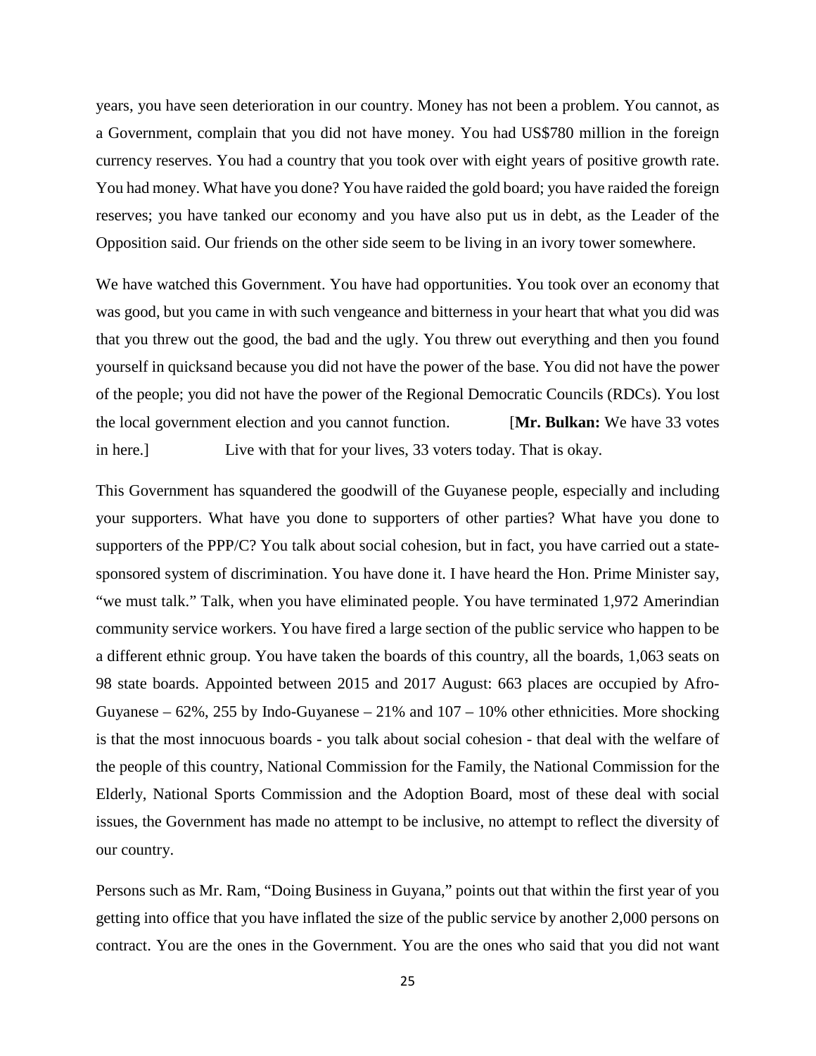years, you have seen deterioration in our country. Money has not been a problem. You cannot, as a Government, complain that you did not have money. You had US$780 million in the foreign currency reserves. You had a country that you took over with eight years of positive growth rate. You had money. What have you done? You have raided the gold board; you have raided the foreign reserves; you have tanked our economy and you have also put us in debt, as the Leader of the Opposition said. Our friends on the other side seem to be living in an ivory tower somewhere.

We have watched this Government. You have had opportunities. You took over an economy that was good, but you came in with such vengeance and bitterness in your heart that what you did was that you threw out the good, the bad and the ugly. You threw out everything and then you found yourself in quicksand because you did not have the power of the base. You did not have the power of the people; you did not have the power of the Regional Democratic Councils (RDCs). You lost the local government election and you cannot function. [**Mr. Bulkan:** We have 33 votes in here.] Live with that for your lives, 33 voters today. That is okay.

This Government has squandered the goodwill of the Guyanese people, especially and including your supporters. What have you done to supporters of other parties? What have you done to supporters of the PPP/C? You talk about social cohesion, but in fact, you have carried out a state-sponsored system of discrimination. You have done it. I have heard the Hon. Prime Minister say, "we must talk." Talk, when you have eliminated people. You have terminated 1,972 Amerindian community service workers. You have fired a large section of the public service who happen to be a different ethnic group. You have taken the boards of this country, all the boards, 1,063 seats on 98 state boards. Appointed between 2015 and 2017 August: 663 places are occupied by Afro-Guyanese – 62%, 255 by Indo-Guyanese – 21% and 107 – 10% other ethnicities. More shocking is that the most innocuous boards - you talk about social cohesion - that deal with the welfare of the people of this country, National Commission for the Family, the National Commission for the Elderly, National Sports Commission and the Adoption Board, most of these deal with social issues, the Government has made no attempt to be inclusive, no attempt to reflect the diversity of our country.

Persons such as Mr. Ram, "Doing Business in Guyana," points out that within the first year of you getting into office that you have inflated the size of the public service by another 2,000 persons on contract. You are the ones in the Government. You are the ones who said that you did not want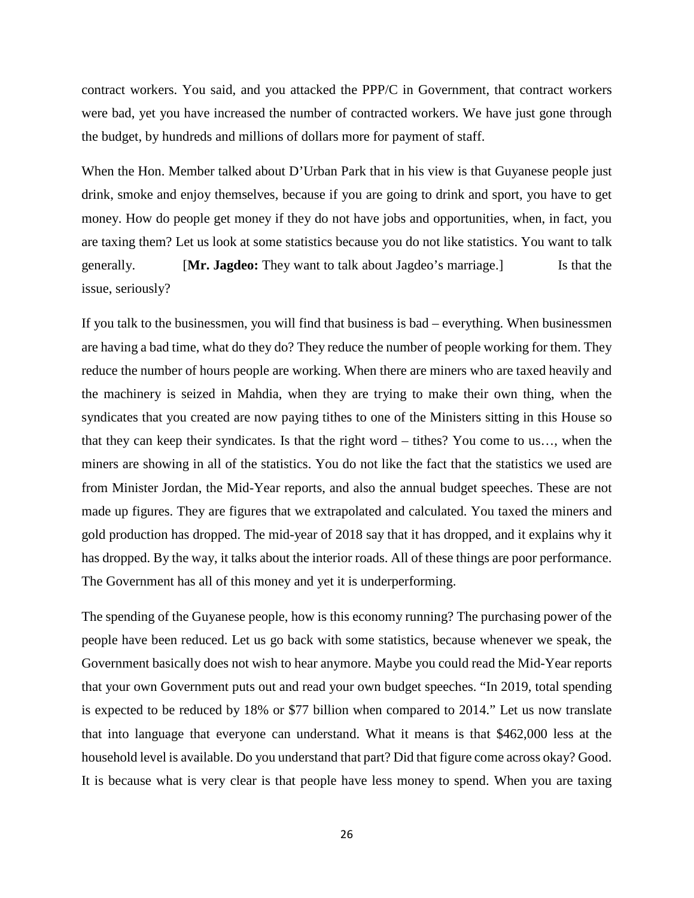contract workers. You said, and you attacked the PPP/C in Government, that contract workers were bad, yet you have increased the number of contracted workers. We have just gone through the budget, by hundreds and millions of dollars more for payment of staff.

When the Hon. Member talked about D'Urban Park that in his view is that Guyanese people just drink, smoke and enjoy themselves, because if you are going to drink and sport, you have to get money. How do people get money if they do not have jobs and opportunities, when, in fact, you are taxing them? Let us look at some statistics because you do not like statistics. You want to talk generally. [**Mr. Jagdeo:** They want to talk about Jagdeo's marriage.] Is that the issue, seriously?

If you talk to the businessmen, you will find that business is bad – everything. When businessmen are having a bad time, what do they do? They reduce the number of people working for them. They reduce the number of hours people are working. When there are miners who are taxed heavily and the machinery is seized in Mahdia, when they are trying to make their own thing, when the syndicates that you created are now paying tithes to one of the Ministers sitting in this House so that they can keep their syndicates. Is that the right word – tithes? You come to us…, when the miners are showing in all of the statistics. You do not like the fact that the statistics we used are from Minister Jordan, the Mid-Year reports, and also the annual budget speeches. These are not made up figures. They are figures that we extrapolated and calculated. You taxed the miners and gold production has dropped. The mid-year of 2018 say that it has dropped, and it explains why it has dropped. By the way, it talks about the interior roads. All of these things are poor performance. The Government has all of this money and yet it is underperforming.

The spending of the Guyanese people, how is this economy running? The purchasing power of the people have been reduced. Let us go back with some statistics, because whenever we speak, the Government basically does not wish to hear anymore. Maybe you could read the Mid-Year reports that your own Government puts out and read your own budget speeches. "In 2019, total spending is expected to be reduced by 18% or $77 billion when compared to 2014." Let us now translate that into language that everyone can understand. What it means is that $462,000 less at the household level is available. Do you understand that part? Did that figure come across okay? Good. It is because what is very clear is that people have less money to spend. When you are taxing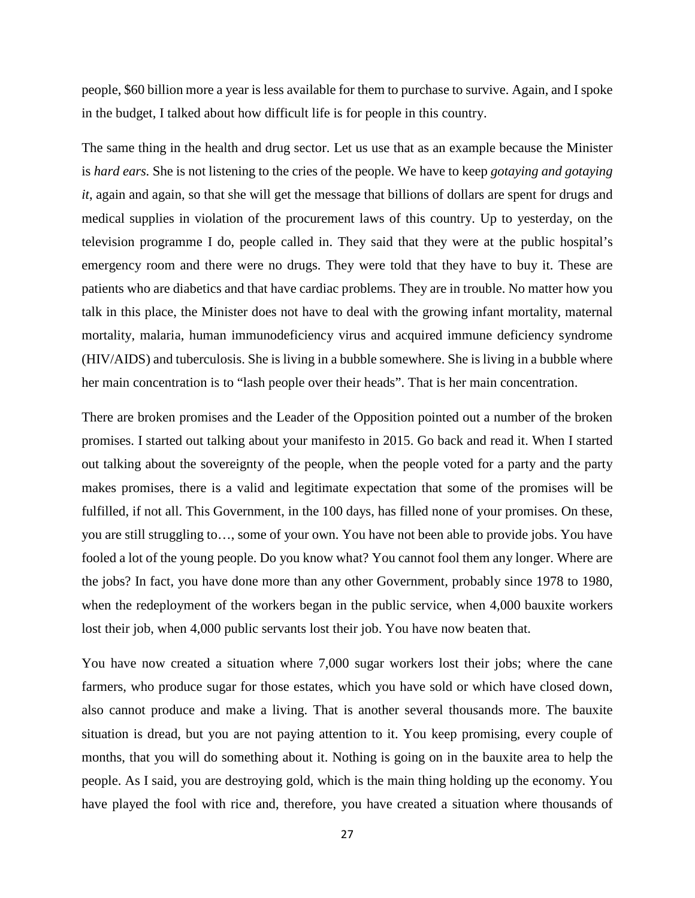people, $60 billion more a year is less available for them to purchase to survive. Again, and I spoke in the budget, I talked about how difficult life is for people in this country.

The same thing in the health and drug sector. Let us use that as an example because the Minister is *hard ears.* She is not listening to the cries of the people. We have to keep *gotaying and gotaying it*, again and again, so that she will get the message that billions of dollars are spent for drugs and medical supplies in violation of the procurement laws of this country. Up to yesterday, on the television programme I do, people called in. They said that they were at the public hospital's emergency room and there were no drugs. They were told that they have to buy it. These are patients who are diabetics and that have cardiac problems. They are in trouble. No matter how you talk in this place, the Minister does not have to deal with the growing infant mortality, maternal mortality, malaria, human immunodeficiency virus and acquired immune deficiency syndrome (HIV/AIDS) and tuberculosis. She is living in a bubble somewhere. She is living in a bubble where her main concentration is to "lash people over their heads". That is her main concentration.

There are broken promises and the Leader of the Opposition pointed out a number of the broken promises. I started out talking about your manifesto in 2015. Go back and read it. When I started out talking about the sovereignty of the people, when the people voted for a party and the party makes promises, there is a valid and legitimate expectation that some of the promises will be fulfilled, if not all. This Government, in the 100 days, has filled none of your promises. On these, you are still struggling to…, some of your own. You have not been able to provide jobs. You have fooled a lot of the young people. Do you know what? You cannot fool them any longer. Where are the jobs? In fact, you have done more than any other Government, probably since 1978 to 1980, when the redeployment of the workers began in the public service, when 4,000 bauxite workers lost their job, when 4,000 public servants lost their job. You have now beaten that.

You have now created a situation where 7,000 sugar workers lost their jobs; where the cane farmers, who produce sugar for those estates, which you have sold or which have closed down, also cannot produce and make a living. That is another several thousands more. The bauxite situation is dread, but you are not paying attention to it. You keep promising, every couple of months, that you will do something about it. Nothing is going on in the bauxite area to help the people. As I said, you are destroying gold, which is the main thing holding up the economy. You have played the fool with rice and, therefore, you have created a situation where thousands of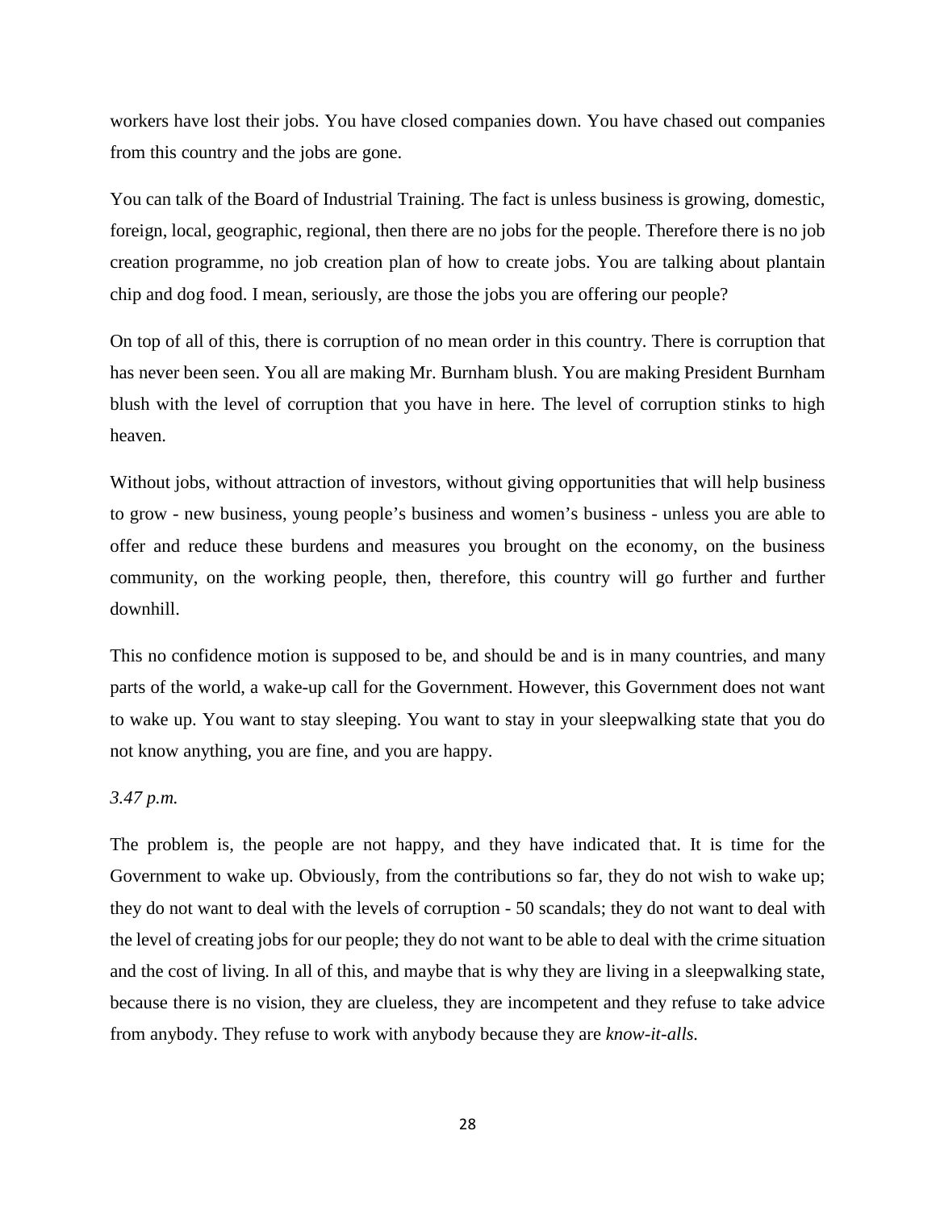workers have lost their jobs. You have closed companies down. You have chased out companies from this country and the jobs are gone.

You can talk of the Board of Industrial Training. The fact is unless business is growing, domestic, foreign, local, geographic, regional, then there are no jobs for the people. Therefore there is no job creation programme, no job creation plan of how to create jobs. You are talking about plantain chip and dog food. I mean, seriously, are those the jobs you are offering our people?

On top of all of this, there is corruption of no mean order in this country. There is corruption that has never been seen. You all are making Mr. Burnham blush. You are making President Burnham blush with the level of corruption that you have in here. The level of corruption stinks to high heaven.

Without jobs, without attraction of investors, without giving opportunities that will help business to grow - new business, young people's business and women's business - unless you are able to offer and reduce these burdens and measures you brought on the economy, on the business community, on the working people, then, therefore, this country will go further and further downhill.

This no confidence motion is supposed to be, and should be and is in many countries, and many parts of the world, a wake-up call for the Government. However, this Government does not want to wake up. You want to stay sleeping. You want to stay in your sleepwalking state that you do not know anything, you are fine, and you are happy.

*3.47 p.m.*

The problem is, the people are not happy, and they have indicated that. It is time for the Government to wake up. Obviously, from the contributions so far, they do not wish to wake up; they do not want to deal with the levels of corruption - 50 scandals; they do not want to deal with the level of creating jobs for our people; they do not want to be able to deal with the crime situation and the cost of living. In all of this, and maybe that is why they are living in a sleepwalking state, because there is no vision, they are clueless, they are incompetent and they refuse to take advice from anybody. They refuse to work with anybody because they are *know-it-alls.*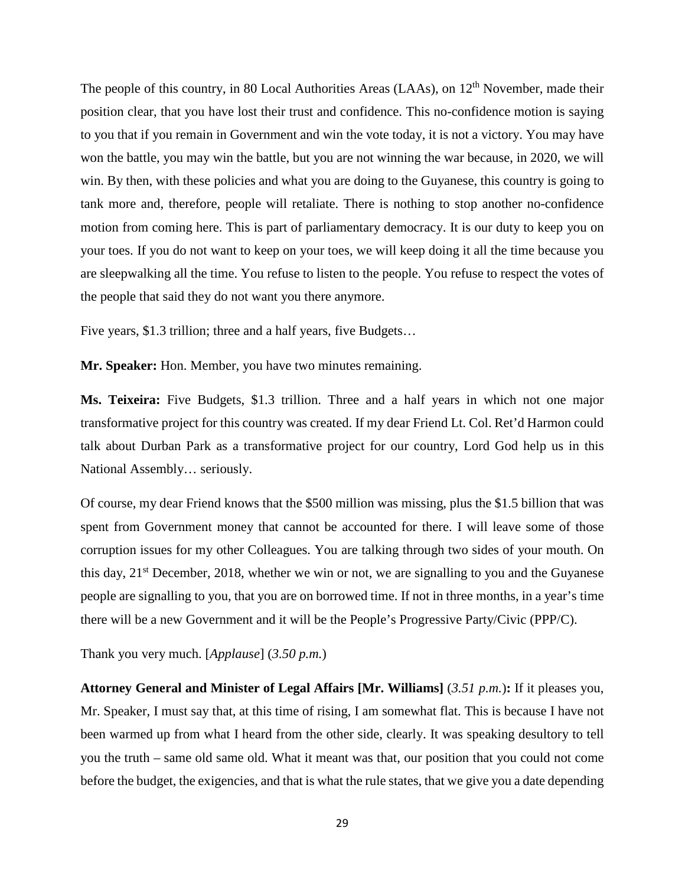The people of this country, in 80 Local Authorities Areas (LAAs), on 12th November, made their position clear, that you have lost their trust and confidence. This no-confidence motion is saying to you that if you remain in Government and win the vote today, it is not a victory. You may have won the battle, you may win the battle, but you are not winning the war because, in 2020, we will win. By then, with these policies and what you are doing to the Guyanese, this country is going to tank more and, therefore, people will retaliate. There is nothing to stop another no-confidence motion from coming here. This is part of parliamentary democracy. It is our duty to keep you on your toes. If you do not want to keep on your toes, we will keep doing it all the time because you are sleepwalking all the time. You refuse to listen to the people. You refuse to respect the votes of the people that said they do not want you there anymore.

Five years, $1.3 trillion; three and a half years, five Budgets…

**Mr. Speaker:** Hon. Member, you have two minutes remaining.

**Ms. Teixeira:** Five Budgets, $1.3 trillion. Three and a half years in which not one major transformative project for this country was created. If my dear Friend Lt. Col. Ret'd Harmon could talk about Durban Park as a transformative project for our country, Lord God help us in this National Assembly… seriously.

Of course, my dear Friend knows that the $500 million was missing, plus the $1.5 billion that was spent from Government money that cannot be accounted for there. I will leave some of those corruption issues for my other Colleagues. You are talking through two sides of your mouth. On this day, 21st December, 2018, whether we win or not, we are signalling to you and the Guyanese people are signalling to you, that you are on borrowed time. If not in three months, in a year's time there will be a new Government and it will be the People's Progressive Party/Civic (PPP/C).

Thank you very much. [*Applause*] (*3.50 p.m.*)

**Attorney General and Minister of Legal Affairs [Mr. Williams]** (*3.51 p.m.*)**:** If it pleases you, Mr. Speaker, I must say that, at this time of rising, I am somewhat flat. This is because I have not been warmed up from what I heard from the other side, clearly. It was speaking desultory to tell you the truth – same old same old. What it meant was that, our position that you could not come before the budget, the exigencies, and that is what the rule states, that we give you a date depending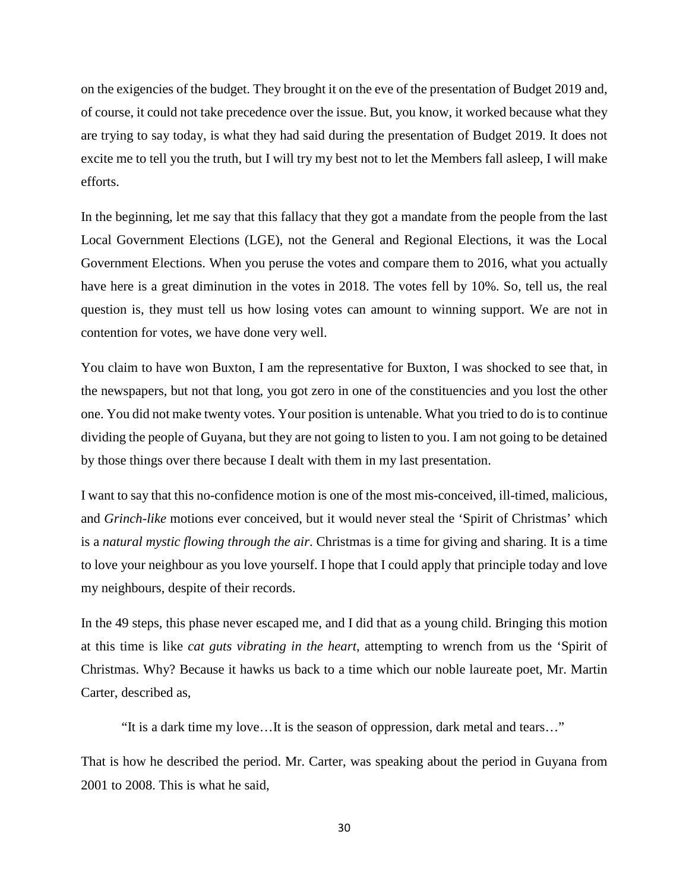on the exigencies of the budget. They brought it on the eve of the presentation of Budget 2019 and, of course, it could not take precedence over the issue. But, you know, it worked because what they are trying to say today, is what they had said during the presentation of Budget 2019. It does not excite me to tell you the truth, but I will try my best not to let the Members fall asleep, I will make efforts.

In the beginning, let me say that this fallacy that they got a mandate from the people from the last Local Government Elections (LGE), not the General and Regional Elections, it was the Local Government Elections. When you peruse the votes and compare them to 2016, what you actually have here is a great diminution in the votes in 2018. The votes fell by 10%. So, tell us, the real question is, they must tell us how losing votes can amount to winning support. We are not in contention for votes, we have done very well.

You claim to have won Buxton, I am the representative for Buxton, I was shocked to see that, in the newspapers, but not that long, you got zero in one of the constituencies and you lost the other one. You did not make twenty votes. Your position is untenable. What you tried to do is to continue dividing the people of Guyana, but they are not going to listen to you. I am not going to be detained by those things over there because I dealt with them in my last presentation.

I want to say that this no-confidence motion is one of the most mis-conceived, ill-timed, malicious, and *Grinch-like* motions ever conceived, but it would never steal the 'Spirit of Christmas' which is a *natural mystic flowing through the air*. Christmas is a time for giving and sharing. It is a time to love your neighbour as you love yourself. I hope that I could apply that principle today and love my neighbours, despite of their records.

In the 49 steps, this phase never escaped me, and I did that as a young child. Bringing this motion at this time is like *cat guts vibrating in the heart*, attempting to wrench from us the 'Spirit of Christmas. Why? Because it hawks us back to a time which our noble laureate poet, Mr. Martin Carter, described as,

> "It is a dark time my love…It is the season of oppression, dark metal and tears…"

That is how he described the period. Mr. Carter, was speaking about the period in Guyana from 2001 to 2008. This is what he said,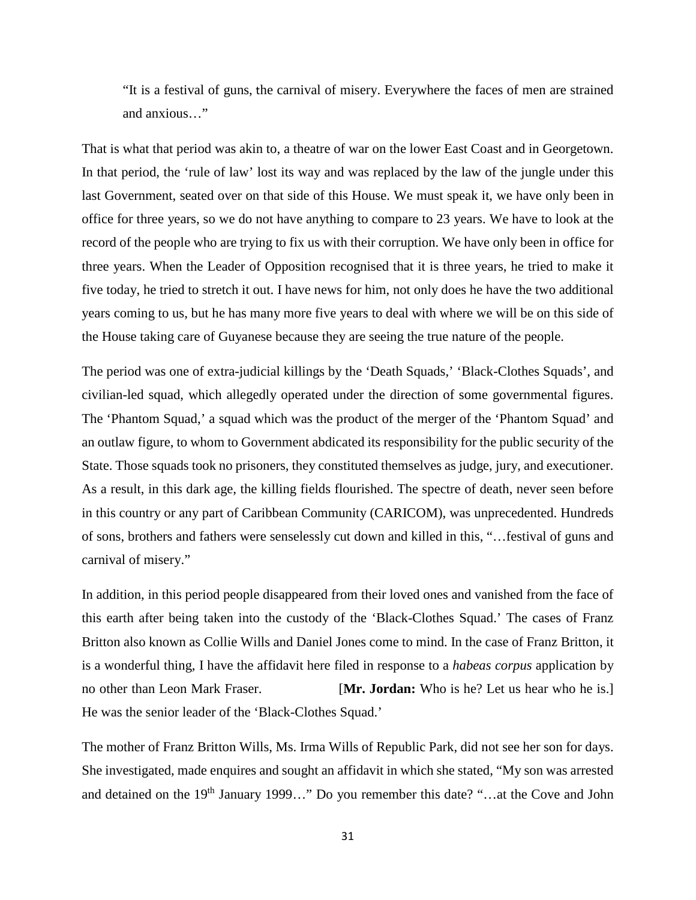> "It is a festival of guns, the carnival of misery. Everywhere the faces of men are strained and anxious…"

That is what that period was akin to, a theatre of war on the lower East Coast and in Georgetown. In that period, the 'rule of law' lost its way and was replaced by the law of the jungle under this last Government, seated over on that side of this House. We must speak it, we have only been in office for three years, so we do not have anything to compare to 23 years. We have to look at the record of the people who are trying to fix us with their corruption. We have only been in office for three years. When the Leader of Opposition recognised that it is three years, he tried to make it five today, he tried to stretch it out. I have news for him, not only does he have the two additional years coming to us, but he has many more five years to deal with where we will be on this side of the House taking care of Guyanese because they are seeing the true nature of the people.

The period was one of extra-judicial killings by the 'Death Squads,' 'Black-Clothes Squads', and civilian-led squad, which allegedly operated under the direction of some governmental figures. The 'Phantom Squad,' a squad which was the product of the merger of the 'Phantom Squad' and an outlaw figure, to whom to Government abdicated its responsibility for the public security of the State. Those squads took no prisoners, they constituted themselves as judge, jury, and executioner. As a result, in this dark age, the killing fields flourished. The spectre of death, never seen before in this country or any part of Caribbean Community (CARICOM), was unprecedented. Hundreds of sons, brothers and fathers were senselessly cut down and killed in this, "…festival of guns and carnival of misery."

In addition, in this period people disappeared from their loved ones and vanished from the face of this earth after being taken into the custody of the 'Black-Clothes Squad.' The cases of Franz Britton also known as Collie Wills and Daniel Jones come to mind. In the case of Franz Britton, it is a wonderful thing, I have the affidavit here filed in response to a *habeas corpus* application by no other than Leon Mark Fraser. [**Mr. Jordan:** Who is he? Let us hear who he is.] He was the senior leader of the 'Black-Clothes Squad.'

The mother of Franz Britton Wills, Ms. Irma Wills of Republic Park, did not see her son for days. She investigated, made enquires and sought an affidavit in which she stated, "My son was arrested and detained on the 19th January 1999…" Do you remember this date? "…at the Cove and John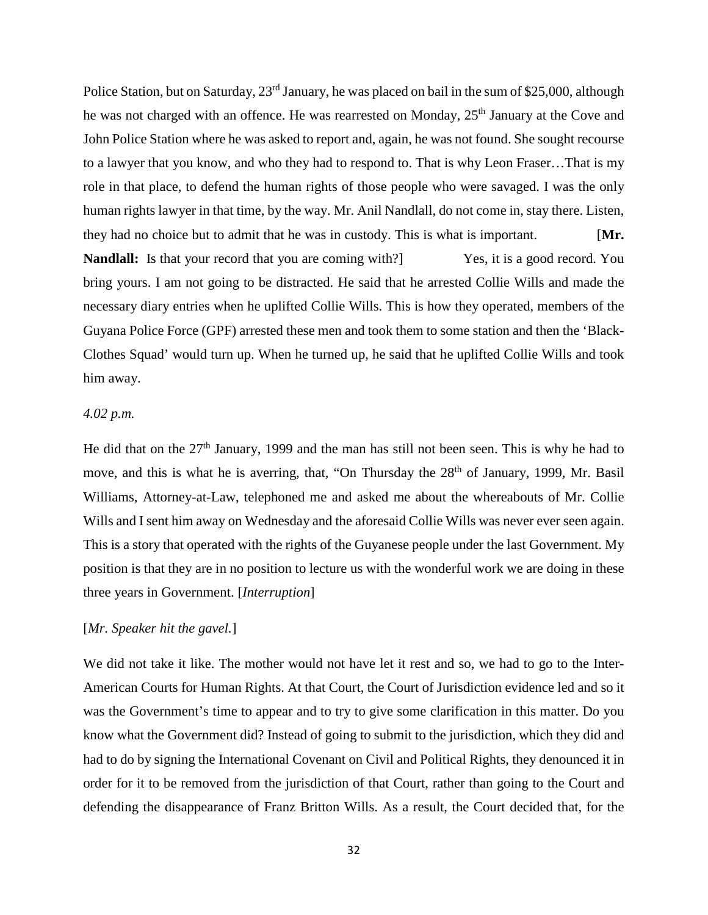Police Station, but on Saturday, 23rd January, he was placed on bail in the sum of $25,000, although he was not charged with an offence. He was rearrested on Monday, 25th January at the Cove and John Police Station where he was asked to report and, again, he was not found. She sought recourse to a lawyer that you know, and who they had to respond to. That is why Leon Fraser…That is my role in that place, to defend the human rights of those people who were savaged. I was the only human rights lawyer in that time, by the way. Mr. Anil Nandlall, do not come in, stay there. Listen, they had no choice but to admit that he was in custody. This is what is important. [**Mr. Nandlall:** Is that your record that you are coming with?] Yes, it is a good record. You bring yours. I am not going to be distracted. He said that he arrested Collie Wills and made the necessary diary entries when he uplifted Collie Wills. This is how they operated, members of the Guyana Police Force (GPF) arrested these men and took them to some station and then the 'Black-Clothes Squad' would turn up. When he turned up, he said that he uplifted Collie Wills and took him away.

*4.02 p.m.*

He did that on the 27th January, 1999 and the man has still not been seen. This is why he had to move, and this is what he is averring, that, "On Thursday the 28th of January, 1999, Mr. Basil Williams, Attorney-at-Law, telephoned me and asked me about the whereabouts of Mr. Collie Wills and I sent him away on Wednesday and the aforesaid Collie Wills was never ever seen again. This is a story that operated with the rights of the Guyanese people under the last Government. My position is that they are in no position to lecture us with the wonderful work we are doing in these three years in Government. [*Interruption*]

[*Mr. Speaker hit the gavel.*]

We did not take it like. The mother would not have let it rest and so, we had to go to the Inter-American Courts for Human Rights. At that Court, the Court of Jurisdiction evidence led and so it was the Government's time to appear and to try to give some clarification in this matter. Do you know what the Government did? Instead of going to submit to the jurisdiction, which they did and had to do by signing the International Covenant on Civil and Political Rights, they denounced it in order for it to be removed from the jurisdiction of that Court, rather than going to the Court and defending the disappearance of Franz Britton Wills. As a result, the Court decided that, for the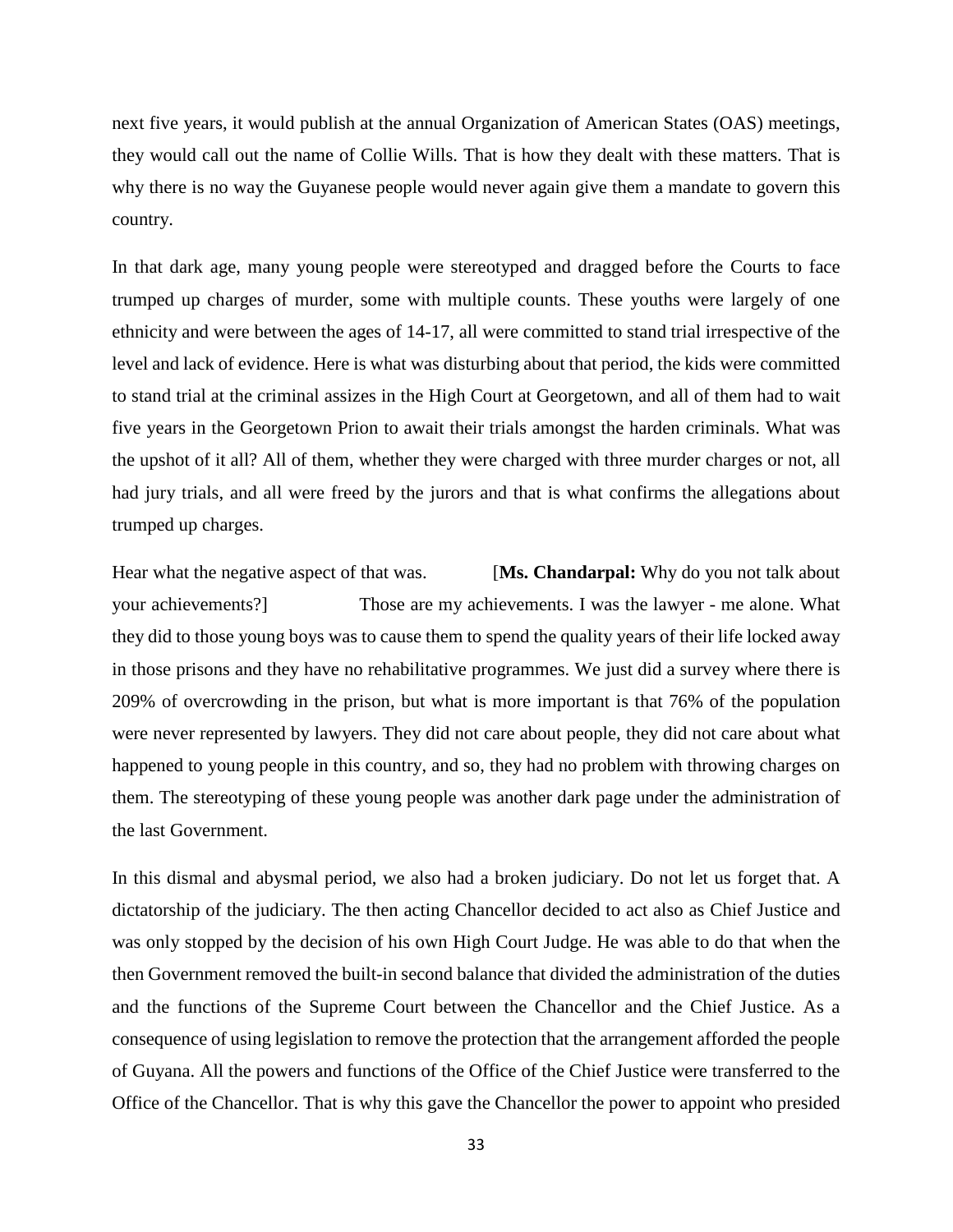next five years, it would publish at the annual Organization of American States (OAS) meetings, they would call out the name of Collie Wills. That is how they dealt with these matters. That is why there is no way the Guyanese people would never again give them a mandate to govern this country.

In that dark age, many young people were stereotyped and dragged before the Courts to face trumped up charges of murder, some with multiple counts. These youths were largely of one ethnicity and were between the ages of 14-17, all were committed to stand trial irrespective of the level and lack of evidence. Here is what was disturbing about that period, the kids were committed to stand trial at the criminal assizes in the High Court at Georgetown, and all of them had to wait five years in the Georgetown Prion to await their trials amongst the harden criminals. What was the upshot of it all? All of them, whether they were charged with three murder charges or not, all had jury trials, and all were freed by the jurors and that is what confirms the allegations about trumped up charges.

Hear what the negative aspect of that was. [**Ms. Chandarpal:** Why do you not talk about your achievements?] Those are my achievements. I was the lawyer - me alone. What they did to those young boys was to cause them to spend the quality years of their life locked away in those prisons and they have no rehabilitative programmes. We just did a survey where there is 209% of overcrowding in the prison, but what is more important is that 76% of the population were never represented by lawyers. They did not care about people, they did not care about what happened to young people in this country, and so, they had no problem with throwing charges on them. The stereotyping of these young people was another dark page under the administration of the last Government.

In this dismal and abysmal period, we also had a broken judiciary. Do not let us forget that. A dictatorship of the judiciary. The then acting Chancellor decided to act also as Chief Justice and was only stopped by the decision of his own High Court Judge. He was able to do that when the then Government removed the built-in second balance that divided the administration of the duties and the functions of the Supreme Court between the Chancellor and the Chief Justice. As a consequence of using legislation to remove the protection that the arrangement afforded the people of Guyana. All the powers and functions of the Office of the Chief Justice were transferred to the Office of the Chancellor. That is why this gave the Chancellor the power to appoint who presided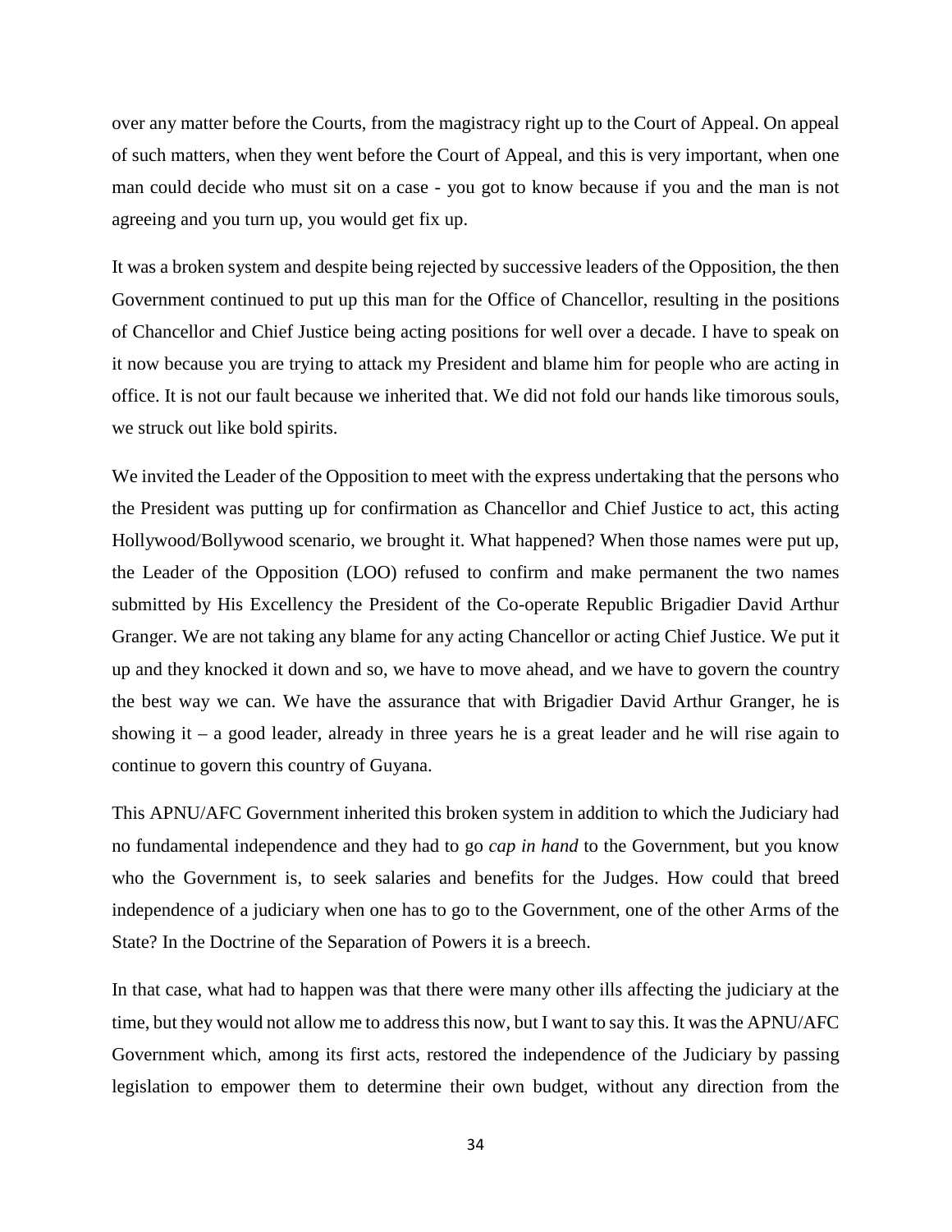over any matter before the Courts, from the magistracy right up to the Court of Appeal. On appeal of such matters, when they went before the Court of Appeal, and this is very important, when one man could decide who must sit on a case - you got to know because if you and the man is not agreeing and you turn up, you would get fix up.

It was a broken system and despite being rejected by successive leaders of the Opposition, the then Government continued to put up this man for the Office of Chancellor, resulting in the positions of Chancellor and Chief Justice being acting positions for well over a decade. I have to speak on it now because you are trying to attack my President and blame him for people who are acting in office. It is not our fault because we inherited that. We did not fold our hands like timorous souls, we struck out like bold spirits.

We invited the Leader of the Opposition to meet with the express undertaking that the persons who the President was putting up for confirmation as Chancellor and Chief Justice to act, this acting Hollywood/Bollywood scenario, we brought it. What happened? When those names were put up, the Leader of the Opposition (LOO) refused to confirm and make permanent the two names submitted by His Excellency the President of the Co-operate Republic Brigadier David Arthur Granger. We are not taking any blame for any acting Chancellor or acting Chief Justice. We put it up and they knocked it down and so, we have to move ahead, and we have to govern the country the best way we can. We have the assurance that with Brigadier David Arthur Granger, he is showing it – a good leader, already in three years he is a great leader and he will rise again to continue to govern this country of Guyana.

This APNU/AFC Government inherited this broken system in addition to which the Judiciary had no fundamental independence and they had to go *cap in hand* to the Government, but you know who the Government is, to seek salaries and benefits for the Judges. How could that breed independence of a judiciary when one has to go to the Government, one of the other Arms of the State? In the Doctrine of the Separation of Powers it is a breech.

In that case, what had to happen was that there were many other ills affecting the judiciary at the time, but they would not allow me to address this now, but I want to say this. It was the APNU/AFC Government which, among its first acts, restored the independence of the Judiciary by passing legislation to empower them to determine their own budget, without any direction from the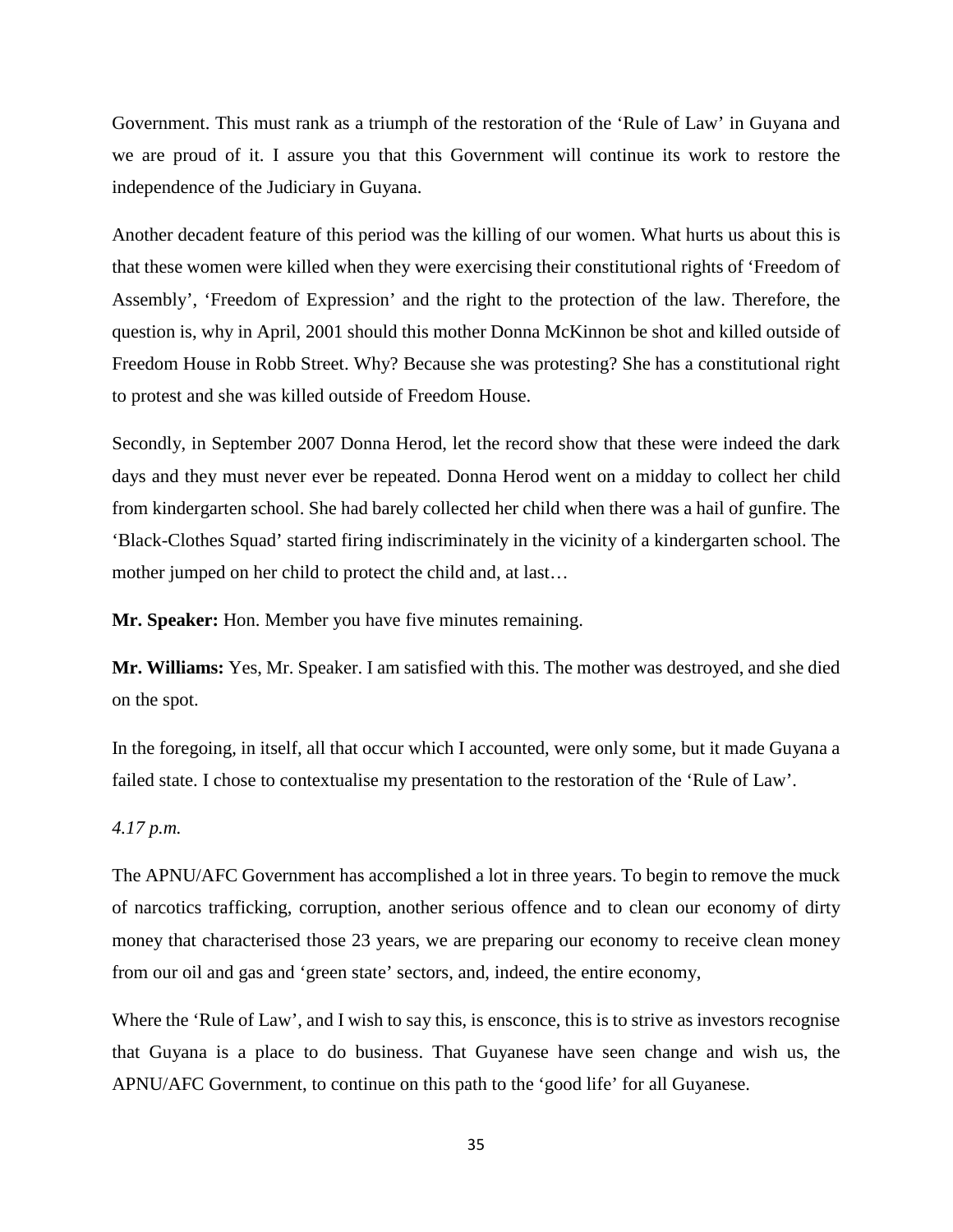Government. This must rank as a triumph of the restoration of the 'Rule of Law' in Guyana and we are proud of it. I assure you that this Government will continue its work to restore the independence of the Judiciary in Guyana.

Another decadent feature of this period was the killing of our women. What hurts us about this is that these women were killed when they were exercising their constitutional rights of 'Freedom of Assembly', 'Freedom of Expression' and the right to the protection of the law. Therefore, the question is, why in April, 2001 should this mother Donna McKinnon be shot and killed outside of Freedom House in Robb Street. Why? Because she was protesting? She has a constitutional right to protest and she was killed outside of Freedom House.

Secondly, in September 2007 Donna Herod, let the record show that these were indeed the dark days and they must never ever be repeated. Donna Herod went on a midday to collect her child from kindergarten school. She had barely collected her child when there was a hail of gunfire. The 'Black-Clothes Squad' started firing indiscriminately in the vicinity of a kindergarten school. The mother jumped on her child to protect the child and, at last…

**Mr. Speaker:** Hon. Member you have five minutes remaining.

**Mr. Williams:** Yes, Mr. Speaker. I am satisfied with this. The mother was destroyed, and she died on the spot.

In the foregoing, in itself, all that occur which I accounted, were only some, but it made Guyana a failed state. I chose to contextualise my presentation to the restoration of the 'Rule of Law'.

*4.17 p.m.*

The APNU/AFC Government has accomplished a lot in three years. To begin to remove the muck of narcotics trafficking, corruption, another serious offence and to clean our economy of dirty money that characterised those 23 years, we are preparing our economy to receive clean money from our oil and gas and 'green state' sectors, and, indeed, the entire economy,

Where the 'Rule of Law', and I wish to say this, is ensconce, this is to strive as investors recognise that Guyana is a place to do business. That Guyanese have seen change and wish us, the APNU/AFC Government, to continue on this path to the 'good life' for all Guyanese.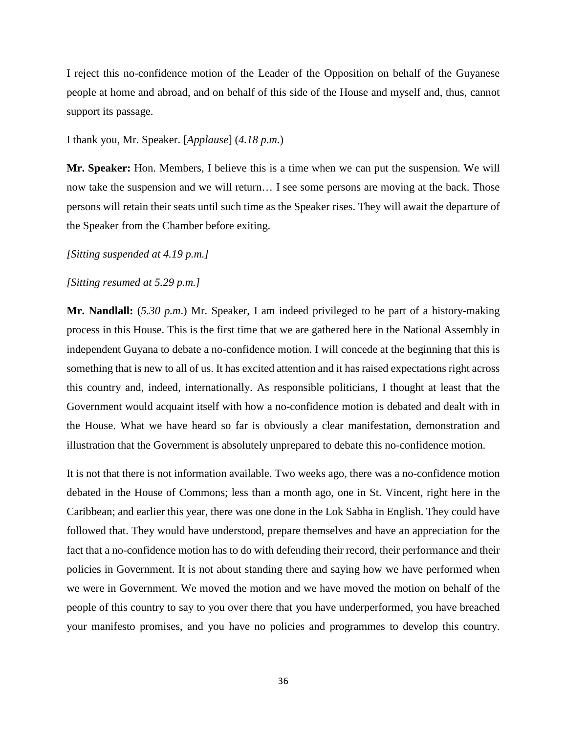I reject this no-confidence motion of the Leader of the Opposition on behalf of the Guyanese people at home and abroad, and on behalf of this side of the House and myself and, thus, cannot support its passage.

I thank you, Mr. Speaker. [*Applause*] (*4.18 p.m.*)

**Mr. Speaker:** Hon. Members, I believe this is a time when we can put the suspension. We will now take the suspension and we will return… I see some persons are moving at the back. Those persons will retain their seats until such time as the Speaker rises. They will await the departure of the Speaker from the Chamber before exiting.

*[Sitting suspended at 4.19 p.m.]*

*[Sitting resumed at 5.29 p.m.]*

**Mr. Nandlall:** (*5.30 p.m*.) Mr. Speaker, I am indeed privileged to be part of a history-making process in this House. This is the first time that we are gathered here in the National Assembly in independent Guyana to debate a no-confidence motion. I will concede at the beginning that this is something that is new to all of us. It has excited attention and it has raised expectations right across this country and, indeed, internationally. As responsible politicians, I thought at least that the Government would acquaint itself with how a no-confidence motion is debated and dealt with in the House. What we have heard so far is obviously a clear manifestation, demonstration and illustration that the Government is absolutely unprepared to debate this no-confidence motion.

It is not that there is not information available. Two weeks ago, there was a no-confidence motion debated in the House of Commons; less than a month ago, one in St. Vincent, right here in the Caribbean; and earlier this year, there was one done in the Lok Sabha in English. They could have followed that. They would have understood, prepare themselves and have an appreciation for the fact that a no-confidence motion has to do with defending their record, their performance and their policies in Government. It is not about standing there and saying how we have performed when we were in Government. We moved the motion and we have moved the motion on behalf of the people of this country to say to you over there that you have underperformed, you have breached your manifesto promises, and you have no policies and programmes to develop this country.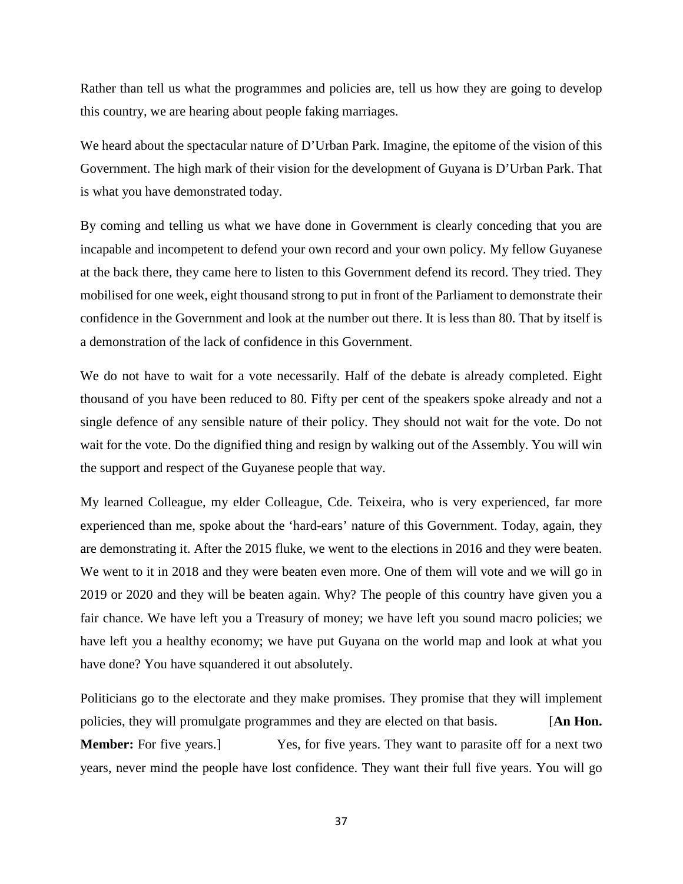Rather than tell us what the programmes and policies are, tell us how they are going to develop this country, we are hearing about people faking marriages.

We heard about the spectacular nature of D'Urban Park. Imagine, the epitome of the vision of this Government. The high mark of their vision for the development of Guyana is D'Urban Park. That is what you have demonstrated today.

By coming and telling us what we have done in Government is clearly conceding that you are incapable and incompetent to defend your own record and your own policy. My fellow Guyanese at the back there, they came here to listen to this Government defend its record. They tried. They mobilised for one week, eight thousand strong to put in front of the Parliament to demonstrate their confidence in the Government and look at the number out there. It is less than 80. That by itself is a demonstration of the lack of confidence in this Government.

We do not have to wait for a vote necessarily. Half of the debate is already completed. Eight thousand of you have been reduced to 80. Fifty per cent of the speakers spoke already and not a single defence of any sensible nature of their policy. They should not wait for the vote. Do not wait for the vote. Do the dignified thing and resign by walking out of the Assembly. You will win the support and respect of the Guyanese people that way.

My learned Colleague, my elder Colleague, Cde. Teixeira, who is very experienced, far more experienced than me, spoke about the 'hard-ears' nature of this Government. Today, again, they are demonstrating it. After the 2015 fluke, we went to the elections in 2016 and they were beaten. We went to it in 2018 and they were beaten even more. One of them will vote and we will go in 2019 or 2020 and they will be beaten again. Why? The people of this country have given you a fair chance. We have left you a Treasury of money; we have left you sound macro policies; we have left you a healthy economy; we have put Guyana on the world map and look at what you have done? You have squandered it out absolutely.

Politicians go to the electorate and they make promises. They promise that they will implement policies, they will promulgate programmes and they are elected on that basis. [**An Hon. Member:** For five years.] Yes, for five years. They want to parasite off for a next two years, never mind the people have lost confidence. They want their full five years. You will go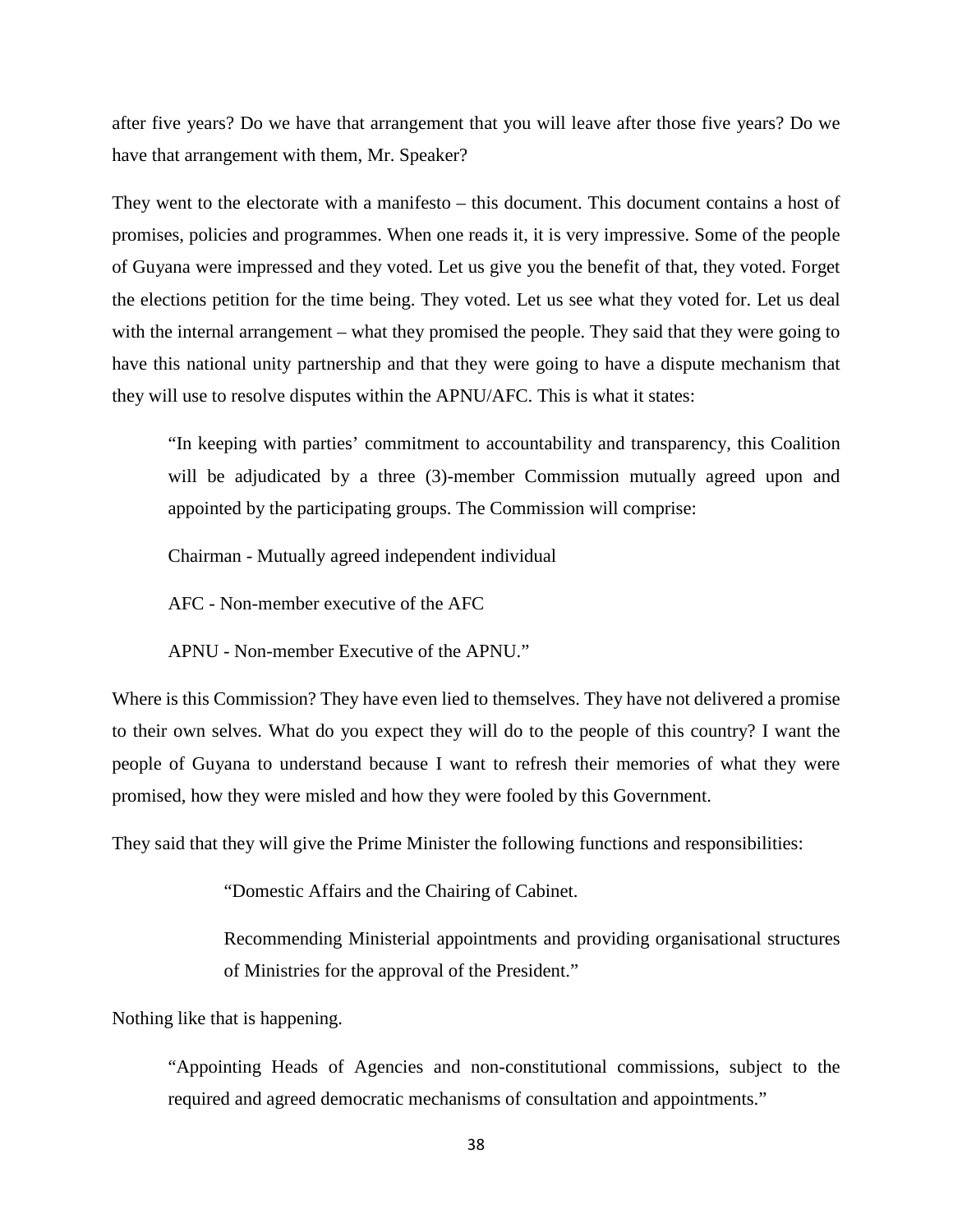after five years? Do we have that arrangement that you will leave after those five years? Do we have that arrangement with them, Mr. Speaker?

They went to the electorate with a manifesto – this document. This document contains a host of promises, policies and programmes. When one reads it, it is very impressive. Some of the people of Guyana were impressed and they voted. Let us give you the benefit of that, they voted. Forget the elections petition for the time being. They voted. Let us see what they voted for. Let us deal with the internal arrangement – what they promised the people. They said that they were going to have this national unity partnership and that they were going to have a dispute mechanism that they will use to resolve disputes within the APNU/AFC. This is what it states:

> "In keeping with parties' commitment to accountability and transparency, this Coalition will be adjudicated by a three (3)-member Commission mutually agreed upon and appointed by the participating groups. The Commission will comprise:
>
> Chairman - Mutually agreed independent individual
>
> AFC - Non-member executive of the AFC
>
> APNU - Non-member Executive of the APNU."

Where is this Commission? They have even lied to themselves. They have not delivered a promise to their own selves. What do you expect they will do to the people of this country? I want the people of Guyana to understand because I want to refresh their memories of what they were promised, how they were misled and how they were fooled by this Government.

They said that they will give the Prime Minister the following functions and responsibilities:

> "Domestic Affairs and the Chairing of Cabinet.
>
> Recommending Ministerial appointments and providing organisational structures of Ministries for the approval of the President."

Nothing like that is happening.

> "Appointing Heads of Agencies and non-constitutional commissions, subject to the required and agreed democratic mechanisms of consultation and appointments."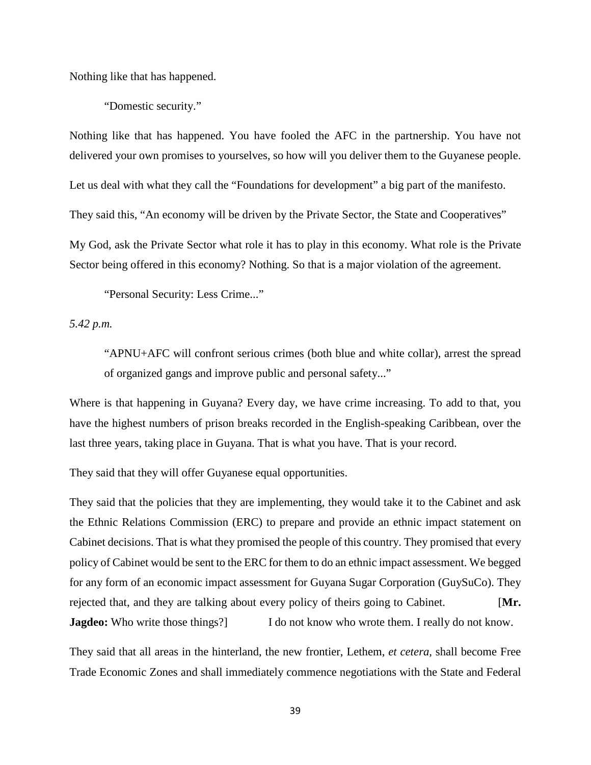Nothing like that has happened.

> "Domestic security."

Nothing like that has happened. You have fooled the AFC in the partnership. You have not delivered your own promises to yourselves, so how will you deliver them to the Guyanese people.

Let us deal with what they call the "Foundations for development" a big part of the manifesto.

They said this, "An economy will be driven by the Private Sector, the State and Cooperatives"

My God, ask the Private Sector what role it has to play in this economy. What role is the Private Sector being offered in this economy? Nothing. So that is a major violation of the agreement.

> "Personal Security: Less Crime..."

*5.42 p.m.*

> "APNU+AFC will confront serious crimes (both blue and white collar), arrest the spread of organized gangs and improve public and personal safety..."

Where is that happening in Guyana? Every day, we have crime increasing. To add to that, you have the highest numbers of prison breaks recorded in the English-speaking Caribbean, over the last three years, taking place in Guyana. That is what you have. That is your record.

They said that they will offer Guyanese equal opportunities.

They said that the policies that they are implementing, they would take it to the Cabinet and ask the Ethnic Relations Commission (ERC) to prepare and provide an ethnic impact statement on Cabinet decisions. That is what they promised the people of this country. They promised that every policy of Cabinet would be sent to the ERC for them to do an ethnic impact assessment. We begged for any form of an economic impact assessment for Guyana Sugar Corporation (GuySuCo). They rejected that, and they are talking about every policy of theirs going to Cabinet. [**Mr. Jagdeo:** Who write those things?] I do not know who wrote them. I really do not know.

They said that all areas in the hinterland, the new frontier, Lethem, *et cetera*, shall become Free Trade Economic Zones and shall immediately commence negotiations with the State and Federal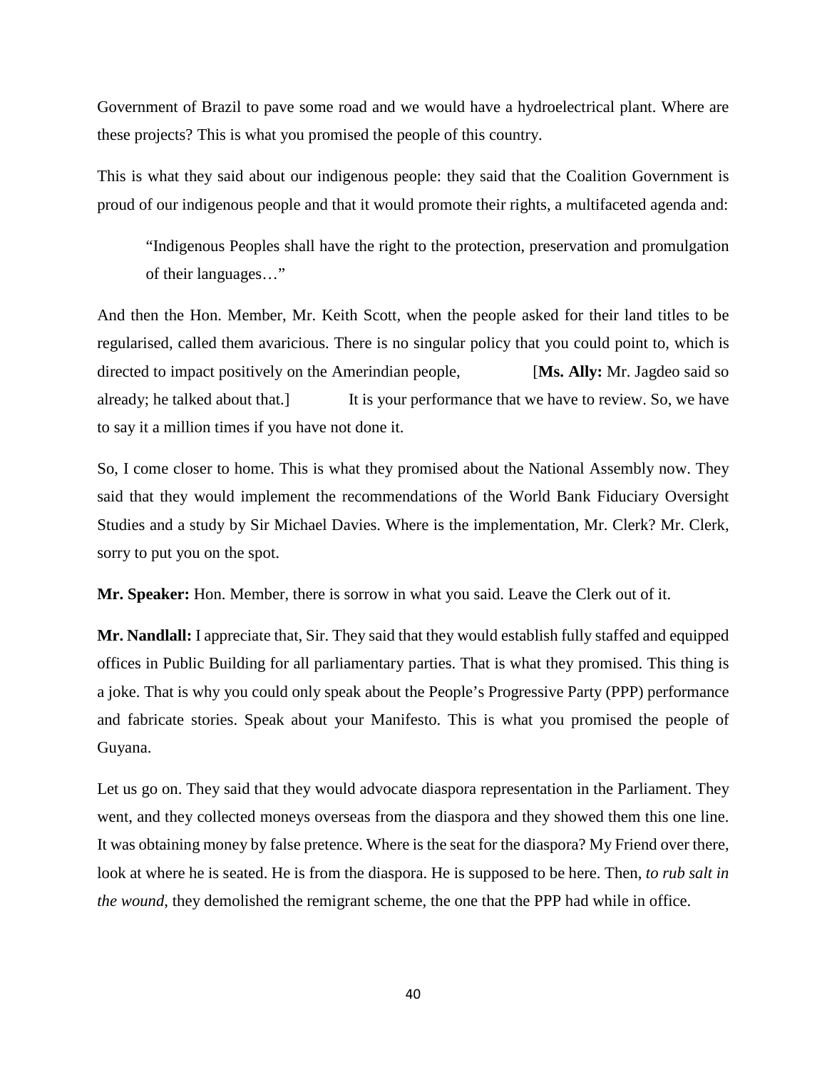Government of Brazil to pave some road and we would have a hydroelectrical plant. Where are these projects? This is what you promised the people of this country.

This is what they said about our indigenous people: they said that the Coalition Government is proud of our indigenous people and that it would promote their rights, a multifaceted agenda and:

> "Indigenous Peoples shall have the right to the protection, preservation and promulgation of their languages…"

And then the Hon. Member, Mr. Keith Scott, when the people asked for their land titles to be regularised, called them avaricious. There is no singular policy that you could point to, which is directed to impact positively on the Amerindian people, [**Ms. Ally:** Mr. Jagdeo said so already; he talked about that.] It is your performance that we have to review. So, we have to say it a million times if you have not done it.

So, I come closer to home. This is what they promised about the National Assembly now. They said that they would implement the recommendations of the World Bank Fiduciary Oversight Studies and a study by Sir Michael Davies. Where is the implementation, Mr. Clerk? Mr. Clerk, sorry to put you on the spot.

**Mr. Speaker:** Hon. Member, there is sorrow in what you said. Leave the Clerk out of it.

**Mr. Nandlall:** I appreciate that, Sir. They said that they would establish fully staffed and equipped offices in Public Building for all parliamentary parties. That is what they promised. This thing is a joke. That is why you could only speak about the People's Progressive Party (PPP) performance and fabricate stories. Speak about your Manifesto. This is what you promised the people of Guyana.

Let us go on. They said that they would advocate diaspora representation in the Parliament. They went, and they collected moneys overseas from the diaspora and they showed them this one line. It was obtaining money by false pretence. Where is the seat for the diaspora? My Friend over there, look at where he is seated. He is from the diaspora. He is supposed to be here. Then, *to rub salt in the wound*, they demolished the remigrant scheme, the one that the PPP had while in office.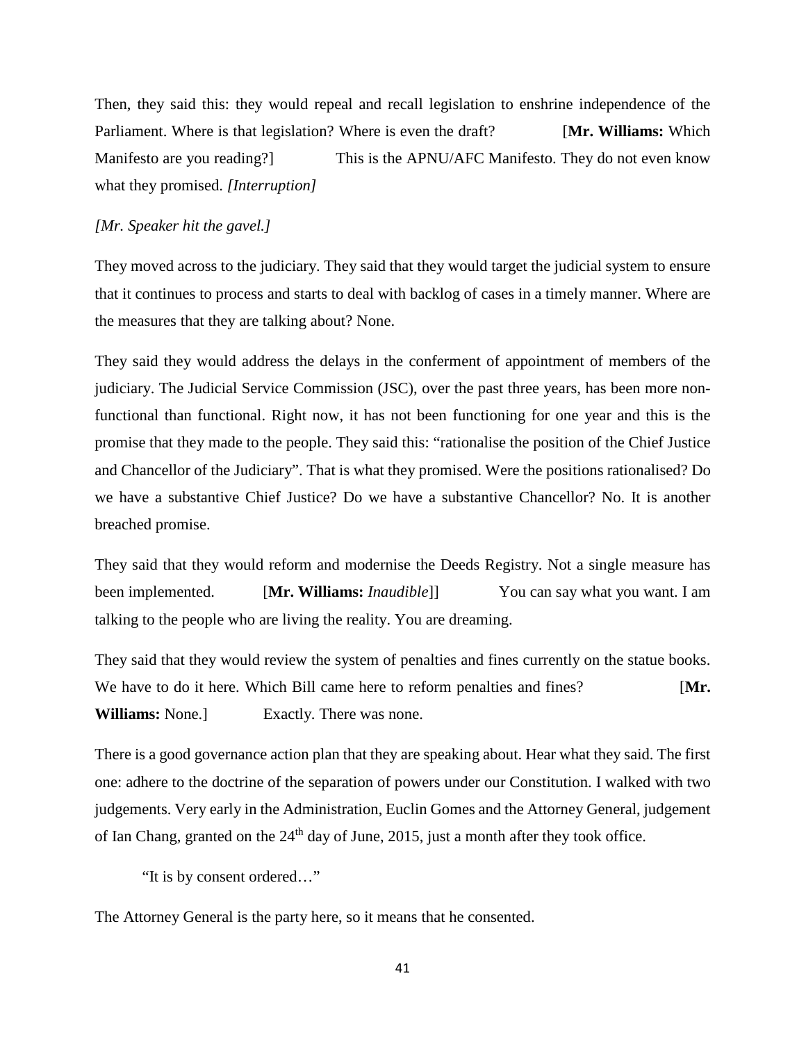Then, they said this: they would repeal and recall legislation to enshrine independence of the Parliament. Where is that legislation? Where is even the draft? [**Mr. Williams:** Which Manifesto are you reading?] This is the APNU/AFC Manifesto. They do not even know what they promised. *[Interruption]*

*[Mr. Speaker hit the gavel.]*

They moved across to the judiciary. They said that they would target the judicial system to ensure that it continues to process and starts to deal with backlog of cases in a timely manner. Where are the measures that they are talking about? None.

They said they would address the delays in the conferment of appointment of members of the judiciary. The Judicial Service Commission (JSC), over the past three years, has been more non-functional than functional. Right now, it has not been functioning for one year and this is the promise that they made to the people. They said this: "rationalise the position of the Chief Justice and Chancellor of the Judiciary". That is what they promised. Were the positions rationalised? Do we have a substantive Chief Justice? Do we have a substantive Chancellor? No. It is another breached promise.

They said that they would reform and modernise the Deeds Registry. Not a single measure has been implemented. [**Mr. Williams:** *Inaudible*]] You can say what you want. I am talking to the people who are living the reality. You are dreaming.

They said that they would review the system of penalties and fines currently on the statue books. We have to do it here. Which Bill came here to reform penalties and fines? [**Mr. Williams:** None.] Exactly. There was none.

There is a good governance action plan that they are speaking about. Hear what they said. The first one: adhere to the doctrine of the separation of powers under our Constitution. I walked with two judgements. Very early in the Administration, Euclin Gomes and the Attorney General, judgement of Ian Chang, granted on the 24th day of June, 2015, just a month after they took office.

> "It is by consent ordered…"

The Attorney General is the party here, so it means that he consented.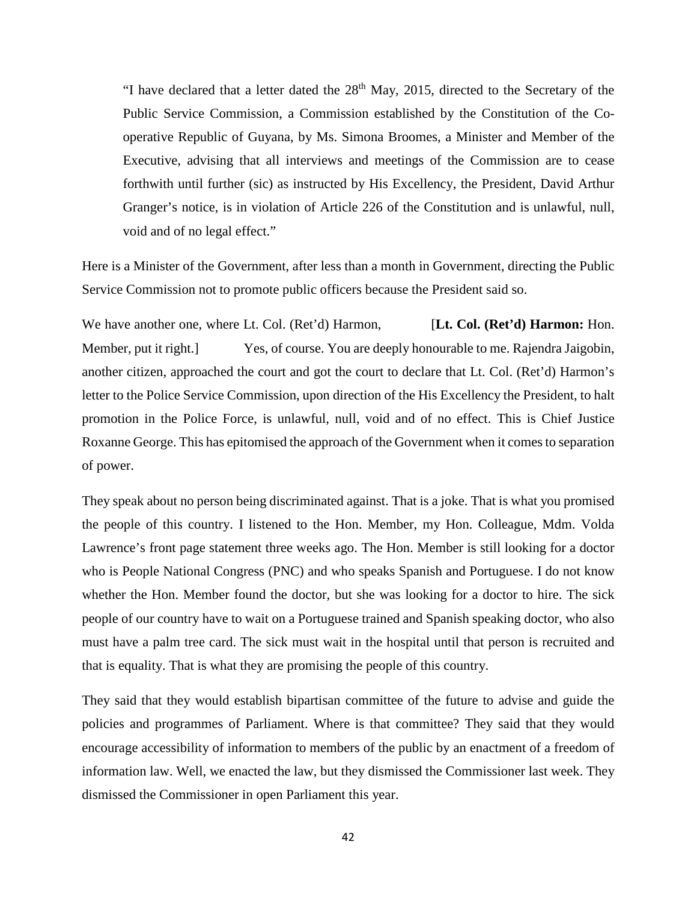> "I have declared that a letter dated the 28th May, 2015, directed to the Secretary of the Public Service Commission, a Commission established by the Constitution of the Co-operative Republic of Guyana, by Ms. Simona Broomes, a Minister and Member of the Executive, advising that all interviews and meetings of the Commission are to cease forthwith until further (sic) as instructed by His Excellency, the President, David Arthur Granger's notice, is in violation of Article 226 of the Constitution and is unlawful, null, void and of no legal effect."

Here is a Minister of the Government, after less than a month in Government, directing the Public Service Commission not to promote public officers because the President said so.

We have another one, where Lt. Col. (Ret'd) Harmon, [**Lt. Col. (Ret'd) Harmon:** Hon. Member, put it right.] Yes, of course. You are deeply honourable to me. Rajendra Jaigobin, another citizen, approached the court and got the court to declare that Lt. Col. (Ret'd) Harmon's letter to the Police Service Commission, upon direction of the His Excellency the President, to halt promotion in the Police Force, is unlawful, null, void and of no effect. This is Chief Justice Roxanne George. This has epitomised the approach of the Government when it comes to separation of power.

They speak about no person being discriminated against. That is a joke. That is what you promised the people of this country. I listened to the Hon. Member, my Hon. Colleague, Mdm. Volda Lawrence's front page statement three weeks ago. The Hon. Member is still looking for a doctor who is People National Congress (PNC) and who speaks Spanish and Portuguese. I do not know whether the Hon. Member found the doctor, but she was looking for a doctor to hire. The sick people of our country have to wait on a Portuguese trained and Spanish speaking doctor, who also must have a palm tree card. The sick must wait in the hospital until that person is recruited and that is equality. That is what they are promising the people of this country.

They said that they would establish bipartisan committee of the future to advise and guide the policies and programmes of Parliament. Where is that committee? They said that they would encourage accessibility of information to members of the public by an enactment of a freedom of information law. Well, we enacted the law, but they dismissed the Commissioner last week. They dismissed the Commissioner in open Parliament this year.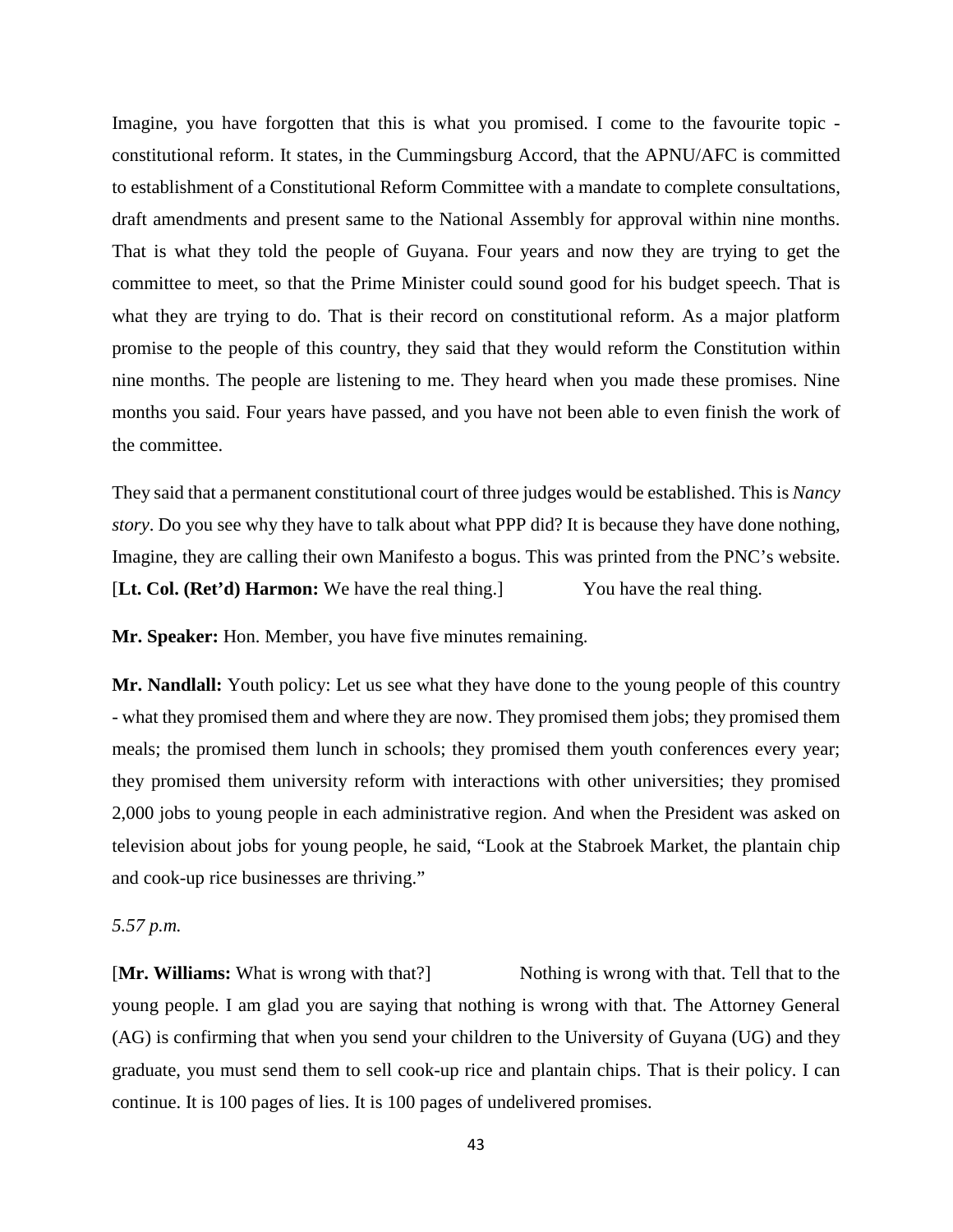Imagine, you have forgotten that this is what you promised. I come to the favourite topic - constitutional reform. It states, in the Cummingsburg Accord, that the APNU/AFC is committed to establishment of a Constitutional Reform Committee with a mandate to complete consultations, draft amendments and present same to the National Assembly for approval within nine months. That is what they told the people of Guyana. Four years and now they are trying to get the committee to meet, so that the Prime Minister could sound good for his budget speech. That is what they are trying to do. That is their record on constitutional reform. As a major platform promise to the people of this country, they said that they would reform the Constitution within nine months. The people are listening to me. They heard when you made these promises. Nine months you said. Four years have passed, and you have not been able to even finish the work of the committee.

They said that a permanent constitutional court of three judges would be established. This is *Nancy story*. Do you see why they have to talk about what PPP did? It is because they have done nothing, Imagine, they are calling their own Manifesto a bogus. This was printed from the PNC's website. [**Lt. Col. (Ret'd) Harmon:** We have the real thing.] You have the real thing.

**Mr. Speaker:** Hon. Member, you have five minutes remaining.

**Mr. Nandlall:** Youth policy: Let us see what they have done to the young people of this country - what they promised them and where they are now. They promised them jobs; they promised them meals; the promised them lunch in schools; they promised them youth conferences every year; they promised them university reform with interactions with other universities; they promised 2,000 jobs to young people in each administrative region. And when the President was asked on television about jobs for young people, he said, "Look at the Stabroek Market, the plantain chip and cook-up rice businesses are thriving."

*5.57 p.m.*

[**Mr. Williams:** What is wrong with that?] Nothing is wrong with that. Tell that to the young people. I am glad you are saying that nothing is wrong with that. The Attorney General (AG) is confirming that when you send your children to the University of Guyana (UG) and they graduate, you must send them to sell cook-up rice and plantain chips. That is their policy. I can continue. It is 100 pages of lies. It is 100 pages of undelivered promises.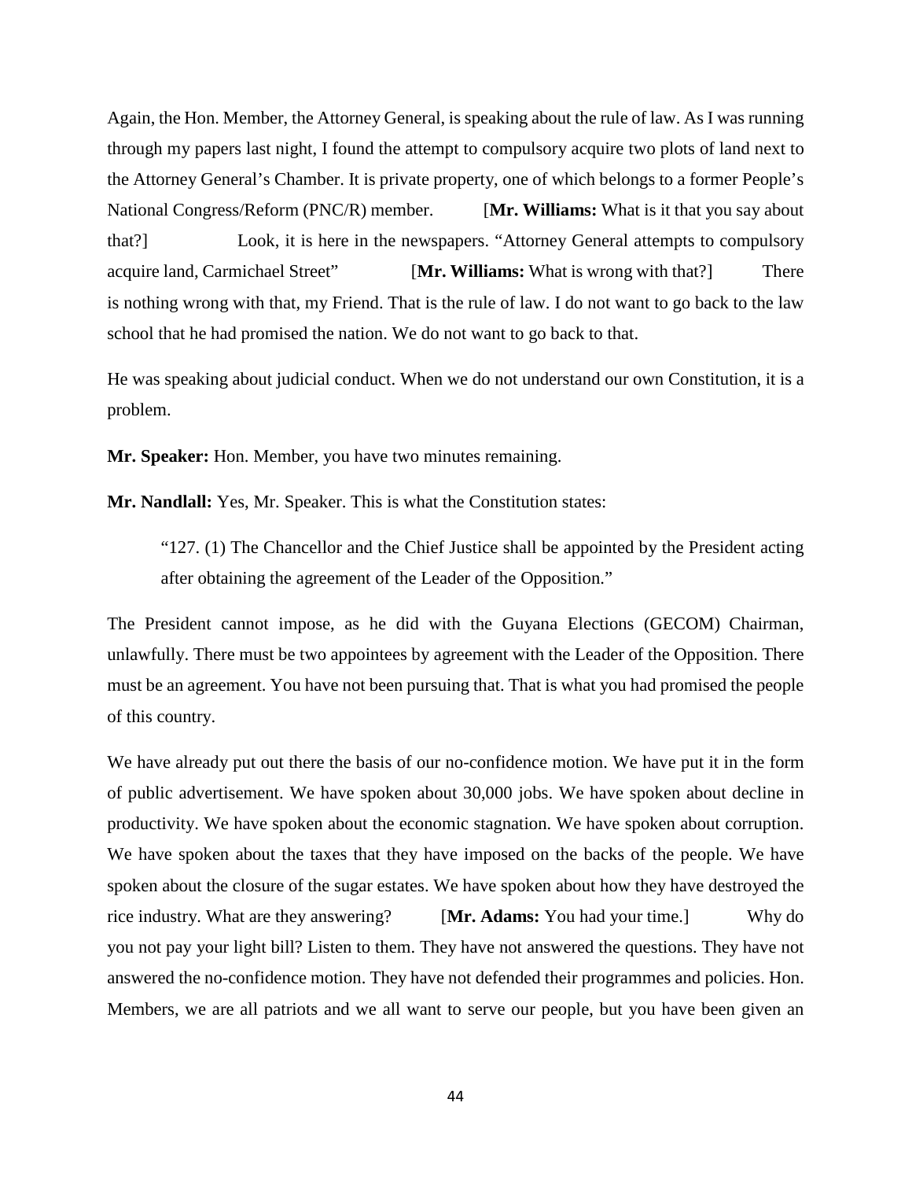Again, the Hon. Member, the Attorney General, is speaking about the rule of law. As I was running through my papers last night, I found the attempt to compulsory acquire two plots of land next to the Attorney General's Chamber. It is private property, one of which belongs to a former People's National Congress/Reform (PNC/R) member. [**Mr. Williams:** What is it that you say about that?] Look, it is here in the newspapers. "Attorney General attempts to compulsory acquire land, Carmichael Street" [**Mr. Williams:** What is wrong with that?] There is nothing wrong with that, my Friend. That is the rule of law. I do not want to go back to the law school that he had promised the nation. We do not want to go back to that.

He was speaking about judicial conduct. When we do not understand our own Constitution, it is a problem.

**Mr. Speaker:** Hon. Member, you have two minutes remaining.

**Mr. Nandlall:** Yes, Mr. Speaker. This is what the Constitution states:

> "127. (1) The Chancellor and the Chief Justice shall be appointed by the President acting after obtaining the agreement of the Leader of the Opposition."

The President cannot impose, as he did with the Guyana Elections (GECOM) Chairman, unlawfully. There must be two appointees by agreement with the Leader of the Opposition. There must be an agreement. You have not been pursuing that. That is what you had promised the people of this country.

We have already put out there the basis of our no-confidence motion. We have put it in the form of public advertisement. We have spoken about 30,000 jobs. We have spoken about decline in productivity. We have spoken about the economic stagnation. We have spoken about corruption. We have spoken about the taxes that they have imposed on the backs of the people. We have spoken about the closure of the sugar estates. We have spoken about how they have destroyed the rice industry. What are they answering? [**Mr. Adams:** You had your time.] Why do you not pay your light bill? Listen to them. They have not answered the questions. They have not answered the no-confidence motion. They have not defended their programmes and policies. Hon. Members, we are all patriots and we all want to serve our people, but you have been given an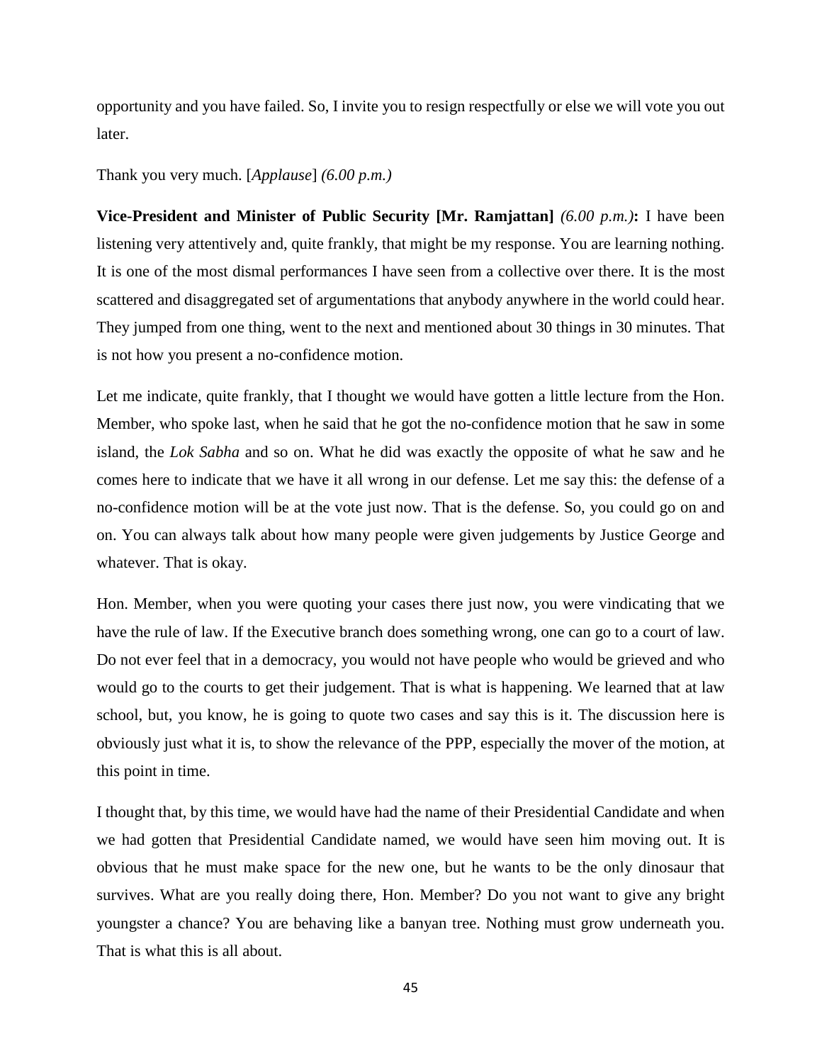opportunity and you have failed. So, I invite you to resign respectfully or else we will vote you out later.

Thank you very much. [*Applause*] *(6.00 p.m.)*

**Vice-President and Minister of Public Security [Mr. Ramjattan]** *(6.00 p.m.)***:** I have been listening very attentively and, quite frankly, that might be my response. You are learning nothing. It is one of the most dismal performances I have seen from a collective over there. It is the most scattered and disaggregated set of argumentations that anybody anywhere in the world could hear. They jumped from one thing, went to the next and mentioned about 30 things in 30 minutes. That is not how you present a no-confidence motion.

Let me indicate, quite frankly, that I thought we would have gotten a little lecture from the Hon. Member, who spoke last, when he said that he got the no-confidence motion that he saw in some island, the *Lok Sabha* and so on. What he did was exactly the opposite of what he saw and he comes here to indicate that we have it all wrong in our defense. Let me say this: the defense of a no-confidence motion will be at the vote just now. That is the defense. So, you could go on and on. You can always talk about how many people were given judgements by Justice George and whatever. That is okay.

Hon. Member, when you were quoting your cases there just now, you were vindicating that we have the rule of law. If the Executive branch does something wrong, one can go to a court of law. Do not ever feel that in a democracy, you would not have people who would be grieved and who would go to the courts to get their judgement. That is what is happening. We learned that at law school, but, you know, he is going to quote two cases and say this is it. The discussion here is obviously just what it is, to show the relevance of the PPP, especially the mover of the motion, at this point in time.

I thought that, by this time, we would have had the name of their Presidential Candidate and when we had gotten that Presidential Candidate named, we would have seen him moving out. It is obvious that he must make space for the new one, but he wants to be the only dinosaur that survives. What are you really doing there, Hon. Member? Do you not want to give any bright youngster a chance? You are behaving like a banyan tree. Nothing must grow underneath you. That is what this is all about.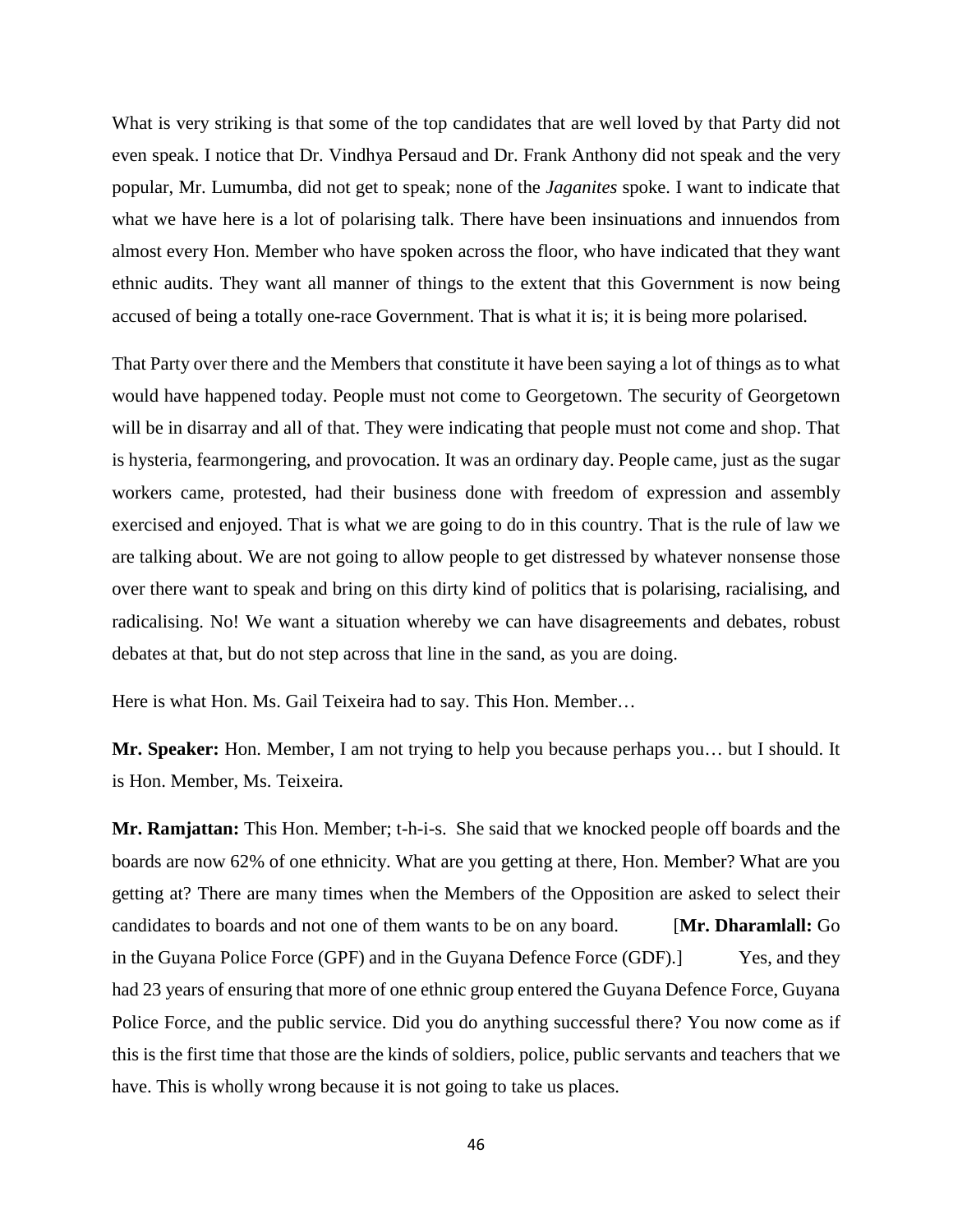What is very striking is that some of the top candidates that are well loved by that Party did not even speak. I notice that Dr. Vindhya Persaud and Dr. Frank Anthony did not speak and the very popular, Mr. Lumumba, did not get to speak; none of the *Jaganites* spoke. I want to indicate that what we have here is a lot of polarising talk. There have been insinuations and innuendos from almost every Hon. Member who have spoken across the floor, who have indicated that they want ethnic audits. They want all manner of things to the extent that this Government is now being accused of being a totally one-race Government. That is what it is; it is being more polarised.

That Party over there and the Members that constitute it have been saying a lot of things as to what would have happened today. People must not come to Georgetown. The security of Georgetown will be in disarray and all of that. They were indicating that people must not come and shop. That is hysteria, fearmongering, and provocation. It was an ordinary day. People came, just as the sugar workers came, protested, had their business done with freedom of expression and assembly exercised and enjoyed. That is what we are going to do in this country. That is the rule of law we are talking about. We are not going to allow people to get distressed by whatever nonsense those over there want to speak and bring on this dirty kind of politics that is polarising, racialising, and radicalising. No! We want a situation whereby we can have disagreements and debates, robust debates at that, but do not step across that line in the sand, as you are doing.

Here is what Hon. Ms. Gail Teixeira had to say. This Hon. Member…

**Mr. Speaker:** Hon. Member, I am not trying to help you because perhaps you… but I should. It is Hon. Member, Ms. Teixeira.

**Mr. Ramjattan:** This Hon. Member; t-h-i-s. She said that we knocked people off boards and the boards are now 62% of one ethnicity. What are you getting at there, Hon. Member? What are you getting at? There are many times when the Members of the Opposition are asked to select their candidates to boards and not one of them wants to be on any board. [**Mr. Dharamlall:** Go in the Guyana Police Force (GPF) and in the Guyana Defence Force (GDF).] Yes, and they had 23 years of ensuring that more of one ethnic group entered the Guyana Defence Force, Guyana Police Force, and the public service. Did you do anything successful there? You now come as if this is the first time that those are the kinds of soldiers, police, public servants and teachers that we have. This is wholly wrong because it is not going to take us places.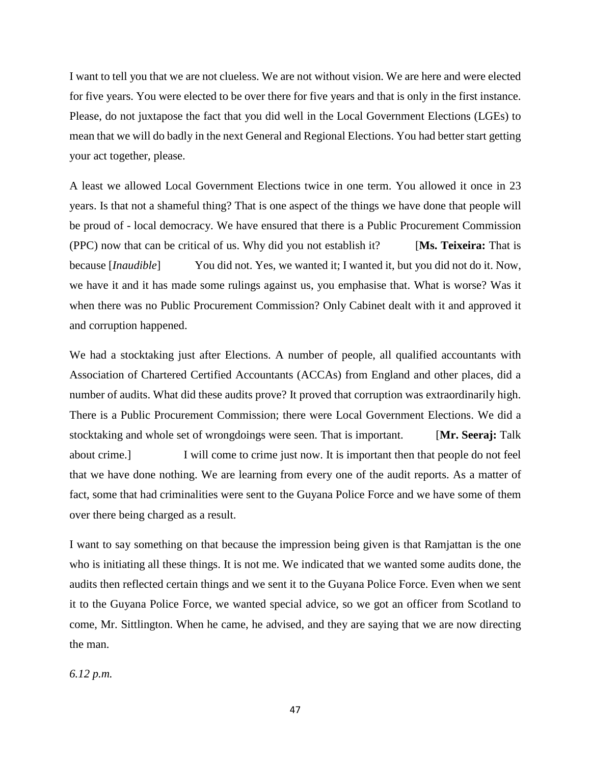I want to tell you that we are not clueless. We are not without vision. We are here and were elected for five years. You were elected to be over there for five years and that is only in the first instance. Please, do not juxtapose the fact that you did well in the Local Government Elections (LGEs) to mean that we will do badly in the next General and Regional Elections. You had better start getting your act together, please.

A least we allowed Local Government Elections twice in one term. You allowed it once in 23 years. Is that not a shameful thing? That is one aspect of the things we have done that people will be proud of - local democracy. We have ensured that there is a Public Procurement Commission (PPC) now that can be critical of us. Why did you not establish it? [**Ms. Teixeira:** That is because [*Inaudible*] You did not. Yes, we wanted it; I wanted it, but you did not do it. Now, we have it and it has made some rulings against us, you emphasise that. What is worse? Was it when there was no Public Procurement Commission? Only Cabinet dealt with it and approved it and corruption happened.

We had a stocktaking just after Elections. A number of people, all qualified accountants with Association of Chartered Certified Accountants (ACCAs) from England and other places, did a number of audits. What did these audits prove? It proved that corruption was extraordinarily high. There is a Public Procurement Commission; there were Local Government Elections. We did a stocktaking and whole set of wrongdoings were seen. That is important. [**Mr. Seeraj:** Talk about crime.] I will come to crime just now. It is important then that people do not feel that we have done nothing. We are learning from every one of the audit reports. As a matter of fact, some that had criminalities were sent to the Guyana Police Force and we have some of them over there being charged as a result.

I want to say something on that because the impression being given is that Ramjattan is the one who is initiating all these things. It is not me. We indicated that we wanted some audits done, the audits then reflected certain things and we sent it to the Guyana Police Force. Even when we sent it to the Guyana Police Force, we wanted special advice, so we got an officer from Scotland to come, Mr. Sittlington. When he came, he advised, and they are saying that we are now directing the man.

*6.12 p.m.*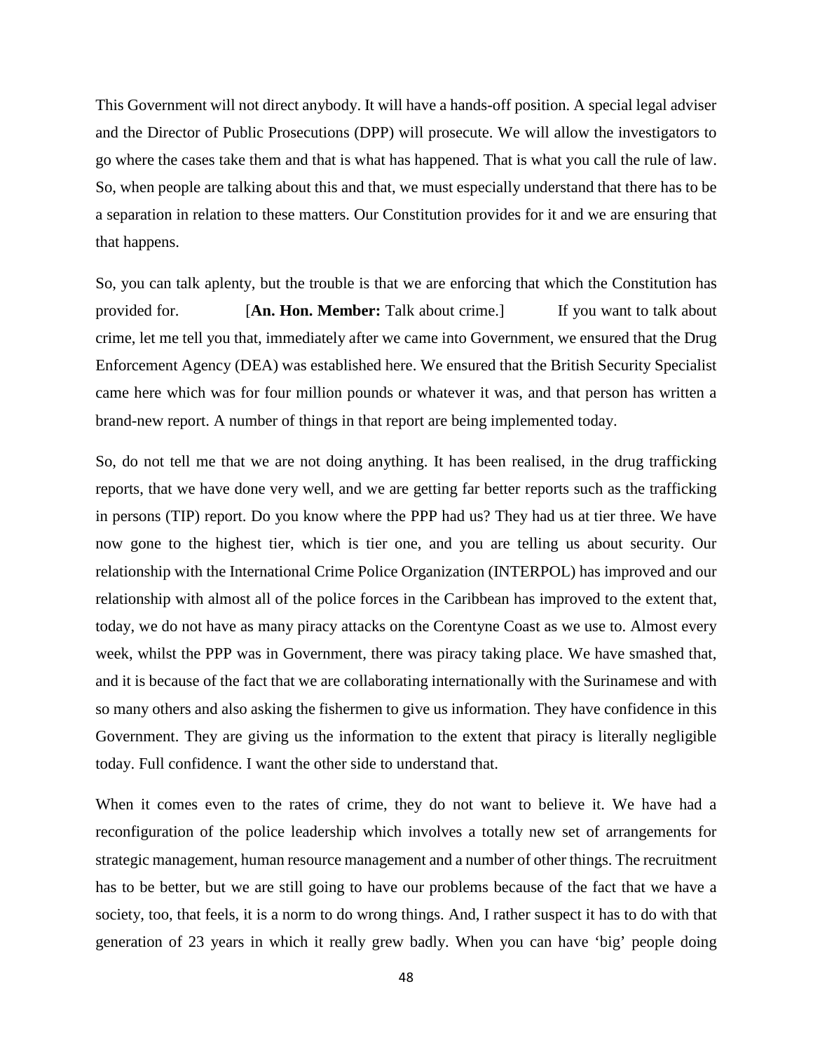This Government will not direct anybody. It will have a hands-off position. A special legal adviser and the Director of Public Prosecutions (DPP) will prosecute. We will allow the investigators to go where the cases take them and that is what has happened. That is what you call the rule of law. So, when people are talking about this and that, we must especially understand that there has to be a separation in relation to these matters. Our Constitution provides for it and we are ensuring that that happens.

So, you can talk aplenty, but the trouble is that we are enforcing that which the Constitution has provided for. [**An. Hon. Member:** Talk about crime.] If you want to talk about crime, let me tell you that, immediately after we came into Government, we ensured that the Drug Enforcement Agency (DEA) was established here. We ensured that the British Security Specialist came here which was for four million pounds or whatever it was, and that person has written a brand-new report. A number of things in that report are being implemented today.

So, do not tell me that we are not doing anything. It has been realised, in the drug trafficking reports, that we have done very well, and we are getting far better reports such as the trafficking in persons (TIP) report. Do you know where the PPP had us? They had us at tier three. We have now gone to the highest tier, which is tier one, and you are telling us about security. Our relationship with the International Crime Police Organization (INTERPOL) has improved and our relationship with almost all of the police forces in the Caribbean has improved to the extent that, today, we do not have as many piracy attacks on the Corentyne Coast as we use to. Almost every week, whilst the PPP was in Government, there was piracy taking place. We have smashed that, and it is because of the fact that we are collaborating internationally with the Surinamese and with so many others and also asking the fishermen to give us information. They have confidence in this Government. They are giving us the information to the extent that piracy is literally negligible today. Full confidence. I want the other side to understand that.

When it comes even to the rates of crime, they do not want to believe it. We have had a reconfiguration of the police leadership which involves a totally new set of arrangements for strategic management, human resource management and a number of other things. The recruitment has to be better, but we are still going to have our problems because of the fact that we have a society, too, that feels, it is a norm to do wrong things. And, I rather suspect it has to do with that generation of 23 years in which it really grew badly. When you can have 'big' people doing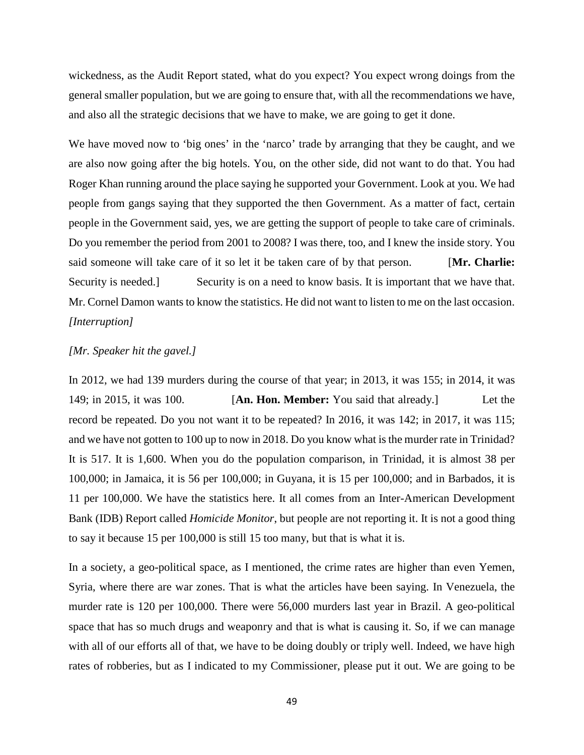wickedness, as the Audit Report stated, what do you expect? You expect wrong doings from the general smaller population, but we are going to ensure that, with all the recommendations we have, and also all the strategic decisions that we have to make, we are going to get it done.

We have moved now to 'big ones' in the 'narco' trade by arranging that they be caught, and we are also now going after the big hotels. You, on the other side, did not want to do that. You had Roger Khan running around the place saying he supported your Government. Look at you. We had people from gangs saying that they supported the then Government. As a matter of fact, certain people in the Government said, yes, we are getting the support of people to take care of criminals. Do you remember the period from 2001 to 2008? I was there, too, and I knew the inside story. You said someone will take care of it so let it be taken care of by that person. [**Mr. Charlie:** Security is needed.] Security is on a need to know basis. It is important that we have that. Mr. Cornel Damon wants to know the statistics. He did not want to listen to me on the last occasion. *[Interruption]*

*[Mr. Speaker hit the gavel.]*

In 2012, we had 139 murders during the course of that year; in 2013, it was 155; in 2014, it was 149; in 2015, it was 100. [**An. Hon. Member:** You said that already.] Let the record be repeated. Do you not want it to be repeated? In 2016, it was 142; in 2017, it was 115; and we have not gotten to 100 up to now in 2018. Do you know what is the murder rate in Trinidad? It is 517. It is 1,600. When you do the population comparison, in Trinidad, it is almost 38 per 100,000; in Jamaica, it is 56 per 100,000; in Guyana, it is 15 per 100,000; and in Barbados, it is 11 per 100,000. We have the statistics here. It all comes from an Inter-American Development Bank (IDB) Report called *Homicide Monitor*, but people are not reporting it. It is not a good thing to say it because 15 per 100,000 is still 15 too many, but that is what it is.

In a society, a geo-political space, as I mentioned, the crime rates are higher than even Yemen, Syria, where there are war zones. That is what the articles have been saying. In Venezuela, the murder rate is 120 per 100,000. There were 56,000 murders last year in Brazil. A geo-political space that has so much drugs and weaponry and that is what is causing it. So, if we can manage with all of our efforts all of that, we have to be doing doubly or triply well. Indeed, we have high rates of robberies, but as I indicated to my Commissioner, please put it out. We are going to be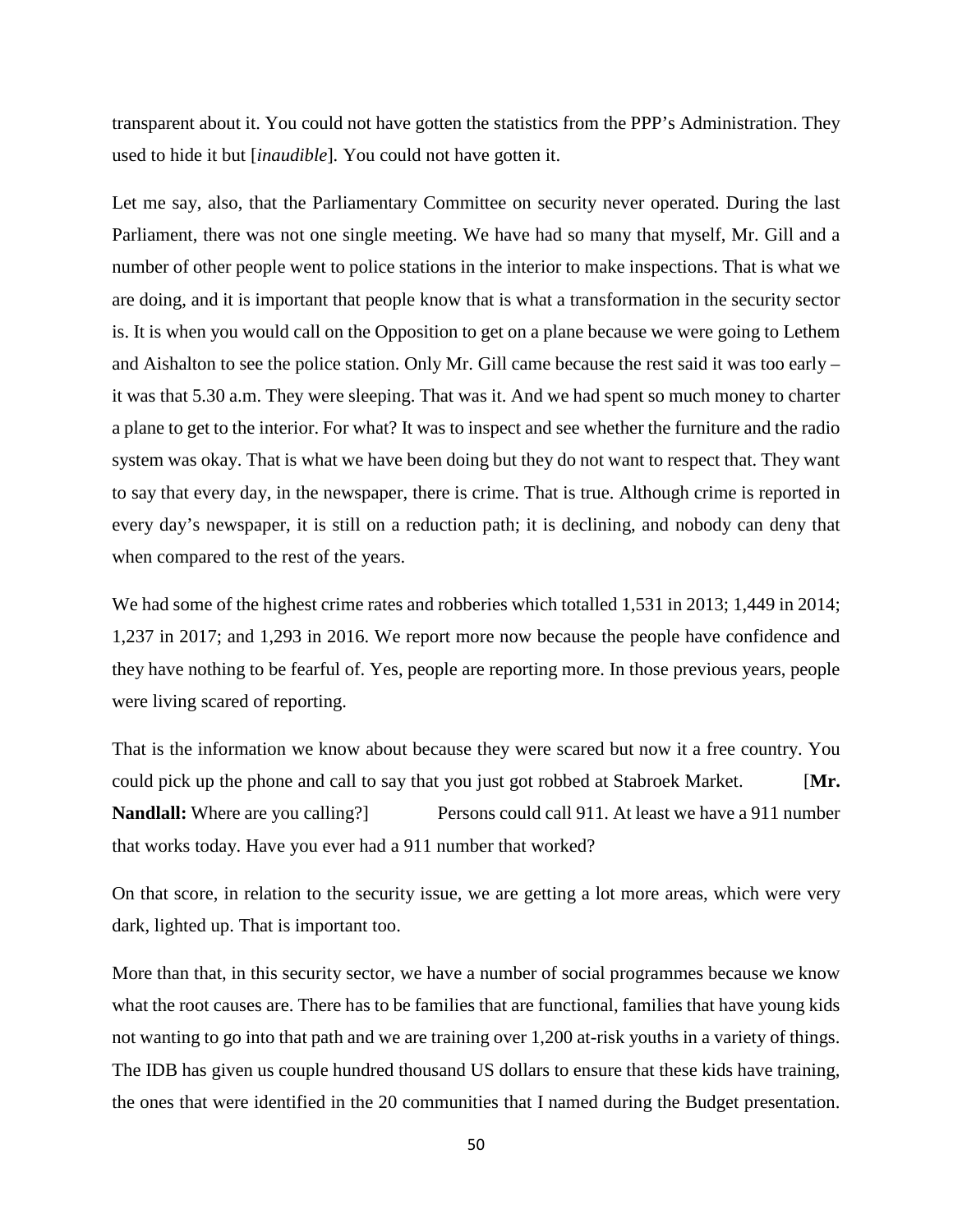transparent about it. You could not have gotten the statistics from the PPP's Administration. They used to hide it but [*inaudible*]. You could not have gotten it.

Let me say, also, that the Parliamentary Committee on security never operated. During the last Parliament, there was not one single meeting. We have had so many that myself, Mr. Gill and a number of other people went to police stations in the interior to make inspections. That is what we are doing, and it is important that people know that is what a transformation in the security sector is. It is when you would call on the Opposition to get on a plane because we were going to Lethem and Aishalton to see the police station. Only Mr. Gill came because the rest said it was too early – it was that 5.30 a.m. They were sleeping. That was it. And we had spent so much money to charter a plane to get to the interior. For what? It was to inspect and see whether the furniture and the radio system was okay. That is what we have been doing but they do not want to respect that. They want to say that every day, in the newspaper, there is crime. That is true. Although crime is reported in every day's newspaper, it is still on a reduction path; it is declining, and nobody can deny that when compared to the rest of the years.

We had some of the highest crime rates and robberies which totalled 1,531 in 2013; 1,449 in 2014; 1,237 in 2017; and 1,293 in 2016. We report more now because the people have confidence and they have nothing to be fearful of. Yes, people are reporting more. In those previous years, people were living scared of reporting.

That is the information we know about because they were scared but now it a free country. You could pick up the phone and call to say that you just got robbed at Stabroek Market. [**Mr. Nandlall:** Where are you calling?] Persons could call 911. At least we have a 911 number that works today. Have you ever had a 911 number that worked?

On that score, in relation to the security issue, we are getting a lot more areas, which were very dark, lighted up. That is important too.

More than that, in this security sector, we have a number of social programmes because we know what the root causes are. There has to be families that are functional, families that have young kids not wanting to go into that path and we are training over 1,200 at-risk youths in a variety of things. The IDB has given us couple hundred thousand US dollars to ensure that these kids have training, the ones that were identified in the 20 communities that I named during the Budget presentation.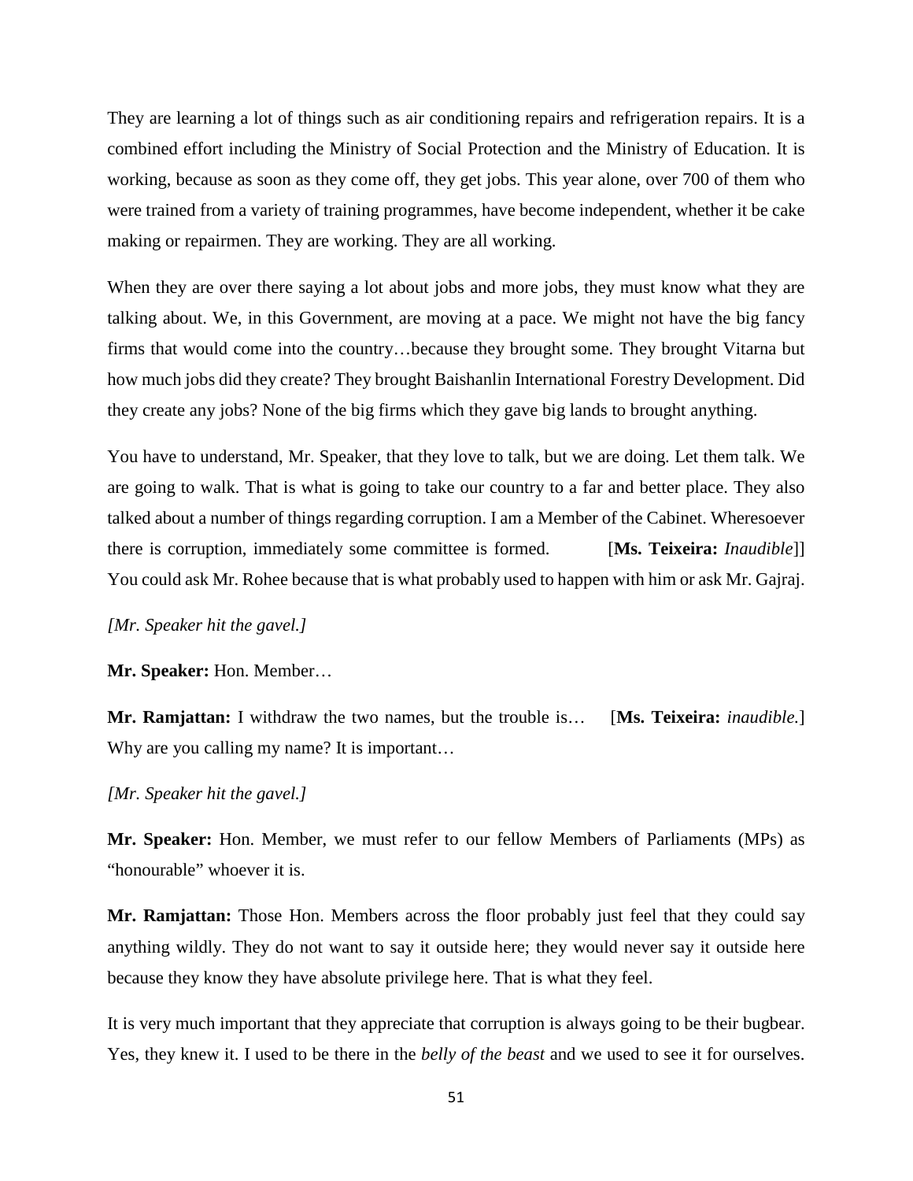They are learning a lot of things such as air conditioning repairs and refrigeration repairs. It is a combined effort including the Ministry of Social Protection and the Ministry of Education. It is working, because as soon as they come off, they get jobs. This year alone, over 700 of them who were trained from a variety of training programmes, have become independent, whether it be cake making or repairmen. They are working. They are all working.

When they are over there saying a lot about jobs and more jobs, they must know what they are talking about. We, in this Government, are moving at a pace. We might not have the big fancy firms that would come into the country…because they brought some. They brought Vitarna but how much jobs did they create? They brought Baishanlin International Forestry Development. Did they create any jobs? None of the big firms which they gave big lands to brought anything.

You have to understand, Mr. Speaker, that they love to talk, but we are doing. Let them talk. We are going to walk. That is what is going to take our country to a far and better place. They also talked about a number of things regarding corruption. I am a Member of the Cabinet. Wheresoever there is corruption, immediately some committee is formed. [**Ms. Teixeira:** *Inaudible*]] You could ask Mr. Rohee because that is what probably used to happen with him or ask Mr. Gajraj.

*[Mr. Speaker hit the gavel.]*

**Mr. Speaker:** Hon. Member…

**Mr. Ramjattan:** I withdraw the two names, but the trouble is… [**Ms. Teixeira:** *inaudible.*] Why are you calling my name? It is important…

*[Mr. Speaker hit the gavel.]*

**Mr. Speaker:** Hon. Member, we must refer to our fellow Members of Parliaments (MPs) as "honourable" whoever it is.

**Mr. Ramjattan:** Those Hon. Members across the floor probably just feel that they could say anything wildly. They do not want to say it outside here; they would never say it outside here because they know they have absolute privilege here. That is what they feel.

It is very much important that they appreciate that corruption is always going to be their bugbear. Yes, they knew it. I used to be there in the *belly of the beast* and we used to see it for ourselves.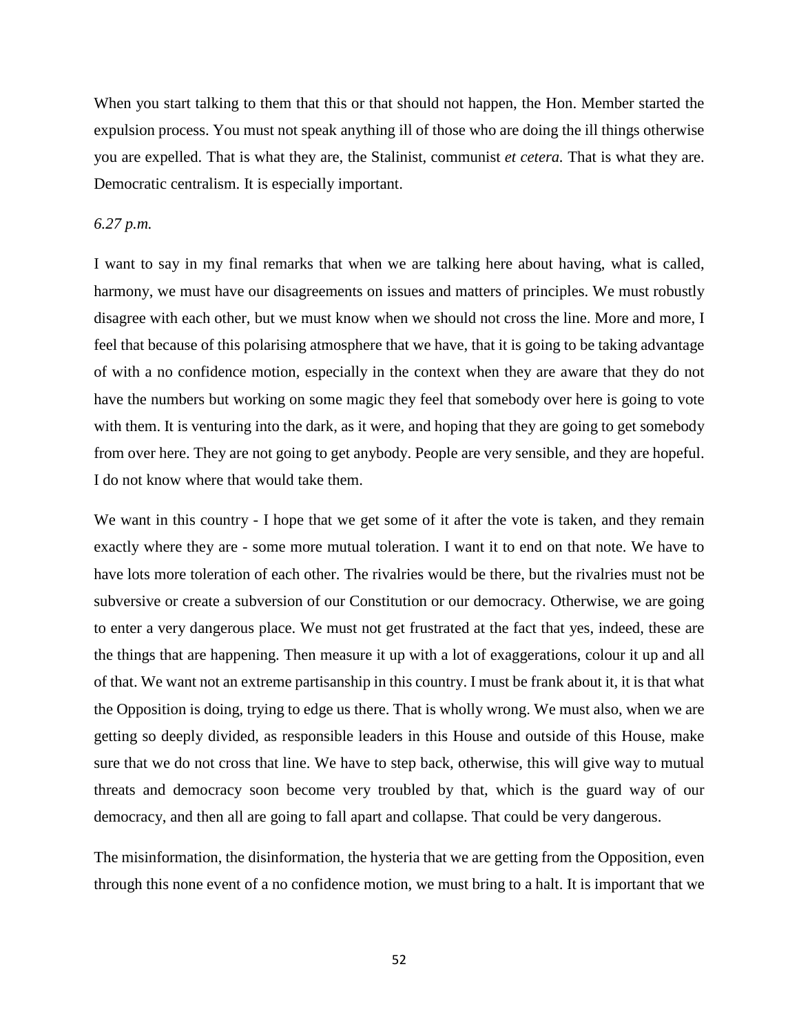When you start talking to them that this or that should not happen, the Hon. Member started the expulsion process. You must not speak anything ill of those who are doing the ill things otherwise you are expelled. That is what they are, the Stalinist, communist *et cetera.* That is what they are. Democratic centralism. It is especially important.

*6.27 p.m.*

I want to say in my final remarks that when we are talking here about having, what is called, harmony, we must have our disagreements on issues and matters of principles. We must robustly disagree with each other, but we must know when we should not cross the line. More and more, I feel that because of this polarising atmosphere that we have, that it is going to be taking advantage of with a no confidence motion, especially in the context when they are aware that they do not have the numbers but working on some magic they feel that somebody over here is going to vote with them. It is venturing into the dark, as it were, and hoping that they are going to get somebody from over here. They are not going to get anybody. People are very sensible, and they are hopeful. I do not know where that would take them.

We want in this country - I hope that we get some of it after the vote is taken, and they remain exactly where they are - some more mutual toleration. I want it to end on that note. We have to have lots more toleration of each other. The rivalries would be there, but the rivalries must not be subversive or create a subversion of our Constitution or our democracy. Otherwise, we are going to enter a very dangerous place. We must not get frustrated at the fact that yes, indeed, these are the things that are happening. Then measure it up with a lot of exaggerations, colour it up and all of that. We want not an extreme partisanship in this country. I must be frank about it, it is that what the Opposition is doing, trying to edge us there. That is wholly wrong. We must also, when we are getting so deeply divided, as responsible leaders in this House and outside of this House, make sure that we do not cross that line. We have to step back, otherwise, this will give way to mutual threats and democracy soon become very troubled by that, which is the guard way of our democracy, and then all are going to fall apart and collapse. That could be very dangerous.

The misinformation, the disinformation, the hysteria that we are getting from the Opposition, even through this none event of a no confidence motion, we must bring to a halt. It is important that we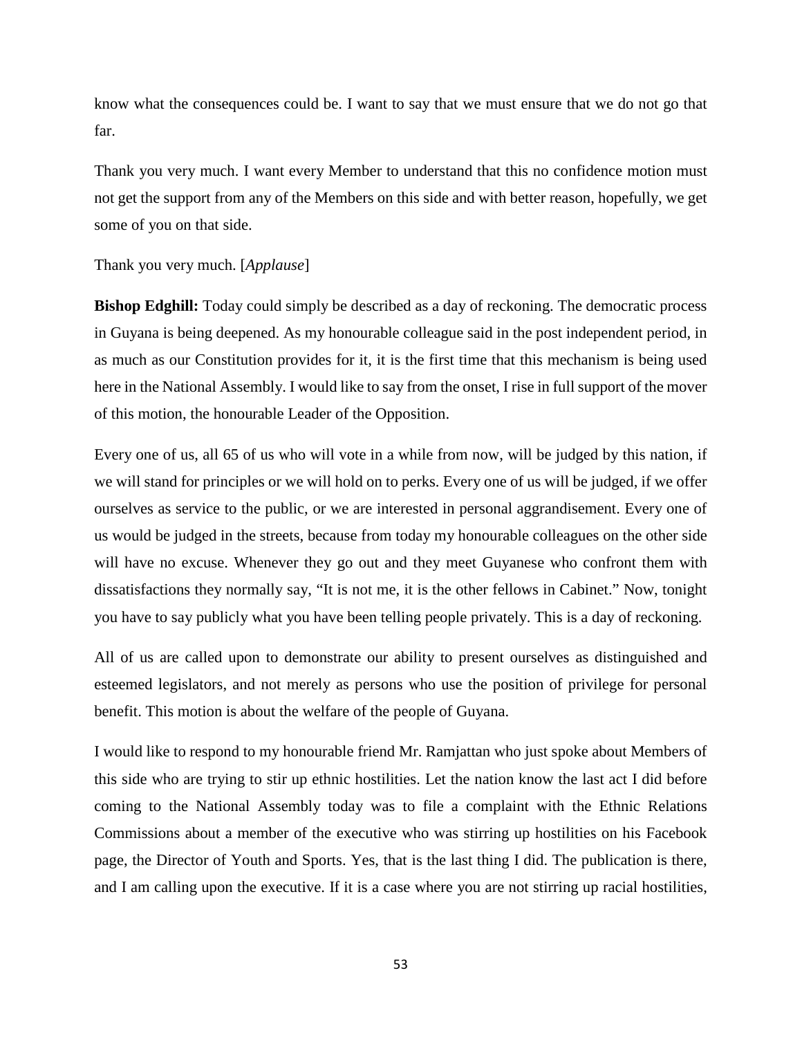know what the consequences could be. I want to say that we must ensure that we do not go that far.

Thank you very much. I want every Member to understand that this no confidence motion must not get the support from any of the Members on this side and with better reason, hopefully, we get some of you on that side.

Thank you very much. [*Applause*]

**Bishop Edghill:** Today could simply be described as a day of reckoning. The democratic process in Guyana is being deepened. As my honourable colleague said in the post independent period, in as much as our Constitution provides for it, it is the first time that this mechanism is being used here in the National Assembly. I would like to say from the onset, I rise in full support of the mover of this motion, the honourable Leader of the Opposition.

Every one of us, all 65 of us who will vote in a while from now, will be judged by this nation, if we will stand for principles or we will hold on to perks. Every one of us will be judged, if we offer ourselves as service to the public, or we are interested in personal aggrandisement. Every one of us would be judged in the streets, because from today my honourable colleagues on the other side will have no excuse. Whenever they go out and they meet Guyanese who confront them with dissatisfactions they normally say, "It is not me, it is the other fellows in Cabinet." Now, tonight you have to say publicly what you have been telling people privately. This is a day of reckoning.

All of us are called upon to demonstrate our ability to present ourselves as distinguished and esteemed legislators, and not merely as persons who use the position of privilege for personal benefit. This motion is about the welfare of the people of Guyana.

I would like to respond to my honourable friend Mr. Ramjattan who just spoke about Members of this side who are trying to stir up ethnic hostilities. Let the nation know the last act I did before coming to the National Assembly today was to file a complaint with the Ethnic Relations Commissions about a member of the executive who was stirring up hostilities on his Facebook page, the Director of Youth and Sports. Yes, that is the last thing I did. The publication is there, and I am calling upon the executive. If it is a case where you are not stirring up racial hostilities,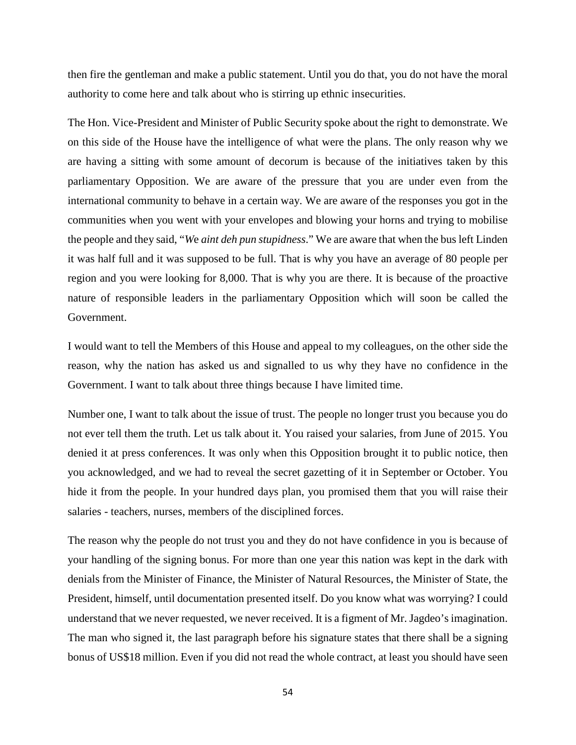then fire the gentleman and make a public statement. Until you do that, you do not have the moral authority to come here and talk about who is stirring up ethnic insecurities.

The Hon. Vice-President and Minister of Public Security spoke about the right to demonstrate. We on this side of the House have the intelligence of what were the plans. The only reason why we are having a sitting with some amount of decorum is because of the initiatives taken by this parliamentary Opposition. We are aware of the pressure that you are under even from the international community to behave in a certain way. We are aware of the responses you got in the communities when you went with your envelopes and blowing your horns and trying to mobilise the people and they said, "*We aint deh pun stupidness*." We are aware that when the bus left Linden it was half full and it was supposed to be full. That is why you have an average of 80 people per region and you were looking for 8,000. That is why you are there. It is because of the proactive nature of responsible leaders in the parliamentary Opposition which will soon be called the Government.

I would want to tell the Members of this House and appeal to my colleagues, on the other side the reason, why the nation has asked us and signalled to us why they have no confidence in the Government. I want to talk about three things because I have limited time.

Number one, I want to talk about the issue of trust. The people no longer trust you because you do not ever tell them the truth. Let us talk about it. You raised your salaries, from June of 2015. You denied it at press conferences. It was only when this Opposition brought it to public notice, then you acknowledged, and we had to reveal the secret gazetting of it in September or October. You hide it from the people. In your hundred days plan, you promised them that you will raise their salaries - teachers, nurses, members of the disciplined forces.

The reason why the people do not trust you and they do not have confidence in you is because of your handling of the signing bonus. For more than one year this nation was kept in the dark with denials from the Minister of Finance, the Minister of Natural Resources, the Minister of State, the President, himself, until documentation presented itself. Do you know what was worrying? I could understand that we never requested, we never received. It is a figment of Mr. Jagdeo's imagination. The man who signed it, the last paragraph before his signature states that there shall be a signing bonus of US$18 million. Even if you did not read the whole contract, at least you should have seen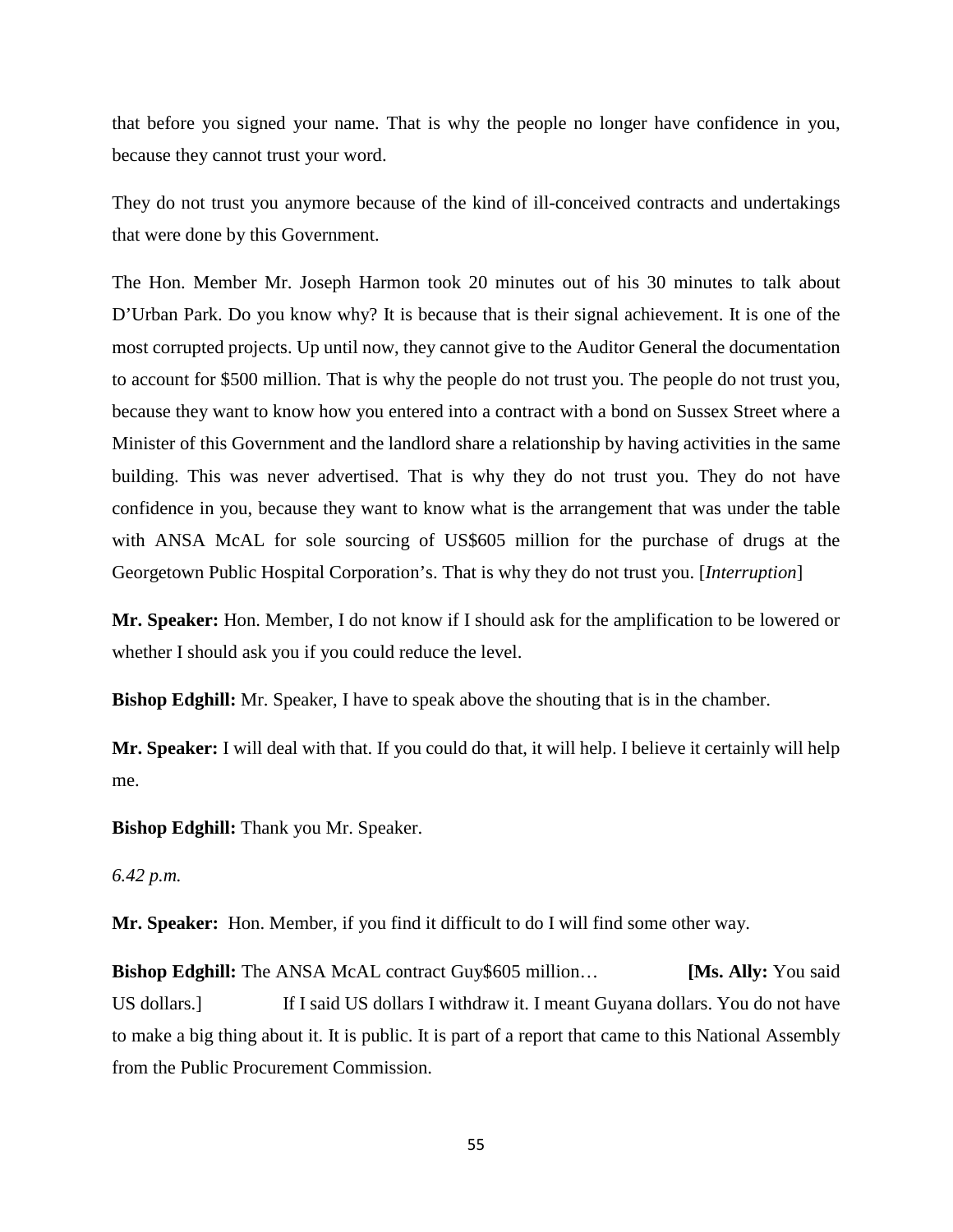that before you signed your name. That is why the people no longer have confidence in you, because they cannot trust your word.

They do not trust you anymore because of the kind of ill-conceived contracts and undertakings that were done by this Government.

The Hon. Member Mr. Joseph Harmon took 20 minutes out of his 30 minutes to talk about D'Urban Park. Do you know why? It is because that is their signal achievement. It is one of the most corrupted projects. Up until now, they cannot give to the Auditor General the documentation to account for $500 million. That is why the people do not trust you. The people do not trust you, because they want to know how you entered into a contract with a bond on Sussex Street where a Minister of this Government and the landlord share a relationship by having activities in the same building. This was never advertised. That is why they do not trust you. They do not have confidence in you, because they want to know what is the arrangement that was under the table with ANSA McAL for sole sourcing of US$605 million for the purchase of drugs at the Georgetown Public Hospital Corporation's. That is why they do not trust you. [*Interruption*]

**Mr. Speaker:** Hon. Member, I do not know if I should ask for the amplification to be lowered or whether I should ask you if you could reduce the level.

**Bishop Edghill:** Mr. Speaker, I have to speak above the shouting that is in the chamber.

**Mr. Speaker:** I will deal with that. If you could do that, it will help. I believe it certainly will help me.

**Bishop Edghill:** Thank you Mr. Speaker.

*6.42 p.m.*

**Mr. Speaker:** Hon. Member, if you find it difficult to do I will find some other way.

**Bishop Edghill:** The ANSA McAL contract Guy$605 million… **[Ms. Ally:** You said US dollars.] If I said US dollars I withdraw it. I meant Guyana dollars. You do not have to make a big thing about it. It is public. It is part of a report that came to this National Assembly from the Public Procurement Commission.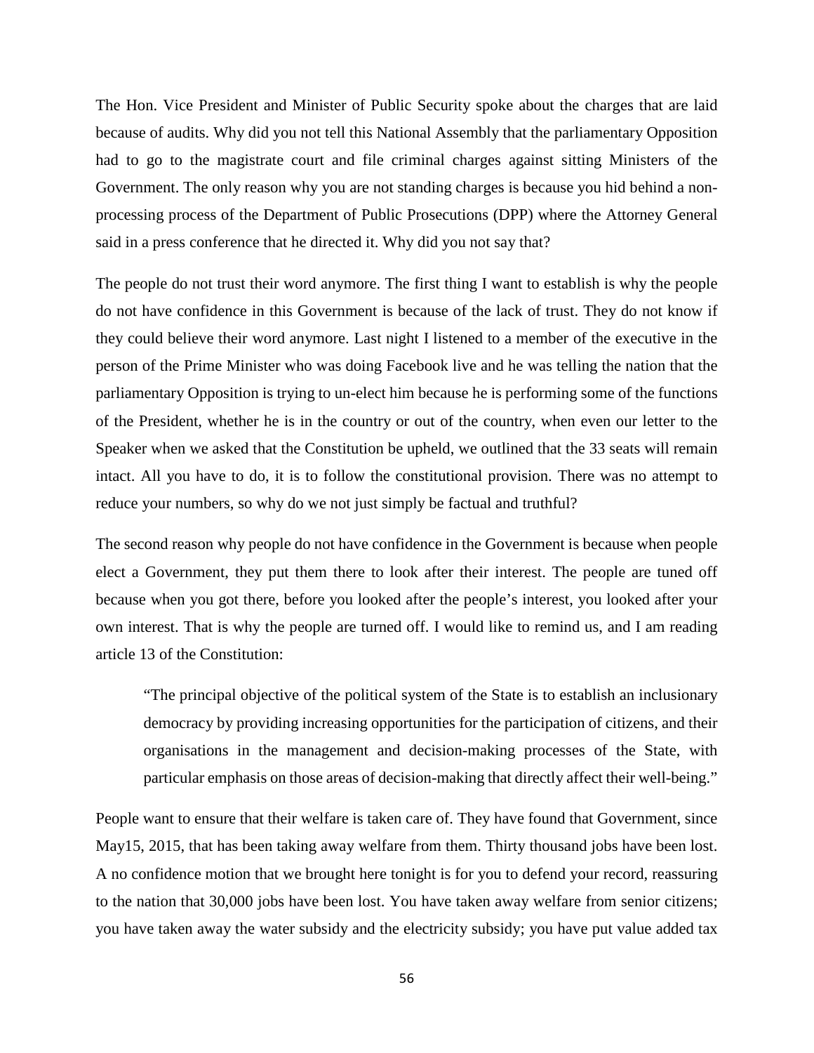The Hon. Vice President and Minister of Public Security spoke about the charges that are laid because of audits. Why did you not tell this National Assembly that the parliamentary Opposition had to go to the magistrate court and file criminal charges against sitting Ministers of the Government. The only reason why you are not standing charges is because you hid behind a non-processing process of the Department of Public Prosecutions (DPP) where the Attorney General said in a press conference that he directed it. Why did you not say that?

The people do not trust their word anymore. The first thing I want to establish is why the people do not have confidence in this Government is because of the lack of trust. They do not know if they could believe their word anymore. Last night I listened to a member of the executive in the person of the Prime Minister who was doing Facebook live and he was telling the nation that the parliamentary Opposition is trying to un-elect him because he is performing some of the functions of the President, whether he is in the country or out of the country, when even our letter to the Speaker when we asked that the Constitution be upheld, we outlined that the 33 seats will remain intact. All you have to do, it is to follow the constitutional provision. There was no attempt to reduce your numbers, so why do we not just simply be factual and truthful?

The second reason why people do not have confidence in the Government is because when people elect a Government, they put them there to look after their interest. The people are tuned off because when you got there, before you looked after the people's interest, you looked after your own interest. That is why the people are turned off. I would like to remind us, and I am reading article 13 of the Constitution:

> "The principal objective of the political system of the State is to establish an inclusionary democracy by providing increasing opportunities for the participation of citizens, and their organisations in the management and decision-making processes of the State, with particular emphasis on those areas of decision-making that directly affect their well-being."

People want to ensure that their welfare is taken care of. They have found that Government, since May15, 2015, that has been taking away welfare from them. Thirty thousand jobs have been lost. A no confidence motion that we brought here tonight is for you to defend your record, reassuring to the nation that 30,000 jobs have been lost. You have taken away welfare from senior citizens; you have taken away the water subsidy and the electricity subsidy; you have put value added tax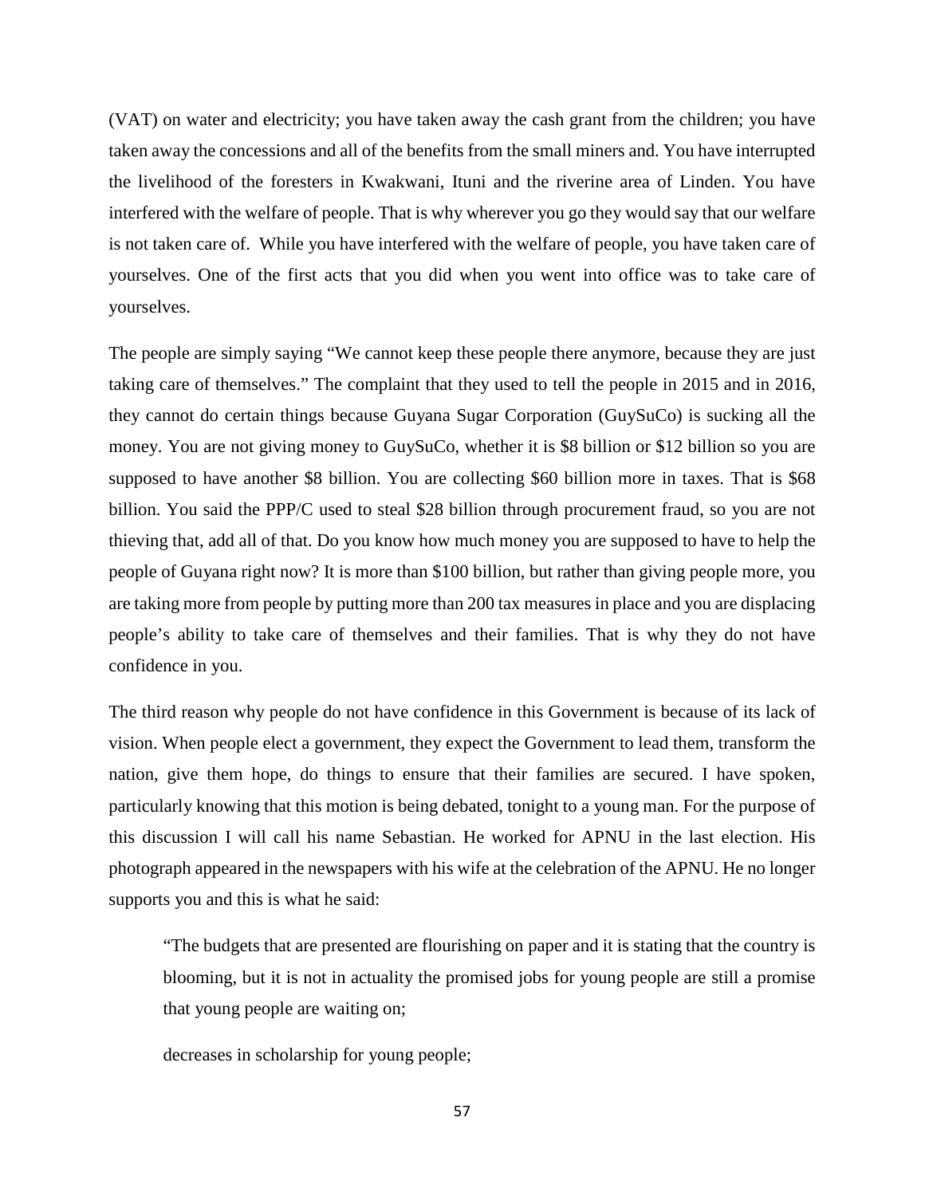(VAT) on water and electricity; you have taken away the cash grant from the children; you have taken away the concessions and all of the benefits from the small miners and. You have interrupted the livelihood of the foresters in Kwakwani, Ituni and the riverine area of Linden. You have interfered with the welfare of people. That is why wherever you go they would say that our welfare is not taken care of. While you have interfered with the welfare of people, you have taken care of yourselves. One of the first acts that you did when you went into office was to take care of yourselves.

The people are simply saying "We cannot keep these people there anymore, because they are just taking care of themselves." The complaint that they used to tell the people in 2015 and in 2016, they cannot do certain things because Guyana Sugar Corporation (GuySuCo) is sucking all the money. You are not giving money to GuySuCo, whether it is \$8 billion or \$12 billion so you are supposed to have another \$8 billion. You are collecting \$60 billion more in taxes. That is \$68 billion. You said the PPP/C used to steal \$28 billion through procurement fraud, so you are not thieving that, add all of that. Do you know how much money you are supposed to have to help the people of Guyana right now? It is more than \$100 billion, but rather than giving people more, you are taking more from people by putting more than 200 tax measures in place and you are displacing people's ability to take care of themselves and their families. That is why they do not have confidence in you.

The third reason why people do not have confidence in this Government is because of its lack of vision. When people elect a government, they expect the Government to lead them, transform the nation, give them hope, do things to ensure that their families are secured. I have spoken, particularly knowing that this motion is being debated, tonight to a young man. For the purpose of this discussion I will call his name Sebastian. He worked for APNU in the last election. His photograph appeared in the newspapers with his wife at the celebration of the APNU. He no longer supports you and this is what he said:

> "The budgets that are presented are flourishing on paper and it is stating that the country is blooming, but it is not in actuality the promised jobs for young people are still a promise that young people are waiting on;
>
> decreases in scholarship for young people;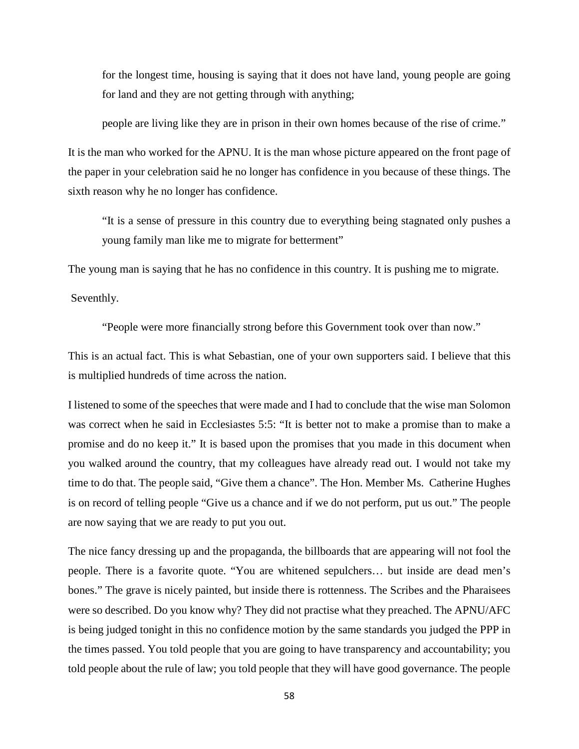> for the longest time, housing is saying that it does not have land, young people are going for land and they are not getting through with anything;
>
> people are living like they are in prison in their own homes because of the rise of crime."

It is the man who worked for the APNU. It is the man whose picture appeared on the front page of the paper in your celebration said he no longer has confidence in you because of these things. The sixth reason why he no longer has confidence.

> "It is a sense of pressure in this country due to everything being stagnated only pushes a young family man like me to migrate for betterment"

The young man is saying that he has no confidence in this country. It is pushing me to migrate.

Seventhly.

> "People were more financially strong before this Government took over than now."

This is an actual fact. This is what Sebastian, one of your own supporters said. I believe that this is multiplied hundreds of time across the nation.

I listened to some of the speeches that were made and I had to conclude that the wise man Solomon was correct when he said in Ecclesiastes 5:5: "It is better not to make a promise than to make a promise and do no keep it." It is based upon the promises that you made in this document when you walked around the country, that my colleagues have already read out. I would not take my time to do that. The people said, "Give them a chance". The Hon. Member Ms. Catherine Hughes is on record of telling people "Give us a chance and if we do not perform, put us out." The people are now saying that we are ready to put you out.

The nice fancy dressing up and the propaganda, the billboards that are appearing will not fool the people. There is a favorite quote. "You are whitened sepulchers… but inside are dead men's bones." The grave is nicely painted, but inside there is rottenness. The Scribes and the Pharaisees were so described. Do you know why? They did not practise what they preached. The APNU/AFC is being judged tonight in this no confidence motion by the same standards you judged the PPP in the times passed. You told people that you are going to have transparency and accountability; you told people about the rule of law; you told people that they will have good governance. The people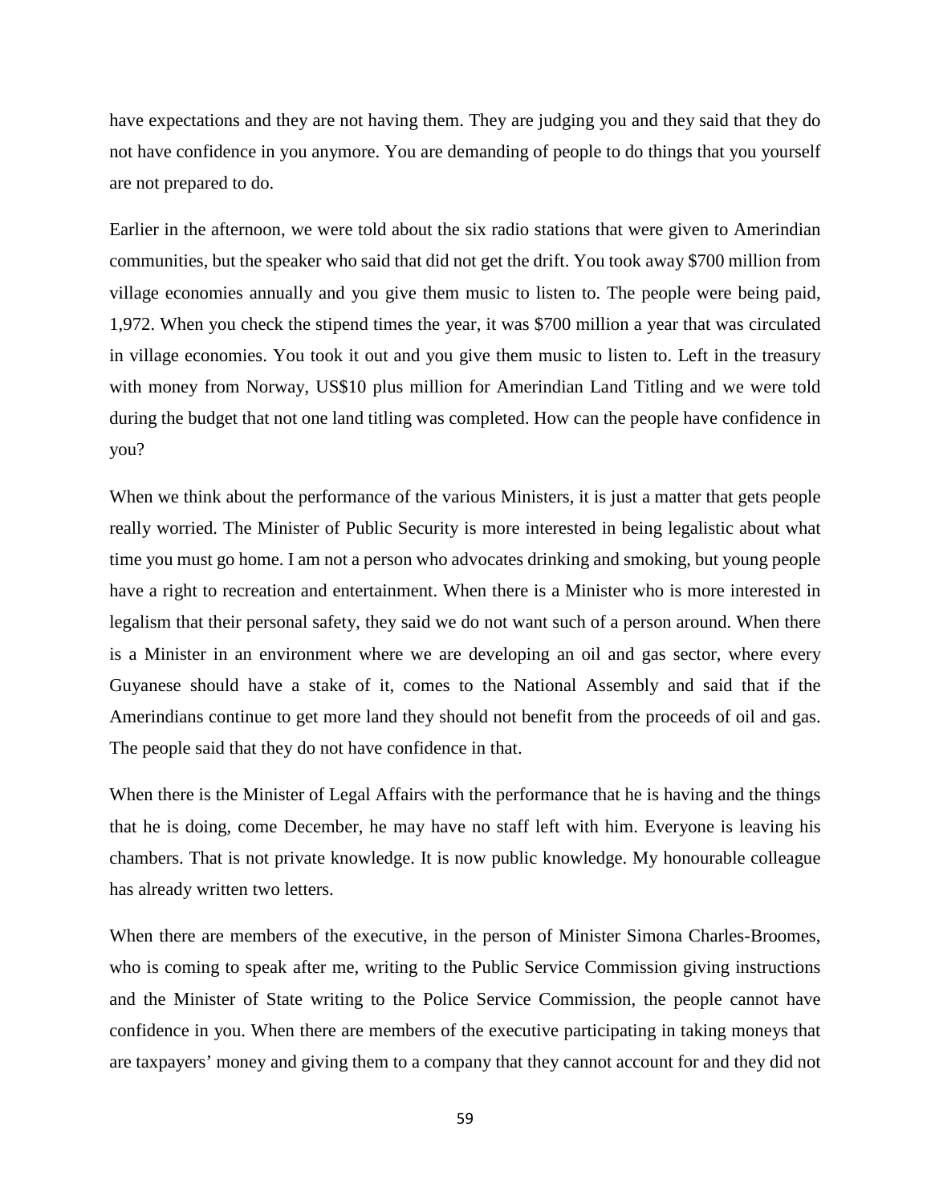have expectations and they are not having them. They are judging you and they said that they do not have confidence in you anymore. You are demanding of people to do things that you yourself are not prepared to do.

Earlier in the afternoon, we were told about the six radio stations that were given to Amerindian communities, but the speaker who said that did not get the drift. You took away $700 million from village economies annually and you give them music to listen to. The people were being paid, 1,972. When you check the stipend times the year, it was $700 million a year that was circulated in village economies. You took it out and you give them music to listen to. Left in the treasury with money from Norway, US$10 plus million for Amerindian Land Titling and we were told during the budget that not one land titling was completed. How can the people have confidence in you?

When we think about the performance of the various Ministers, it is just a matter that gets people really worried. The Minister of Public Security is more interested in being legalistic about what time you must go home. I am not a person who advocates drinking and smoking, but young people have a right to recreation and entertainment. When there is a Minister who is more interested in legalism that their personal safety, they said we do not want such of a person around. When there is a Minister in an environment where we are developing an oil and gas sector, where every Guyanese should have a stake of it, comes to the National Assembly and said that if the Amerindians continue to get more land they should not benefit from the proceeds of oil and gas. The people said that they do not have confidence in that.

When there is the Minister of Legal Affairs with the performance that he is having and the things that he is doing, come December, he may have no staff left with him. Everyone is leaving his chambers. That is not private knowledge. It is now public knowledge. My honourable colleague has already written two letters.

When there are members of the executive, in the person of Minister Simona Charles-Broomes, who is coming to speak after me, writing to the Public Service Commission giving instructions and the Minister of State writing to the Police Service Commission, the people cannot have confidence in you. When there are members of the executive participating in taking moneys that are taxpayers' money and giving them to a company that they cannot account for and they did not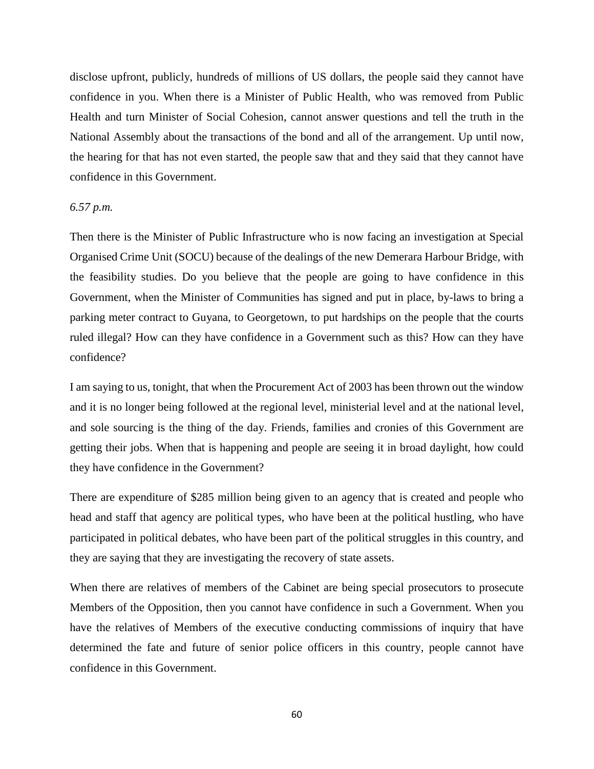disclose upfront, publicly, hundreds of millions of US dollars, the people said they cannot have confidence in you. When there is a Minister of Public Health, who was removed from Public Health and turn Minister of Social Cohesion, cannot answer questions and tell the truth in the National Assembly about the transactions of the bond and all of the arrangement. Up until now, the hearing for that has not even started, the people saw that and they said that they cannot have confidence in this Government.

*6.57 p.m.*

Then there is the Minister of Public Infrastructure who is now facing an investigation at Special Organised Crime Unit (SOCU) because of the dealings of the new Demerara Harbour Bridge, with the feasibility studies. Do you believe that the people are going to have confidence in this Government, when the Minister of Communities has signed and put in place, by-laws to bring a parking meter contract to Guyana, to Georgetown, to put hardships on the people that the courts ruled illegal? How can they have confidence in a Government such as this? How can they have confidence?

I am saying to us, tonight, that when the Procurement Act of 2003 has been thrown out the window and it is no longer being followed at the regional level, ministerial level and at the national level, and sole sourcing is the thing of the day. Friends, families and cronies of this Government are getting their jobs. When that is happening and people are seeing it in broad daylight, how could they have confidence in the Government?

There are expenditure of $285 million being given to an agency that is created and people who head and staff that agency are political types, who have been at the political hustling, who have participated in political debates, who have been part of the political struggles in this country, and they are saying that they are investigating the recovery of state assets.

When there are relatives of members of the Cabinet are being special prosecutors to prosecute Members of the Opposition, then you cannot have confidence in such a Government. When you have the relatives of Members of the executive conducting commissions of inquiry that have determined the fate and future of senior police officers in this country, people cannot have confidence in this Government.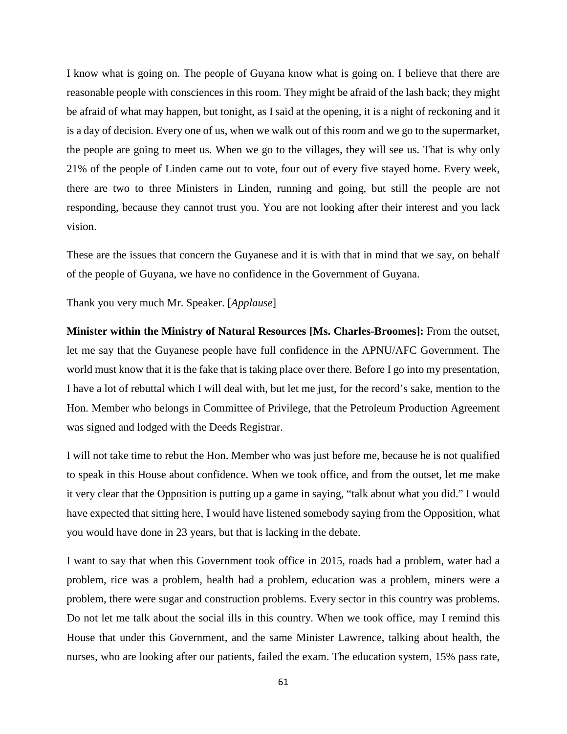I know what is going on. The people of Guyana know what is going on. I believe that there are reasonable people with consciences in this room. They might be afraid of the lash back; they might be afraid of what may happen, but tonight, as I said at the opening, it is a night of reckoning and it is a day of decision. Every one of us, when we walk out of this room and we go to the supermarket, the people are going to meet us. When we go to the villages, they will see us. That is why only 21% of the people of Linden came out to vote, four out of every five stayed home. Every week, there are two to three Ministers in Linden, running and going, but still the people are not responding, because they cannot trust you. You are not looking after their interest and you lack vision.

These are the issues that concern the Guyanese and it is with that in mind that we say, on behalf of the people of Guyana, we have no confidence in the Government of Guyana.

Thank you very much Mr. Speaker. [*Applause*]

**Minister within the Ministry of Natural Resources [Ms. Charles-Broomes]:** From the outset, let me say that the Guyanese people have full confidence in the APNU/AFC Government. The world must know that it is the fake that is taking place over there. Before I go into my presentation, I have a lot of rebuttal which I will deal with, but let me just, for the record's sake, mention to the Hon. Member who belongs in Committee of Privilege, that the Petroleum Production Agreement was signed and lodged with the Deeds Registrar.

I will not take time to rebut the Hon. Member who was just before me, because he is not qualified to speak in this House about confidence. When we took office, and from the outset, let me make it very clear that the Opposition is putting up a game in saying, "talk about what you did." I would have expected that sitting here, I would have listened somebody saying from the Opposition, what you would have done in 23 years, but that is lacking in the debate.

I want to say that when this Government took office in 2015, roads had a problem, water had a problem, rice was a problem, health had a problem, education was a problem, miners were a problem, there were sugar and construction problems. Every sector in this country was problems. Do not let me talk about the social ills in this country. When we took office, may I remind this House that under this Government, and the same Minister Lawrence, talking about health, the nurses, who are looking after our patients, failed the exam. The education system, 15% pass rate,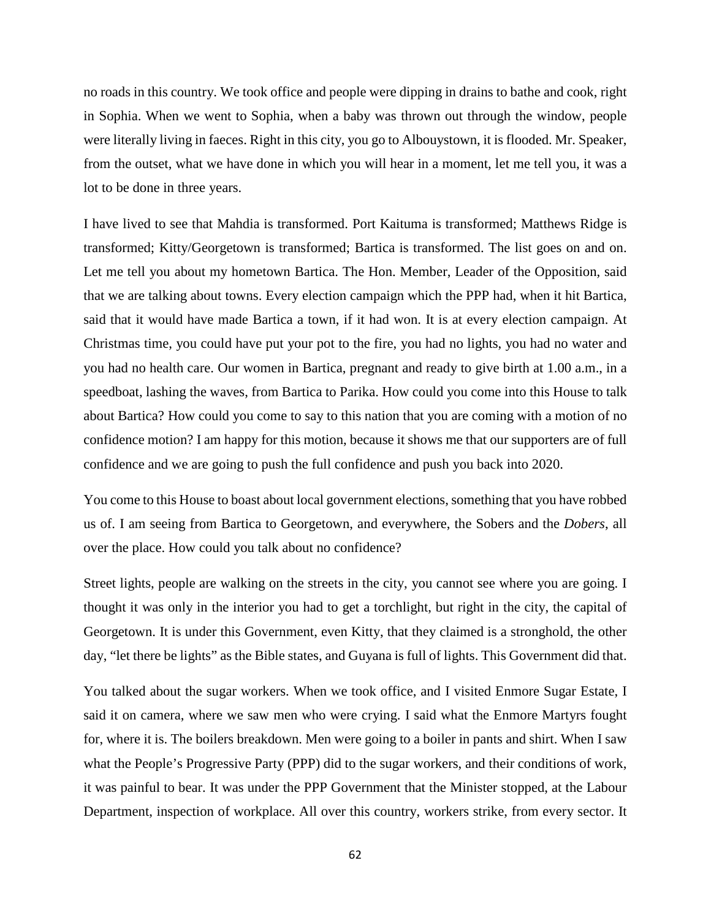no roads in this country. We took office and people were dipping in drains to bathe and cook, right in Sophia. When we went to Sophia, when a baby was thrown out through the window, people were literally living in faeces. Right in this city, you go to Albouystown, it is flooded. Mr. Speaker, from the outset, what we have done in which you will hear in a moment, let me tell you, it was a lot to be done in three years.

I have lived to see that Mahdia is transformed. Port Kaituma is transformed; Matthews Ridge is transformed; Kitty/Georgetown is transformed; Bartica is transformed. The list goes on and on. Let me tell you about my hometown Bartica. The Hon. Member, Leader of the Opposition, said that we are talking about towns. Every election campaign which the PPP had, when it hit Bartica, said that it would have made Bartica a town, if it had won. It is at every election campaign. At Christmas time, you could have put your pot to the fire, you had no lights, you had no water and you had no health care. Our women in Bartica, pregnant and ready to give birth at 1.00 a.m., in a speedboat, lashing the waves, from Bartica to Parika. How could you come into this House to talk about Bartica? How could you come to say to this nation that you are coming with a motion of no confidence motion? I am happy for this motion, because it shows me that our supporters are of full confidence and we are going to push the full confidence and push you back into 2020.

You come to this House to boast about local government elections, something that you have robbed us of. I am seeing from Bartica to Georgetown, and everywhere, the Sobers and the *Dobers*, all over the place. How could you talk about no confidence?

Street lights, people are walking on the streets in the city, you cannot see where you are going. I thought it was only in the interior you had to get a torchlight, but right in the city, the capital of Georgetown. It is under this Government, even Kitty, that they claimed is a stronghold, the other day, "let there be lights" as the Bible states, and Guyana is full of lights. This Government did that.

You talked about the sugar workers. When we took office, and I visited Enmore Sugar Estate, I said it on camera, where we saw men who were crying. I said what the Enmore Martyrs fought for, where it is. The boilers breakdown. Men were going to a boiler in pants and shirt. When I saw what the People's Progressive Party (PPP) did to the sugar workers, and their conditions of work, it was painful to bear. It was under the PPP Government that the Minister stopped, at the Labour Department, inspection of workplace. All over this country, workers strike, from every sector. It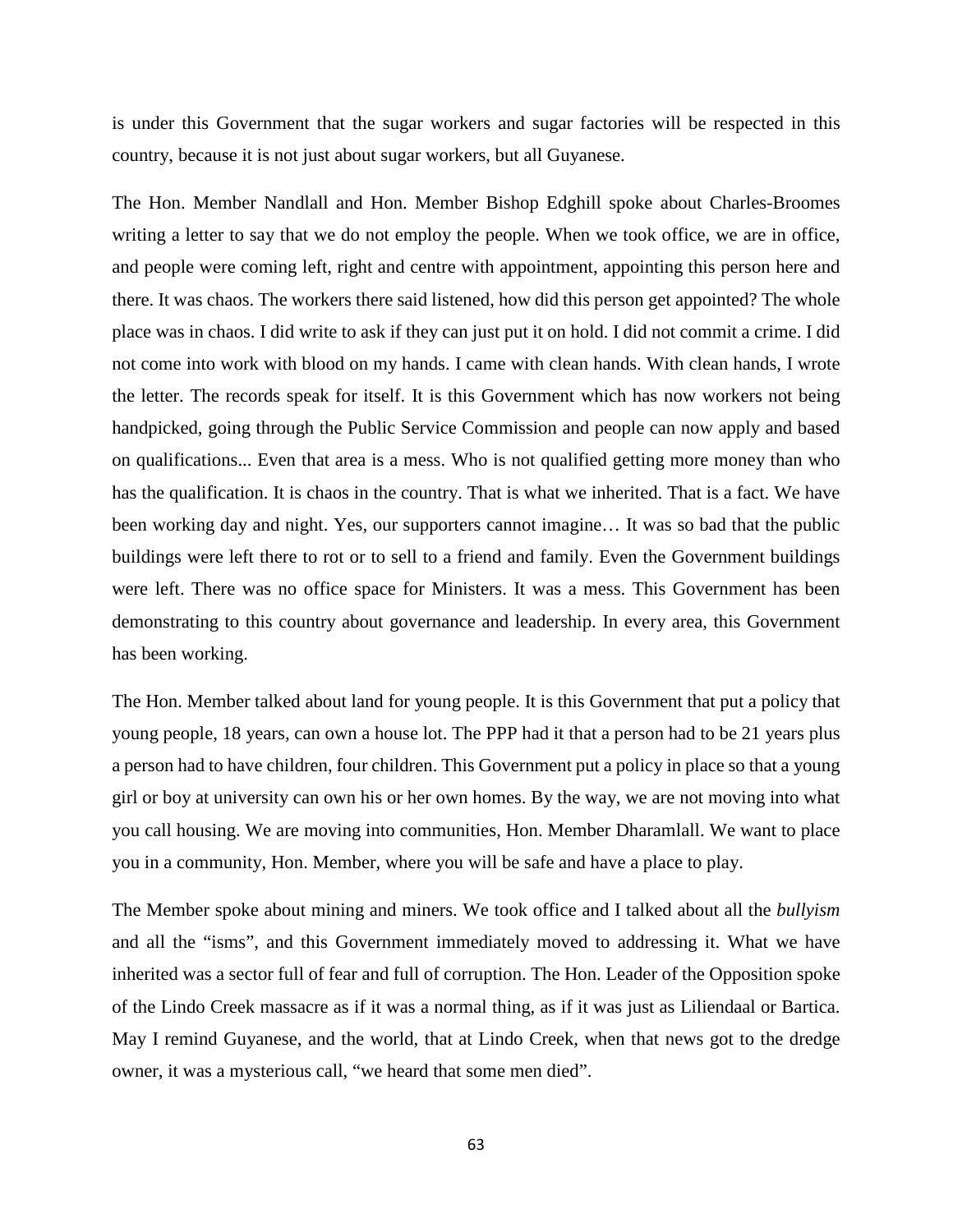is under this Government that the sugar workers and sugar factories will be respected in this country, because it is not just about sugar workers, but all Guyanese.

The Hon. Member Nandlall and Hon. Member Bishop Edghill spoke about Charles-Broomes writing a letter to say that we do not employ the people. When we took office, we are in office, and people were coming left, right and centre with appointment, appointing this person here and there. It was chaos. The workers there said listened, how did this person get appointed? The whole place was in chaos. I did write to ask if they can just put it on hold. I did not commit a crime. I did not come into work with blood on my hands. I came with clean hands. With clean hands, I wrote the letter. The records speak for itself. It is this Government which has now workers not being handpicked, going through the Public Service Commission and people can now apply and based on qualifications... Even that area is a mess. Who is not qualified getting more money than who has the qualification. It is chaos in the country. That is what we inherited. That is a fact. We have been working day and night. Yes, our supporters cannot imagine… It was so bad that the public buildings were left there to rot or to sell to a friend and family. Even the Government buildings were left. There was no office space for Ministers. It was a mess. This Government has been demonstrating to this country about governance and leadership. In every area, this Government has been working.

The Hon. Member talked about land for young people. It is this Government that put a policy that young people, 18 years, can own a house lot. The PPP had it that a person had to be 21 years plus a person had to have children, four children. This Government put a policy in place so that a young girl or boy at university can own his or her own homes. By the way, we are not moving into what you call housing. We are moving into communities, Hon. Member Dharamlall. We want to place you in a community, Hon. Member, where you will be safe and have a place to play.

The Member spoke about mining and miners. We took office and I talked about all the *bullyism* and all the "isms", and this Government immediately moved to addressing it. What we have inherited was a sector full of fear and full of corruption. The Hon. Leader of the Opposition spoke of the Lindo Creek massacre as if it was a normal thing, as if it was just as Liliendaal or Bartica. May I remind Guyanese, and the world, that at Lindo Creek, when that news got to the dredge owner, it was a mysterious call, "we heard that some men died".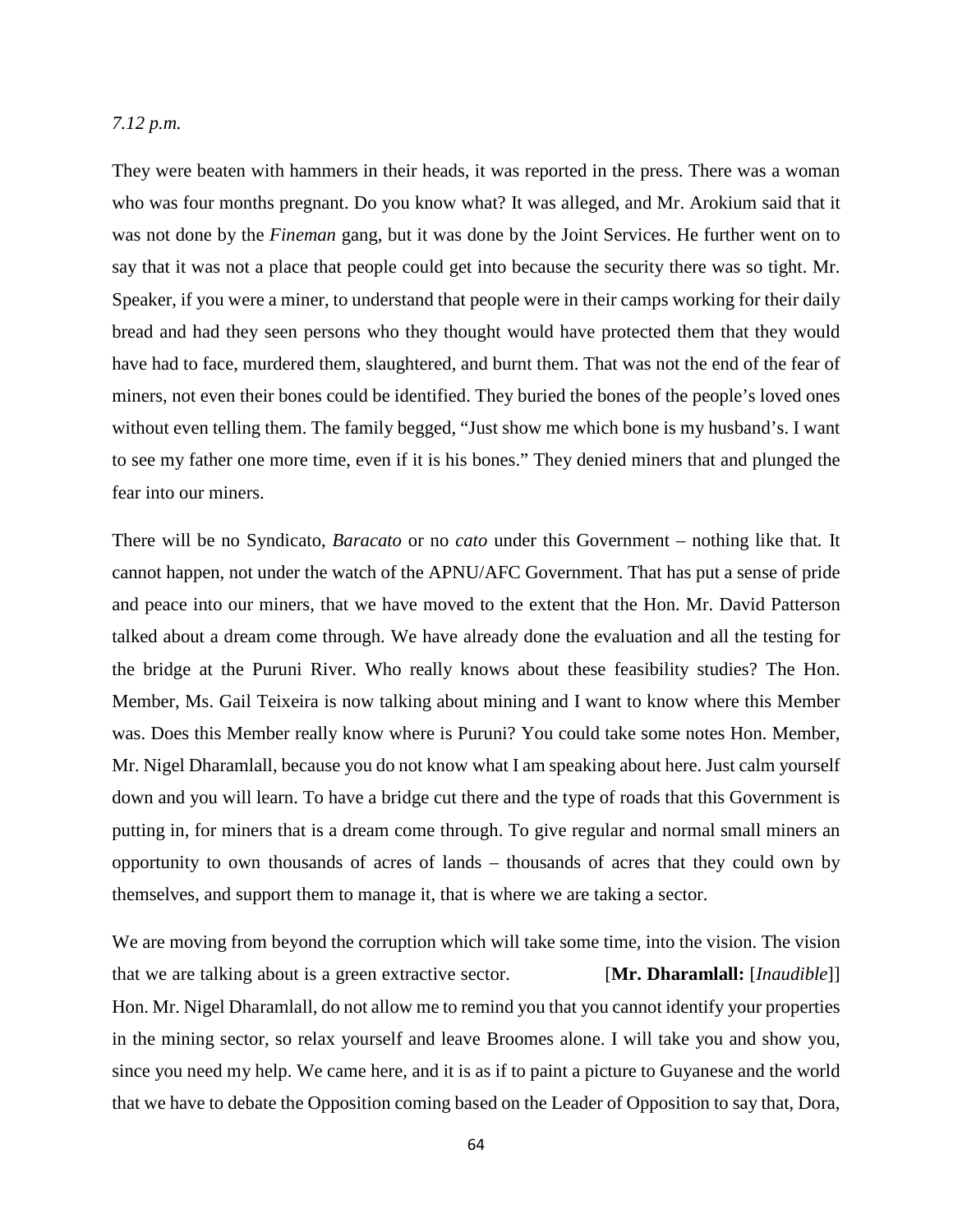*7.12 p.m.*

They were beaten with hammers in their heads, it was reported in the press. There was a woman who was four months pregnant. Do you know what? It was alleged, and Mr. Arokium said that it was not done by the *Fineman* gang, but it was done by the Joint Services. He further went on to say that it was not a place that people could get into because the security there was so tight. Mr. Speaker, if you were a miner, to understand that people were in their camps working for their daily bread and had they seen persons who they thought would have protected them that they would have had to face, murdered them, slaughtered, and burnt them. That was not the end of the fear of miners, not even their bones could be identified. They buried the bones of the people's loved ones without even telling them. The family begged, "Just show me which bone is my husband's. I want to see my father one more time, even if it is his bones." They denied miners that and plunged the fear into our miners.

There will be no Syndicato, *Baracato* or no *cato* under this Government – nothing like that. It cannot happen, not under the watch of the APNU/AFC Government. That has put a sense of pride and peace into our miners, that we have moved to the extent that the Hon. Mr. David Patterson talked about a dream come through. We have already done the evaluation and all the testing for the bridge at the Puruni River. Who really knows about these feasibility studies? The Hon. Member, Ms. Gail Teixeira is now talking about mining and I want to know where this Member was. Does this Member really know where is Puruni? You could take some notes Hon. Member, Mr. Nigel Dharamlall, because you do not know what I am speaking about here. Just calm yourself down and you will learn. To have a bridge cut there and the type of roads that this Government is putting in, for miners that is a dream come through. To give regular and normal small miners an opportunity to own thousands of acres of lands – thousands of acres that they could own by themselves, and support them to manage it, that is where we are taking a sector.

We are moving from beyond the corruption which will take some time, into the vision. The vision that we are talking about is a green extractive sector. [**Mr. Dharamlall:** [*Inaudible*]] Hon. Mr. Nigel Dharamlall, do not allow me to remind you that you cannot identify your properties in the mining sector, so relax yourself and leave Broomes alone. I will take you and show you, since you need my help. We came here, and it is as if to paint a picture to Guyanese and the world that we have to debate the Opposition coming based on the Leader of Opposition to say that, Dora,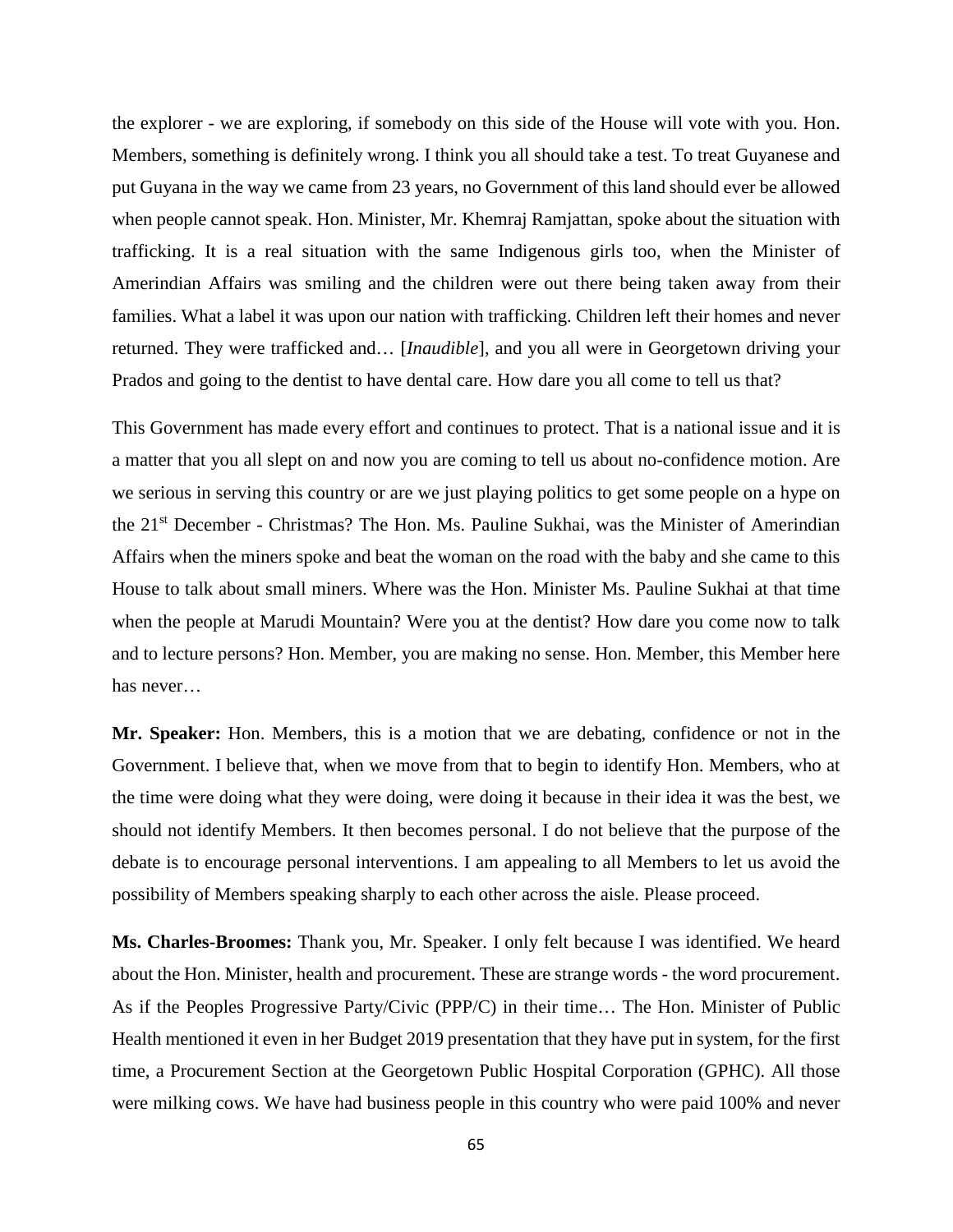the explorer - we are exploring, if somebody on this side of the House will vote with you. Hon. Members, something is definitely wrong. I think you all should take a test. To treat Guyanese and put Guyana in the way we came from 23 years, no Government of this land should ever be allowed when people cannot speak. Hon. Minister, Mr. Khemraj Ramjattan, spoke about the situation with trafficking. It is a real situation with the same Indigenous girls too, when the Minister of Amerindian Affairs was smiling and the children were out there being taken away from their families. What a label it was upon our nation with trafficking. Children left their homes and never returned. They were trafficked and… [*Inaudible*], and you all were in Georgetown driving your Prados and going to the dentist to have dental care. How dare you all come to tell us that?

This Government has made every effort and continues to protect. That is a national issue and it is a matter that you all slept on and now you are coming to tell us about no-confidence motion. Are we serious in serving this country or are we just playing politics to get some people on a hype on the 21st December - Christmas? The Hon. Ms. Pauline Sukhai, was the Minister of Amerindian Affairs when the miners spoke and beat the woman on the road with the baby and she came to this House to talk about small miners. Where was the Hon. Minister Ms. Pauline Sukhai at that time when the people at Marudi Mountain? Were you at the dentist? How dare you come now to talk and to lecture persons? Hon. Member, you are making no sense. Hon. Member, this Member here has never…

**Mr. Speaker:** Hon. Members, this is a motion that we are debating, confidence or not in the Government. I believe that, when we move from that to begin to identify Hon. Members, who at the time were doing what they were doing, were doing it because in their idea it was the best, we should not identify Members. It then becomes personal. I do not believe that the purpose of the debate is to encourage personal interventions. I am appealing to all Members to let us avoid the possibility of Members speaking sharply to each other across the aisle. Please proceed.

**Ms. Charles-Broomes:** Thank you, Mr. Speaker. I only felt because I was identified. We heard about the Hon. Minister, health and procurement. These are strange words - the word procurement. As if the Peoples Progressive Party/Civic (PPP/C) in their time… The Hon. Minister of Public Health mentioned it even in her Budget 2019 presentation that they have put in system, for the first time, a Procurement Section at the Georgetown Public Hospital Corporation (GPHC). All those were milking cows. We have had business people in this country who were paid 100% and never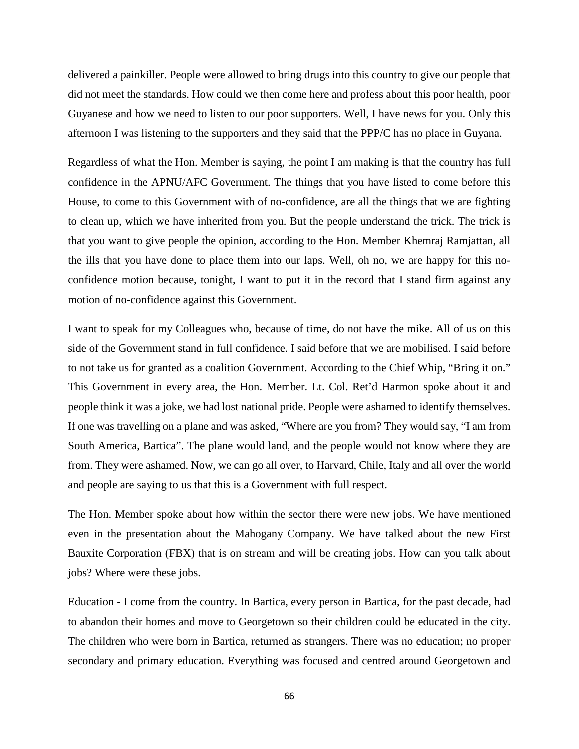delivered a painkiller. People were allowed to bring drugs into this country to give our people that did not meet the standards. How could we then come here and profess about this poor health, poor Guyanese and how we need to listen to our poor supporters. Well, I have news for you. Only this afternoon I was listening to the supporters and they said that the PPP/C has no place in Guyana.

Regardless of what the Hon. Member is saying, the point I am making is that the country has full confidence in the APNU/AFC Government. The things that you have listed to come before this House, to come to this Government with of no-confidence, are all the things that we are fighting to clean up, which we have inherited from you. But the people understand the trick. The trick is that you want to give people the opinion, according to the Hon. Member Khemraj Ramjattan, all the ills that you have done to place them into our laps. Well, oh no, we are happy for this no-confidence motion because, tonight, I want to put it in the record that I stand firm against any motion of no-confidence against this Government.

I want to speak for my Colleagues who, because of time, do not have the mike. All of us on this side of the Government stand in full confidence. I said before that we are mobilised. I said before to not take us for granted as a coalition Government. According to the Chief Whip, "Bring it on." This Government in every area, the Hon. Member. Lt. Col. Ret'd Harmon spoke about it and people think it was a joke, we had lost national pride. People were ashamed to identify themselves. If one was travelling on a plane and was asked, "Where are you from? They would say, "I am from South America, Bartica". The plane would land, and the people would not know where they are from. They were ashamed. Now, we can go all over, to Harvard, Chile, Italy and all over the world and people are saying to us that this is a Government with full respect.

The Hon. Member spoke about how within the sector there were new jobs. We have mentioned even in the presentation about the Mahogany Company. We have talked about the new First Bauxite Corporation (FBX) that is on stream and will be creating jobs. How can you talk about jobs? Where were these jobs.

Education - I come from the country. In Bartica, every person in Bartica, for the past decade, had to abandon their homes and move to Georgetown so their children could be educated in the city. The children who were born in Bartica, returned as strangers. There was no education; no proper secondary and primary education. Everything was focused and centred around Georgetown and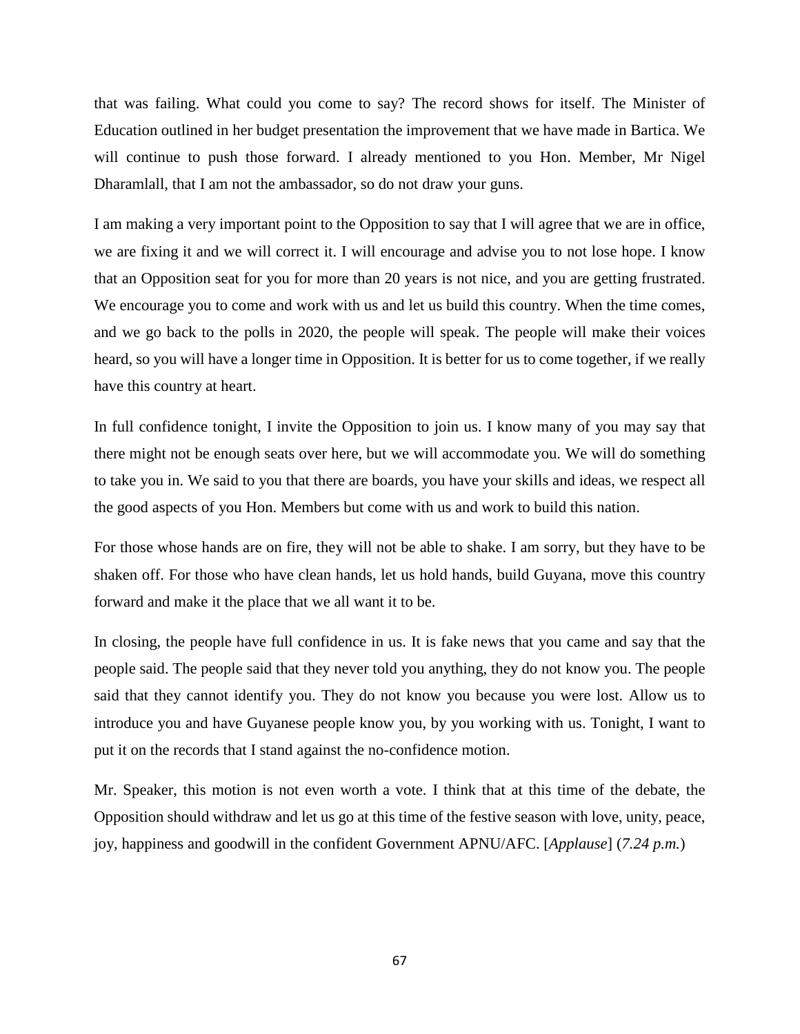that was failing. What could you come to say? The record shows for itself. The Minister of Education outlined in her budget presentation the improvement that we have made in Bartica. We will continue to push those forward. I already mentioned to you Hon. Member, Mr Nigel Dharamlall, that I am not the ambassador, so do not draw your guns.

I am making a very important point to the Opposition to say that I will agree that we are in office, we are fixing it and we will correct it. I will encourage and advise you to not lose hope. I know that an Opposition seat for you for more than 20 years is not nice, and you are getting frustrated. We encourage you to come and work with us and let us build this country. When the time comes, and we go back to the polls in 2020, the people will speak. The people will make their voices heard, so you will have a longer time in Opposition. It is better for us to come together, if we really have this country at heart.

In full confidence tonight, I invite the Opposition to join us. I know many of you may say that there might not be enough seats over here, but we will accommodate you. We will do something to take you in. We said to you that there are boards, you have your skills and ideas, we respect all the good aspects of you Hon. Members but come with us and work to build this nation.

For those whose hands are on fire, they will not be able to shake. I am sorry, but they have to be shaken off. For those who have clean hands, let us hold hands, build Guyana, move this country forward and make it the place that we all want it to be.

In closing, the people have full confidence in us. It is fake news that you came and say that the people said. The people said that they never told you anything, they do not know you. The people said that they cannot identify you. They do not know you because you were lost. Allow us to introduce you and have Guyanese people know you, by you working with us. Tonight, I want to put it on the records that I stand against the no-confidence motion.

Mr. Speaker, this motion is not even worth a vote. I think that at this time of the debate, the Opposition should withdraw and let us go at this time of the festive season with love, unity, peace, joy, happiness and goodwill in the confident Government APNU/AFC. [*Applause*] (*7.24 p.m.*)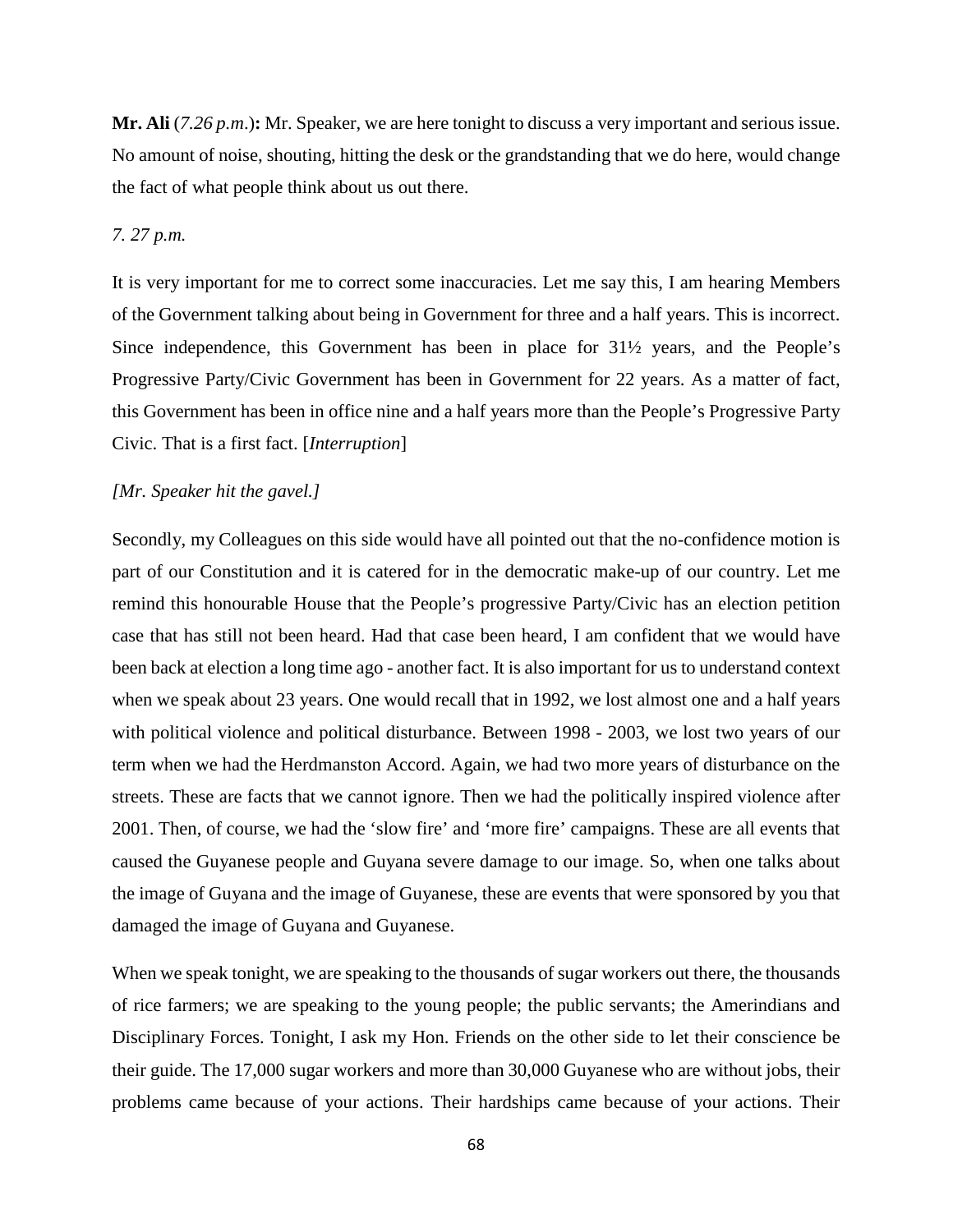**Mr. Ali** (*7.26 p.m.*)**:** Mr. Speaker, we are here tonight to discuss a very important and serious issue. No amount of noise, shouting, hitting the desk or the grandstanding that we do here, would change the fact of what people think about us out there.

*7. 27 p.m.*

It is very important for me to correct some inaccuracies. Let me say this, I am hearing Members of the Government talking about being in Government for three and a half years. This is incorrect. Since independence, this Government has been in place for 31½ years, and the People's Progressive Party/Civic Government has been in Government for 22 years. As a matter of fact, this Government has been in office nine and a half years more than the People's Progressive Party Civic. That is a first fact. [*Interruption*]

*[Mr. Speaker hit the gavel.]*

Secondly, my Colleagues on this side would have all pointed out that the no-confidence motion is part of our Constitution and it is catered for in the democratic make-up of our country. Let me remind this honourable House that the People's progressive Party/Civic has an election petition case that has still not been heard. Had that case been heard, I am confident that we would have been back at election a long time ago - another fact. It is also important for us to understand context when we speak about 23 years. One would recall that in 1992, we lost almost one and a half years with political violence and political disturbance. Between 1998 - 2003, we lost two years of our term when we had the Herdmanston Accord. Again, we had two more years of disturbance on the streets. These are facts that we cannot ignore. Then we had the politically inspired violence after 2001. Then, of course, we had the 'slow fire' and 'more fire' campaigns. These are all events that caused the Guyanese people and Guyana severe damage to our image. So, when one talks about the image of Guyana and the image of Guyanese, these are events that were sponsored by you that damaged the image of Guyana and Guyanese.

When we speak tonight, we are speaking to the thousands of sugar workers out there, the thousands of rice farmers; we are speaking to the young people; the public servants; the Amerindians and Disciplinary Forces. Tonight, I ask my Hon. Friends on the other side to let their conscience be their guide. The 17,000 sugar workers and more than 30,000 Guyanese who are without jobs, their problems came because of your actions. Their hardships came because of your actions. Their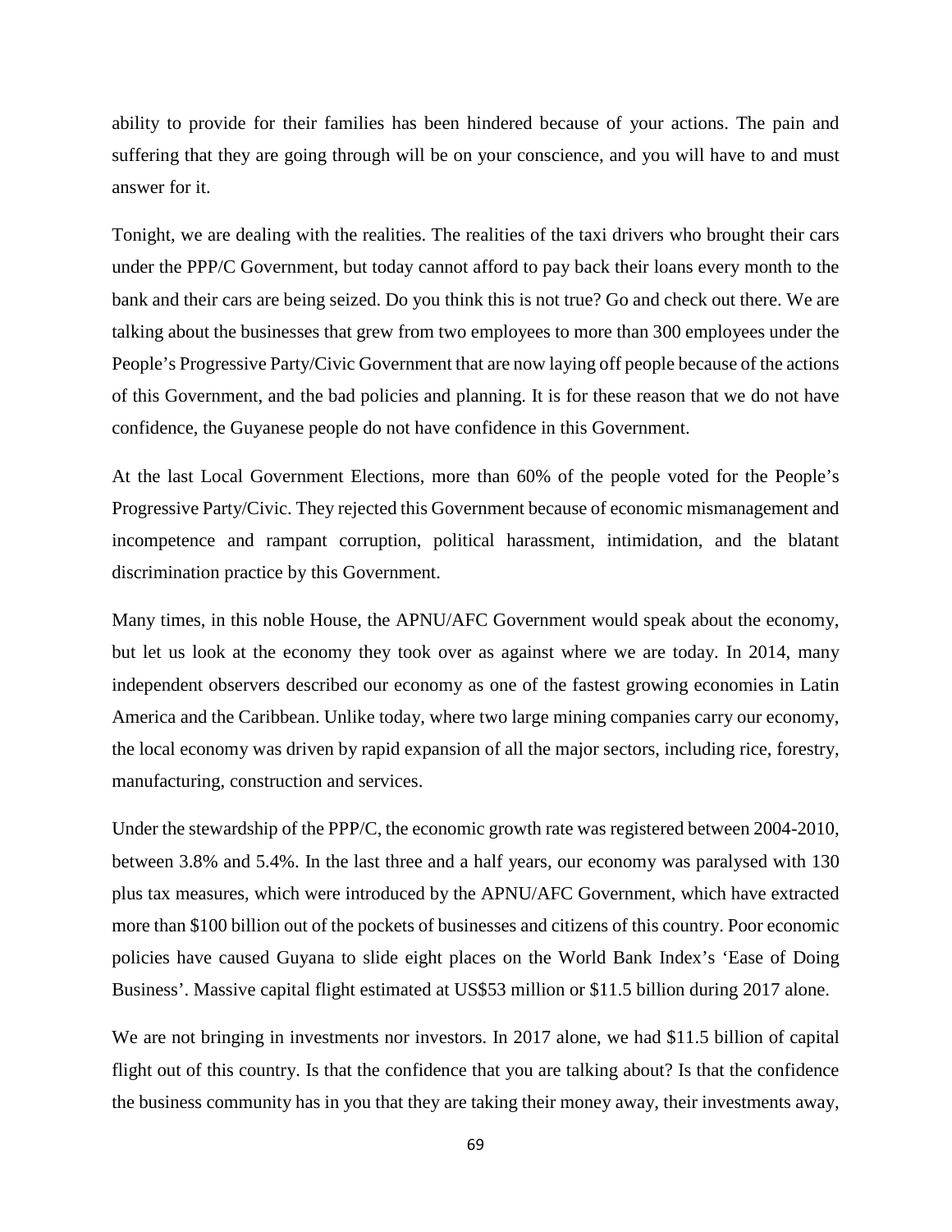ability to provide for their families has been hindered because of your actions. The pain and suffering that they are going through will be on your conscience, and you will have to and must answer for it.

Tonight, we are dealing with the realities. The realities of the taxi drivers who brought their cars under the PPP/C Government, but today cannot afford to pay back their loans every month to the bank and their cars are being seized. Do you think this is not true? Go and check out there. We are talking about the businesses that grew from two employees to more than 300 employees under the People's Progressive Party/Civic Government that are now laying off people because of the actions of this Government, and the bad policies and planning. It is for these reason that we do not have confidence, the Guyanese people do not have confidence in this Government.

At the last Local Government Elections, more than 60% of the people voted for the People's Progressive Party/Civic. They rejected this Government because of economic mismanagement and incompetence and rampant corruption, political harassment, intimidation, and the blatant discrimination practice by this Government.

Many times, in this noble House, the APNU/AFC Government would speak about the economy, but let us look at the economy they took over as against where we are today. In 2014, many independent observers described our economy as one of the fastest growing economies in Latin America and the Caribbean. Unlike today, where two large mining companies carry our economy, the local economy was driven by rapid expansion of all the major sectors, including rice, forestry, manufacturing, construction and services.

Under the stewardship of the PPP/C, the economic growth rate was registered between 2004-2010, between 3.8% and 5.4%. In the last three and a half years, our economy was paralysed with 130 plus tax measures, which were introduced by the APNU/AFC Government, which have extracted more than $100 billion out of the pockets of businesses and citizens of this country. Poor economic policies have caused Guyana to slide eight places on the World Bank Index's 'Ease of Doing Business'. Massive capital flight estimated at US$53 million or $11.5 billion during 2017 alone.

We are not bringing in investments nor investors. In 2017 alone, we had $11.5 billion of capital flight out of this country. Is that the confidence that you are talking about? Is that the confidence the business community has in you that they are taking their money away, their investments away,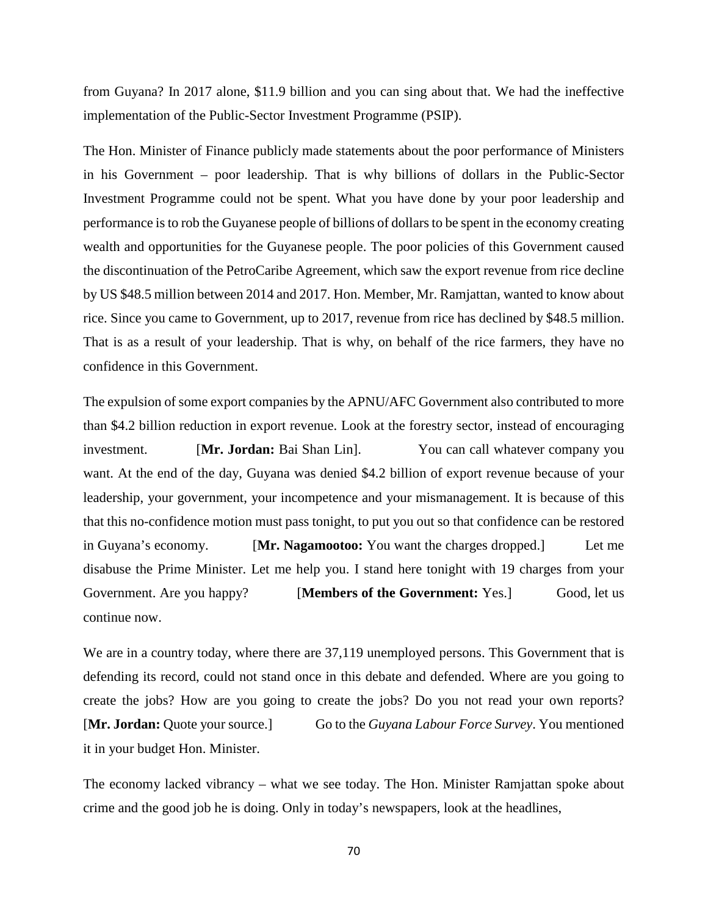from Guyana? In 2017 alone, $11.9 billion and you can sing about that. We had the ineffective implementation of the Public-Sector Investment Programme (PSIP).

The Hon. Minister of Finance publicly made statements about the poor performance of Ministers in his Government – poor leadership. That is why billions of dollars in the Public-Sector Investment Programme could not be spent. What you have done by your poor leadership and performance is to rob the Guyanese people of billions of dollars to be spent in the economy creating wealth and opportunities for the Guyanese people. The poor policies of this Government caused the discontinuation of the PetroCaribe Agreement, which saw the export revenue from rice decline by US $48.5 million between 2014 and 2017. Hon. Member, Mr. Ramjattan, wanted to know about rice. Since you came to Government, up to 2017, revenue from rice has declined by $48.5 million. That is as a result of your leadership. That is why, on behalf of the rice farmers, they have no confidence in this Government.

The expulsion of some export companies by the APNU/AFC Government also contributed to more than $4.2 billion reduction in export revenue. Look at the forestry sector, instead of encouraging investment. [**Mr. Jordan:** Bai Shan Lin]. You can call whatever company you want. At the end of the day, Guyana was denied $4.2 billion of export revenue because of your leadership, your government, your incompetence and your mismanagement. It is because of this that this no-confidence motion must pass tonight, to put you out so that confidence can be restored in Guyana's economy. [**Mr. Nagamootoo:** You want the charges dropped.] Let me disabuse the Prime Minister. Let me help you. I stand here tonight with 19 charges from your Government. Are you happy? [**Members of the Government:** Yes.] Good, let us continue now.

We are in a country today, where there are 37,119 unemployed persons. This Government that is defending its record, could not stand once in this debate and defended. Where are you going to create the jobs? How are you going to create the jobs? Do you not read your own reports? [**Mr. Jordan:** Quote your source.] Go to the *Guyana Labour Force Survey*. You mentioned it in your budget Hon. Minister.

The economy lacked vibrancy – what we see today. The Hon. Minister Ramjattan spoke about crime and the good job he is doing. Only in today's newspapers, look at the headlines,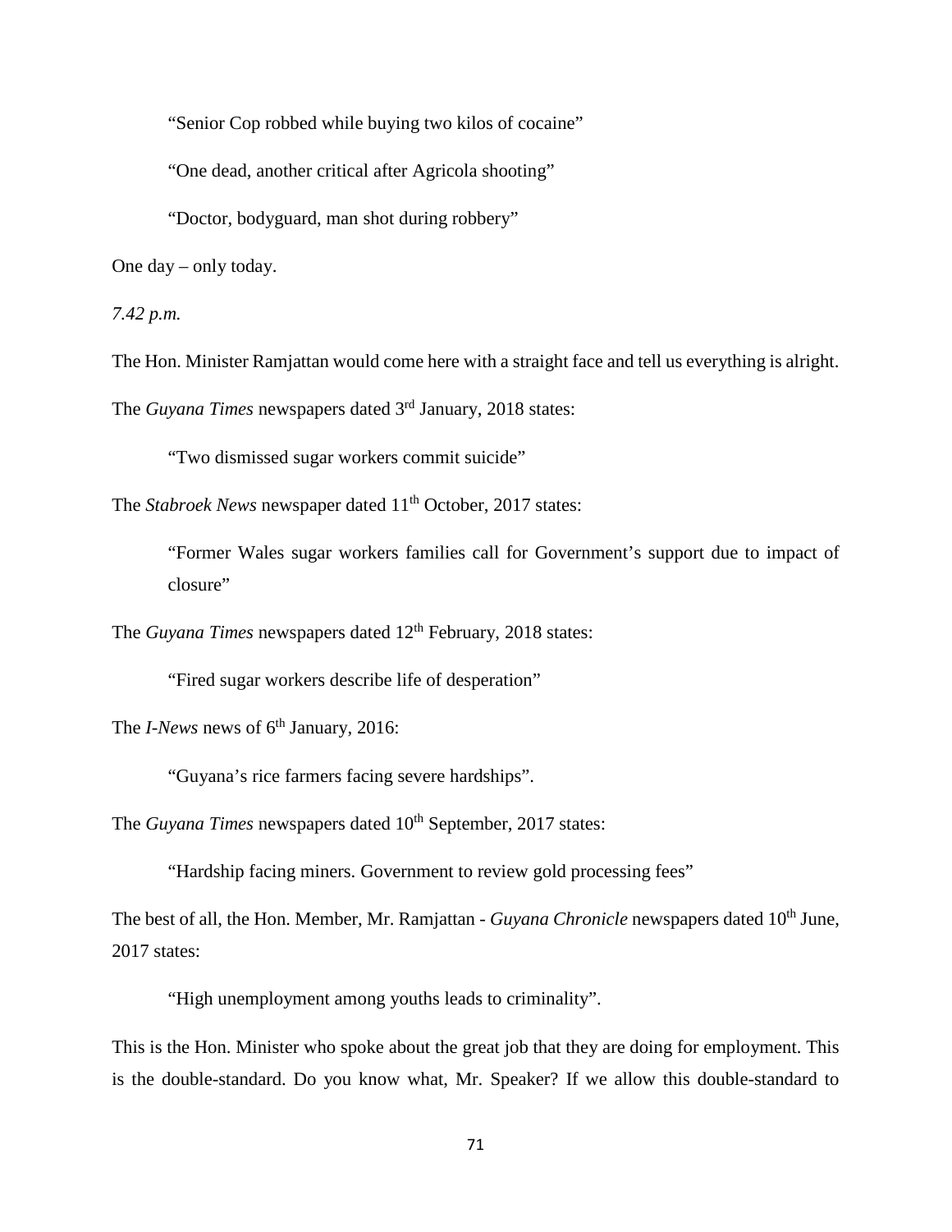> "Senior Cop robbed while buying two kilos of cocaine"

> "One dead, another critical after Agricola shooting"

> "Doctor, bodyguard, man shot during robbery"

One day – only today.

*7.42 p.m.*

The Hon. Minister Ramjattan would come here with a straight face and tell us everything is alright.

The *Guyana Times* newspapers dated 3rd January, 2018 states:

> "Two dismissed sugar workers commit suicide"

The *Stabroek News* newspaper dated 11th October, 2017 states:

> "Former Wales sugar workers families call for Government's support due to impact of closure"

The *Guyana Times* newspapers dated 12th February, 2018 states:

> "Fired sugar workers describe life of desperation"

The *I-News* news of 6th January, 2016:

> "Guyana's rice farmers facing severe hardships".

The *Guyana Times* newspapers dated 10th September, 2017 states:

> "Hardship facing miners. Government to review gold processing fees"

The best of all, the Hon. Member, Mr. Ramjattan - *Guyana Chronicle* newspapers dated 10th June, 2017 states:

> "High unemployment among youths leads to criminality".

This is the Hon. Minister who spoke about the great job that they are doing for employment. This is the double-standard. Do you know what, Mr. Speaker? If we allow this double-standard to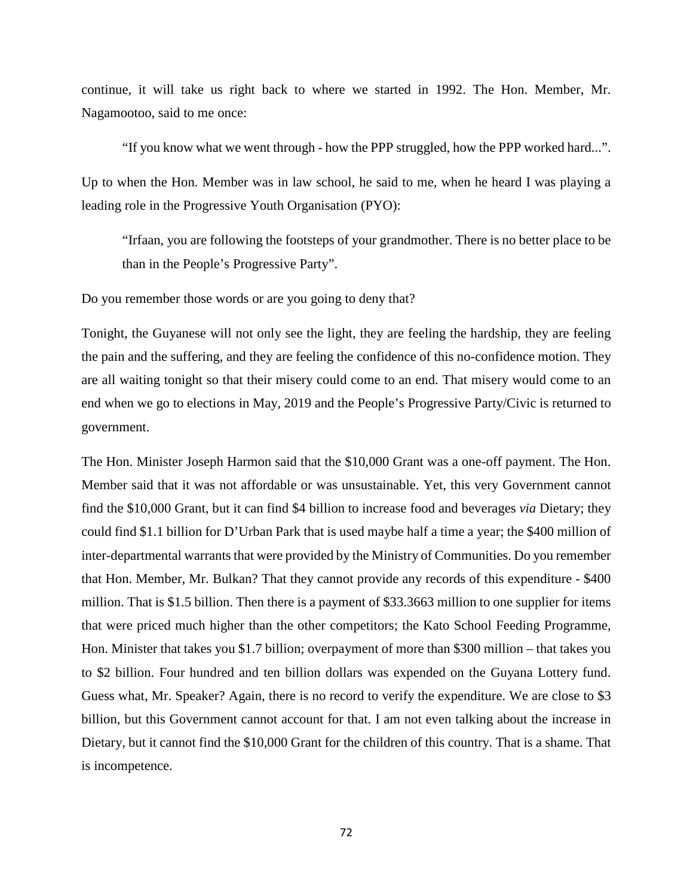continue, it will take us right back to where we started in 1992. The Hon. Member, Mr. Nagamootoo, said to me once:

> "If you know what we went through - how the PPP struggled, how the PPP worked hard...".

Up to when the Hon. Member was in law school, he said to me, when he heard I was playing a leading role in the Progressive Youth Organisation (PYO):

> "Irfaan, you are following the footsteps of your grandmother. There is no better place to be than in the People's Progressive Party".

Do you remember those words or are you going to deny that?

Tonight, the Guyanese will not only see the light, they are feeling the hardship, they are feeling the pain and the suffering, and they are feeling the confidence of this no-confidence motion. They are all waiting tonight so that their misery could come to an end. That misery would come to an end when we go to elections in May, 2019 and the People's Progressive Party/Civic is returned to government.

The Hon. Minister Joseph Harmon said that the $10,000 Grant was a one-off payment. The Hon. Member said that it was not affordable or was unsustainable. Yet, this very Government cannot find the $10,000 Grant, but it can find $4 billion to increase food and beverages *via* Dietary; they could find $1.1 billion for D'Urban Park that is used maybe half a time a year; the $400 million of inter-departmental warrants that were provided by the Ministry of Communities. Do you remember that Hon. Member, Mr. Bulkan? That they cannot provide any records of this expenditure - $400 million. That is $1.5 billion. Then there is a payment of $33.3663 million to one supplier for items that were priced much higher than the other competitors; the Kato School Feeding Programme, Hon. Minister that takes you $1.7 billion; overpayment of more than $300 million – that takes you to $2 billion. Four hundred and ten billion dollars was expended on the Guyana Lottery fund. Guess what, Mr. Speaker? Again, there is no record to verify the expenditure. We are close to $3 billion, but this Government cannot account for that. I am not even talking about the increase in Dietary, but it cannot find the $10,000 Grant for the children of this country. That is a shame. That is incompetence.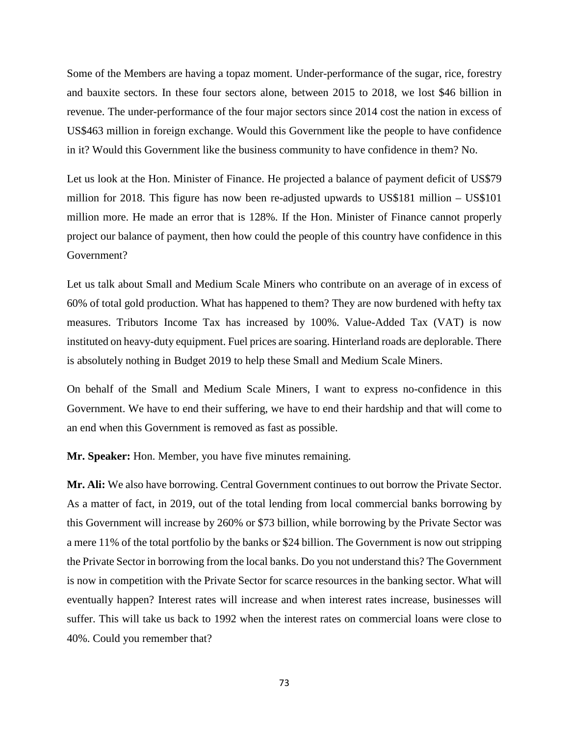Some of the Members are having a topaz moment. Under-performance of the sugar, rice, forestry and bauxite sectors. In these four sectors alone, between 2015 to 2018, we lost $46 billion in revenue. The under-performance of the four major sectors since 2014 cost the nation in excess of US$463 million in foreign exchange. Would this Government like the people to have confidence in it? Would this Government like the business community to have confidence in them? No.

Let us look at the Hon. Minister of Finance. He projected a balance of payment deficit of US$79 million for 2018. This figure has now been re-adjusted upwards to US$181 million – US$101 million more. He made an error that is 128%. If the Hon. Minister of Finance cannot properly project our balance of payment, then how could the people of this country have confidence in this Government?

Let us talk about Small and Medium Scale Miners who contribute on an average of in excess of 60% of total gold production. What has happened to them? They are now burdened with hefty tax measures. Tributors Income Tax has increased by 100%. Value-Added Tax (VAT) is now instituted on heavy-duty equipment. Fuel prices are soaring. Hinterland roads are deplorable. There is absolutely nothing in Budget 2019 to help these Small and Medium Scale Miners.

On behalf of the Small and Medium Scale Miners, I want to express no-confidence in this Government. We have to end their suffering, we have to end their hardship and that will come to an end when this Government is removed as fast as possible.

**Mr. Speaker:** Hon. Member, you have five minutes remaining.

**Mr. Ali:** We also have borrowing. Central Government continues to out borrow the Private Sector. As a matter of fact, in 2019, out of the total lending from local commercial banks borrowing by this Government will increase by 260% or $73 billion, while borrowing by the Private Sector was a mere 11% of the total portfolio by the banks or $24 billion. The Government is now out stripping the Private Sector in borrowing from the local banks. Do you not understand this? The Government is now in competition with the Private Sector for scarce resources in the banking sector. What will eventually happen? Interest rates will increase and when interest rates increase, businesses will suffer. This will take us back to 1992 when the interest rates on commercial loans were close to 40%. Could you remember that?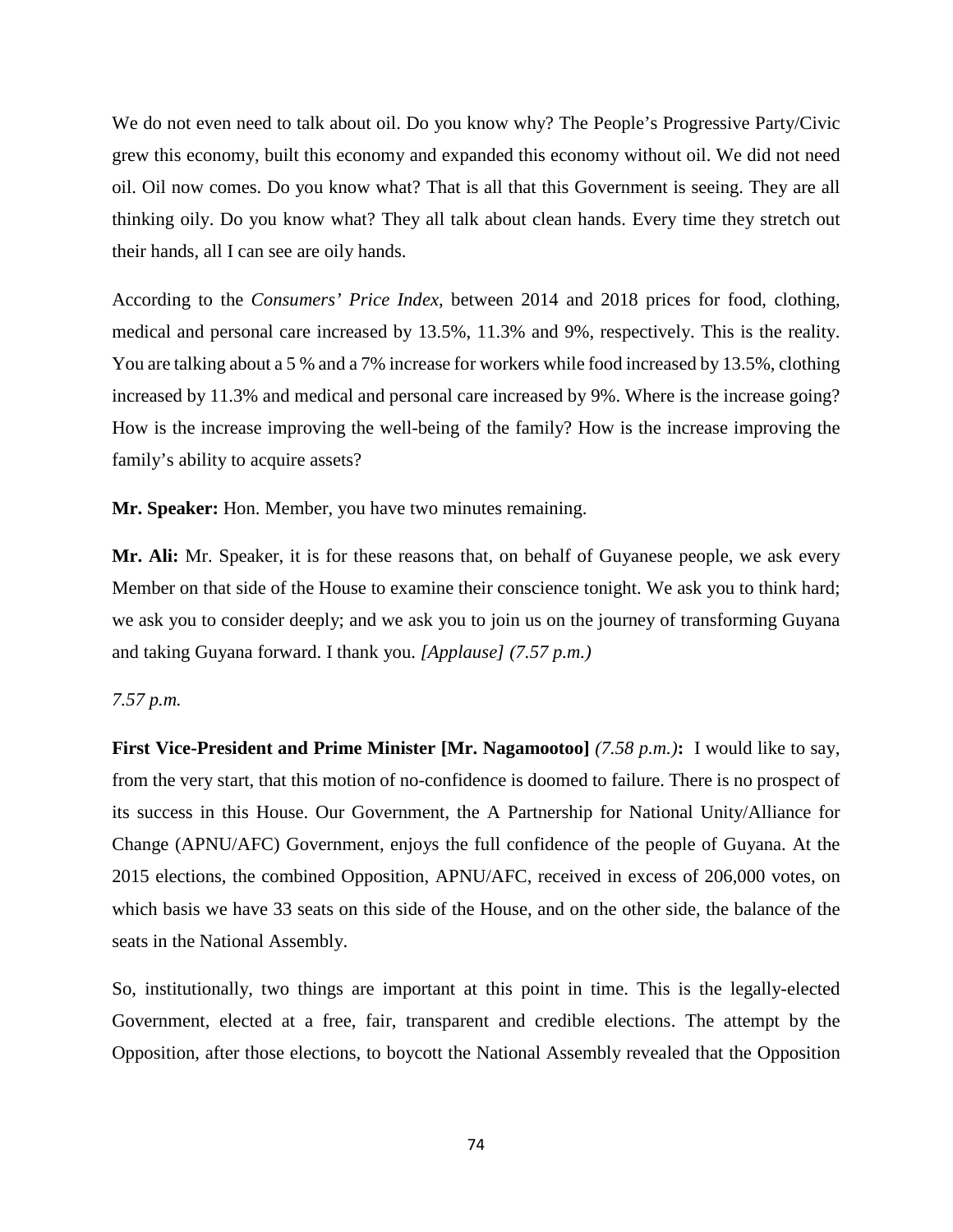We do not even need to talk about oil. Do you know why? The People's Progressive Party/Civic grew this economy, built this economy and expanded this economy without oil. We did not need oil. Oil now comes. Do you know what? That is all that this Government is seeing. They are all thinking oily. Do you know what? They all talk about clean hands. Every time they stretch out their hands, all I can see are oily hands.

According to the *Consumers' Price Index*, between 2014 and 2018 prices for food, clothing, medical and personal care increased by 13.5%, 11.3% and 9%, respectively. This is the reality. You are talking about a 5 % and a 7% increase for workers while food increased by 13.5%, clothing increased by 11.3% and medical and personal care increased by 9%. Where is the increase going? How is the increase improving the well-being of the family? How is the increase improving the family's ability to acquire assets?

**Mr. Speaker:** Hon. Member, you have two minutes remaining.

**Mr. Ali:** Mr. Speaker, it is for these reasons that, on behalf of Guyanese people, we ask every Member on that side of the House to examine their conscience tonight. We ask you to think hard; we ask you to consider deeply; and we ask you to join us on the journey of transforming Guyana and taking Guyana forward. I thank you. *[Applause] (7.57 p.m.)*

*7.57 p.m.*

**First Vice-President and Prime Minister [Mr. Nagamootoo]** *(7.58 p.m.)***:** I would like to say, from the very start, that this motion of no-confidence is doomed to failure. There is no prospect of its success in this House. Our Government, the A Partnership for National Unity/Alliance for Change (APNU/AFC) Government, enjoys the full confidence of the people of Guyana. At the 2015 elections, the combined Opposition, APNU/AFC, received in excess of 206,000 votes, on which basis we have 33 seats on this side of the House, and on the other side, the balance of the seats in the National Assembly.

So, institutionally, two things are important at this point in time. This is the legally-elected Government, elected at a free, fair, transparent and credible elections. The attempt by the Opposition, after those elections, to boycott the National Assembly revealed that the Opposition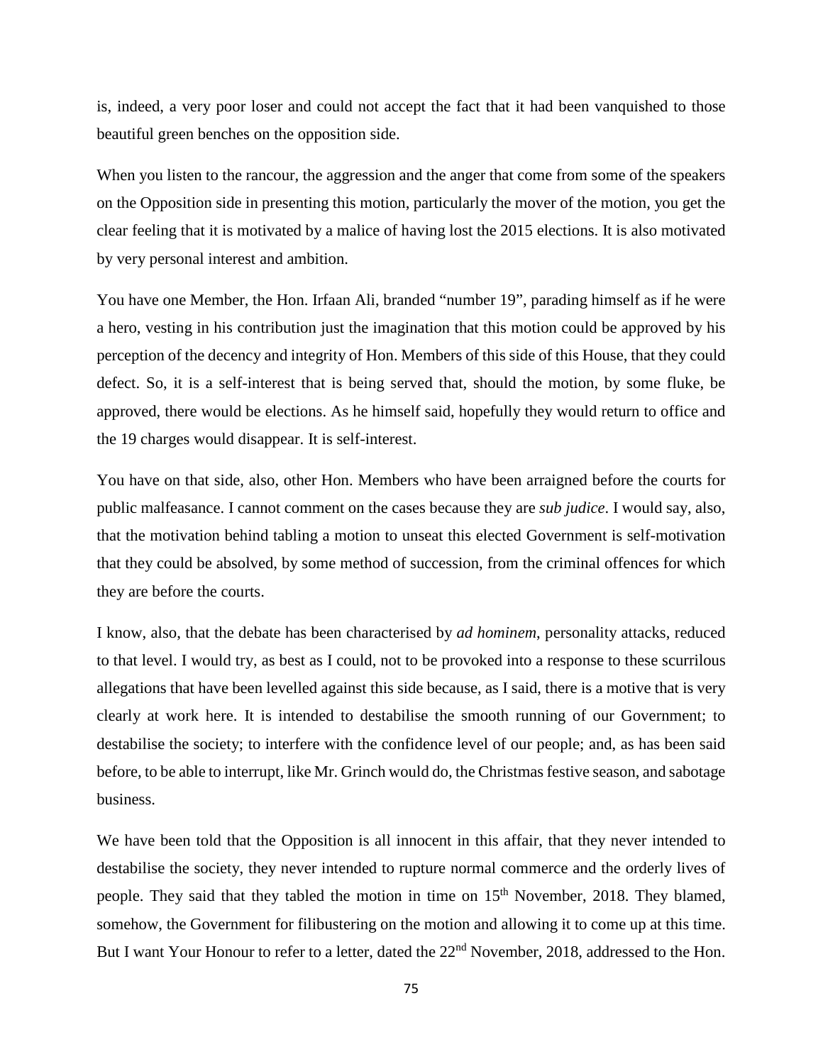is, indeed, a very poor loser and could not accept the fact that it had been vanquished to those beautiful green benches on the opposition side.

When you listen to the rancour, the aggression and the anger that come from some of the speakers on the Opposition side in presenting this motion, particularly the mover of the motion, you get the clear feeling that it is motivated by a malice of having lost the 2015 elections. It is also motivated by very personal interest and ambition.

You have one Member, the Hon. Irfaan Ali, branded "number 19", parading himself as if he were a hero, vesting in his contribution just the imagination that this motion could be approved by his perception of the decency and integrity of Hon. Members of this side of this House, that they could defect. So, it is a self-interest that is being served that, should the motion, by some fluke, be approved, there would be elections. As he himself said, hopefully they would return to office and the 19 charges would disappear. It is self-interest.

You have on that side, also, other Hon. Members who have been arraigned before the courts for public malfeasance. I cannot comment on the cases because they are *sub judice*. I would say, also, that the motivation behind tabling a motion to unseat this elected Government is self-motivation that they could be absolved, by some method of succession, from the criminal offences for which they are before the courts.

I know, also, that the debate has been characterised by *ad hominem*, personality attacks, reduced to that level. I would try, as best as I could, not to be provoked into a response to these scurrilous allegations that have been levelled against this side because, as I said, there is a motive that is very clearly at work here. It is intended to destabilise the smooth running of our Government; to destabilise the society; to interfere with the confidence level of our people; and, as has been said before, to be able to interrupt, like Mr. Grinch would do, the Christmas festive season, and sabotage business.

We have been told that the Opposition is all innocent in this affair, that they never intended to destabilise the society, they never intended to rupture normal commerce and the orderly lives of people. They said that they tabled the motion in time on 15th November, 2018. They blamed, somehow, the Government for filibustering on the motion and allowing it to come up at this time. But I want Your Honour to refer to a letter, dated the 22nd November, 2018, addressed to the Hon.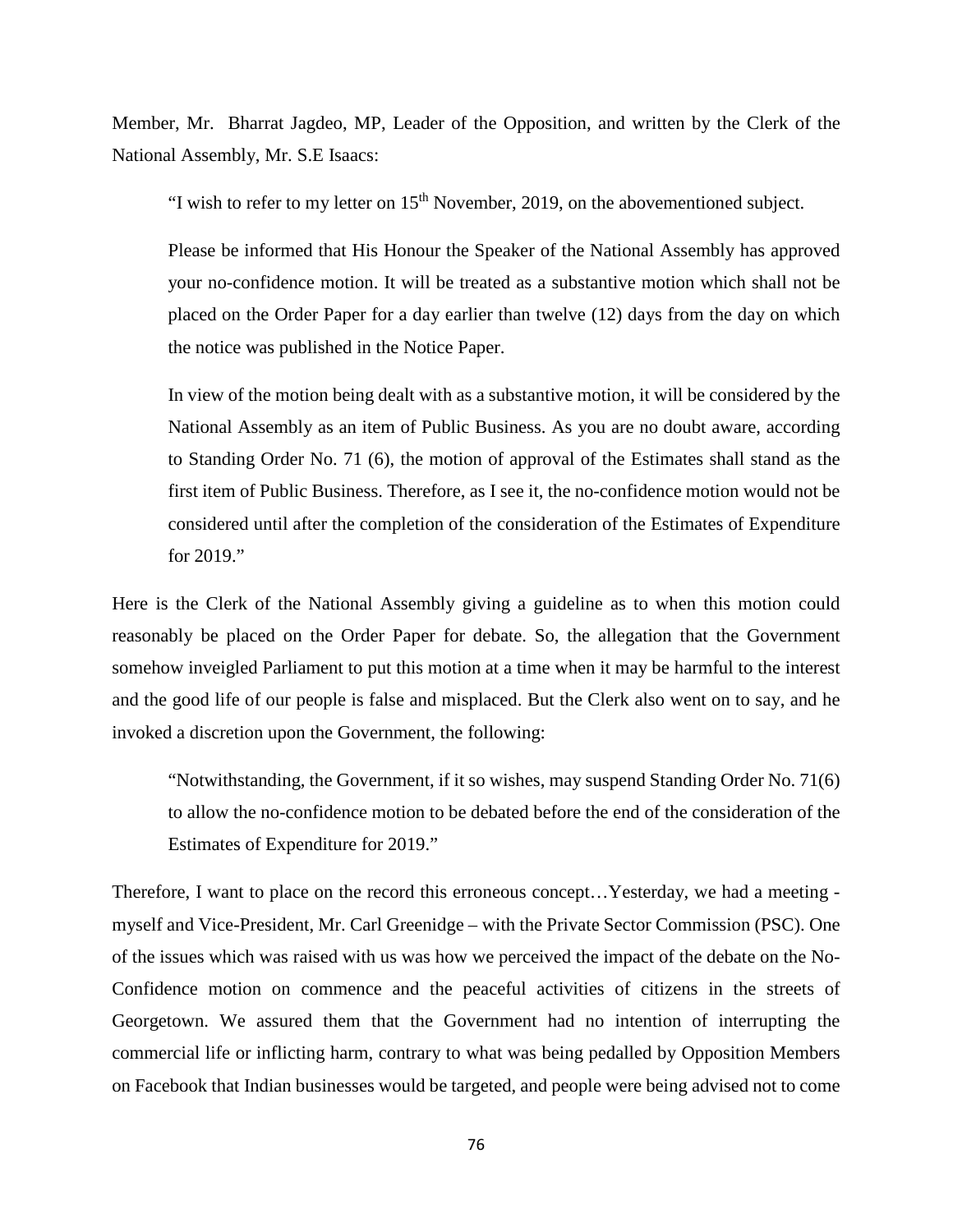Member, Mr. Bharrat Jagdeo, MP, Leader of the Opposition, and written by the Clerk of the National Assembly, Mr. S.E Isaacs:

> "I wish to refer to my letter on 15th November, 2019, on the abovementioned subject.
>
> Please be informed that His Honour the Speaker of the National Assembly has approved your no-confidence motion. It will be treated as a substantive motion which shall not be placed on the Order Paper for a day earlier than twelve (12) days from the day on which the notice was published in the Notice Paper.
>
> In view of the motion being dealt with as a substantive motion, it will be considered by the National Assembly as an item of Public Business. As you are no doubt aware, according to Standing Order No. 71 (6), the motion of approval of the Estimates shall stand as the first item of Public Business. Therefore, as I see it, the no-confidence motion would not be considered until after the completion of the consideration of the Estimates of Expenditure for 2019."

Here is the Clerk of the National Assembly giving a guideline as to when this motion could reasonably be placed on the Order Paper for debate. So, the allegation that the Government somehow inveigled Parliament to put this motion at a time when it may be harmful to the interest and the good life of our people is false and misplaced. But the Clerk also went on to say, and he invoked a discretion upon the Government, the following:

> "Notwithstanding, the Government, if it so wishes, may suspend Standing Order No. 71(6) to allow the no-confidence motion to be debated before the end of the consideration of the Estimates of Expenditure for 2019."

Therefore, I want to place on the record this erroneous concept…Yesterday, we had a meeting - myself and Vice-President, Mr. Carl Greenidge – with the Private Sector Commission (PSC). One of the issues which was raised with us was how we perceived the impact of the debate on the No-Confidence motion on commence and the peaceful activities of citizens in the streets of Georgetown. We assured them that the Government had no intention of interrupting the commercial life or inflicting harm, contrary to what was being pedalled by Opposition Members on Facebook that Indian businesses would be targeted, and people were being advised not to come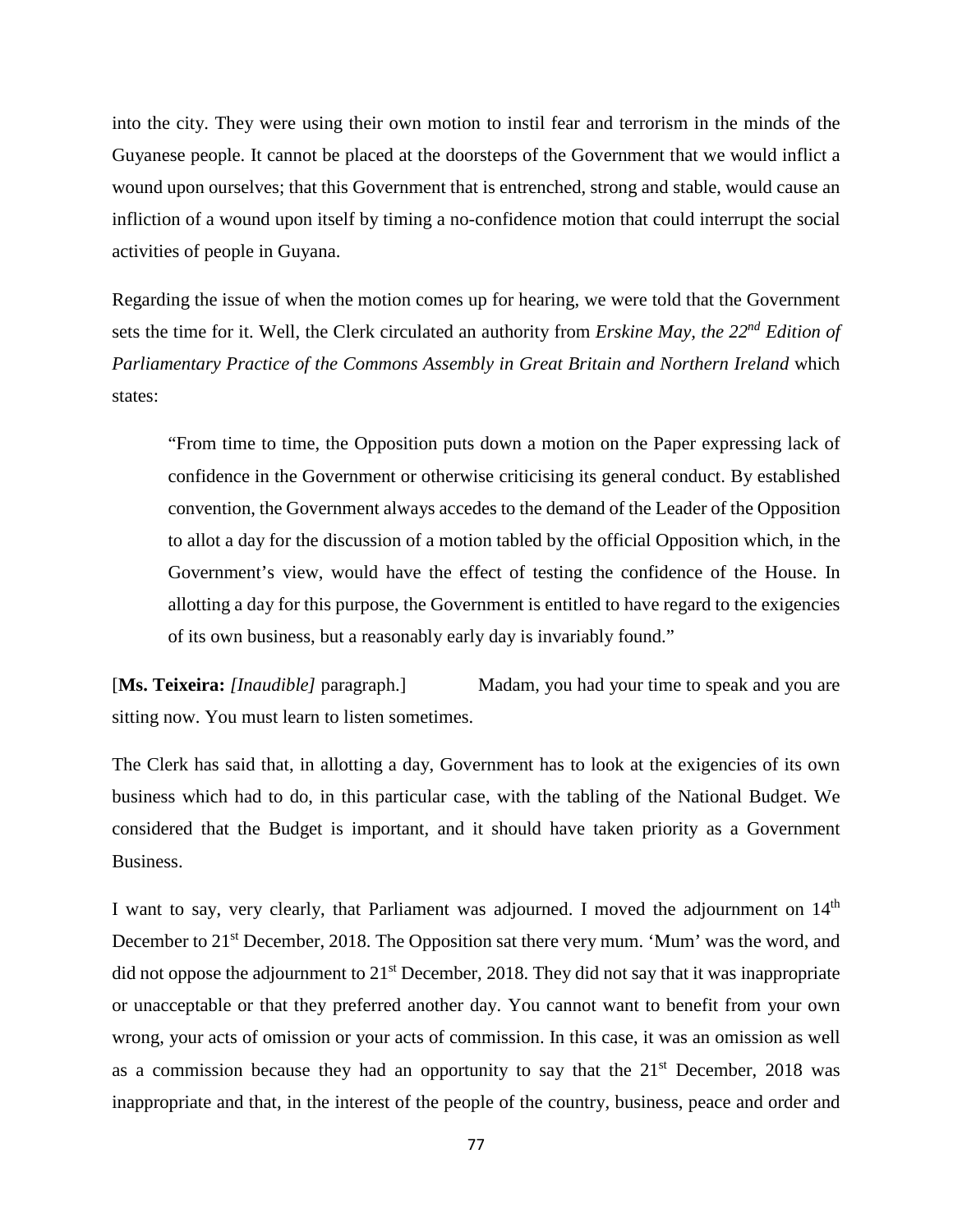into the city. They were using their own motion to instil fear and terrorism in the minds of the Guyanese people. It cannot be placed at the doorsteps of the Government that we would inflict a wound upon ourselves; that this Government that is entrenched, strong and stable, would cause an infliction of a wound upon itself by timing a no-confidence motion that could interrupt the social activities of people in Guyana.

Regarding the issue of when the motion comes up for hearing, we were told that the Government sets the time for it. Well, the Clerk circulated an authority from *Erskine May, the 22nd Edition of Parliamentary Practice of the Commons Assembly in Great Britain and Northern Ireland* which states:

> "From time to time, the Opposition puts down a motion on the Paper expressing lack of confidence in the Government or otherwise criticising its general conduct. By established convention, the Government always accedes to the demand of the Leader of the Opposition to allot a day for the discussion of a motion tabled by the official Opposition which, in the Government's view, would have the effect of testing the confidence of the House. In allotting a day for this purpose, the Government is entitled to have regard to the exigencies of its own business, but a reasonably early day is invariably found."

[**Ms. Teixeira:** *[Inaudible]* paragraph.] Madam, you had your time to speak and you are sitting now. You must learn to listen sometimes.

The Clerk has said that, in allotting a day, Government has to look at the exigencies of its own business which had to do, in this particular case, with the tabling of the National Budget. We considered that the Budget is important, and it should have taken priority as a Government Business.

I want to say, very clearly, that Parliament was adjourned. I moved the adjournment on 14th December to 21st December, 2018. The Opposition sat there very mum. 'Mum' was the word, and did not oppose the adjournment to 21st December, 2018. They did not say that it was inappropriate or unacceptable or that they preferred another day. You cannot want to benefit from your own wrong, your acts of omission or your acts of commission. In this case, it was an omission as well as a commission because they had an opportunity to say that the 21st December, 2018 was inappropriate and that, in the interest of the people of the country, business, peace and order and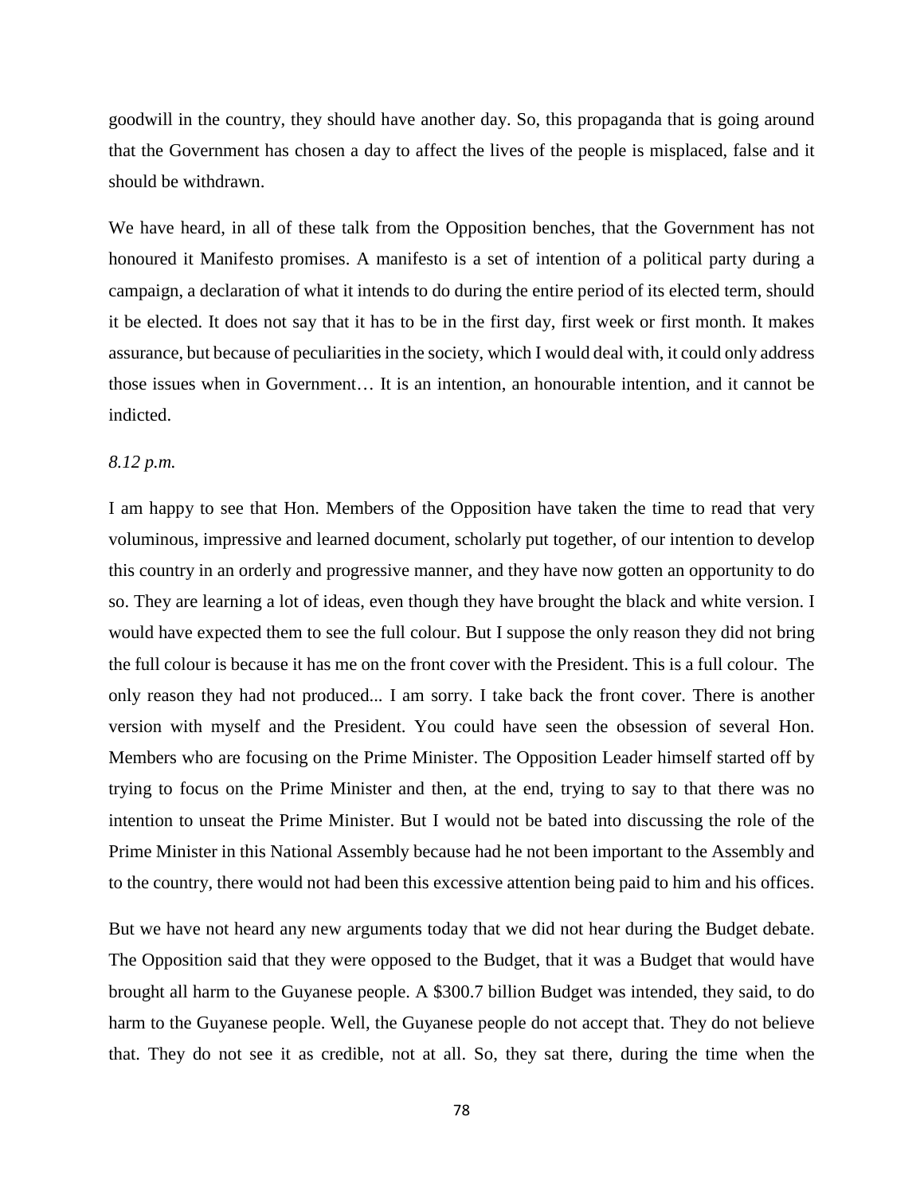goodwill in the country, they should have another day. So, this propaganda that is going around that the Government has chosen a day to affect the lives of the people is misplaced, false and it should be withdrawn.

We have heard, in all of these talk from the Opposition benches, that the Government has not honoured it Manifesto promises. A manifesto is a set of intention of a political party during a campaign, a declaration of what it intends to do during the entire period of its elected term, should it be elected. It does not say that it has to be in the first day, first week or first month. It makes assurance, but because of peculiarities in the society, which I would deal with, it could only address those issues when in Government… It is an intention, an honourable intention, and it cannot be indicted.

*8.12 p.m.*

I am happy to see that Hon. Members of the Opposition have taken the time to read that very voluminous, impressive and learned document, scholarly put together, of our intention to develop this country in an orderly and progressive manner, and they have now gotten an opportunity to do so. They are learning a lot of ideas, even though they have brought the black and white version. I would have expected them to see the full colour. But I suppose the only reason they did not bring the full colour is because it has me on the front cover with the President. This is a full colour. The only reason they had not produced... I am sorry. I take back the front cover. There is another version with myself and the President. You could have seen the obsession of several Hon. Members who are focusing on the Prime Minister. The Opposition Leader himself started off by trying to focus on the Prime Minister and then, at the end, trying to say to that there was no intention to unseat the Prime Minister. But I would not be bated into discussing the role of the Prime Minister in this National Assembly because had he not been important to the Assembly and to the country, there would not had been this excessive attention being paid to him and his offices.

But we have not heard any new arguments today that we did not hear during the Budget debate. The Opposition said that they were opposed to the Budget, that it was a Budget that would have brought all harm to the Guyanese people. A $300.7 billion Budget was intended, they said, to do harm to the Guyanese people. Well, the Guyanese people do not accept that. They do not believe that. They do not see it as credible, not at all. So, they sat there, during the time when the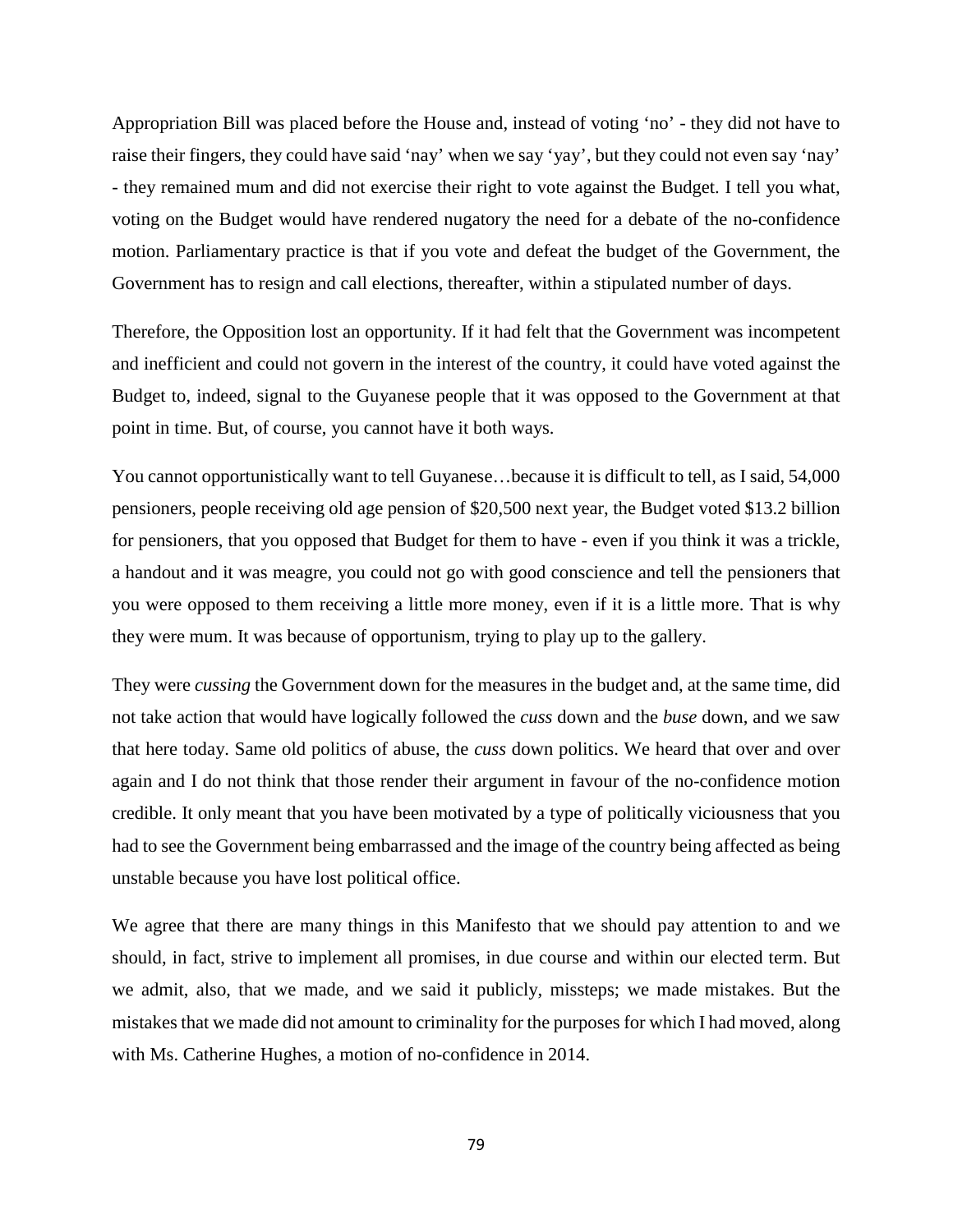Appropriation Bill was placed before the House and, instead of voting 'no' - they did not have to raise their fingers, they could have said 'nay' when we say 'yay', but they could not even say 'nay' - they remained mum and did not exercise their right to vote against the Budget. I tell you what, voting on the Budget would have rendered nugatory the need for a debate of the no-confidence motion. Parliamentary practice is that if you vote and defeat the budget of the Government, the Government has to resign and call elections, thereafter, within a stipulated number of days.

Therefore, the Opposition lost an opportunity. If it had felt that the Government was incompetent and inefficient and could not govern in the interest of the country, it could have voted against the Budget to, indeed, signal to the Guyanese people that it was opposed to the Government at that point in time. But, of course, you cannot have it both ways.

You cannot opportunistically want to tell Guyanese…because it is difficult to tell, as I said, 54,000 pensioners, people receiving old age pension of $20,500 next year, the Budget voted $13.2 billion for pensioners, that you opposed that Budget for them to have - even if you think it was a trickle, a handout and it was meagre, you could not go with good conscience and tell the pensioners that you were opposed to them receiving a little more money, even if it is a little more. That is why they were mum. It was because of opportunism, trying to play up to the gallery.

They were *cussing* the Government down for the measures in the budget and, at the same time, did not take action that would have logically followed the *cuss* down and the *buse* down, and we saw that here today. Same old politics of abuse, the *cuss* down politics. We heard that over and over again and I do not think that those render their argument in favour of the no-confidence motion credible. It only meant that you have been motivated by a type of politically viciousness that you had to see the Government being embarrassed and the image of the country being affected as being unstable because you have lost political office.

We agree that there are many things in this Manifesto that we should pay attention to and we should, in fact, strive to implement all promises, in due course and within our elected term. But we admit, also, that we made, and we said it publicly, missteps; we made mistakes. But the mistakes that we made did not amount to criminality for the purposes for which I had moved, along with Ms. Catherine Hughes, a motion of no-confidence in 2014.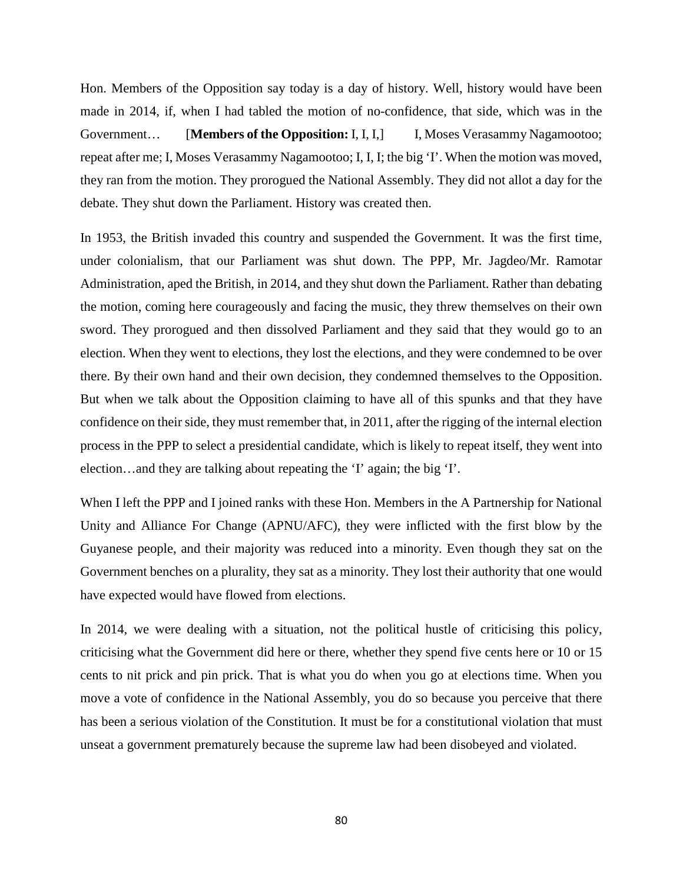Hon. Members of the Opposition say today is a day of history. Well, history would have been made in 2014, if, when I had tabled the motion of no-confidence, that side, which was in the Government… [**Members of the Opposition:** I, I, I,] I, Moses Verasammy Nagamootoo; repeat after me; I, Moses Verasammy Nagamootoo; I, I, I; the big 'I'. When the motion was moved, they ran from the motion. They prorogued the National Assembly. They did not allot a day for the debate. They shut down the Parliament. History was created then.

In 1953, the British invaded this country and suspended the Government. It was the first time, under colonialism, that our Parliament was shut down. The PPP, Mr. Jagdeo/Mr. Ramotar Administration, aped the British, in 2014, and they shut down the Parliament. Rather than debating the motion, coming here courageously and facing the music, they threw themselves on their own sword. They prorogued and then dissolved Parliament and they said that they would go to an election. When they went to elections, they lost the elections, and they were condemned to be over there. By their own hand and their own decision, they condemned themselves to the Opposition. But when we talk about the Opposition claiming to have all of this spunks and that they have confidence on their side, they must remember that, in 2011, after the rigging of the internal election process in the PPP to select a presidential candidate, which is likely to repeat itself, they went into election…and they are talking about repeating the 'I' again; the big 'I'.

When I left the PPP and I joined ranks with these Hon. Members in the A Partnership for National Unity and Alliance For Change (APNU/AFC), they were inflicted with the first blow by the Guyanese people, and their majority was reduced into a minority. Even though they sat on the Government benches on a plurality, they sat as a minority. They lost their authority that one would have expected would have flowed from elections.

In 2014, we were dealing with a situation, not the political hustle of criticising this policy, criticising what the Government did here or there, whether they spend five cents here or 10 or 15 cents to nit prick and pin prick. That is what you do when you go at elections time. When you move a vote of confidence in the National Assembly, you do so because you perceive that there has been a serious violation of the Constitution. It must be for a constitutional violation that must unseat a government prematurely because the supreme law had been disobeyed and violated.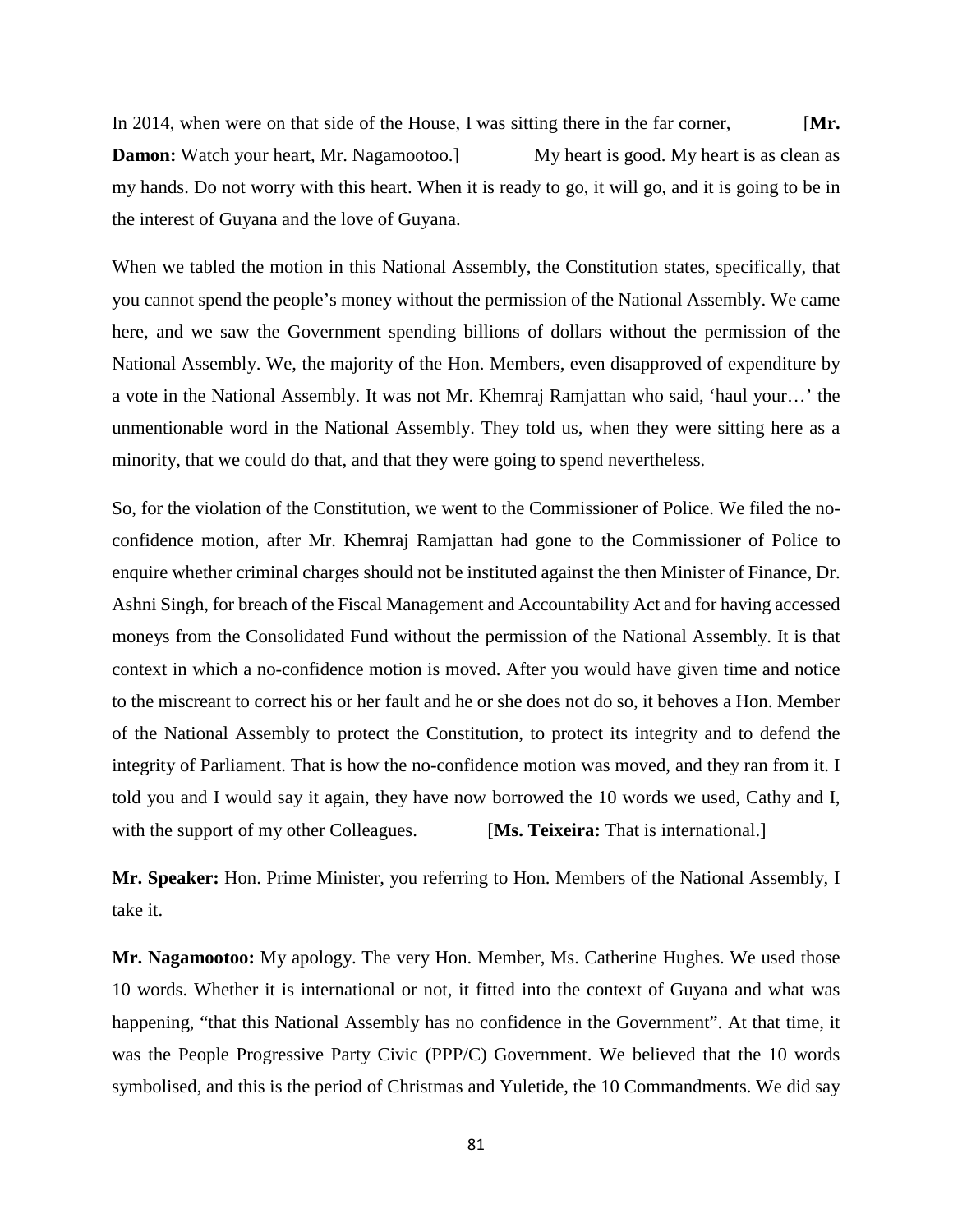In 2014, when were on that side of the House, I was sitting there in the far corner, [**Mr. Damon:** Watch your heart, Mr. Nagamootoo.] My heart is good. My heart is as clean as my hands. Do not worry with this heart. When it is ready to go, it will go, and it is going to be in the interest of Guyana and the love of Guyana.

When we tabled the motion in this National Assembly, the Constitution states, specifically, that you cannot spend the people's money without the permission of the National Assembly. We came here, and we saw the Government spending billions of dollars without the permission of the National Assembly. We, the majority of the Hon. Members, even disapproved of expenditure by a vote in the National Assembly. It was not Mr. Khemraj Ramjattan who said, 'haul your…' the unmentionable word in the National Assembly. They told us, when they were sitting here as a minority, that we could do that, and that they were going to spend nevertheless.

So, for the violation of the Constitution, we went to the Commissioner of Police. We filed the no-confidence motion, after Mr. Khemraj Ramjattan had gone to the Commissioner of Police to enquire whether criminal charges should not be instituted against the then Minister of Finance, Dr. Ashni Singh, for breach of the Fiscal Management and Accountability Act and for having accessed moneys from the Consolidated Fund without the permission of the National Assembly. It is that context in which a no-confidence motion is moved. After you would have given time and notice to the miscreant to correct his or her fault and he or she does not do so, it behoves a Hon. Member of the National Assembly to protect the Constitution, to protect its integrity and to defend the integrity of Parliament. That is how the no-confidence motion was moved, and they ran from it. I told you and I would say it again, they have now borrowed the 10 words we used, Cathy and I, with the support of my other Colleagues. [**Ms. Teixeira:** That is international.]

**Mr. Speaker:** Hon. Prime Minister, you referring to Hon. Members of the National Assembly, I take it.

**Mr. Nagamootoo:** My apology. The very Hon. Member, Ms. Catherine Hughes. We used those 10 words. Whether it is international or not, it fitted into the context of Guyana and what was happening, "that this National Assembly has no confidence in the Government". At that time, it was the People Progressive Party Civic (PPP/C) Government. We believed that the 10 words symbolised, and this is the period of Christmas and Yuletide, the 10 Commandments. We did say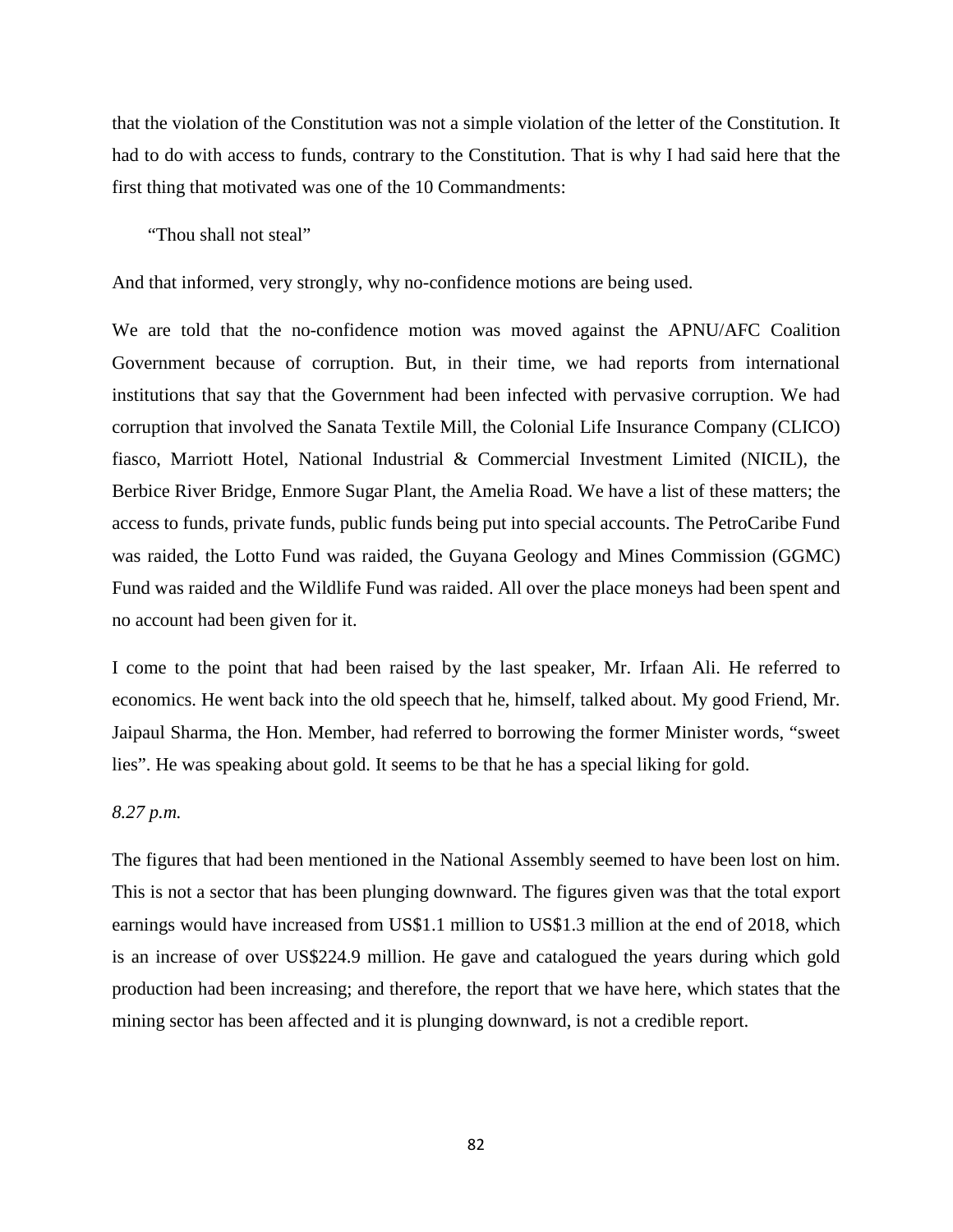that the violation of the Constitution was not a simple violation of the letter of the Constitution. It had to do with access to funds, contrary to the Constitution. That is why I had said here that the first thing that motivated was one of the 10 Commandments:

"Thou shall not steal"

And that informed, very strongly, why no-confidence motions are being used.

We are told that the no-confidence motion was moved against the APNU/AFC Coalition Government because of corruption. But, in their time, we had reports from international institutions that say that the Government had been infected with pervasive corruption. We had corruption that involved the Sanata Textile Mill, the Colonial Life Insurance Company (CLICO) fiasco, Marriott Hotel, National Industrial & Commercial Investment Limited (NICIL), the Berbice River Bridge, Enmore Sugar Plant, the Amelia Road. We have a list of these matters; the access to funds, private funds, public funds being put into special accounts. The PetroCaribe Fund was raided, the Lotto Fund was raided, the Guyana Geology and Mines Commission (GGMC) Fund was raided and the Wildlife Fund was raided. All over the place moneys had been spent and no account had been given for it.

I come to the point that had been raised by the last speaker, Mr. Irfaan Ali. He referred to economics. He went back into the old speech that he, himself, talked about. My good Friend, Mr. Jaipaul Sharma, the Hon. Member, had referred to borrowing the former Minister words, "sweet lies". He was speaking about gold. It seems to be that he has a special liking for gold.

*8.27 p.m.*

The figures that had been mentioned in the National Assembly seemed to have been lost on him. This is not a sector that has been plunging downward. The figures given was that the total export earnings would have increased from US$1.1 million to US$1.3 million at the end of 2018, which is an increase of over US$224.9 million. He gave and catalogued the years during which gold production had been increasing; and therefore, the report that we have here, which states that the mining sector has been affected and it is plunging downward, is not a credible report.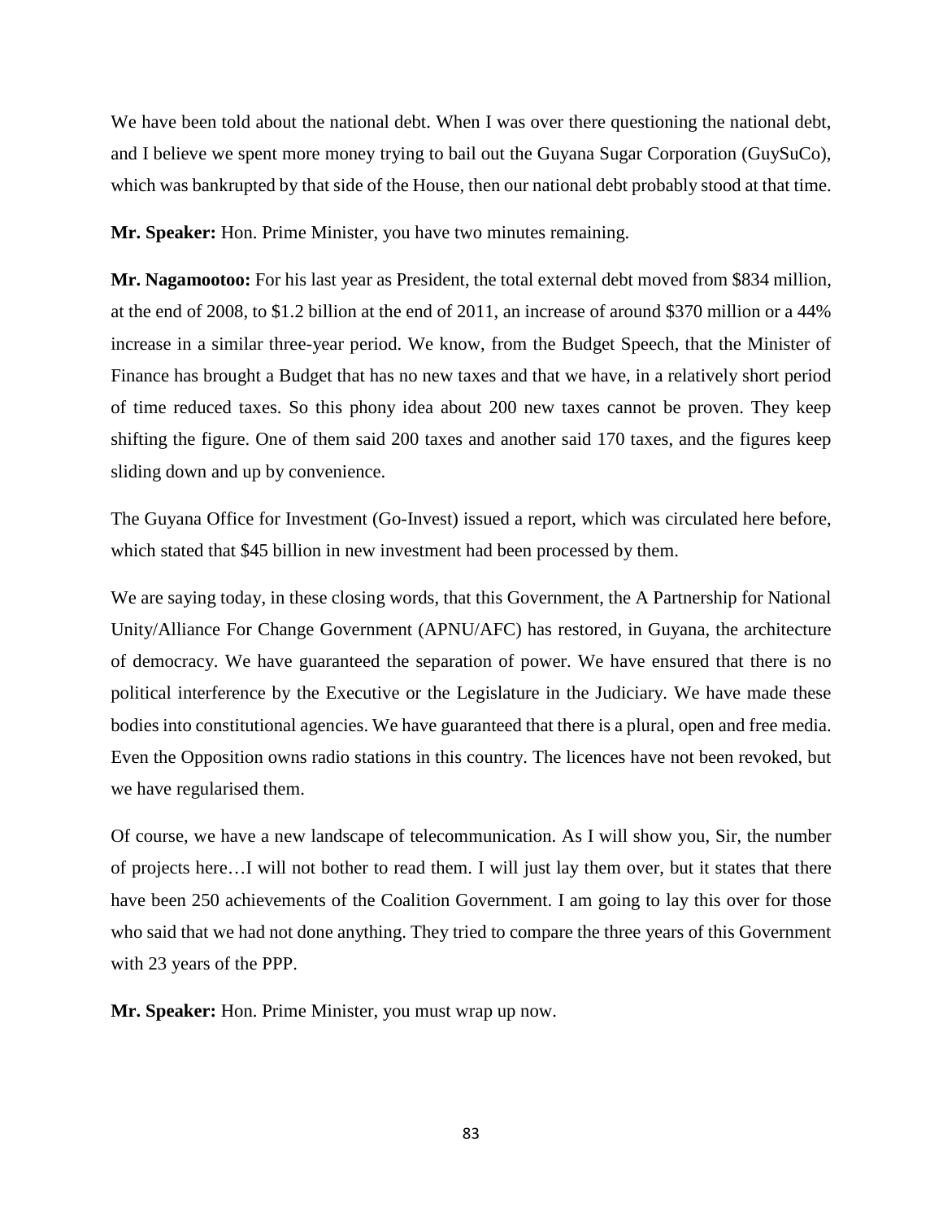We have been told about the national debt. When I was over there questioning the national debt, and I believe we spent more money trying to bail out the Guyana Sugar Corporation (GuySuCo), which was bankrupted by that side of the House, then our national debt probably stood at that time.

**Mr. Speaker:** Hon. Prime Minister, you have two minutes remaining.

**Mr. Nagamootoo:** For his last year as President, the total external debt moved from $834 million, at the end of 2008, to $1.2 billion at the end of 2011, an increase of around $370 million or a 44% increase in a similar three-year period. We know, from the Budget Speech, that the Minister of Finance has brought a Budget that has no new taxes and that we have, in a relatively short period of time reduced taxes. So this phony idea about 200 new taxes cannot be proven. They keep shifting the figure. One of them said 200 taxes and another said 170 taxes, and the figures keep sliding down and up by convenience.

The Guyana Office for Investment (Go-Invest) issued a report, which was circulated here before, which stated that $45 billion in new investment had been processed by them.

We are saying today, in these closing words, that this Government, the A Partnership for National Unity/Alliance For Change Government (APNU/AFC) has restored, in Guyana, the architecture of democracy. We have guaranteed the separation of power. We have ensured that there is no political interference by the Executive or the Legislature in the Judiciary. We have made these bodies into constitutional agencies. We have guaranteed that there is a plural, open and free media. Even the Opposition owns radio stations in this country. The licences have not been revoked, but we have regularised them.

Of course, we have a new landscape of telecommunication. As I will show you, Sir, the number of projects here…I will not bother to read them. I will just lay them over, but it states that there have been 250 achievements of the Coalition Government. I am going to lay this over for those who said that we had not done anything. They tried to compare the three years of this Government with 23 years of the PPP.

**Mr. Speaker:** Hon. Prime Minister, you must wrap up now.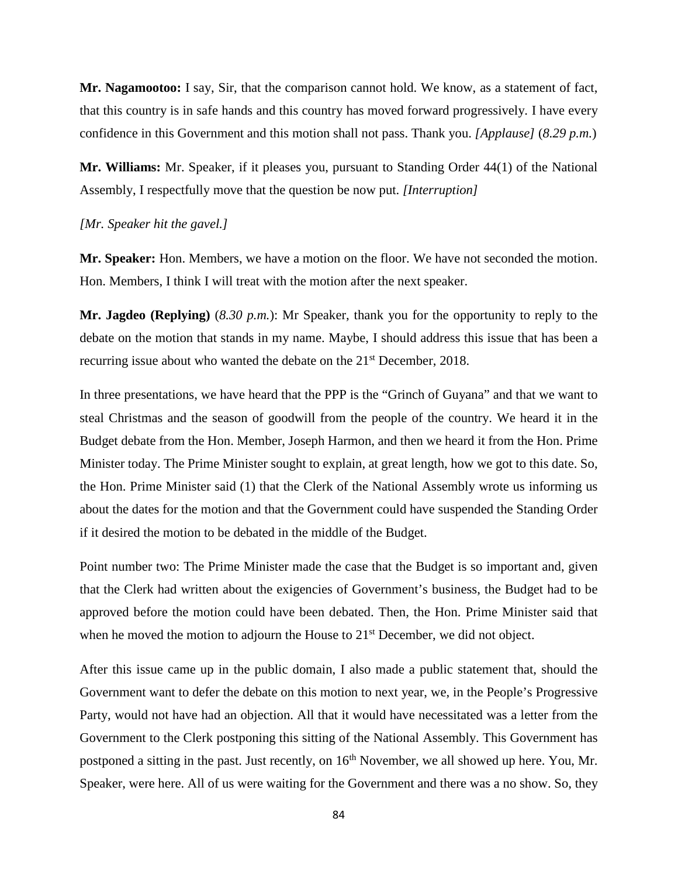**Mr. Nagamootoo:** I say, Sir, that the comparison cannot hold. We know, as a statement of fact, that this country is in safe hands and this country has moved forward progressively. I have every confidence in this Government and this motion shall not pass. Thank you. *[Applause]* (*8.29 p.m.*)

**Mr. Williams:** Mr. Speaker, if it pleases you, pursuant to Standing Order 44(1) of the National Assembly, I respectfully move that the question be now put. *[Interruption]*

*[Mr. Speaker hit the gavel.]*

**Mr. Speaker:** Hon. Members, we have a motion on the floor. We have not seconded the motion. Hon. Members, I think I will treat with the motion after the next speaker.

**Mr. Jagdeo (Replying)** (*8.30 p.m.*): Mr Speaker, thank you for the opportunity to reply to the debate on the motion that stands in my name. Maybe, I should address this issue that has been a recurring issue about who wanted the debate on the 21st December, 2018.

In three presentations, we have heard that the PPP is the "Grinch of Guyana" and that we want to steal Christmas and the season of goodwill from the people of the country. We heard it in the Budget debate from the Hon. Member, Joseph Harmon, and then we heard it from the Hon. Prime Minister today. The Prime Minister sought to explain, at great length, how we got to this date. So, the Hon. Prime Minister said (1) that the Clerk of the National Assembly wrote us informing us about the dates for the motion and that the Government could have suspended the Standing Order if it desired the motion to be debated in the middle of the Budget.

Point number two: The Prime Minister made the case that the Budget is so important and, given that the Clerk had written about the exigencies of Government's business, the Budget had to be approved before the motion could have been debated. Then, the Hon. Prime Minister said that when he moved the motion to adjourn the House to 21st December, we did not object.

After this issue came up in the public domain, I also made a public statement that, should the Government want to defer the debate on this motion to next year, we, in the People's Progressive Party, would not have had an objection. All that it would have necessitated was a letter from the Government to the Clerk postponing this sitting of the National Assembly. This Government has postponed a sitting in the past. Just recently, on 16th November, we all showed up here. You, Mr. Speaker, were here. All of us were waiting for the Government and there was a no show. So, they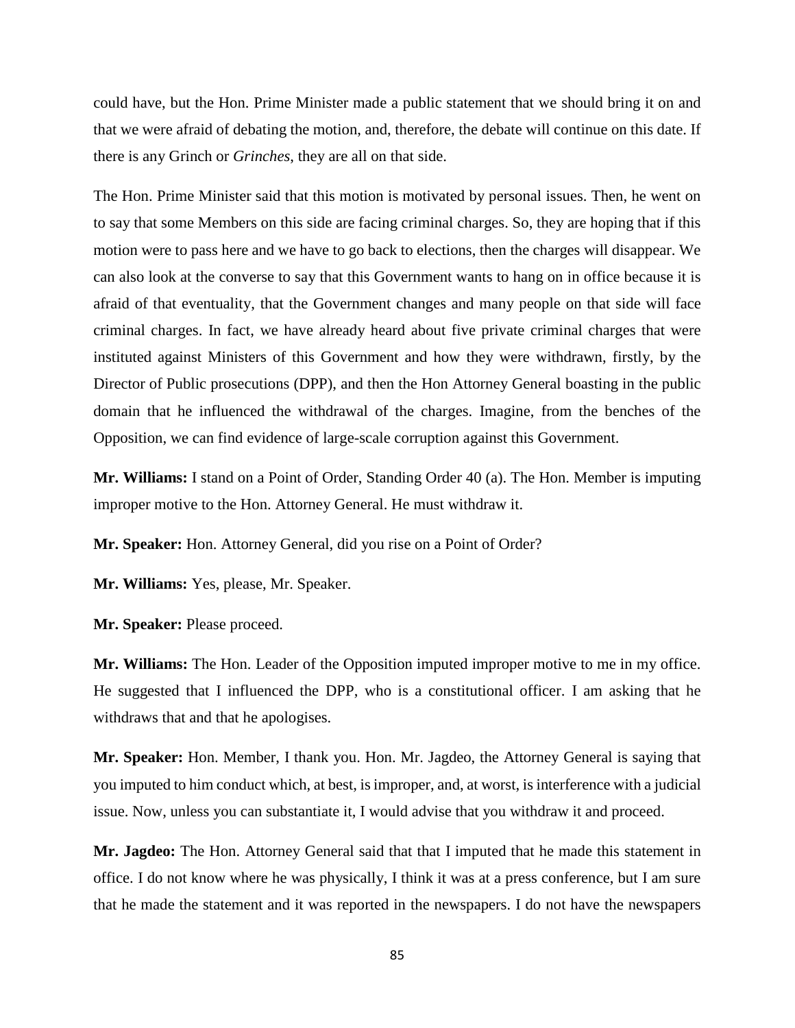could have, but the Hon. Prime Minister made a public statement that we should bring it on and that we were afraid of debating the motion, and, therefore, the debate will continue on this date. If there is any Grinch or *Grinches*, they are all on that side.

The Hon. Prime Minister said that this motion is motivated by personal issues. Then, he went on to say that some Members on this side are facing criminal charges. So, they are hoping that if this motion were to pass here and we have to go back to elections, then the charges will disappear. We can also look at the converse to say that this Government wants to hang on in office because it is afraid of that eventuality, that the Government changes and many people on that side will face criminal charges. In fact, we have already heard about five private criminal charges that were instituted against Ministers of this Government and how they were withdrawn, firstly, by the Director of Public prosecutions (DPP), and then the Hon Attorney General boasting in the public domain that he influenced the withdrawal of the charges. Imagine, from the benches of the Opposition, we can find evidence of large-scale corruption against this Government.

**Mr. Williams:** I stand on a Point of Order, Standing Order 40 (a). The Hon. Member is imputing improper motive to the Hon. Attorney General. He must withdraw it.

**Mr. Speaker:** Hon. Attorney General, did you rise on a Point of Order?

**Mr. Williams:** Yes, please, Mr. Speaker.

**Mr. Speaker:** Please proceed.

**Mr. Williams:** The Hon. Leader of the Opposition imputed improper motive to me in my office. He suggested that I influenced the DPP, who is a constitutional officer. I am asking that he withdraws that and that he apologises.

**Mr. Speaker:** Hon. Member, I thank you. Hon. Mr. Jagdeo, the Attorney General is saying that you imputed to him conduct which, at best, is improper, and, at worst, is interference with a judicial issue. Now, unless you can substantiate it, I would advise that you withdraw it and proceed.

**Mr. Jagdeo:** The Hon. Attorney General said that that I imputed that he made this statement in office. I do not know where he was physically, I think it was at a press conference, but I am sure that he made the statement and it was reported in the newspapers. I do not have the newspapers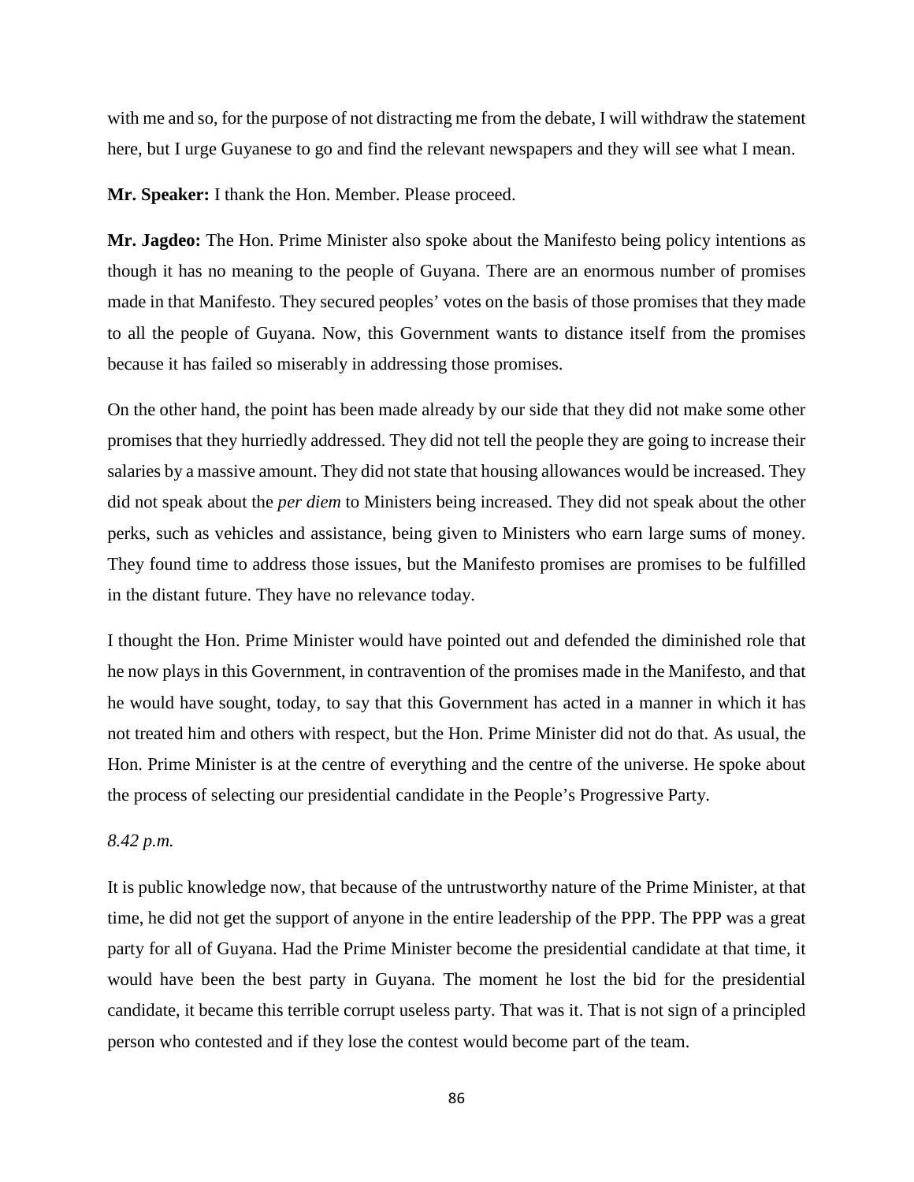with me and so, for the purpose of not distracting me from the debate, I will withdraw the statement here, but I urge Guyanese to go and find the relevant newspapers and they will see what I mean.

**Mr. Speaker:** I thank the Hon. Member. Please proceed.

**Mr. Jagdeo:** The Hon. Prime Minister also spoke about the Manifesto being policy intentions as though it has no meaning to the people of Guyana. There are an enormous number of promises made in that Manifesto. They secured peoples' votes on the basis of those promises that they made to all the people of Guyana. Now, this Government wants to distance itself from the promises because it has failed so miserably in addressing those promises.

On the other hand, the point has been made already by our side that they did not make some other promises that they hurriedly addressed. They did not tell the people they are going to increase their salaries by a massive amount. They did not state that housing allowances would be increased. They did not speak about the *per diem* to Ministers being increased. They did not speak about the other perks, such as vehicles and assistance, being given to Ministers who earn large sums of money. They found time to address those issues, but the Manifesto promises are promises to be fulfilled in the distant future. They have no relevance today.

I thought the Hon. Prime Minister would have pointed out and defended the diminished role that he now plays in this Government, in contravention of the promises made in the Manifesto, and that he would have sought, today, to say that this Government has acted in a manner in which it has not treated him and others with respect, but the Hon. Prime Minister did not do that. As usual, the Hon. Prime Minister is at the centre of everything and the centre of the universe. He spoke about the process of selecting our presidential candidate in the People's Progressive Party.

*8.42 p.m.*

It is public knowledge now, that because of the untrustworthy nature of the Prime Minister, at that time, he did not get the support of anyone in the entire leadership of the PPP. The PPP was a great party for all of Guyana. Had the Prime Minister become the presidential candidate at that time, it would have been the best party in Guyana. The moment he lost the bid for the presidential candidate, it became this terrible corrupt useless party. That was it. That is not sign of a principled person who contested and if they lose the contest would become part of the team.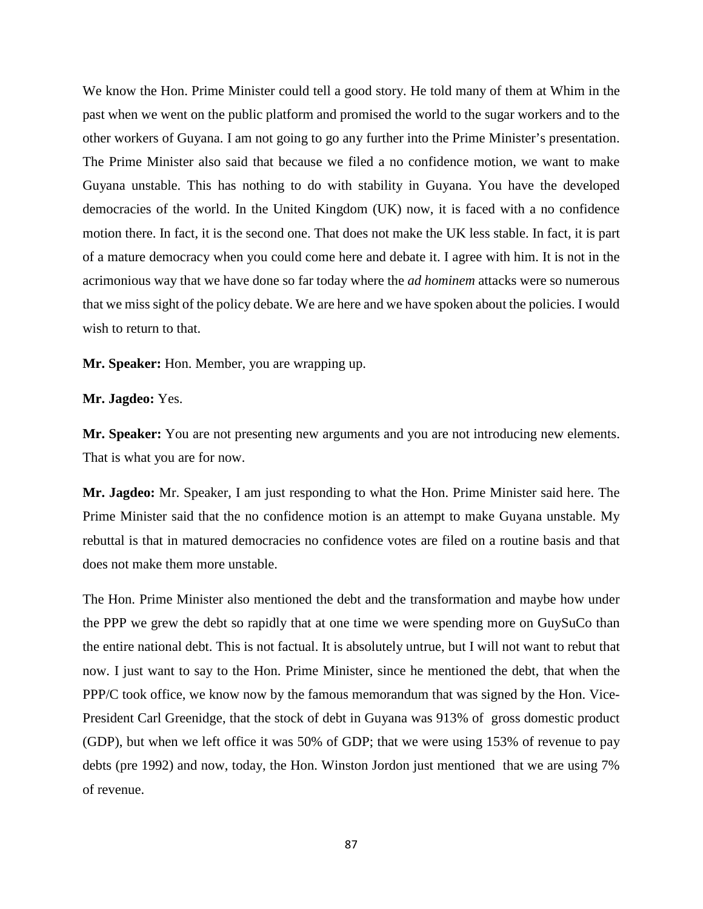We know the Hon. Prime Minister could tell a good story. He told many of them at Whim in the past when we went on the public platform and promised the world to the sugar workers and to the other workers of Guyana. I am not going to go any further into the Prime Minister's presentation. The Prime Minister also said that because we filed a no confidence motion, we want to make Guyana unstable. This has nothing to do with stability in Guyana. You have the developed democracies of the world. In the United Kingdom (UK) now, it is faced with a no confidence motion there. In fact, it is the second one. That does not make the UK less stable. In fact, it is part of a mature democracy when you could come here and debate it. I agree with him. It is not in the acrimonious way that we have done so far today where the *ad hominem* attacks were so numerous that we miss sight of the policy debate. We are here and we have spoken about the policies. I would wish to return to that.

**Mr. Speaker:** Hon. Member, you are wrapping up.

**Mr. Jagdeo:** Yes.

**Mr. Speaker:** You are not presenting new arguments and you are not introducing new elements. That is what you are for now.

**Mr. Jagdeo:** Mr. Speaker, I am just responding to what the Hon. Prime Minister said here. The Prime Minister said that the no confidence motion is an attempt to make Guyana unstable. My rebuttal is that in matured democracies no confidence votes are filed on a routine basis and that does not make them more unstable.

The Hon. Prime Minister also mentioned the debt and the transformation and maybe how under the PPP we grew the debt so rapidly that at one time we were spending more on GuySuCo than the entire national debt. This is not factual. It is absolutely untrue, but I will not want to rebut that now. I just want to say to the Hon. Prime Minister, since he mentioned the debt, that when the PPP/C took office, we know now by the famous memorandum that was signed by the Hon. Vice-President Carl Greenidge, that the stock of debt in Guyana was 913% of gross domestic product (GDP), but when we left office it was 50% of GDP; that we were using 153% of revenue to pay debts (pre 1992) and now, today, the Hon. Winston Jordon just mentioned that we are using 7% of revenue.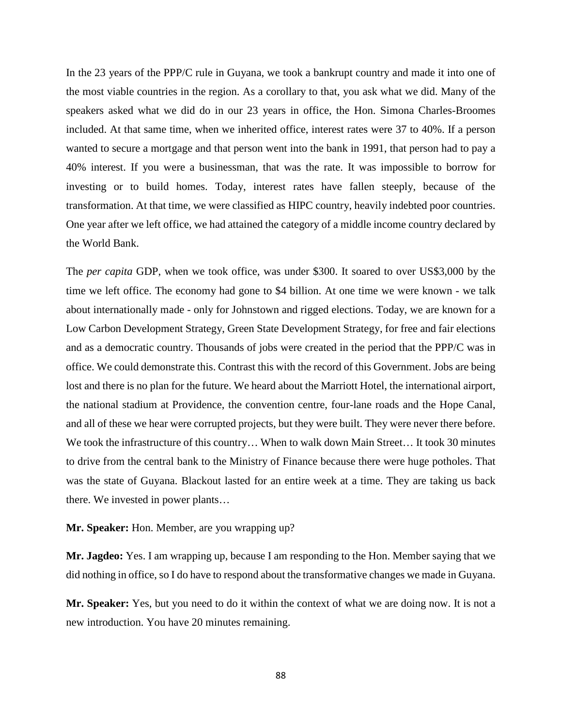In the 23 years of the PPP/C rule in Guyana, we took a bankrupt country and made it into one of the most viable countries in the region. As a corollary to that, you ask what we did. Many of the speakers asked what we did do in our 23 years in office, the Hon. Simona Charles-Broomes included. At that same time, when we inherited office, interest rates were 37 to 40%. If a person wanted to secure a mortgage and that person went into the bank in 1991, that person had to pay a 40% interest. If you were a businessman, that was the rate. It was impossible to borrow for investing or to build homes. Today, interest rates have fallen steeply, because of the transformation. At that time, we were classified as HIPC country, heavily indebted poor countries. One year after we left office, we had attained the category of a middle income country declared by the World Bank.

The *per capita* GDP, when we took office, was under $300. It soared to over US$3,000 by the time we left office. The economy had gone to $4 billion. At one time we were known - we talk about internationally made - only for Johnstown and rigged elections. Today, we are known for a Low Carbon Development Strategy, Green State Development Strategy, for free and fair elections and as a democratic country. Thousands of jobs were created in the period that the PPP/C was in office. We could demonstrate this. Contrast this with the record of this Government. Jobs are being lost and there is no plan for the future. We heard about the Marriott Hotel, the international airport, the national stadium at Providence, the convention centre, four-lane roads and the Hope Canal, and all of these we hear were corrupted projects, but they were built. They were never there before. We took the infrastructure of this country… When to walk down Main Street… It took 30 minutes to drive from the central bank to the Ministry of Finance because there were huge potholes. That was the state of Guyana. Blackout lasted for an entire week at a time. They are taking us back there. We invested in power plants…

**Mr. Speaker:** Hon. Member, are you wrapping up?

**Mr. Jagdeo:** Yes. I am wrapping up, because I am responding to the Hon. Member saying that we did nothing in office, so I do have to respond about the transformative changes we made in Guyana.

**Mr. Speaker:** Yes, but you need to do it within the context of what we are doing now. It is not a new introduction. You have 20 minutes remaining.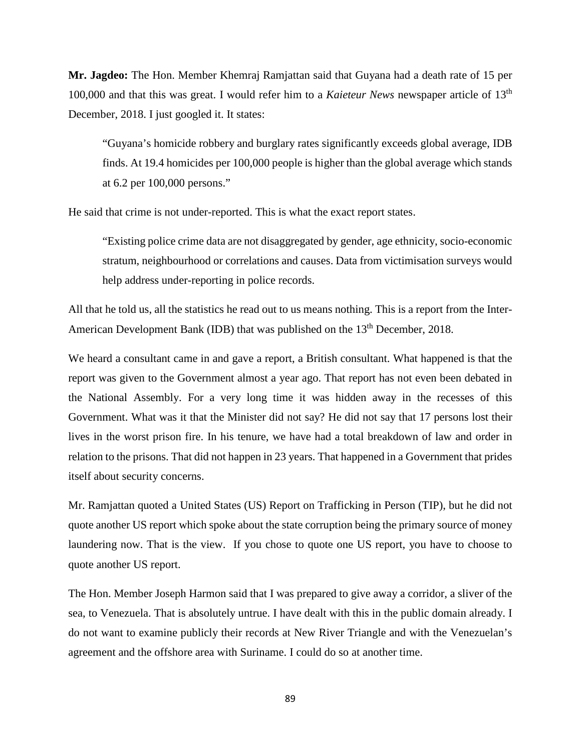**Mr. Jagdeo:** The Hon. Member Khemraj Ramjattan said that Guyana had a death rate of 15 per 100,000 and that this was great. I would refer him to a *Kaieteur News* newspaper article of 13th December, 2018. I just googled it. It states:

> "Guyana's homicide robbery and burglary rates significantly exceeds global average, IDB finds. At 19.4 homicides per 100,000 people is higher than the global average which stands at 6.2 per 100,000 persons."

He said that crime is not under-reported. This is what the exact report states.

> "Existing police crime data are not disaggregated by gender, age ethnicity, socio-economic stratum, neighbourhood or correlations and causes. Data from victimisation surveys would help address under-reporting in police records.

All that he told us, all the statistics he read out to us means nothing. This is a report from the Inter-American Development Bank (IDB) that was published on the 13th December, 2018.

We heard a consultant came in and gave a report, a British consultant. What happened is that the report was given to the Government almost a year ago. That report has not even been debated in the National Assembly. For a very long time it was hidden away in the recesses of this Government. What was it that the Minister did not say? He did not say that 17 persons lost their lives in the worst prison fire. In his tenure, we have had a total breakdown of law and order in relation to the prisons. That did not happen in 23 years. That happened in a Government that prides itself about security concerns.

Mr. Ramjattan quoted a United States (US) Report on Trafficking in Person (TIP), but he did not quote another US report which spoke about the state corruption being the primary source of money laundering now. That is the view. If you chose to quote one US report, you have to choose to quote another US report.

The Hon. Member Joseph Harmon said that I was prepared to give away a corridor, a sliver of the sea, to Venezuela. That is absolutely untrue. I have dealt with this in the public domain already. I do not want to examine publicly their records at New River Triangle and with the Venezuelan's agreement and the offshore area with Suriname. I could do so at another time.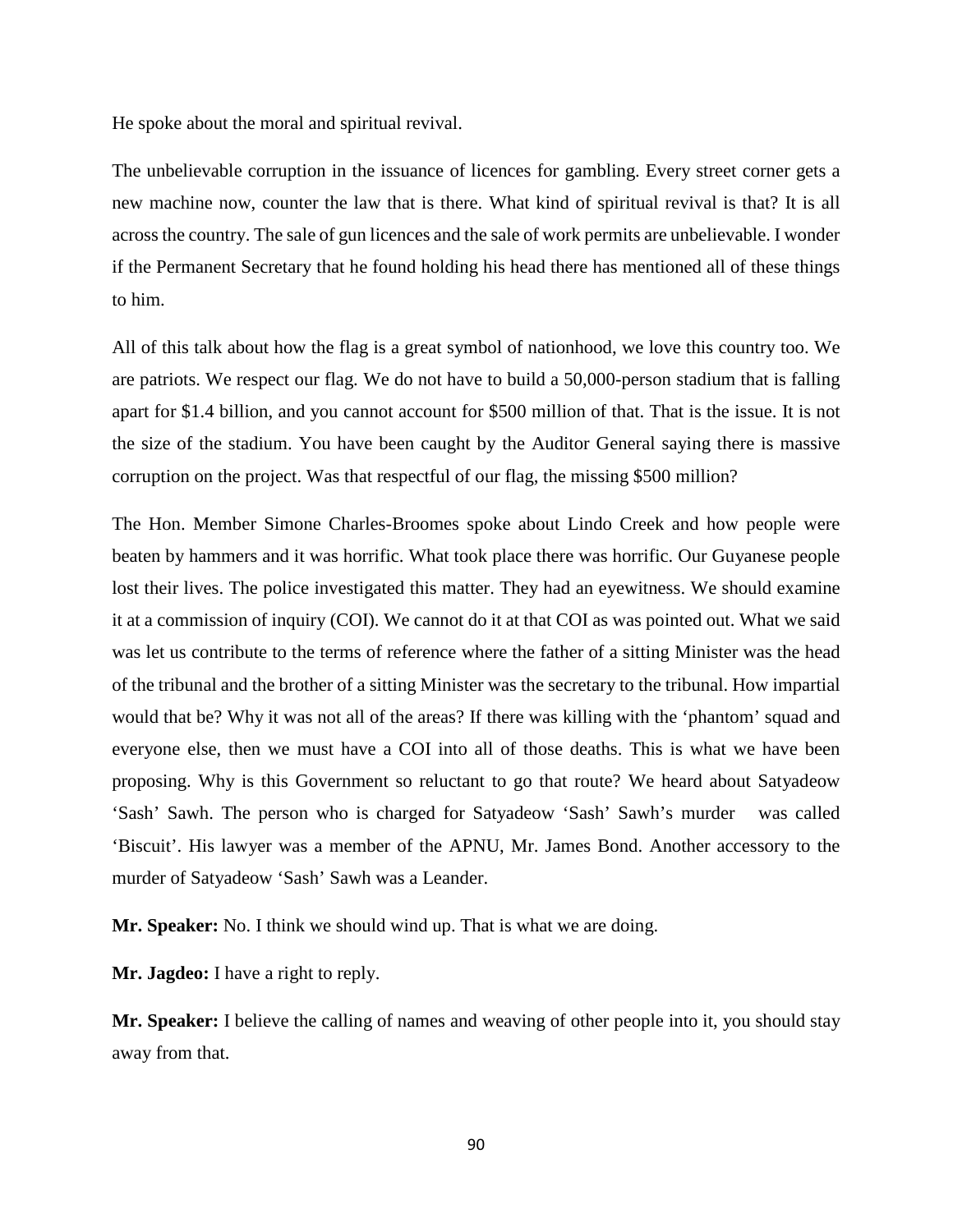He spoke about the moral and spiritual revival.

The unbelievable corruption in the issuance of licences for gambling. Every street corner gets a new machine now, counter the law that is there. What kind of spiritual revival is that? It is all across the country. The sale of gun licences and the sale of work permits are unbelievable. I wonder if the Permanent Secretary that he found holding his head there has mentioned all of these things to him.

All of this talk about how the flag is a great symbol of nationhood, we love this country too. We are patriots. We respect our flag. We do not have to build a 50,000-person stadium that is falling apart for \$1.4 billion, and you cannot account for \$500 million of that. That is the issue. It is not the size of the stadium. You have been caught by the Auditor General saying there is massive corruption on the project. Was that respectful of our flag, the missing \$500 million?

The Hon. Member Simone Charles-Broomes spoke about Lindo Creek and how people were beaten by hammers and it was horrific. What took place there was horrific. Our Guyanese people lost their lives. The police investigated this matter. They had an eyewitness. We should examine it at a commission of inquiry (COI). We cannot do it at that COI as was pointed out. What we said was let us contribute to the terms of reference where the father of a sitting Minister was the head of the tribunal and the brother of a sitting Minister was the secretary to the tribunal. How impartial would that be? Why it was not all of the areas? If there was killing with the 'phantom' squad and everyone else, then we must have a COI into all of those deaths. This is what we have been proposing. Why is this Government so reluctant to go that route? We heard about Satyadeow 'Sash' Sawh. The person who is charged for Satyadeow 'Sash' Sawh's murder was called 'Biscuit'. His lawyer was a member of the APNU, Mr. James Bond. Another accessory to the murder of Satyadeow 'Sash' Sawh was a Leander.

**Mr. Speaker:** No. I think we should wind up. That is what we are doing.

**Mr. Jagdeo:** I have a right to reply.

**Mr. Speaker:** I believe the calling of names and weaving of other people into it, you should stay away from that.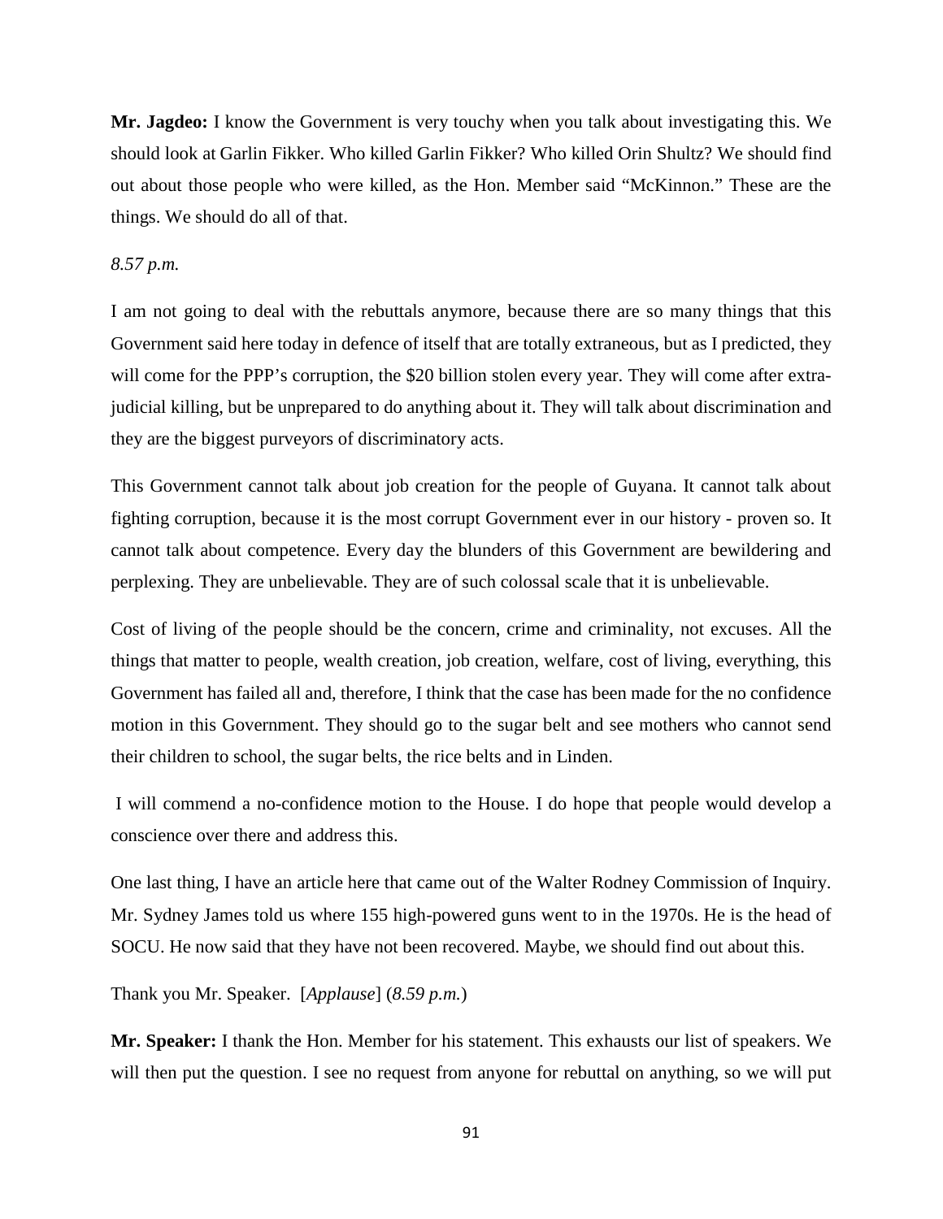**Mr. Jagdeo:** I know the Government is very touchy when you talk about investigating this. We should look at Garlin Fikker. Who killed Garlin Fikker? Who killed Orin Shultz? We should find out about those people who were killed, as the Hon. Member said "McKinnon." These are the things. We should do all of that.

*8.57 p.m.*

I am not going to deal with the rebuttals anymore, because there are so many things that this Government said here today in defence of itself that are totally extraneous, but as I predicted, they will come for the PPP's corruption, the $20 billion stolen every year. They will come after extra-judicial killing, but be unprepared to do anything about it. They will talk about discrimination and they are the biggest purveyors of discriminatory acts.

This Government cannot talk about job creation for the people of Guyana. It cannot talk about fighting corruption, because it is the most corrupt Government ever in our history - proven so. It cannot talk about competence. Every day the blunders of this Government are bewildering and perplexing. They are unbelievable. They are of such colossal scale that it is unbelievable.

Cost of living of the people should be the concern, crime and criminality, not excuses. All the things that matter to people, wealth creation, job creation, welfare, cost of living, everything, this Government has failed all and, therefore, I think that the case has been made for the no confidence motion in this Government. They should go to the sugar belt and see mothers who cannot send their children to school, the sugar belts, the rice belts and in Linden.

I will commend a no-confidence motion to the House. I do hope that people would develop a conscience over there and address this.

One last thing, I have an article here that came out of the Walter Rodney Commission of Inquiry. Mr. Sydney James told us where 155 high-powered guns went to in the 1970s. He is the head of SOCU. He now said that they have not been recovered. Maybe, we should find out about this.

Thank you Mr. Speaker. [*Applause*] (*8.59 p.m.*)

**Mr. Speaker:** I thank the Hon. Member for his statement. This exhausts our list of speakers. We will then put the question. I see no request from anyone for rebuttal on anything, so we will put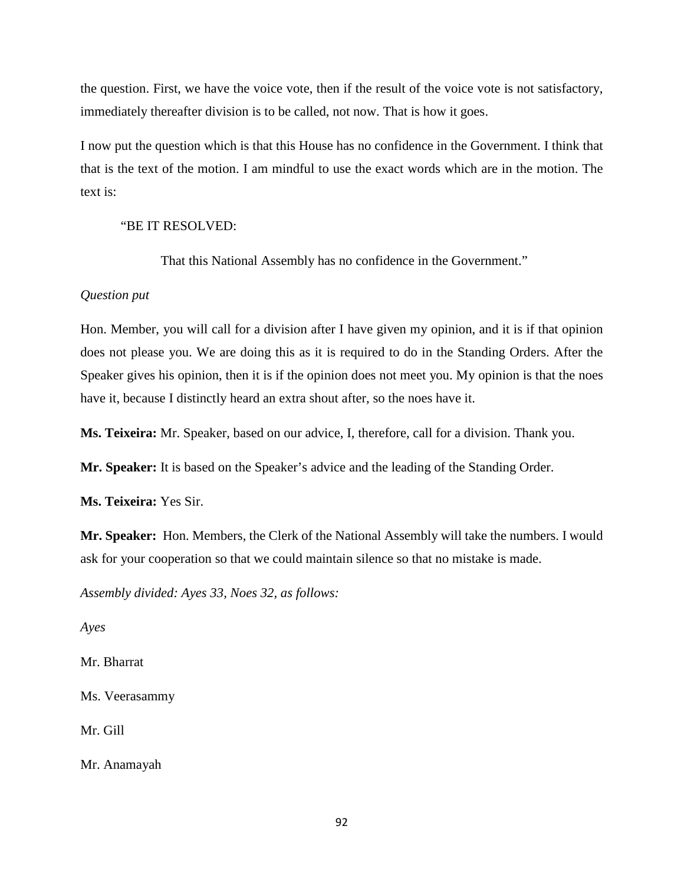the question. First, we have the voice vote, then if the result of the voice vote is not satisfactory, immediately thereafter division is to be called, not now. That is how it goes.

I now put the question which is that this House has no confidence in the Government. I think that that is the text of the motion. I am mindful to use the exact words which are in the motion. The text is:

> "BE IT RESOLVED:
>
> That this National Assembly has no confidence in the Government."

*Question put*

Hon. Member, you will call for a division after I have given my opinion, and it is if that opinion does not please you. We are doing this as it is required to do in the Standing Orders. After the Speaker gives his opinion, then it is if the opinion does not meet you. My opinion is that the noes have it, because I distinctly heard an extra shout after, so the noes have it.

**Ms. Teixeira:** Mr. Speaker, based on our advice, I, therefore, call for a division. Thank you.

**Mr. Speaker:** It is based on the Speaker's advice and the leading of the Standing Order.

**Ms. Teixeira:** Yes Sir.

**Mr. Speaker:** Hon. Members, the Clerk of the National Assembly will take the numbers. I would ask for your cooperation so that we could maintain silence so that no mistake is made.

*Assembly divided: Ayes 33, Noes 32, as follows:*

*Ayes*

Mr. Bharrat

Ms. Veerasammy

Mr. Gill

Mr. Anamayah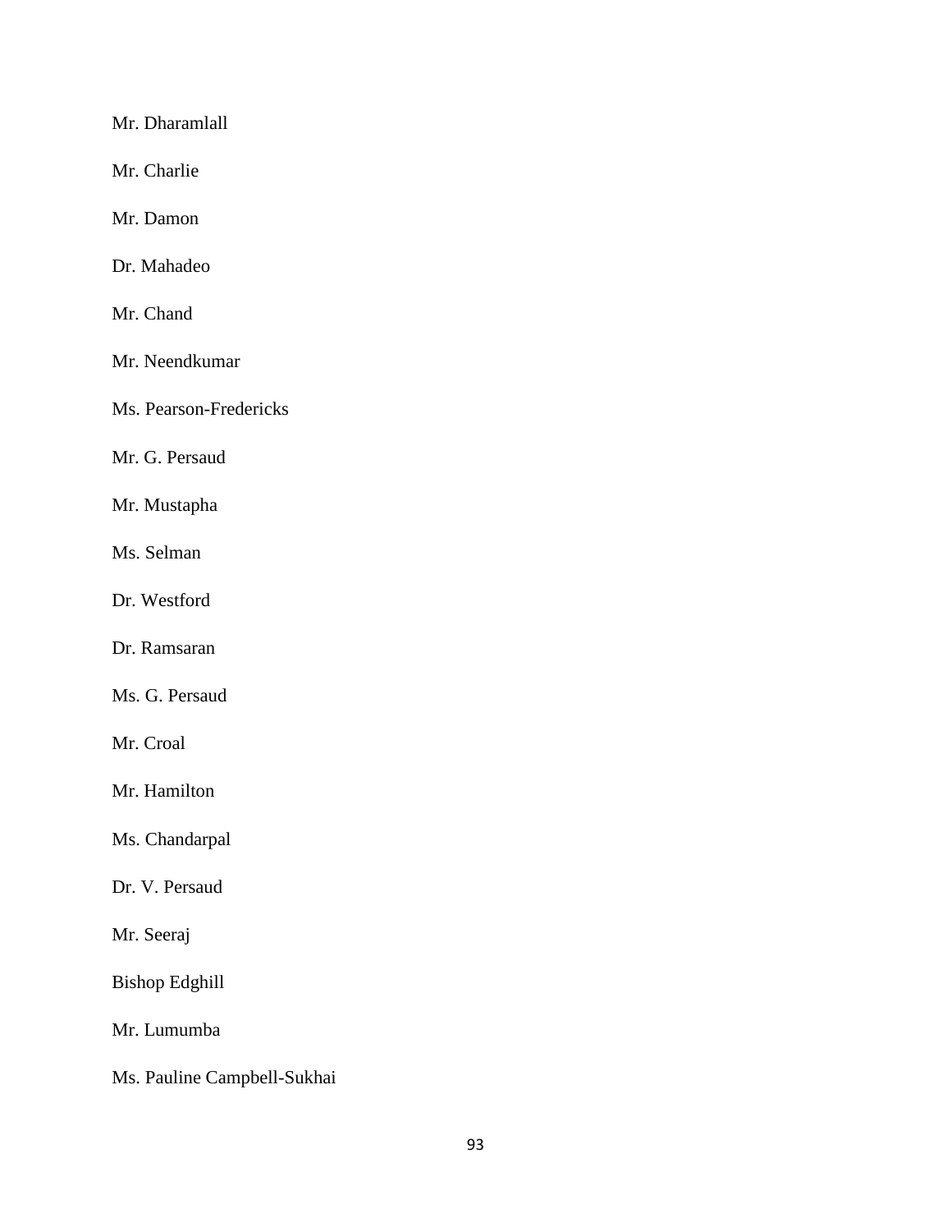Mr. Dharamlall

Mr. Charlie

Mr. Damon

Dr. Mahadeo

Mr. Chand

Mr. Neendkumar

Ms. Pearson-Fredericks

Mr. G. Persaud

Mr. Mustapha

Ms. Selman

Dr. Westford

Dr. Ramsaran

Ms. G. Persaud

Mr. Croal

Mr. Hamilton

Ms. Chandarpal

Dr. V. Persaud

Mr. Seeraj

Bishop Edghill

Mr. Lumumba

Ms. Pauline Campbell-Sukhai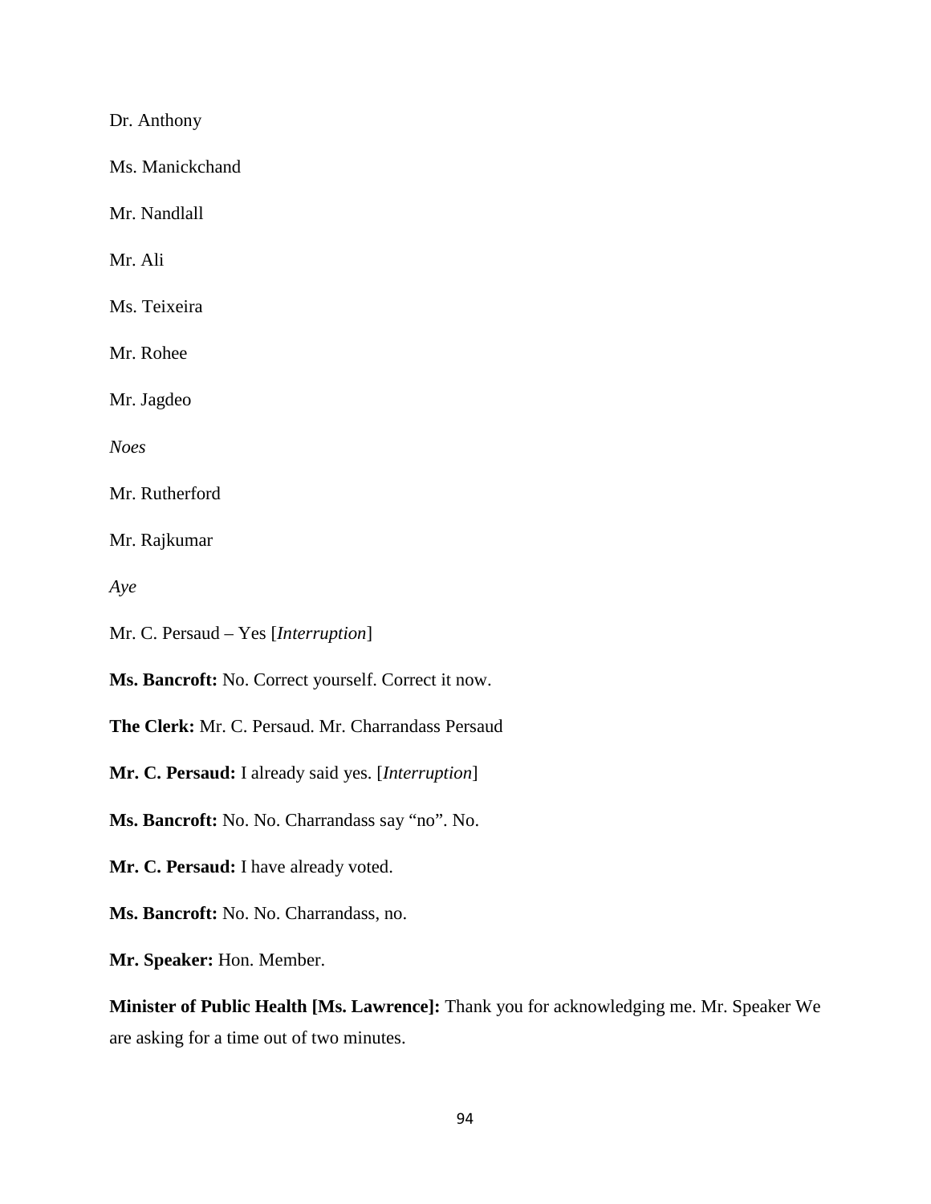Dr. Anthony

Ms. Manickchand

Mr. Nandlall

Mr. Ali

Ms. Teixeira

Mr. Rohee

Mr. Jagdeo

*Noes*

Mr. Rutherford

Mr. Rajkumar

*Aye*

Mr. C. Persaud – Yes [*Interruption*]

**Ms. Bancroft:** No. Correct yourself. Correct it now.

**The Clerk:** Mr. C. Persaud. Mr. Charrandass Persaud

**Mr. C. Persaud:** I already said yes. [*Interruption*]

**Ms. Bancroft:** No. No. Charrandass say "no". No.

**Mr. C. Persaud:** I have already voted.

**Ms. Bancroft:** No. No. Charrandass, no.

**Mr. Speaker:** Hon. Member.

**Minister of Public Health [Ms. Lawrence]:** Thank you for acknowledging me. Mr. Speaker We are asking for a time out of two minutes.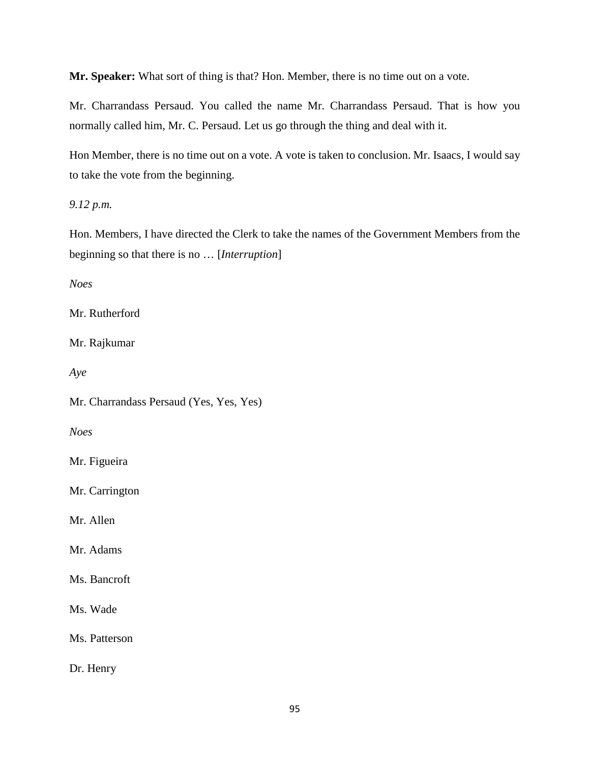**Mr. Speaker:** What sort of thing is that? Hon. Member, there is no time out on a vote.

Mr. Charrandass Persaud. You called the name Mr. Charrandass Persaud. That is how you normally called him, Mr. C. Persaud. Let us go through the thing and deal with it.

Hon Member, there is no time out on a vote. A vote is taken to conclusion. Mr. Isaacs, I would say to take the vote from the beginning.

*9.12 p.m.*

Hon. Members, I have directed the Clerk to take the names of the Government Members from the beginning so that there is no … [*Interruption*]

*Noes*

Mr. Rutherford

Mr. Rajkumar

*Aye*

Mr. Charrandass Persaud (Yes, Yes, Yes)

*Noes*

Mr. Figueira

Mr. Carrington

Mr. Allen

Mr. Adams

Ms. Bancroft

Ms. Wade

Ms. Patterson

Dr. Henry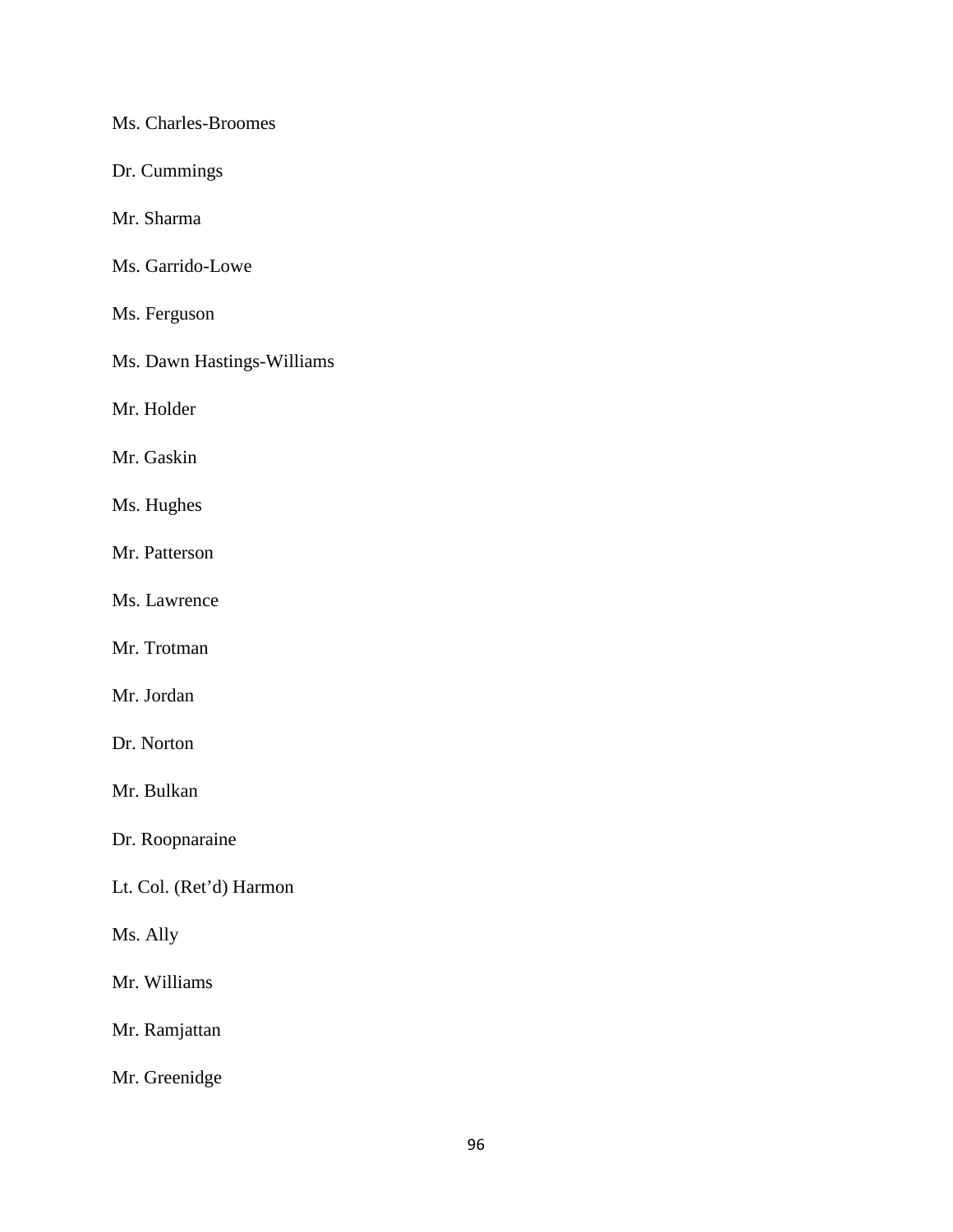Ms. Charles-Broomes

Dr. Cummings

Mr. Sharma

Ms. Garrido-Lowe

Ms. Ferguson

Ms. Dawn Hastings-Williams

Mr. Holder

Mr. Gaskin

Ms. Hughes

Mr. Patterson

Ms. Lawrence

Mr. Trotman

Mr. Jordan

Dr. Norton

Mr. Bulkan

Dr. Roopnaraine

Lt. Col. (Ret'd) Harmon

Ms. Ally

Mr. Williams

Mr. Ramjattan

Mr. Greenidge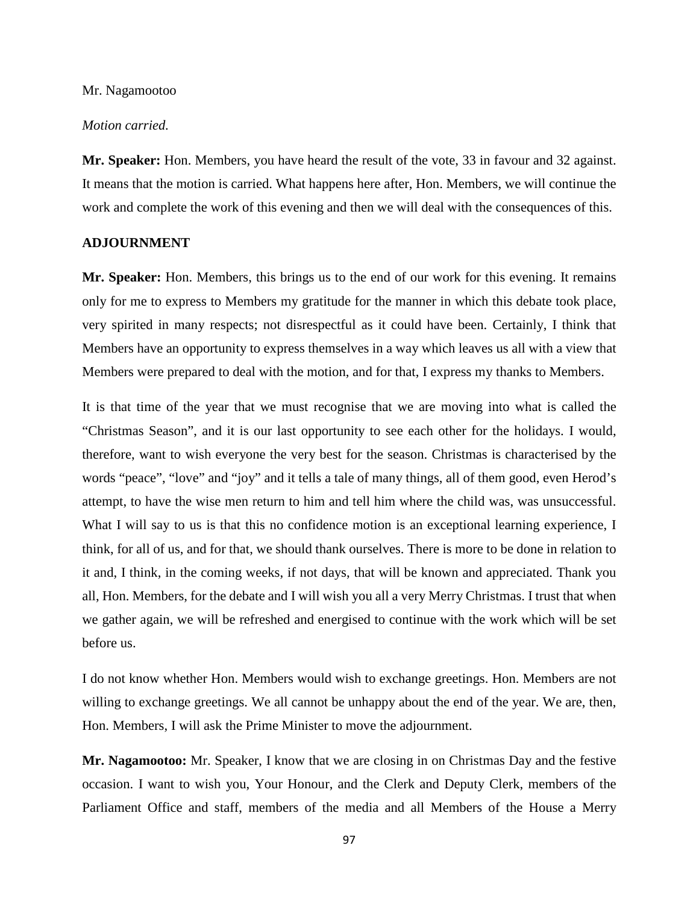Mr. Nagamootoo

*Motion carried.*

**Mr. Speaker:** Hon. Members, you have heard the result of the vote, 33 in favour and 32 against. It means that the motion is carried. What happens here after, Hon. Members, we will continue the work and complete the work of this evening and then we will deal with the consequences of this.

**ADJOURNMENT**

**Mr. Speaker:** Hon. Members, this brings us to the end of our work for this evening. It remains only for me to express to Members my gratitude for the manner in which this debate took place, very spirited in many respects; not disrespectful as it could have been. Certainly, I think that Members have an opportunity to express themselves in a way which leaves us all with a view that Members were prepared to deal with the motion, and for that, I express my thanks to Members.

It is that time of the year that we must recognise that we are moving into what is called the "Christmas Season", and it is our last opportunity to see each other for the holidays. I would, therefore, want to wish everyone the very best for the season. Christmas is characterised by the words "peace", "love" and "joy" and it tells a tale of many things, all of them good, even Herod's attempt, to have the wise men return to him and tell him where the child was, was unsuccessful. What I will say to us is that this no confidence motion is an exceptional learning experience, I think, for all of us, and for that, we should thank ourselves. There is more to be done in relation to it and, I think, in the coming weeks, if not days, that will be known and appreciated. Thank you all, Hon. Members, for the debate and I will wish you all a very Merry Christmas. I trust that when we gather again, we will be refreshed and energised to continue with the work which will be set before us.

I do not know whether Hon. Members would wish to exchange greetings. Hon. Members are not willing to exchange greetings. We all cannot be unhappy about the end of the year. We are, then, Hon. Members, I will ask the Prime Minister to move the adjournment.

**Mr. Nagamootoo:** Mr. Speaker, I know that we are closing in on Christmas Day and the festive occasion. I want to wish you, Your Honour, and the Clerk and Deputy Clerk, members of the Parliament Office and staff, members of the media and all Members of the House a Merry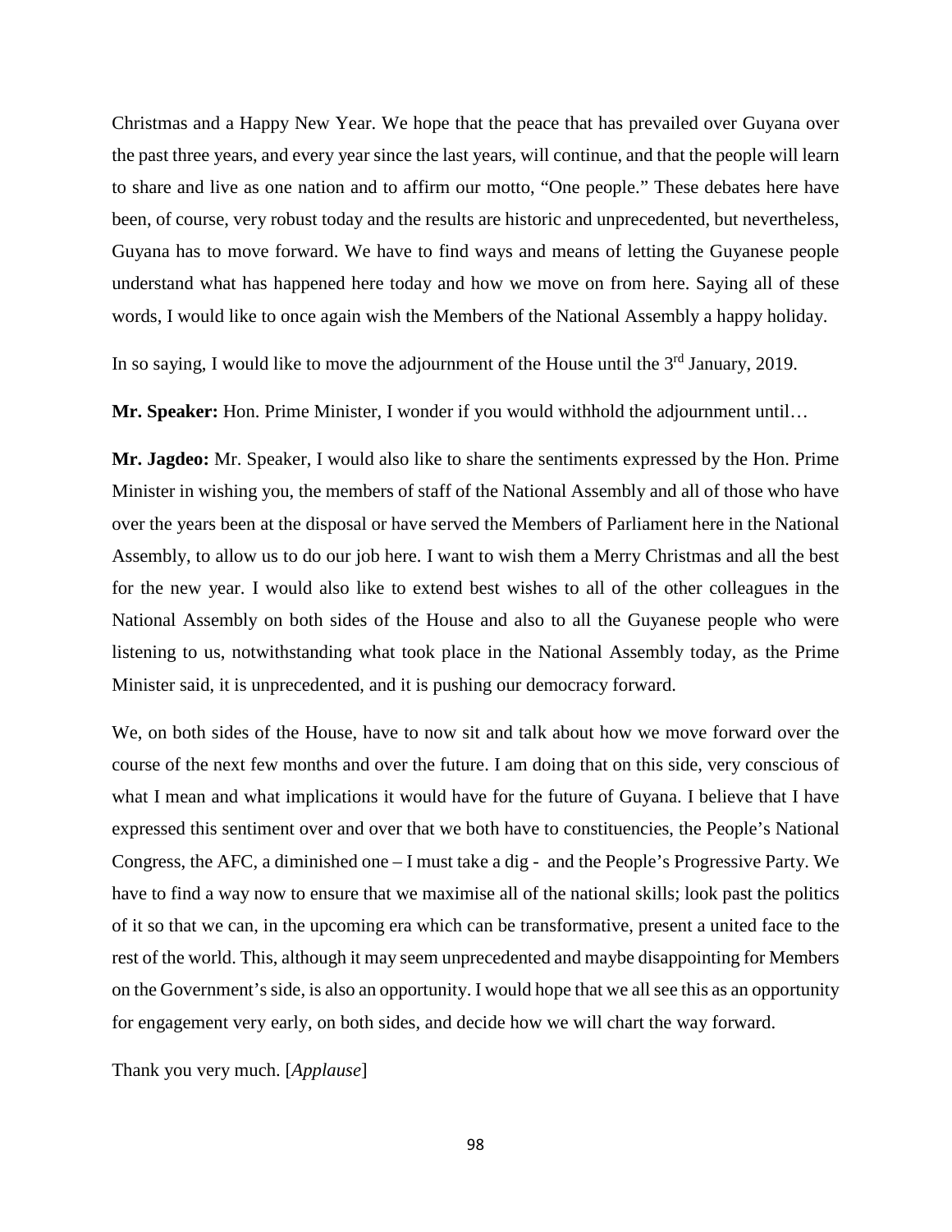Christmas and a Happy New Year. We hope that the peace that has prevailed over Guyana over the past three years, and every year since the last years, will continue, and that the people will learn to share and live as one nation and to affirm our motto, "One people." These debates here have been, of course, very robust today and the results are historic and unprecedented, but nevertheless, Guyana has to move forward. We have to find ways and means of letting the Guyanese people understand what has happened here today and how we move on from here. Saying all of these words, I would like to once again wish the Members of the National Assembly a happy holiday.

In so saying, I would like to move the adjournment of the House until the 3rd January, 2019.

**Mr. Speaker:** Hon. Prime Minister, I wonder if you would withhold the adjournment until…

**Mr. Jagdeo:** Mr. Speaker, I would also like to share the sentiments expressed by the Hon. Prime Minister in wishing you, the members of staff of the National Assembly and all of those who have over the years been at the disposal or have served the Members of Parliament here in the National Assembly, to allow us to do our job here. I want to wish them a Merry Christmas and all the best for the new year. I would also like to extend best wishes to all of the other colleagues in the National Assembly on both sides of the House and also to all the Guyanese people who were listening to us, notwithstanding what took place in the National Assembly today, as the Prime Minister said, it is unprecedented, and it is pushing our democracy forward.

We, on both sides of the House, have to now sit and talk about how we move forward over the course of the next few months and over the future. I am doing that on this side, very conscious of what I mean and what implications it would have for the future of Guyana. I believe that I have expressed this sentiment over and over that we both have to constituencies, the People's National Congress, the AFC, a diminished one – I must take a dig - and the People's Progressive Party. We have to find a way now to ensure that we maximise all of the national skills; look past the politics of it so that we can, in the upcoming era which can be transformative, present a united face to the rest of the world. This, although it may seem unprecedented and maybe disappointing for Members on the Government's side, is also an opportunity. I would hope that we all see this as an opportunity for engagement very early, on both sides, and decide how we will chart the way forward.

Thank you very much. [*Applause*]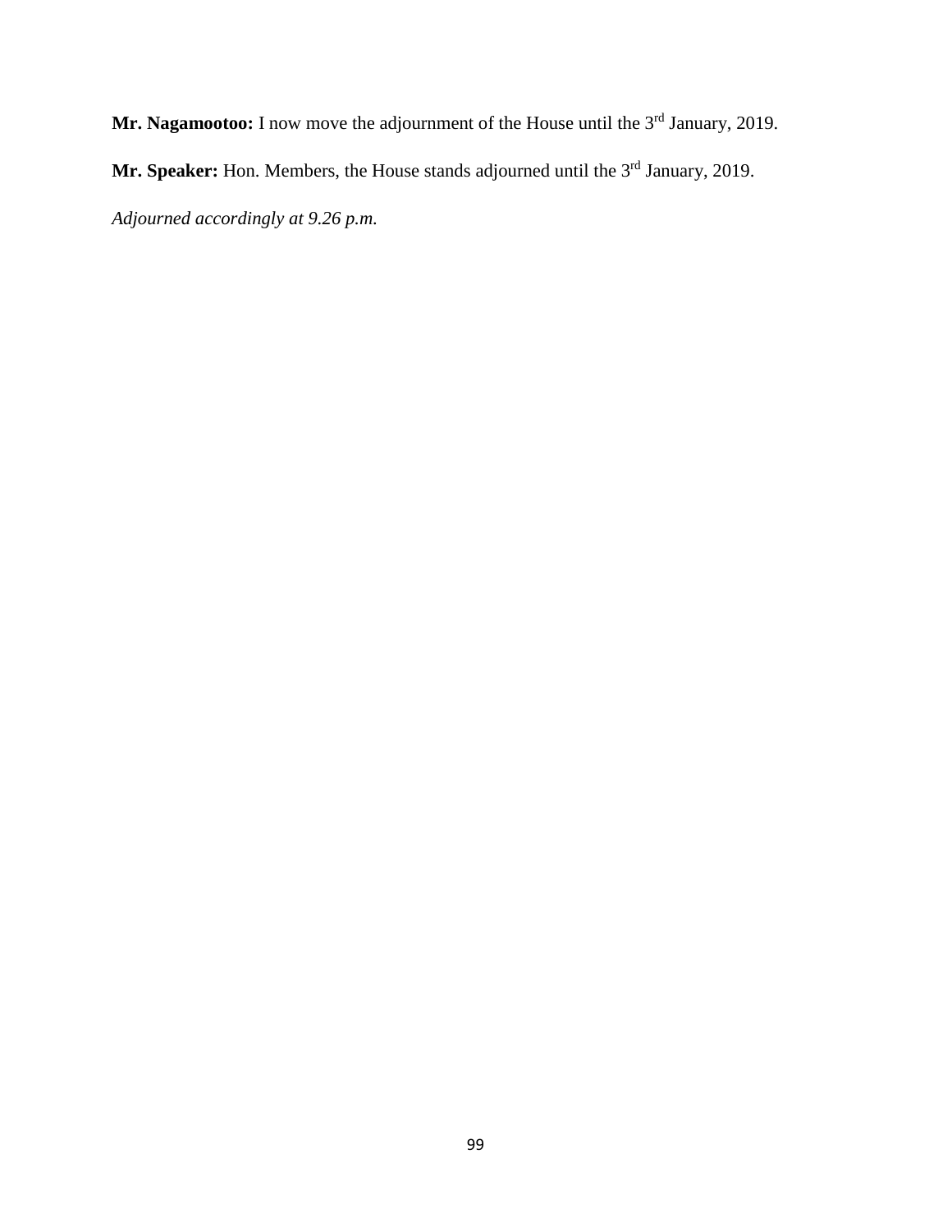**Mr. Nagamootoo:** I now move the adjournment of the House until the 3rd January, 2019.

**Mr. Speaker:** Hon. Members, the House stands adjourned until the 3rd January, 2019.

*Adjourned accordingly at 9.26 p.m.*